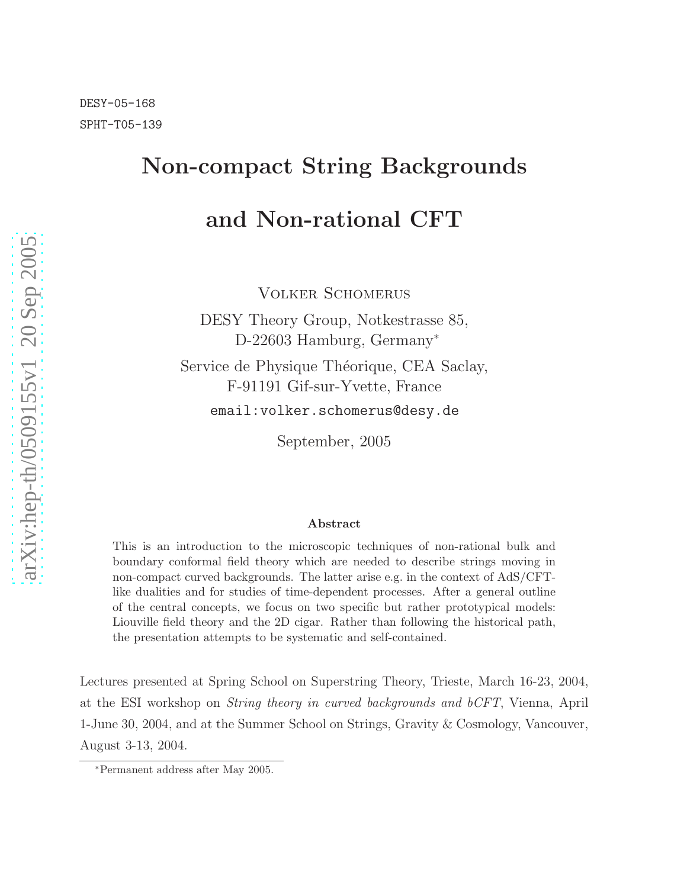DESY-05-168

SPHT-T05-139

# Non-compact String Backgrounds and Non-rational CFT

Volker Schomerus

DESY Theory Group, Notkestrasse 85,
D-22603 Hamburg, Germany*

Service de Physique Théorique, CEA Saclay,
F-91191 Gif-sur-Yvette, France

email:volker.schomerus@desy.de

September, 2005

**Abstract**

This is an introduction to the microscopic techniques of non-rational bulk and boundary conformal field theory which are needed to describe strings moving in non-compact curved backgrounds. The latter arise e.g. in the context of AdS/CFT-like dualities and for studies of time-dependent processes. After a general outline of the central concepts, we focus on two specific but rather prototypical models: Liouville field theory and the 2D cigar. Rather than following the historical path, the presentation attempts to be systematic and self-contained.

Lectures presented at Spring School on Superstring Theory, Trieste, March 16-23, 2004, at the ESI workshop on *String theory in curved backgrounds and bCFT*, Vienna, April 1-June 30, 2004, and at the Summer School on Strings, Gravity & Cosmology, Vancouver, August 3-13, 2004.

*Permanent address after May 2005.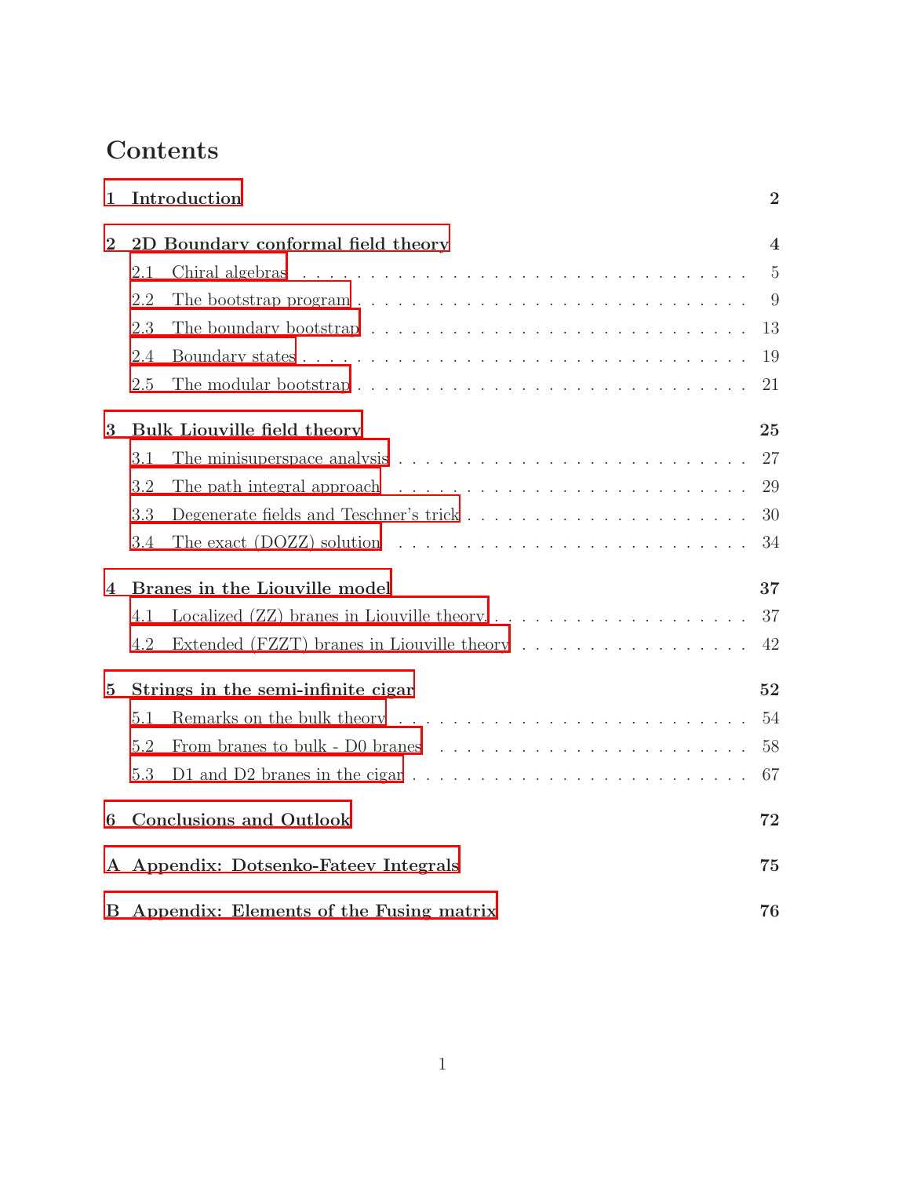# Contents

**1 Introduction** **2**

**2 2D Boundary conformal field theory** **4**

- 2.1 Chiral algebras . . . 5
- 2.2 The bootstrap program . . . 9
- 2.3 The boundary bootstrap . . . 13
- 2.4 Boundary states . . . 19
- 2.5 The modular bootstrap . . . 21

**3 Bulk Liouville field theory** **25**

- 3.1 The minisuperspace analysis . . . 27
- 3.2 The path integral approach . . . 29
- 3.3 Degenerate fields and Teschner's trick . . . 30
- 3.4 The exact (DOZZ) solution . . . 34

**4 Branes in the Liouville model** **37**

- 4.1 Localized (ZZ) branes in Liouville theory . . . 37
- 4.2 Extended (FZZT) branes in Liouville theory . . . 42

**5 Strings in the semi-infinite cigar** **52**

- 5.1 Remarks on the bulk theory . . . 54
- 5.2 From branes to bulk - D0 branes . . . 58
- 5.3 D1 and D2 branes in the cigar . . . 67

**6 Conclusions and Outlook** **72**

**A Appendix: Dotsenko-Fateev Integrals** **75**

**B Appendix: Elements of the Fusing matrix** **76**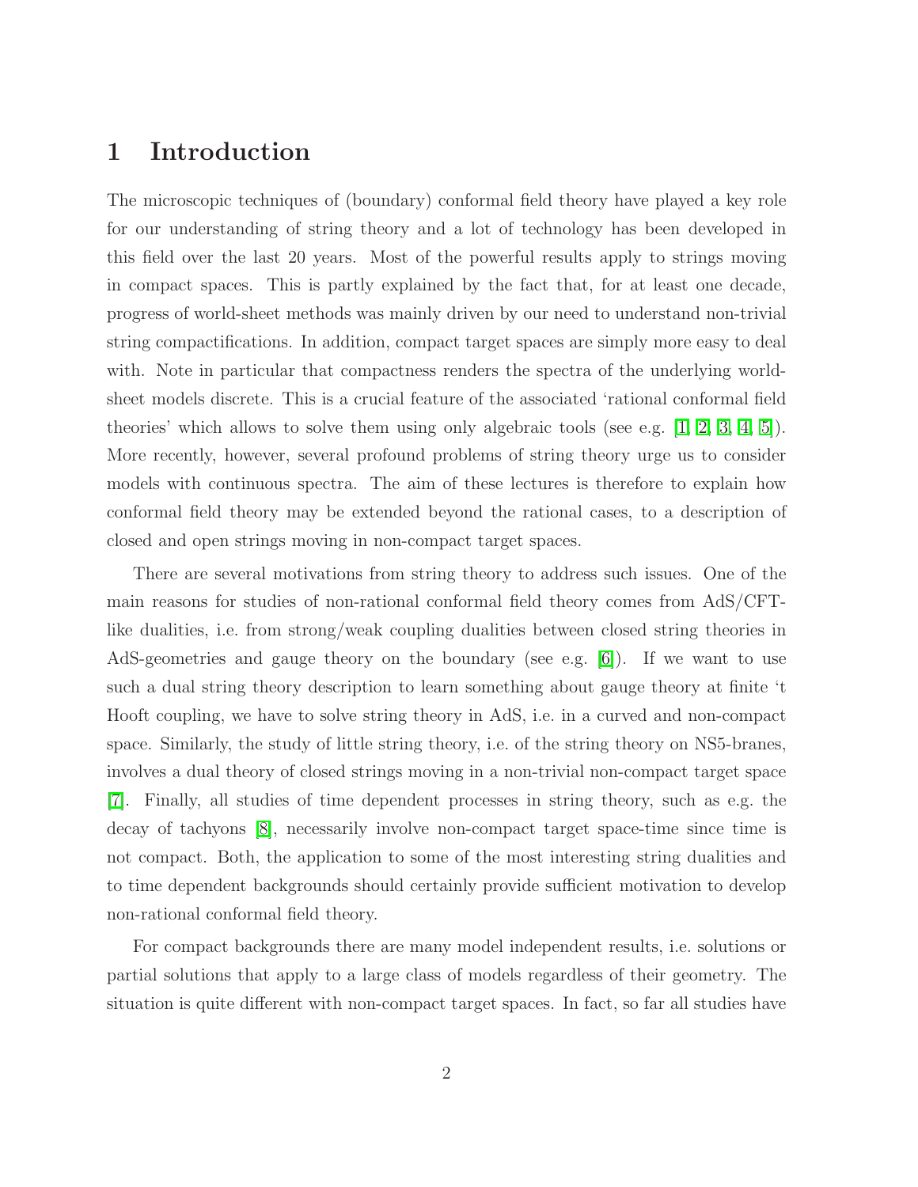# 1 Introduction

The microscopic techniques of (boundary) conformal field theory have played a key role for our understanding of string theory and a lot of technology has been developed in this field over the last 20 years. Most of the powerful results apply to strings moving in compact spaces. This is partly explained by the fact that, for at least one decade, progress of world-sheet methods was mainly driven by our need to understand non-trivial string compactifications. In addition, compact target spaces are simply more easy to deal with. Note in particular that compactness renders the spectra of the underlying world-sheet models discrete. This is a crucial feature of the associated 'rational conformal field theories' which allows to solve them using only algebraic tools (see e.g. [1, 2, 3, 4, 5]). More recently, however, several profound problems of string theory urge us to consider models with continuous spectra. The aim of these lectures is therefore to explain how conformal field theory may be extended beyond the rational cases, to a description of closed and open strings moving in non-compact target spaces.

There are several motivations from string theory to address such issues. One of the main reasons for studies of non-rational conformal field theory comes from AdS/CFT-like dualities, i.e. from strong/weak coupling dualities between closed string theories in AdS-geometries and gauge theory on the boundary (see e.g. [6]). If we want to use such a dual string theory description to learn something about gauge theory at finite 't Hooft coupling, we have to solve string theory in AdS, i.e. in a curved and non-compact space. Similarly, the study of little string theory, i.e. of the string theory on NS5-branes, involves a dual theory of closed strings moving in a non-trivial non-compact target space [7]. Finally, all studies of time dependent processes in string theory, such as e.g. the decay of tachyons [8], necessarily involve non-compact target space-time since time is not compact. Both, the application to some of the most interesting string dualities and to time dependent backgrounds should certainly provide sufficient motivation to develop non-rational conformal field theory.

For compact backgrounds there are many model independent results, i.e. solutions or partial solutions that apply to a large class of models regardless of their geometry. The situation is quite different with non-compact target spaces. In fact, so far all studies have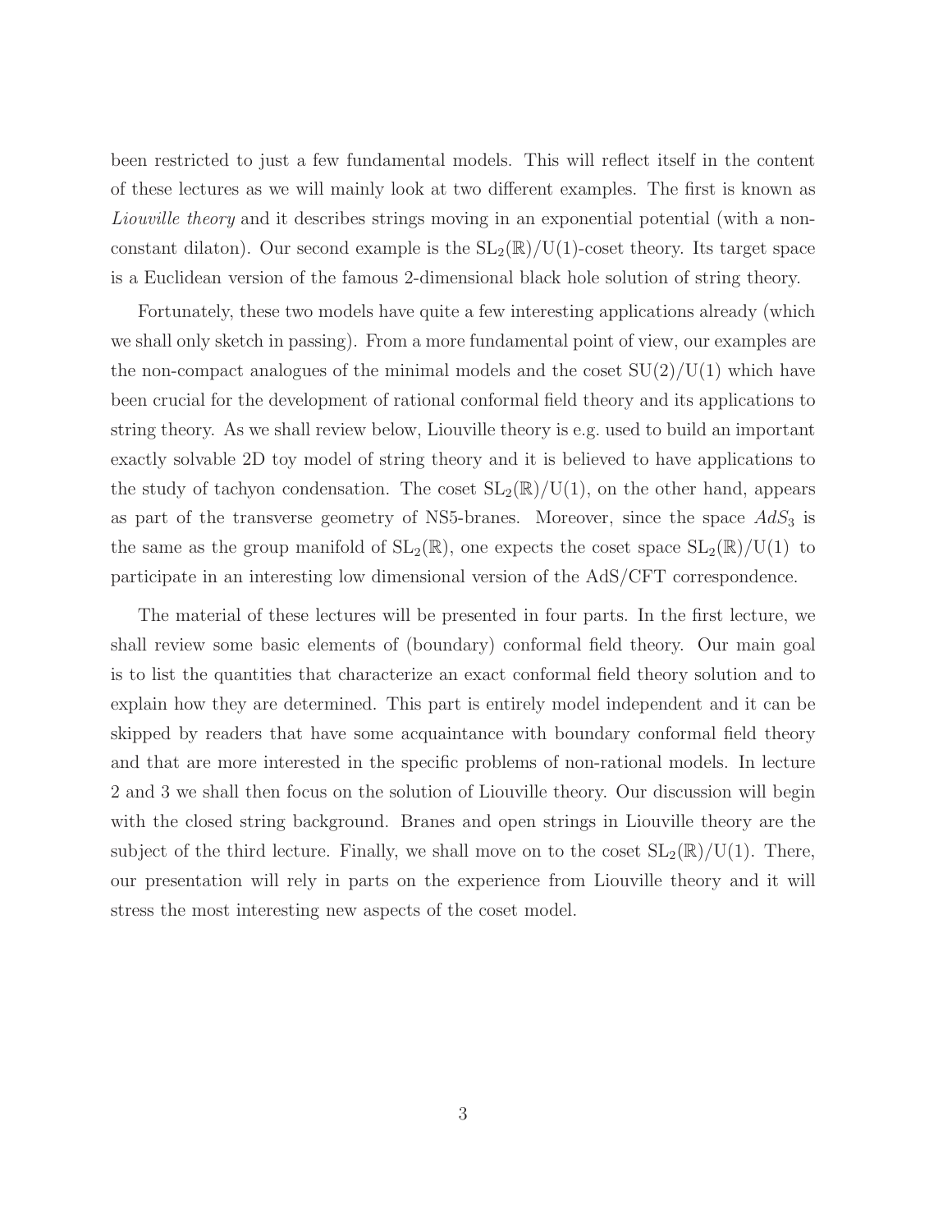been restricted to just a few fundamental models. This will reflect itself in the content of these lectures as we will mainly look at two different examples. The first is known as *Liouville theory* and it describes strings moving in an exponential potential (with a non-constant dilaton). Our second example is the $\mathrm{SL}_2(\mathbb{R})/\mathrm{U}(1)$-coset theory. Its target space is a Euclidean version of the famous 2-dimensional black hole solution of string theory.

Fortunately, these two models have quite a few interesting applications already (which we shall only sketch in passing). From a more fundamental point of view, our examples are the non-compact analogues of the minimal models and the coset $\mathrm{SU}(2)/\mathrm{U}(1)$ which have been crucial for the development of rational conformal field theory and its applications to string theory. As we shall review below, Liouville theory is e.g. used to build an important exactly solvable 2D toy model of string theory and it is believed to have applications to the study of tachyon condensation. The coset $\mathrm{SL}_2(\mathbb{R})/\mathrm{U}(1)$, on the other hand, appears as part of the transverse geometry of NS5-branes. Moreover, since the space $AdS_3$ is the same as the group manifold of $\mathrm{SL}_2(\mathbb{R})$, one expects the coset space $\mathrm{SL}_2(\mathbb{R})/\mathrm{U}(1)$ to participate in an interesting low dimensional version of the AdS/CFT correspondence.

The material of these lectures will be presented in four parts. In the first lecture, we shall review some basic elements of (boundary) conformal field theory. Our main goal is to list the quantities that characterize an exact conformal field theory solution and to explain how they are determined. This part is entirely model independent and it can be skipped by readers that have some acquaintance with boundary conformal field theory and that are more interested in the specific problems of non-rational models. In lecture 2 and 3 we shall then focus on the solution of Liouville theory. Our discussion will begin with the closed string background. Branes and open strings in Liouville theory are the subject of the third lecture. Finally, we shall move on to the coset $\mathrm{SL}_2(\mathbb{R})/\mathrm{U}(1)$. There, our presentation will rely in parts on the experience from Liouville theory and it will stress the most interesting new aspects of the coset model.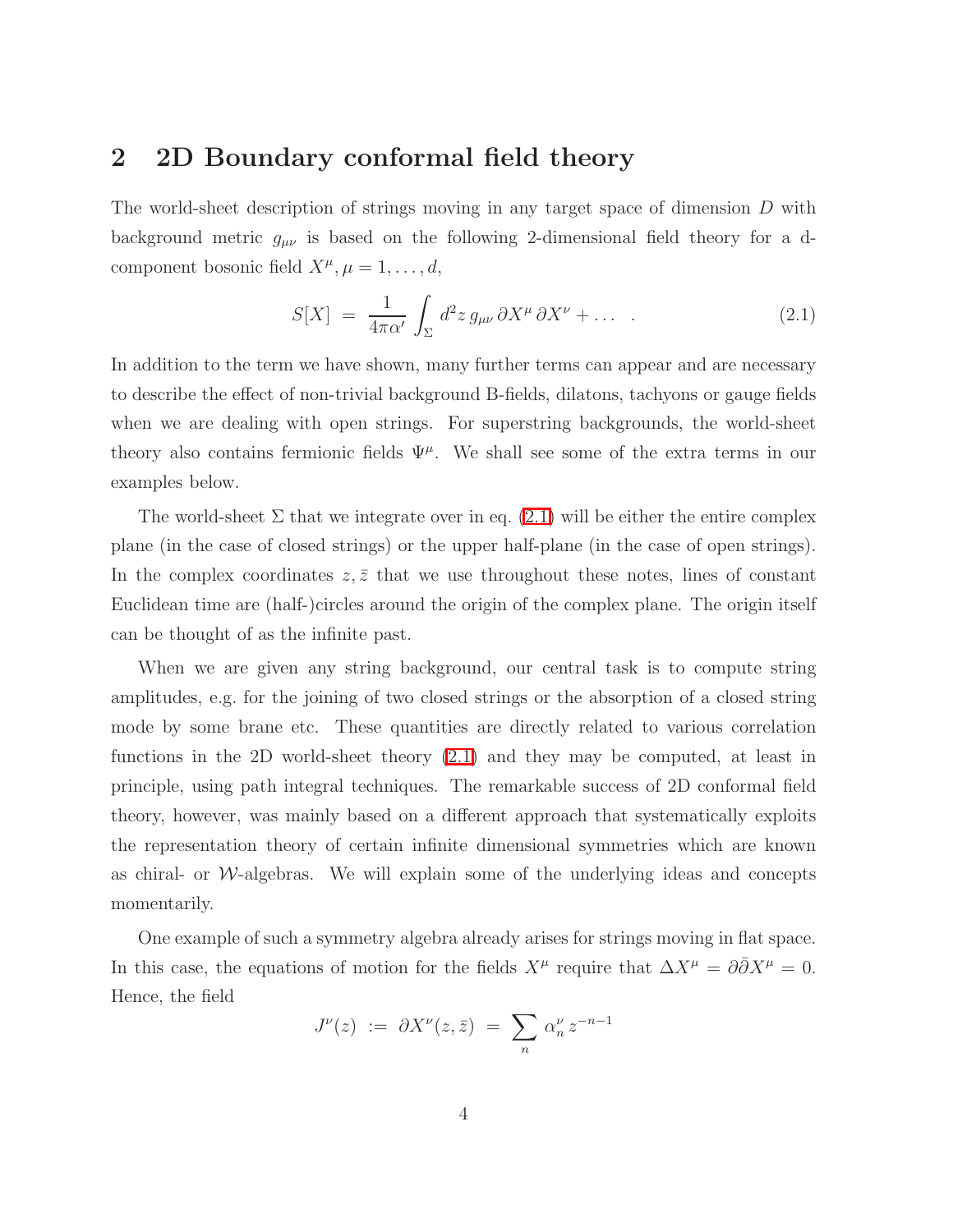## 2 2D Boundary conformal field theory

The world-sheet description of strings moving in any target space of dimension $D$ with background metric $g_{\mu\nu}$ is based on the following 2-dimensional field theory for a d-component bosonic field $X^\mu, \mu = 1, \dots, d$,

$$S[X] \ = \ \frac{1}{4\pi\alpha'} \int_\Sigma d^2z \, g_{\mu\nu} \, \partial X^\mu \, \partial X^\nu + \dots \quad . \tag{2.1}$$

In addition to the term we have shown, many further terms can appear and are necessary to describe the effect of non-trivial background B-fields, dilatons, tachyons or gauge fields when we are dealing with open strings. For superstring backgrounds, the world-sheet theory also contains fermionic fields $\Psi^\mu$. We shall see some of the extra terms in our examples below.

The world-sheet $\Sigma$ that we integrate over in eq. (2.1) will be either the entire complex plane (in the case of closed strings) or the upper half-plane (in the case of open strings). In the complex coordinates $z, \bar{z}$ that we use throughout these notes, lines of constant Euclidean time are (half-)circles around the origin of the complex plane. The origin itself can be thought of as the infinite past.

When we are given any string background, our central task is to compute string amplitudes, e.g. for the joining of two closed strings or the absorption of a closed string mode by some brane etc. These quantities are directly related to various correlation functions in the 2D world-sheet theory (2.1) and they may be computed, at least in principle, using path integral techniques. The remarkable success of 2D conformal field theory, however, was mainly based on a different approach that systematically exploits the representation theory of certain infinite dimensional symmetries which are known as chiral- or $\mathcal{W}$-algebras. We will explain some of the underlying ideas and concepts momentarily.

One example of such a symmetry algebra already arises for strings moving in flat space. In this case, the equations of motion for the fields $X^\mu$ require that $\Delta X^\mu = \partial\bar{\partial} X^\mu = 0$. Hence, the field

$$J^\nu(z) \ := \ \partial X^\nu(z, \bar{z}) \ = \ \sum_n \alpha_n^\nu \, z^{-n-1}$$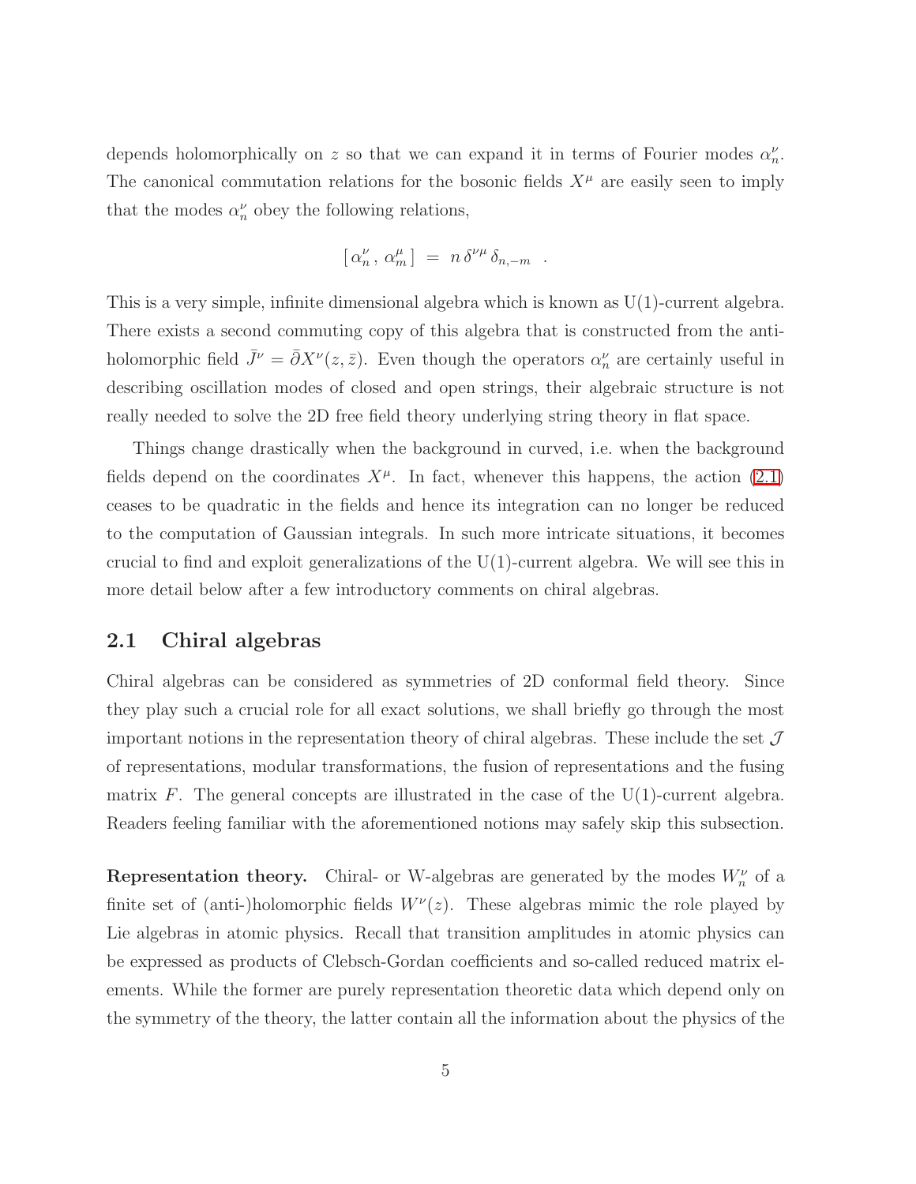depends holomorphically on $z$ so that we can expand it in terms of Fourier modes $\alpha^\nu_n$. The canonical commutation relations for the bosonic fields $X^\mu$ are easily seen to imply that the modes $\alpha^\nu_n$ obey the following relations,

$$[\,\alpha^\nu_n\,,\,\alpha^\mu_m\,] \;=\; n\,\delta^{\nu\mu}\,\delta_{n,-m} \quad .$$

This is a very simple, infinite dimensional algebra which is known as U(1)-current algebra. There exists a second commuting copy of this algebra that is constructed from the anti-holomorphic field $\bar{J}^\nu = \bar{\partial} X^\nu(z,\bar{z})$. Even though the operators $\alpha^\nu_n$ are certainly useful in describing oscillation modes of closed and open strings, their algebraic structure is not really needed to solve the 2D free field theory underlying string theory in flat space.

Things change drastically when the background in curved, i.e. when the background fields depend on the coordinates $X^\mu$. In fact, whenever this happens, the action (2.1) ceases to be quadratic in the fields and hence its integration can no longer be reduced to the computation of Gaussian integrals. In such more intricate situations, it becomes crucial to find and exploit generalizations of the U(1)-current algebra. We will see this in more detail below after a few introductory comments on chiral algebras.

## 2.1 Chiral algebras

Chiral algebras can be considered as symmetries of 2D conformal field theory. Since they play such a crucial role for all exact solutions, we shall briefly go through the most important notions in the representation theory of chiral algebras. These include the set $\mathcal{J}$ of representations, modular transformations, the fusion of representations and the fusing matrix $F$. The general concepts are illustrated in the case of the U(1)-current algebra. Readers feeling familiar with the aforementioned notions may safely skip this subsection.

**Representation theory.** Chiral- or W-algebras are generated by the modes $W^\nu_n$ of a finite set of (anti-)holomorphic fields $W^\nu(z)$. These algebras mimic the role played by Lie algebras in atomic physics. Recall that transition amplitudes in atomic physics can be expressed as products of Clebsch-Gordan coefficients and so-called reduced matrix elements. While the former are purely representation theoretic data which depend only on the symmetry of the theory, the latter contain all the information about the physics of the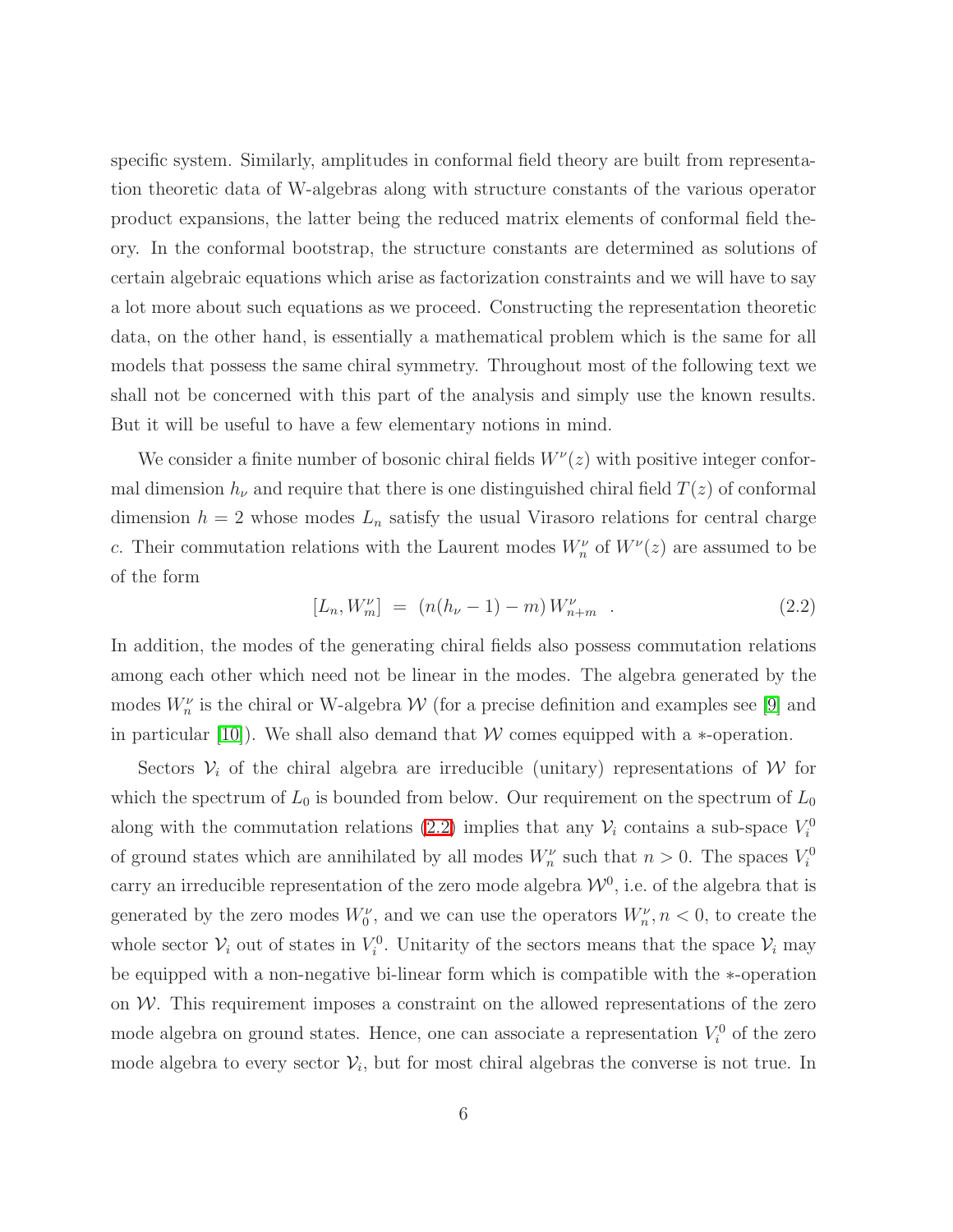specific system. Similarly, amplitudes in conformal field theory are built from representation theoretic data of W-algebras along with structure constants of the various operator product expansions, the latter being the reduced matrix elements of conformal field theory. In the conformal bootstrap, the structure constants are determined as solutions of certain algebraic equations which arise as factorization constraints and we will have to say a lot more about such equations as we proceed. Constructing the representation theoretic data, on the other hand, is essentially a mathematical problem which is the same for all models that possess the same chiral symmetry. Throughout most of the following text we shall not be concerned with this part of the analysis and simply use the known results. But it will be useful to have a few elementary notions in mind.

We consider a finite number of bosonic chiral fields $W^\nu(z)$ with positive integer conformal dimension $h_\nu$ and require that there is one distinguished chiral field $T(z)$ of conformal dimension $h = 2$ whose modes $L_n$ satisfy the usual Virasoro relations for central charge $c$. Their commutation relations with the Laurent modes $W^\nu_n$ of $W^\nu(z)$ are assumed to be of the form

$$[L_n, W^\nu_m] \;=\; (n(h_\nu - 1) - m)\, W^\nu_{n+m} \quad . \tag{2.2}$$

In addition, the modes of the generating chiral fields also possess commutation relations among each other which need not be linear in the modes. The algebra generated by the modes $W^\nu_n$ is the chiral or W-algebra $\mathcal{W}$ (for a precise definition and examples see [9] and in particular [10]). We shall also demand that $\mathcal{W}$ comes equipped with a $*$-operation.

Sectors $\mathcal{V}_i$ of the chiral algebra are irreducible (unitary) representations of $\mathcal{W}$ for which the spectrum of $L_0$ is bounded from below. Our requirement on the spectrum of $L_0$ along with the commutation relations (2.2) implies that any $\mathcal{V}_i$ contains a sub-space $V^0_i$ of ground states which are annihilated by all modes $W^\nu_n$ such that $n > 0$. The spaces $V^0_i$ carry an irreducible representation of the zero mode algebra $\mathcal{W}^0$, i.e. of the algebra that is generated by the zero modes $W^\nu_0$, and we can use the operators $W^\nu_n, n < 0$, to create the whole sector $\mathcal{V}_i$ out of states in $V^0_i$. Unitarity of the sectors means that the space $\mathcal{V}_i$ may be equipped with a non-negative bi-linear form which is compatible with the $*$-operation on $\mathcal{W}$. This requirement imposes a constraint on the allowed representations of the zero mode algebra on ground states. Hence, one can associate a representation $V^0_i$ of the zero mode algebra to every sector $\mathcal{V}_i$, but for most chiral algebras the converse is not true. In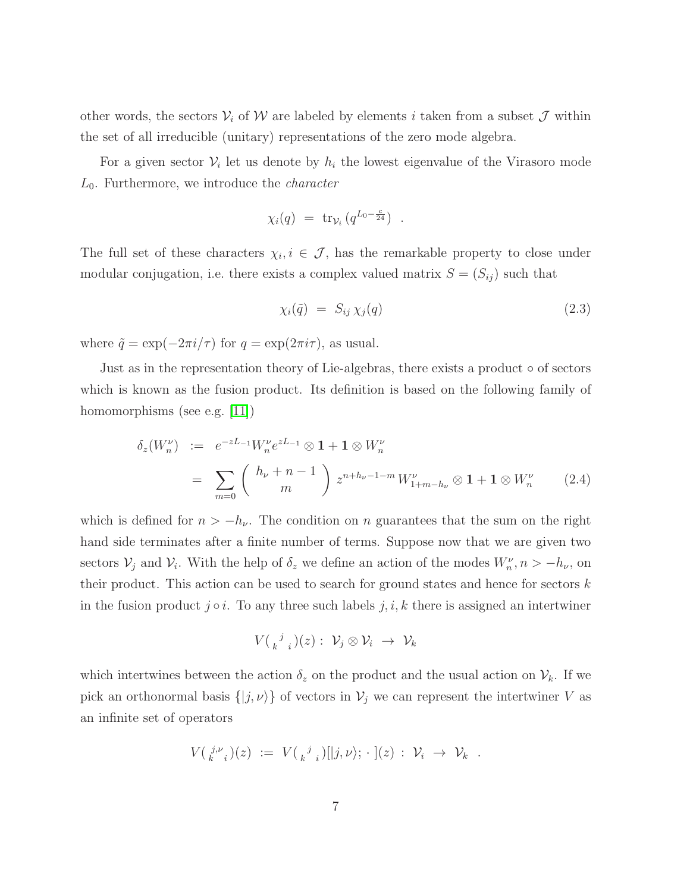other words, the sectors $\mathcal{V}_i$ of $\mathcal{W}$ are labeled by elements $i$ taken from a subset $\mathcal{J}$ within the set of all irreducible (unitary) representations of the zero mode algebra.

For a given sector $\mathcal{V}_i$ let us denote by $h_i$ the lowest eigenvalue of the Virasoro mode $L_0$. Furthermore, we introduce the *character*

$$\chi_i(q) \; = \; \mathrm{tr}_{\mathcal{V}_i}\,(q^{L_0 - \frac{c}{24}}) \quad .$$

The full set of these characters $\chi_i, i \in \mathcal{J}$, has the remarkable property to close under modular conjugation, i.e. there exists a complex valued matrix $S = (S_{ij})$ such that

$$\chi_i(\tilde{q}) \; = \; S_{ij}\, \chi_j(q) \tag{2.3}$$

where $\tilde{q} = \exp(-2\pi i/\tau)$ for $q = \exp(2\pi i \tau)$, as usual.

Just as in the representation theory of Lie-algebras, there exists a product $\circ$ of sectors which is known as the fusion product. Its definition is based on the following family of homomorphisms (see e.g. [11])

$$\begin{aligned}
\delta_z(W^\nu_n) \; &:= \; e^{-zL_{-1}} W^\nu_n e^{zL_{-1}} \otimes \mathbf{1} + \mathbf{1} \otimes W^\nu_n \\
&= \; \sum_{m=0} \left( \begin{array}{c} h_\nu + n - 1 \\ m \end{array} \right) z^{n+h_\nu-1-m}\, W^\nu_{1+m-h_\nu} \otimes \mathbf{1} + \mathbf{1} \otimes W^\nu_n
\end{aligned} \tag{2.4}$$

which is defined for $n > -h_\nu$. The condition on $n$ guarantees that the sum on the right hand side terminates after a finite number of terms. Suppose now that we are given two sectors $\mathcal{V}_j$ and $\mathcal{V}_i$. With the help of $\delta_z$ we define an action of the modes $W^\nu_n, n > -h_\nu$, on their product. This action can be used to search for ground states and hence for sectors $k$ in the fusion product $j \circ i$. To any three such labels $j, i, k$ there is assigned an intertwiner

$$V\big( {}_{k}{}^{j}{}_{i} \big)(z) : \; \mathcal{V}_j \otimes \mathcal{V}_i \; \rightarrow \; \mathcal{V}_k$$

which intertwines between the action $\delta_z$ on the product and the usual action on $\mathcal{V}_k$. If we pick an orthonormal basis $\{|j,\nu\rangle\}$ of vectors in $\mathcal{V}_j$ we can represent the intertwiner $V$ as an infinite set of operators

$$V\big( {}_{k}{}^{j,\nu}{}_{i} \big)(z) \; := \; V\big( {}_{k}{}^{j}{}_{i} \big)[|j,\nu\rangle;\, \cdot\, ](z) \; : \; \mathcal{V}_i \; \rightarrow \; \mathcal{V}_k \quad .$$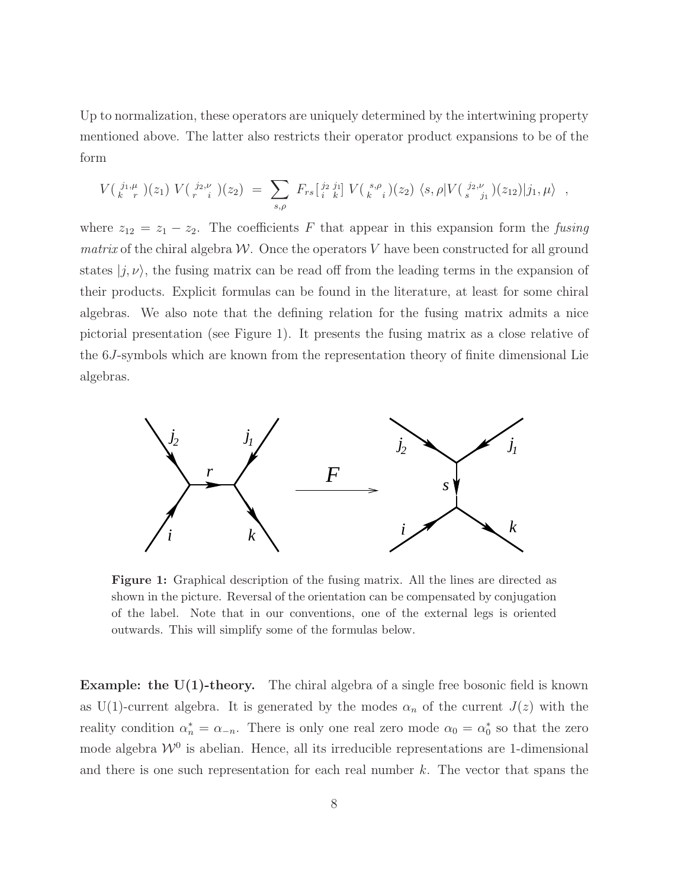Up to normalization, these operators are uniquely determined by the intertwining property mentioned above. The latter also restricts their operator product expansions to be of the form

$$V\big(\begin{smallmatrix} j_1,\mu \\ k \quad r \end{smallmatrix}\big)(z_1)\, V\big(\begin{smallmatrix} j_2,\nu \\ r \quad i \end{smallmatrix}\big)(z_2) \;=\; \sum_{s,\rho} F_{rs}\big[\begin{smallmatrix} j_2 & j_1 \\ i & k \end{smallmatrix}\big]\, V\big(\begin{smallmatrix} s,\rho \\ k \quad i \end{smallmatrix}\big)(z_2)\, \langle s,\rho| V\big(\begin{smallmatrix} j_2,\nu \\ s \quad j_1 \end{smallmatrix}\big)(z_{12})|j_1,\mu\rangle \quad ,$$

where $z_{12} = z_1 - z_2$. The coefficients $F$ that appear in this expansion form the *fusing matrix* of the chiral algebra $\mathcal{W}$. Once the operators $V$ have been constructed for all ground states $|j,\nu\rangle$, the fusing matrix can be read off from the leading terms in the expansion of their products. Explicit formulas can be found in the literature, at least for some chiral algebras. We also note that the defining relation for the fusing matrix admits a nice pictorial presentation (see Figure 1). It presents the fusing matrix as a close relative of the $6J$-symbols which are known from the representation theory of finite dimensional Lie algebras.

**Figure 1:** Graphical description of the fusing matrix. All the lines are directed as shown in the picture. Reversal of the orientation can be compensated by conjugation of the label. Note that in our conventions, one of the external legs is oriented outwards. This will simplify some of the formulas below.

**Example: the U(1)-theory.** The chiral algebra of a single free bosonic field is known as U(1)-current algebra. It is generated by the modes $\alpha_n$ of the current $J(z)$ with the reality condition $\alpha_n^* = \alpha_{-n}$. There is only one real zero mode $\alpha_0 = \alpha_0^*$ so that the zero mode algebra $\mathcal{W}^0$ is abelian. Hence, all its irreducible representations are 1-dimensional and there is one such representation for each real number $k$. The vector that spans the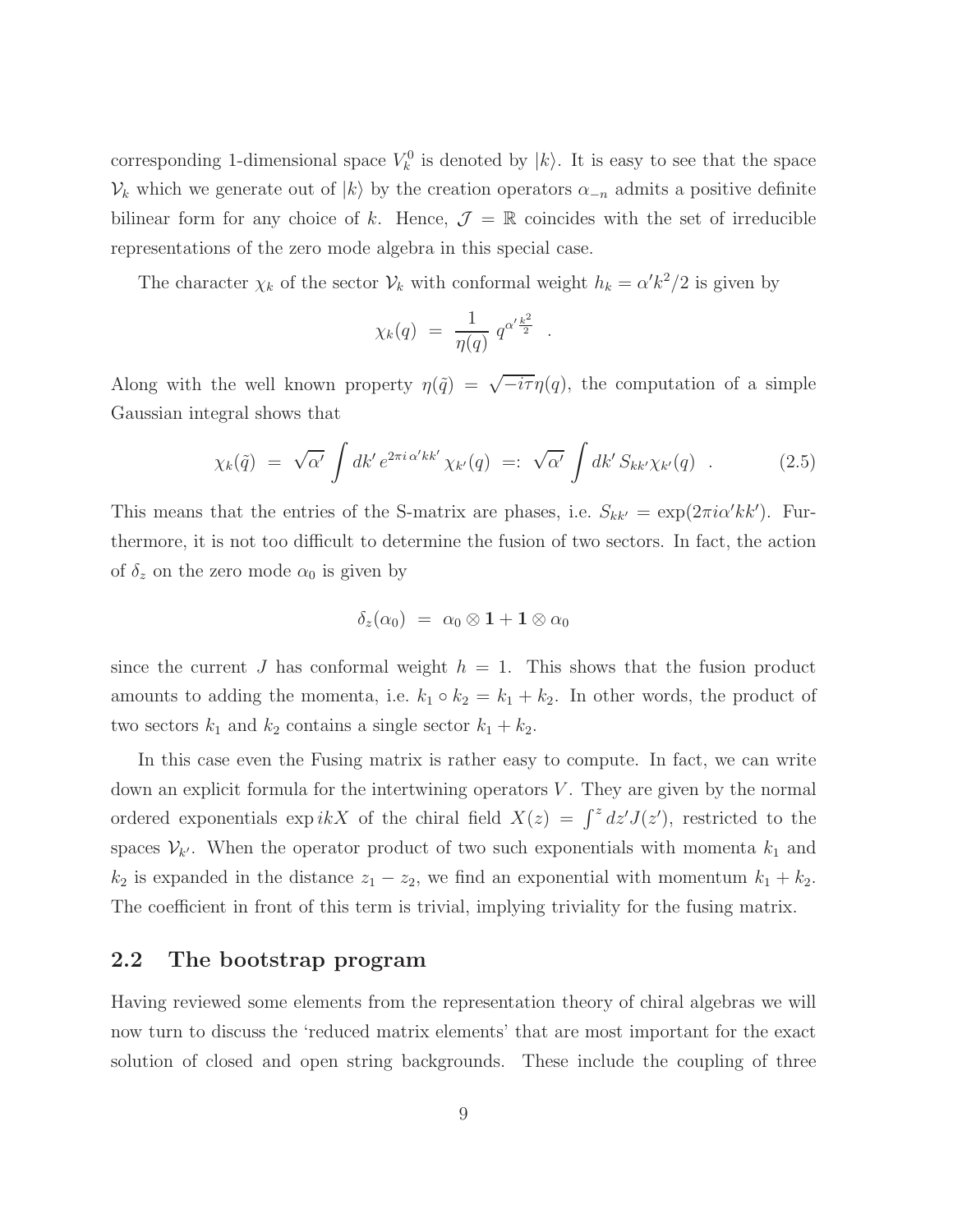corresponding 1-dimensional space $V_k^0$ is denoted by $|k\rangle$. It is easy to see that the space $\mathcal{V}_k$ which we generate out of $|k\rangle$ by the creation operators $\alpha_{-n}$ admits a positive definite bilinear form for any choice of $k$. Hence, $\mathcal{J} = \mathbb{R}$ coincides with the set of irreducible representations of the zero mode algebra in this special case.

The character $\chi_k$ of the sector $\mathcal{V}_k$ with conformal weight $h_k = \alpha' k^2/2$ is given by

$$\chi_k(q) \;=\; \frac{1}{\eta(q)}\, q^{\alpha' \frac{k^2}{2}} \quad .$$

Along with the well known property $\eta(\tilde{q}) = \sqrt{-i\tau}\eta(q)$, the computation of a simple Gaussian integral shows that

$$\chi_k(\tilde{q}) \;=\; \sqrt{\alpha'} \int dk'\, e^{2\pi i\, \alpha' k k'}\, \chi_{k'}(q) \;=:\; \sqrt{\alpha'} \int dk'\, S_{kk'} \chi_{k'}(q) \quad . \tag{2.5}$$

This means that the entries of the S-matrix are phases, i.e. $S_{kk'} = \exp(2\pi i \alpha' k k')$. Furthermore, it is not too difficult to determine the fusion of two sectors. In fact, the action of $\delta_z$ on the zero mode $\alpha_0$ is given by

$$\delta_z(\alpha_0) \;=\; \alpha_0 \otimes \mathbf{1} + \mathbf{1} \otimes \alpha_0$$

since the current $J$ has conformal weight $h = 1$. This shows that the fusion product amounts to adding the momenta, i.e. $k_1 \circ k_2 = k_1 + k_2$. In other words, the product of two sectors $k_1$ and $k_2$ contains a single sector $k_1 + k_2$.

In this case even the Fusing matrix is rather easy to compute. In fact, we can write down an explicit formula for the intertwining operators $V$. They are given by the normal ordered exponentials $\exp ikX$ of the chiral field $X(z) = \int^z dz' J(z')$, restricted to the spaces $\mathcal{V}_{k'}$. When the operator product of two such exponentials with momenta $k_1$ and $k_2$ is expanded in the distance $z_1 - z_2$, we find an exponential with momentum $k_1 + k_2$. The coefficient in front of this term is trivial, implying triviality for the fusing matrix.

## 2.2 The bootstrap program

Having reviewed some elements from the representation theory of chiral algebras we will now turn to discuss the 'reduced matrix elements' that are most important for the exact solution of closed and open string backgrounds. These include the coupling of three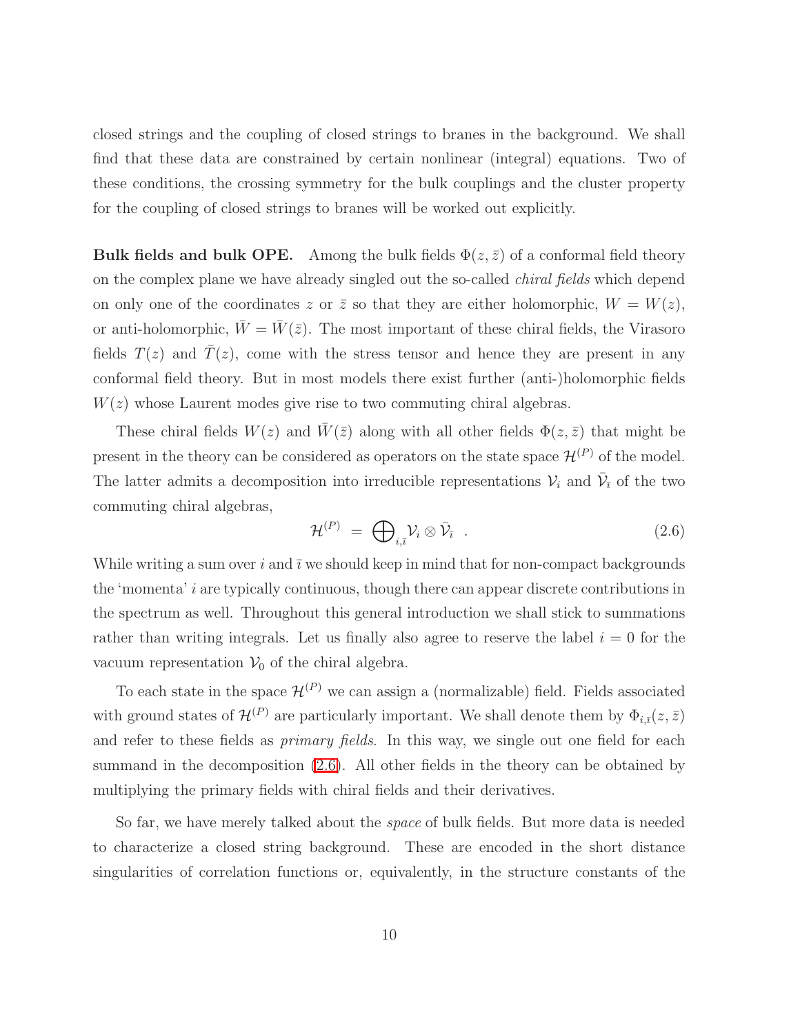closed strings and the coupling of closed strings to branes in the background. We shall find that these data are constrained by certain nonlinear (integral) equations. Two of these conditions, the crossing symmetry for the bulk couplings and the cluster property for the coupling of closed strings to branes will be worked out explicitly.

**Bulk fields and bulk OPE.** Among the bulk fields $\Phi(z, \bar{z})$ of a conformal field theory on the complex plane we have already singled out the so-called *chiral fields* which depend on only one of the coordinates $z$ or $\bar{z}$ so that they are either holomorphic, $W = W(z)$, or anti-holomorphic, $\bar{W} = \bar{W}(\bar{z})$. The most important of these chiral fields, the Virasoro fields $T(z)$ and $\bar{T}(z)$, come with the stress tensor and hence they are present in any conformal field theory. But in most models there exist further (anti-)holomorphic fields $W(z)$ whose Laurent modes give rise to two commuting chiral algebras.

These chiral fields $W(z)$ and $\bar{W}(\bar{z})$ along with all other fields $\Phi(z, \bar{z})$ that might be present in the theory can be considered as operators on the state space $\mathcal{H}^{(P)}$ of the model. The latter admits a decomposition into irreducible representations $\mathcal{V}_i$ and $\bar{\mathcal{V}}_{\bar{\imath}}$ of the two commuting chiral algebras,

$$\mathcal{H}^{(P)} \;=\; \bigoplus\nolimits_{i,\bar{\imath}} \mathcal{V}_i \otimes \bar{\mathcal{V}}_{\bar{\imath}} \quad . \tag{2.6}$$

While writing a sum over $i$ and $\bar{\imath}$ we should keep in mind that for non-compact backgrounds the 'momenta' $i$ are typically continuous, though there can appear discrete contributions in the spectrum as well. Throughout this general introduction we shall stick to summations rather than writing integrals. Let us finally also agree to reserve the label $i = 0$ for the vacuum representation $\mathcal{V}_0$ of the chiral algebra.

To each state in the space $\mathcal{H}^{(P)}$ we can assign a (normalizable) field. Fields associated with ground states of $\mathcal{H}^{(P)}$ are particularly important. We shall denote them by $\Phi_{i,\bar{\imath}}(z, \bar{z})$ and refer to these fields as *primary fields*. In this way, we single out one field for each summand in the decomposition (2.6). All other fields in the theory can be obtained by multiplying the primary fields with chiral fields and their derivatives.

So far, we have merely talked about the *space* of bulk fields. But more data is needed to characterize a closed string background. These are encoded in the short distance singularities of correlation functions or, equivalently, in the structure constants of the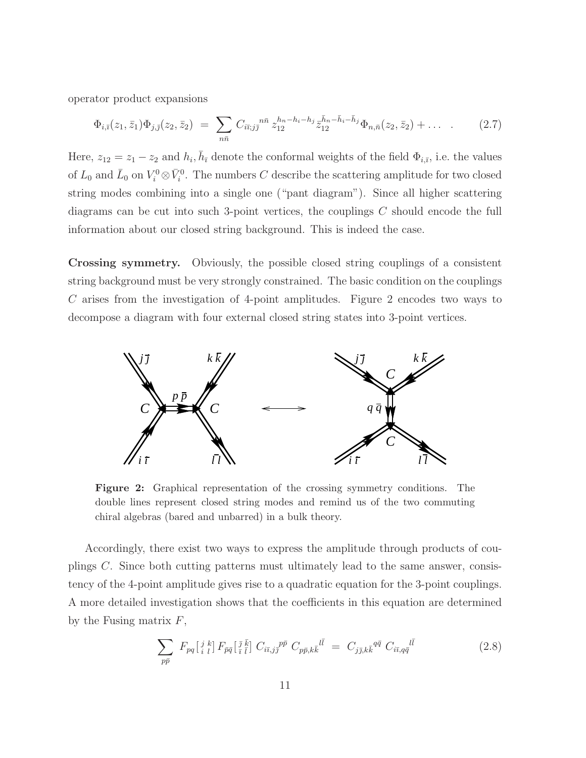operator product expansions

$$\Phi_{i,\bar{\imath}}(z_1,\bar{z}_1)\Phi_{j,\bar{\jmath}}(z_2,\bar{z}_2) \;=\; \sum_{n\bar{n}} C_{i\bar{\imath};j\bar{\jmath}}{}^{n\bar{n}}\, z_{12}^{h_n-h_i-h_j}\, \bar{z}_{12}^{\bar{h}_n-\bar{h}_i-\bar{h}_j}\, \Phi_{n,\bar{n}}(z_2,\bar{z}_2) + \dots \quad . \tag{2.7}$$

Here, $z_{12} = z_1 - z_2$ and $h_i, \bar{h}_{\bar{\imath}}$ denote the conformal weights of the field $\Phi_{i,\bar{\imath}}$, i.e. the values of $L_0$ and $\bar{L}_0$ on $V_i^0 \otimes \bar{V}_{\bar{\imath}}^0$. The numbers $C$ describe the scattering amplitude for two closed string modes combining into a single one ("pant diagram"). Since all higher scattering diagrams can be cut into such 3-point vertices, the couplings $C$ should encode the full information about our closed string background. This is indeed the case.

**Crossing symmetry.** Obviously, the possible closed string couplings of a consistent string background must be very strongly constrained. The basic condition on the couplings $C$ arises from the investigation of 4-point amplitudes. Figure 2 encodes two ways to decompose a diagram with four external closed string states into 3-point vertices.

**Figure 2:** Graphical representation of the crossing symmetry conditions. The double lines represent closed string modes and remind us of the two commuting chiral algebras (bared and unbarred) in a bulk theory.

Accordingly, there exist two ways to express the amplitude through products of couplings $C$. Since both cutting patterns must ultimately lead to the same answer, consistency of the 4-point amplitude gives rise to a quadratic equation for the 3-point couplings. A more detailed investigation shows that the coefficients in this equation are determined by the Fusing matrix $F$,

$$\sum_{p\bar{p}} F_{pq}\big[\begin{smallmatrix} j & k \\ i & l \end{smallmatrix}\big]\, F_{\bar{p}\bar{q}}\big[\begin{smallmatrix} \bar{\jmath} & \bar{k} \\ \bar{\imath} & \bar{l} \end{smallmatrix}\big]\, C_{i\bar{\imath},j\bar{\jmath}}{}^{p\bar{p}}\; C_{p\bar{p},k\bar{k}}{}^{l\bar{l}} \;=\; C_{j\bar{\jmath},k\bar{k}}{}^{q\bar{q}}\; C_{i\bar{\imath},q\bar{q}}{}^{l\bar{l}} \tag{2.8}$$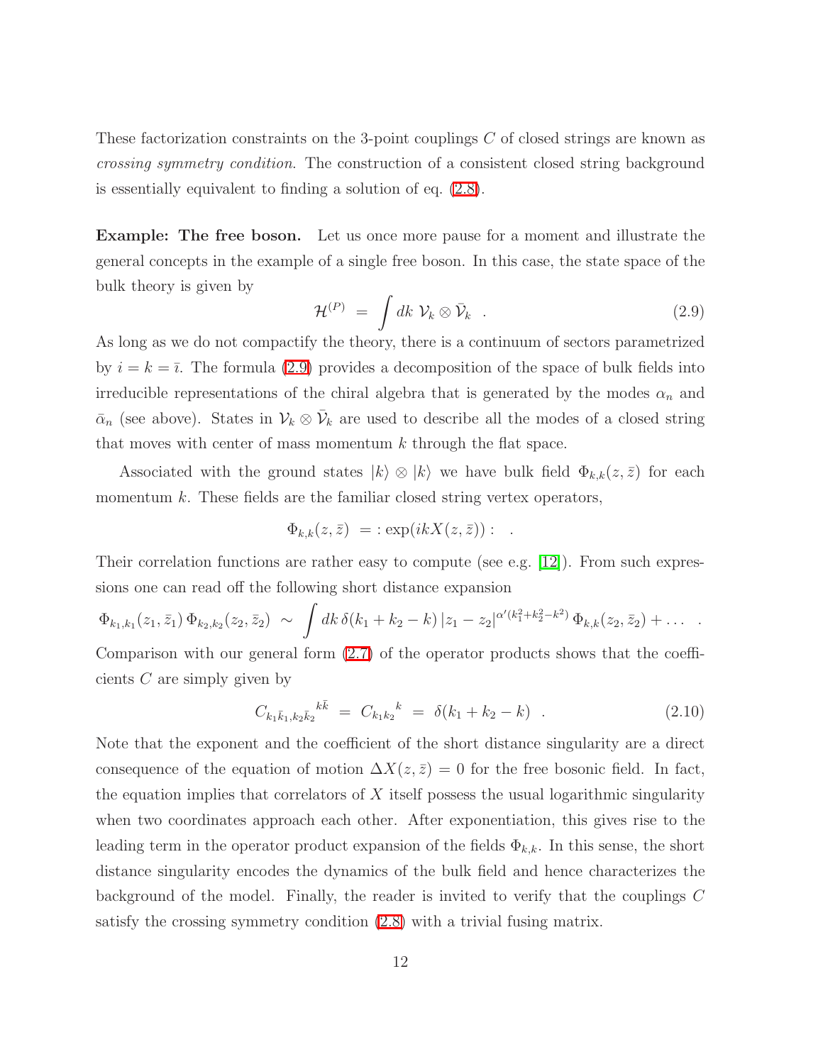These factorization constraints on the 3-point couplings $C$ of closed strings are known as *crossing symmetry condition*. The construction of a consistent closed string background is essentially equivalent to finding a solution of eq. (2.8).

**Example: The free boson.** Let us once more pause for a moment and illustrate the general concepts in the example of a single free boson. In this case, the state space of the bulk theory is given by

$$\mathcal{H}^{(P)} \;=\; \int dk \; \mathcal{V}_k \otimes \bar{\mathcal{V}}_k \quad . \tag{2.9}$$

As long as we do not compactify the theory, there is a continuum of sectors parametrized by $i = k = \bar{\imath}$. The formula (2.9) provides a decomposition of the space of bulk fields into irreducible representations of the chiral algebra that is generated by the modes $\alpha_n$ and $\bar{\alpha}_n$ (see above). States in $\mathcal{V}_k \otimes \bar{\mathcal{V}}_k$ are used to describe all the modes of a closed string that moves with center of mass momentum $k$ through the flat space.

Associated with the ground states $|k\rangle \otimes |k\rangle$ we have bulk field $\Phi_{k,k}(z,\bar{z})$ for each momentum $k$. These fields are the familiar closed string vertex operators,

$$\Phi_{k,k}(z,\bar{z}) \;= :\exp(ikX(z,\bar{z})): \quad .$$

Their correlation functions are rather easy to compute (see e.g. [12]). From such expressions one can read off the following short distance expansion

$$\Phi_{k_1,k_1}(z_1,\bar{z}_1)\,\Phi_{k_2,k_2}(z_2,\bar{z}_2) \;\sim\; \int dk\, \delta(k_1+k_2-k)\,|z_1-z_2|^{\alpha'(k_1^2+k_2^2-k^2)}\,\Phi_{k,k}(z_2,\bar{z}_2) + \dots \quad .$$

Comparison with our general form (2.7) of the operator products shows that the coefficients $C$ are simply given by

$$C_{k_1\bar{k}_1,k_2\bar{k}_2}{}^{k\bar{k}} \;=\; C_{k_1k_2}{}^{k} \;=\; \delta(k_1+k_2-k) \quad . \tag{2.10}$$

Note that the exponent and the coefficient of the short distance singularity are a direct consequence of the equation of motion $\Delta X(z,\bar{z}) = 0$ for the free bosonic field. In fact, the equation implies that correlators of $X$ itself possess the usual logarithmic singularity when two coordinates approach each other. After exponentiation, this gives rise to the leading term in the operator product expansion of the fields $\Phi_{k,k}$. In this sense, the short distance singularity encodes the dynamics of the bulk field and hence characterizes the background of the model. Finally, the reader is invited to verify that the couplings $C$ satisfy the crossing symmetry condition (2.8) with a trivial fusing matrix.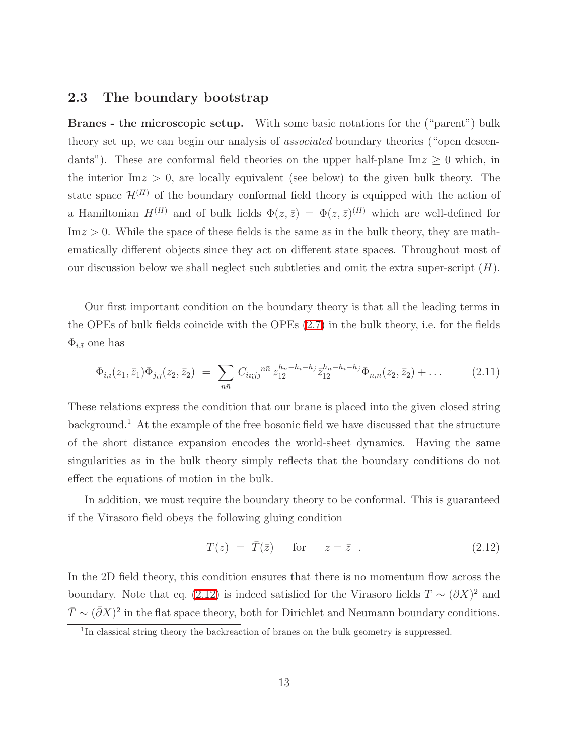### 2.3 The boundary bootstrap

**Branes - the microscopic setup.** With some basic notations for the ("parent") bulk theory set up, we can begin our analysis of *associated* boundary theories ("open descendants"). These are conformal field theories on the upper half-plane $\text{Im}z \geq 0$ which, in the interior $\text{Im}z > 0$, are locally equivalent (see below) to the given bulk theory. The state space $\mathcal{H}^{(H)}$ of the boundary conformal field theory is equipped with the action of a Hamiltonian $H^{(H)}$ and of bulk fields $\Phi(z,\bar{z}) = \Phi(z,\bar{z})^{(H)}$ which are well-defined for $\text{Im}z > 0$. While the space of these fields is the same as in the bulk theory, they are mathematically different objects since they act on different state spaces. Throughout most of our discussion below we shall neglect such subtleties and omit the extra super-script $(H)$.

Our first important condition on the boundary theory is that all the leading terms in the OPEs of bulk fields coincide with the OPEs (2.7) in the bulk theory, i.e. for the fields $\Phi_{i,\bar{\imath}}$ one has

$$\Phi_{i,\bar{\imath}}(z_1,\bar{z}_1)\Phi_{j,\bar{\jmath}}(z_2,\bar{z}_2) \;=\; \sum_{n\bar{n}} C_{i\bar{\imath};j\bar{\jmath}}{}^{n\bar{n}}\, z_{12}^{h_n-h_i-h_j}\,\bar{z}_{12}^{\bar{h}_n-\bar{h}_i-\bar{h}_j}\,\Phi_{n,\bar{n}}(z_2,\bar{z}_2) + \dots \tag{2.11}$$

These relations express the condition that our brane is placed into the given closed string background.[1] At the example of the free bosonic field we have discussed that the structure of the short distance expansion encodes the world-sheet dynamics. Having the same singularities as in the bulk theory simply reflects that the boundary conditions do not effect the equations of motion in the bulk.

In addition, we must require the boundary theory to be conformal. This is guaranteed if the Virasoro field obeys the following gluing condition

$$T(z) \;=\; \bar{T}(\bar{z}) \qquad \text{for} \qquad z = \bar{z} \ . \tag{2.12}$$

In the 2D field theory, this condition ensures that there is no momentum flow across the boundary. Note that eq. (2.12) is indeed satisfied for the Virasoro fields $T \sim (\partial X)^2$ and $\bar{T} \sim (\bar{\partial} X)^2$ in the flat space theory, both for Dirichlet and Neumann boundary conditions.

[1] In classical string theory the backreaction of branes on the bulk geometry is suppressed.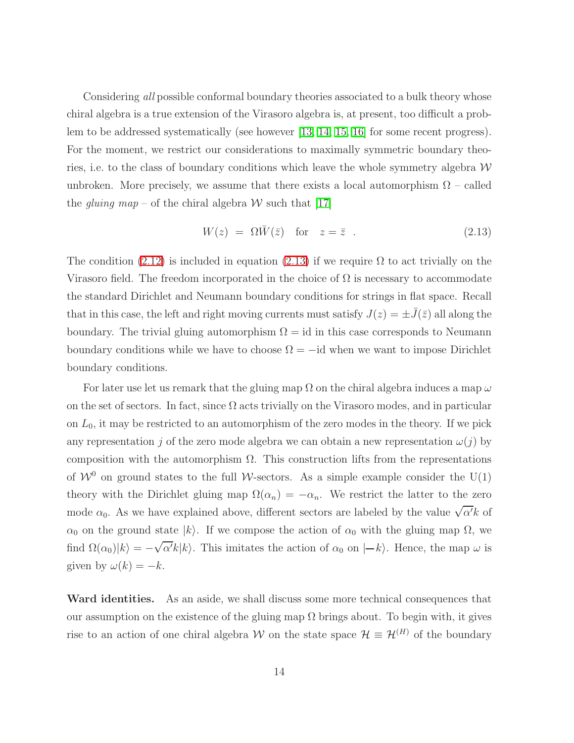Considering *all* possible conformal boundary theories associated to a bulk theory whose chiral algebra is a true extension of the Virasoro algebra is, at present, too difficult a problem to be addressed systematically (see however [13, 14, 15, 16] for some recent progress). For the moment, we restrict our considerations to maximally symmetric boundary theories, i.e. to the class of boundary conditions which leave the whole symmetry algebra $\mathcal{W}$ unbroken. More precisely, we assume that there exists a local automorphism $\Omega$ – called the *gluing map* – of the chiral algebra $\mathcal{W}$ such that [17]

$$W(z) \;=\; \Omega \bar{W}(\bar{z}) \quad \text{for} \quad z = \bar{z} \;. \tag{2.13}$$

The condition (2.12) is included in equation (2.13) if we require $\Omega$ to act trivially on the Virasoro field. The freedom incorporated in the choice of $\Omega$ is necessary to accommodate the standard Dirichlet and Neumann boundary conditions for strings in flat space. Recall that in this case, the left and right moving currents must satisfy $J(z) = \pm \bar{J}(\bar{z})$ all along the boundary. The trivial gluing automorphism $\Omega = \text{id}$ in this case corresponds to Neumann boundary conditions while we have to choose $\Omega = -\text{id}$ when we want to impose Dirichlet boundary conditions.

For later use let us remark that the gluing map $\Omega$ on the chiral algebra induces a map $\omega$ on the set of sectors. In fact, since $\Omega$ acts trivially on the Virasoro modes, and in particular on $L_0$, it may be restricted to an automorphism of the zero modes in the theory. If we pick any representation $j$ of the zero mode algebra we can obtain a new representation $\omega(j)$ by composition with the automorphism $\Omega$. This construction lifts from the representations of $\mathcal{W}^0$ on ground states to the full $\mathcal{W}$-sectors. As a simple example consider the U(1) theory with the Dirichlet gluing map $\Omega(\alpha_n) = -\alpha_n$. We restrict the latter to the zero mode $\alpha_0$. As we have explained above, different sectors are labeled by the value $\sqrt{\alpha'}k$ of $\alpha_0$ on the ground state $|k\rangle$. If we compose the action of $\alpha_0$ with the gluing map $\Omega$, we find $\Omega(\alpha_0)|k\rangle = -\sqrt{\alpha'}k|k\rangle$. This imitates the action of $\alpha_0$ on $|-k\rangle$. Hence, the map $\omega$ is given by $\omega(k) = -k$.

**Ward identities.** As an aside, we shall discuss some more technical consequences that our assumption on the existence of the gluing map $\Omega$ brings about. To begin with, it gives rise to an action of one chiral algebra $\mathcal{W}$ on the state space $\mathcal{H} \equiv \mathcal{H}^{(H)}$ of the boundary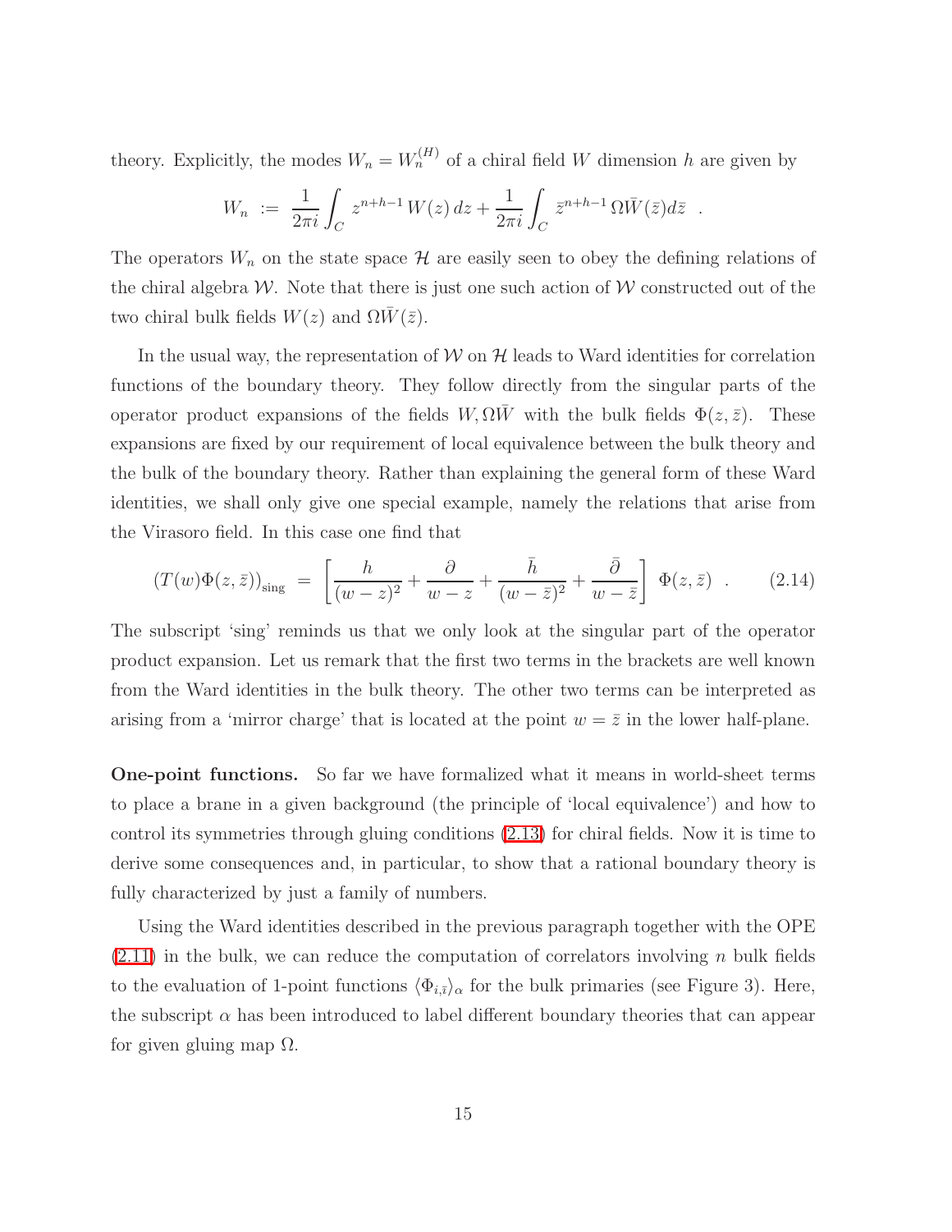theory. Explicitly, the modes $W_n = W_n^{(H)}$ of a chiral field $W$ dimension $h$ are given by

$$W_n \ := \ \frac{1}{2\pi i}\int_C z^{n+h-1}\, W(z)\, dz + \frac{1}{2\pi i}\int_C \bar{z}^{n+h-1}\, \Omega\bar{W}(\bar{z}) d\bar{z} \ \ .$$

The operators $W_n$ on the state space $\mathcal{H}$ are easily seen to obey the defining relations of the chiral algebra $\mathcal{W}$. Note that there is just one such action of $\mathcal{W}$ constructed out of the two chiral bulk fields $W(z)$ and $\Omega\bar{W}(\bar{z})$.

In the usual way, the representation of $\mathcal{W}$ on $\mathcal{H}$ leads to Ward identities for correlation functions of the boundary theory. They follow directly from the singular parts of the operator product expansions of the fields $W, \Omega\bar{W}$ with the bulk fields $\Phi(z,\bar{z})$. These expansions are fixed by our requirement of local equivalence between the bulk theory and the bulk of the boundary theory. Rather than explaining the general form of these Ward identities, we shall only give one special example, namely the relations that arise from the Virasoro field. In this case one find that

$$\left(T(w)\Phi(z,\bar{z})\right)_{\text{sing}} \ = \ \left[\frac{h}{(w-z)^2} + \frac{\partial}{w-z} + \frac{\bar{h}}{(w-\bar{z})^2} + \frac{\bar{\partial}}{w-\bar{z}}\right] \ \Phi(z,\bar{z}) \ \ . \qquad (2.14)$$

The subscript 'sing' reminds us that we only look at the singular part of the operator product expansion. Let us remark that the first two terms in the brackets are well known from the Ward identities in the bulk theory. The other two terms can be interpreted as arising from a 'mirror charge' that is located at the point $w = \bar{z}$ in the lower half-plane.

**One-point functions.** So far we have formalized what it means in world-sheet terms to place a brane in a given background (the principle of 'local equivalence') and how to control its symmetries through gluing conditions (2.13) for chiral fields. Now it is time to derive some consequences and, in particular, to show that a rational boundary theory is fully characterized by just a family of numbers.

Using the Ward identities described in the previous paragraph together with the OPE (2.11) in the bulk, we can reduce the computation of correlators involving $n$ bulk fields to the evaluation of 1-point functions $\langle\Phi_{i,\bar{\imath}}\rangle_\alpha$ for the bulk primaries (see Figure 3). Here, the subscript $\alpha$ has been introduced to label different boundary theories that can appear for given gluing map $\Omega$.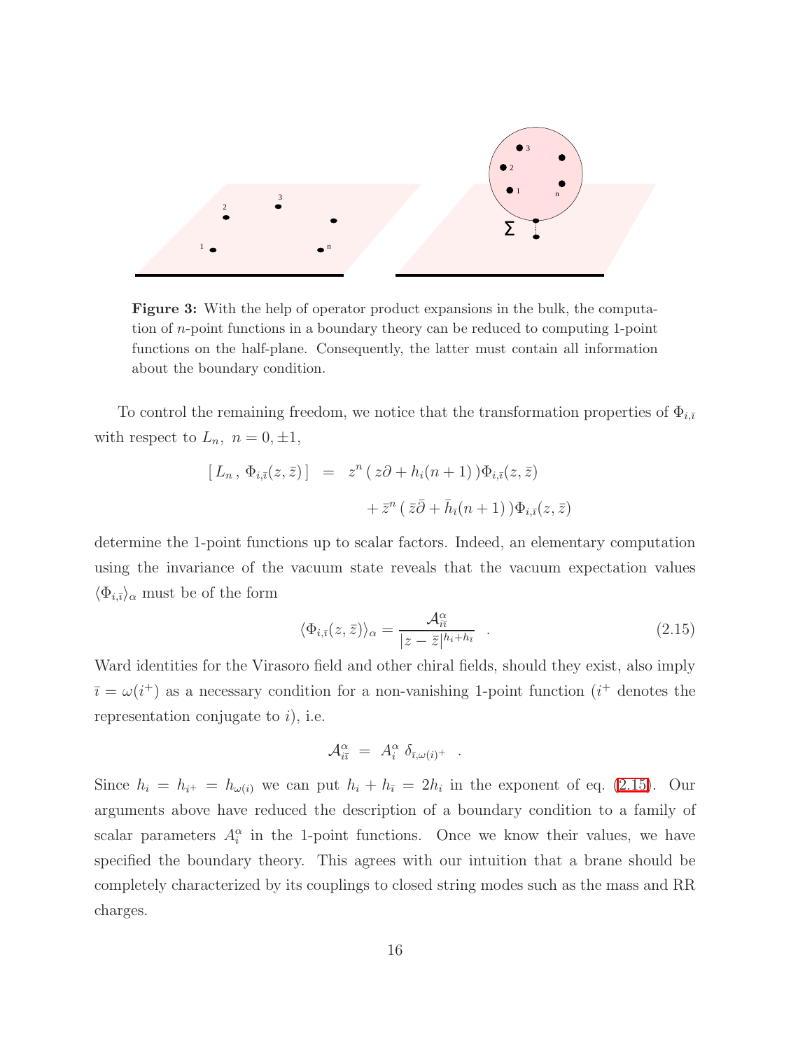**Figure 3:** With the help of operator product expansions in the bulk, the computation of $n$-point functions in a boundary theory can be reduced to computing 1-point functions on the half-plane. Consequently, the latter must contain all information about the boundary condition.

To control the remaining freedom, we notice that the transformation properties of $\Phi_{i,\bar{\imath}}$ with respect to $L_n,\ n = 0, \pm 1$,

$$
\begin{aligned}
[\, L_n \,,\, \Phi_{i,\bar{\imath}}(z,\bar{z})\,] \;&=\; z^n \,(\, z\partial + h_i(n+1)\,)\Phi_{i,\bar{\imath}}(z,\bar{z}) \\
&\quad + \bar{z}^n \,(\, \bar{z}\bar{\partial} + \bar{h}_{\bar{\imath}}(n+1)\,)\Phi_{i,\bar{\imath}}(z,\bar{z})
\end{aligned}
$$

determine the 1-point functions up to scalar factors. Indeed, an elementary computation using the invariance of the vacuum state reveals that the vacuum expectation values $\langle \Phi_{i,\bar{\imath}} \rangle_\alpha$ must be of the form

$$
\langle \Phi_{i,\bar{\imath}}(z,\bar{z}) \rangle_\alpha = \frac{\mathcal{A}^\alpha_{i\bar{\imath}}}{|z - \bar{z}|^{h_i + h_{\bar{\imath}}}} \quad . \tag{2.15}
$$

Ward identities for the Virasoro field and other chiral fields, should they exist, also imply $\bar{\imath} = \omega(i^+)$ as a necessary condition for a non-vanishing 1-point function ($i^+$ denotes the representation conjugate to $i$), i.e.

$$
\mathcal{A}^\alpha_{i\bar{\imath}} \;=\; A^\alpha_i \;\delta_{\bar{\imath},\omega(i)^+} \quad .
$$

Since $h_i = h_{i^+} = h_{\omega(i)}$ we can put $h_i + h_{\bar{\imath}} = 2h_i$ in the exponent of eq. (2.15). Our arguments above have reduced the description of a boundary condition to a family of scalar parameters $A^\alpha_i$ in the 1-point functions. Once we know their values, we have specified the boundary theory. This agrees with our intuition that a brane should be completely characterized by its couplings to closed string modes such as the mass and RR charges.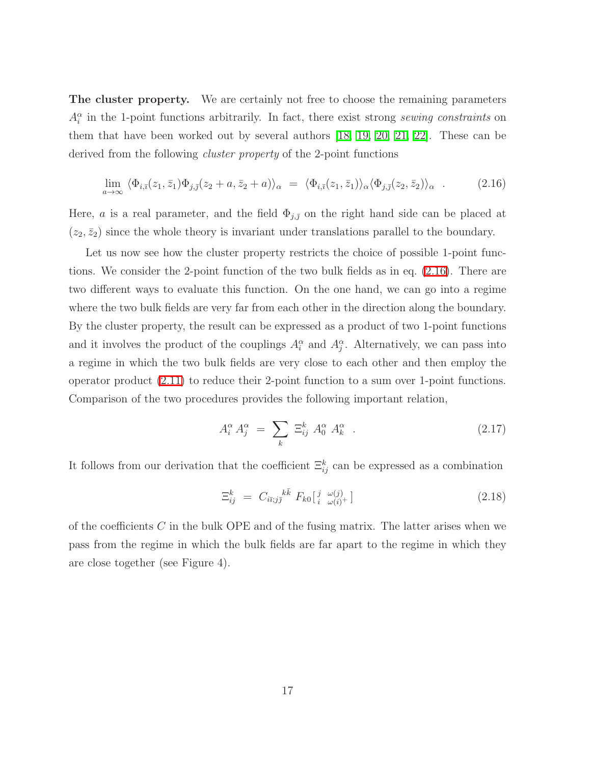**The cluster property.** We are certainly not free to choose the remaining parameters $A_i^\alpha$ in the 1-point functions arbitrarily. In fact, there exist strong *sewing constraints* on them that have been worked out by several authors [18, 19, 20, 21, 22]. These can be derived from the following *cluster property* of the 2-point functions

$$\lim_{a\to\infty} \langle \Phi_{i,\bar{\imath}}(z_1,\bar{z}_1)\Phi_{j,\bar{\jmath}}(z_2+a,\bar{z}_2+a)\rangle_\alpha \;=\; \langle \Phi_{i,\bar{\imath}}(z_1,\bar{z}_1)\rangle_\alpha \langle \Phi_{j,\bar{\jmath}}(z_2,\bar{z}_2)\rangle_\alpha \quad . \tag{2.16}$$

Here, $a$ is a real parameter, and the field $\Phi_{j,\bar{\jmath}}$ on the right hand side can be placed at $(z_2,\bar{z}_2)$ since the whole theory is invariant under translations parallel to the boundary.

Let us now see how the cluster property restricts the choice of possible 1-point functions. We consider the 2-point function of the two bulk fields as in eq. (2.16). There are two different ways to evaluate this function. On the one hand, we can go into a regime where the two bulk fields are very far from each other in the direction along the boundary. By the cluster property, the result can be expressed as a product of two 1-point functions and it involves the product of the couplings $A_i^\alpha$ and $A_j^\alpha$. Alternatively, we can pass into a regime in which the two bulk fields are very close to each other and then employ the operator product (2.11) to reduce their 2-point function to a sum over 1-point functions. Comparison of the two procedures provides the following important relation,

$$A_i^\alpha \, A_j^\alpha \;=\; \sum_k \; \Xi_{ij}^k \; A_0^\alpha \; A_k^\alpha \quad . \tag{2.17}$$

It follows from our derivation that the coefficient $\Xi_{ij}^k$ can be expressed as a combination

$$\Xi_{ij}^k \;=\; C_{i\bar{\imath};j\bar{\jmath}}{}^{k\bar{k}} \; F_{k0}\left[\begin{smallmatrix} j & \omega(j) \\ i & \omega(i)^+ \end{smallmatrix}\right] \tag{2.18}$$

of the coefficients $C$ in the bulk OPE and of the fusing matrix. The latter arises when we pass from the regime in which the bulk fields are far apart to the regime in which they are close together (see Figure 4).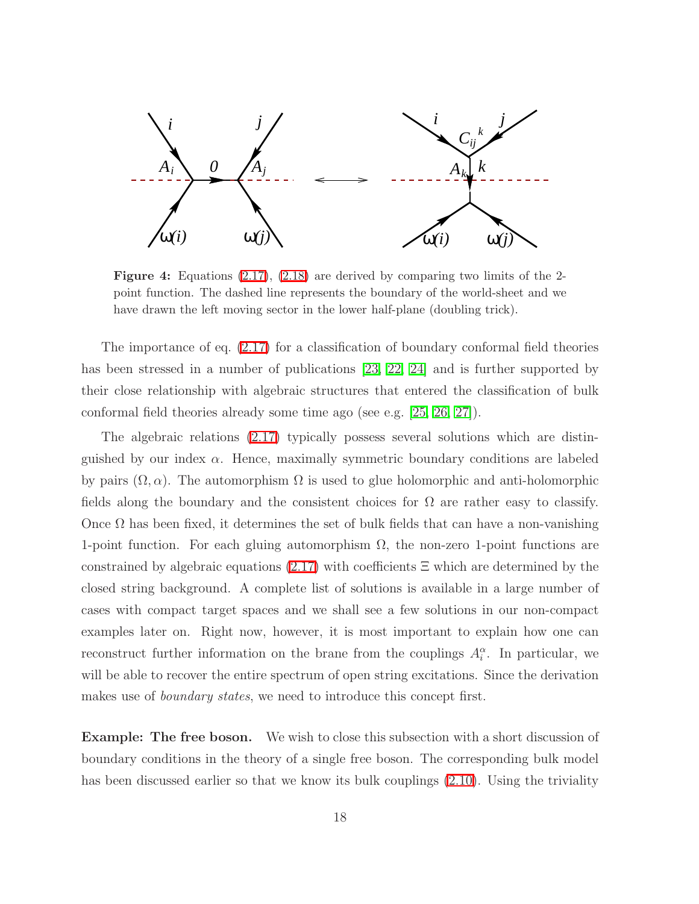**Figure 4:** Equations (2.17), (2.18) are derived by comparing two limits of the 2-point function. The dashed line represents the boundary of the world-sheet and we have drawn the left moving sector in the lower half-plane (doubling trick).

The importance of eq. (2.17) for a classification of boundary conformal field theories has been stressed in a number of publications [23, 22, 24] and is further supported by their close relationship with algebraic structures that entered the classification of bulk conformal field theories already some time ago (see e.g. [25, 26, 27]).

The algebraic relations (2.17) typically possess several solutions which are distinguished by our index $\alpha$. Hence, maximally symmetric boundary conditions are labeled by pairs $(\Omega, \alpha)$. The automorphism $\Omega$ is used to glue holomorphic and anti-holomorphic fields along the boundary and the consistent choices for $\Omega$ are rather easy to classify. Once $\Omega$ has been fixed, it determines the set of bulk fields that can have a non-vanishing 1-point function. For each gluing automorphism $\Omega$, the non-zero 1-point functions are constrained by algebraic equations (2.17) with coefficients $\Xi$ which are determined by the closed string background. A complete list of solutions is available in a large number of cases with compact target spaces and we shall see a few solutions in our non-compact examples later on. Right now, however, it is most important to explain how one can reconstruct further information on the brane from the couplings $A_i^\alpha$. In particular, we will be able to recover the entire spectrum of open string excitations. Since the derivation makes use of *boundary states*, we need to introduce this concept first.

**Example: The free boson.** We wish to close this subsection with a short discussion of boundary conditions in the theory of a single free boson. The corresponding bulk model has been discussed earlier so that we know its bulk couplings (2.10). Using the triviality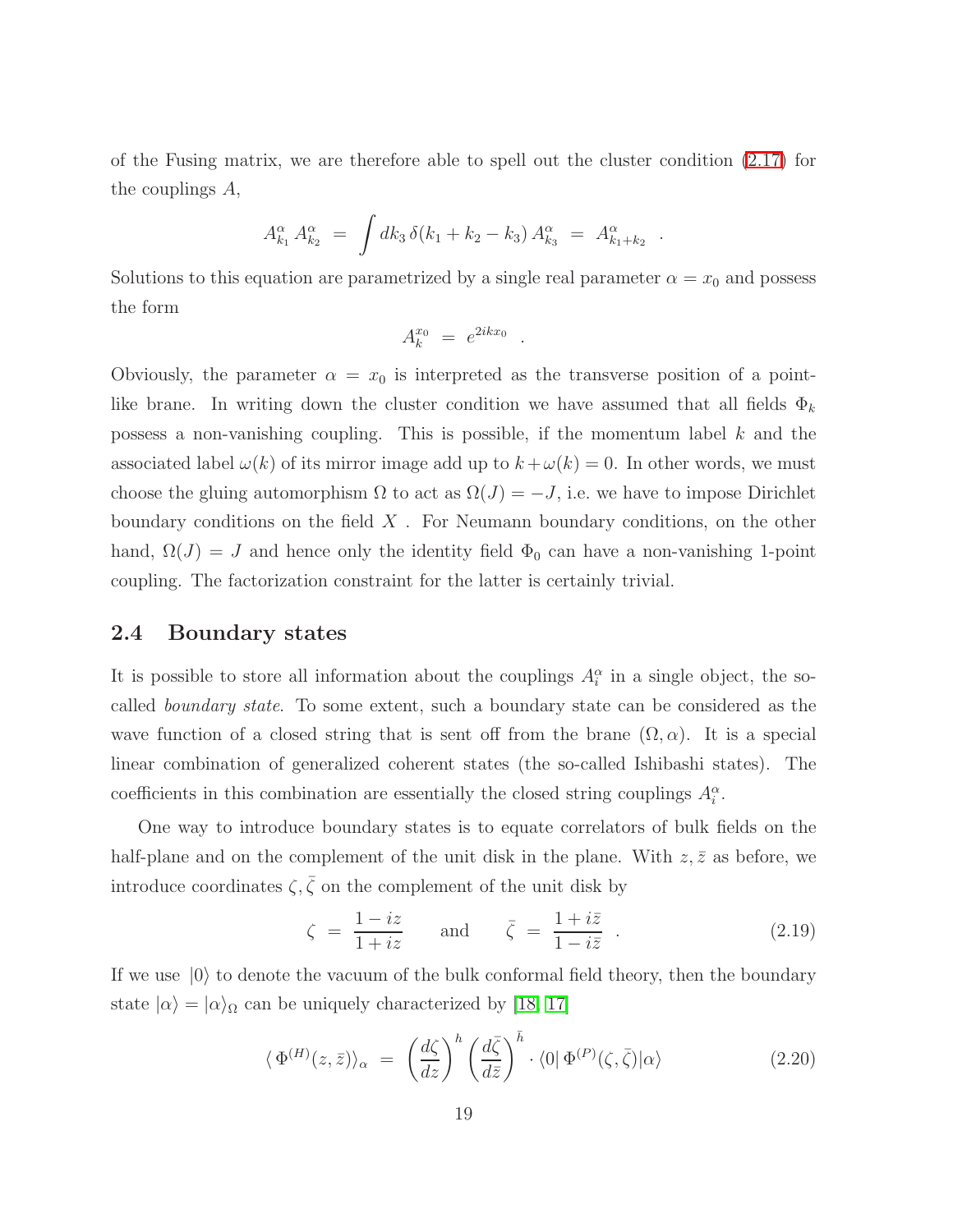of the Fusing matrix, we are therefore able to spell out the cluster condition (2.17) for the couplings $A$,

$$A^{\alpha}_{k_1}\, A^{\alpha}_{k_2} \;=\; \int dk_3\, \delta(k_1 + k_2 - k_3)\, A^{\alpha}_{k_3} \;=\; A^{\alpha}_{k_1+k_2} \quad .$$

Solutions to this equation are parametrized by a single real parameter $\alpha = x_0$ and possess the form

$$A^{x_0}_{k} \;=\; e^{2ikx_0} \quad .$$

Obviously, the parameter $\alpha = x_0$ is interpreted as the transverse position of a point-like brane. In writing down the cluster condition we have assumed that all fields $\Phi_k$ possess a non-vanishing coupling. This is possible, if the momentum label $k$ and the associated label $\omega(k)$ of its mirror image add up to $k + \omega(k) = 0$. In other words, we must choose the gluing automorphism $\Omega$ to act as $\Omega(J) = -J$, i.e. we have to impose Dirichlet boundary conditions on the field $X$ . For Neumann boundary conditions, on the other hand, $\Omega(J) = J$ and hence only the identity field $\Phi_0$ can have a non-vanishing 1-point coupling. The factorization constraint for the latter is certainly trivial.

## 2.4 Boundary states

It is possible to store all information about the couplings $A^{\alpha}_{i}$ in a single object, the so-called *boundary state*. To some extent, such a boundary state can be considered as the wave function of a closed string that is sent off from the brane $(\Omega, \alpha)$. It is a special linear combination of generalized coherent states (the so-called Ishibashi states). The coefficients in this combination are essentially the closed string couplings $A^{\alpha}_{i}$.

One way to introduce boundary states is to equate correlators of bulk fields on the half-plane and on the complement of the unit disk in the plane. With $z, \bar{z}$ as before, we introduce coordinates $\zeta, \bar{\zeta}$ on the complement of the unit disk by

$$\zeta \;=\; \frac{1 - iz}{1 + iz} \qquad \text{and} \qquad \bar{\zeta} \;=\; \frac{1 + i\bar{z}}{1 - i\bar{z}} \quad . \tag{2.19}$$

If we use $|0\rangle$ to denote the vacuum of the bulk conformal field theory, then the boundary state $|\alpha\rangle = |\alpha\rangle_{\Omega}$ can be uniquely characterized by [18, 17]

$$\langle\, \Phi^{(H)}(z, \bar{z})\rangle_{\alpha} \;=\; \left(\frac{d\zeta}{dz}\right)^{h} \left(\frac{d\bar{\zeta}}{d\bar{z}}\right)^{\bar{h}} \cdot \langle 0|\, \Phi^{(P)}(\zeta, \bar{\zeta}) |\alpha\rangle \tag{2.20}$$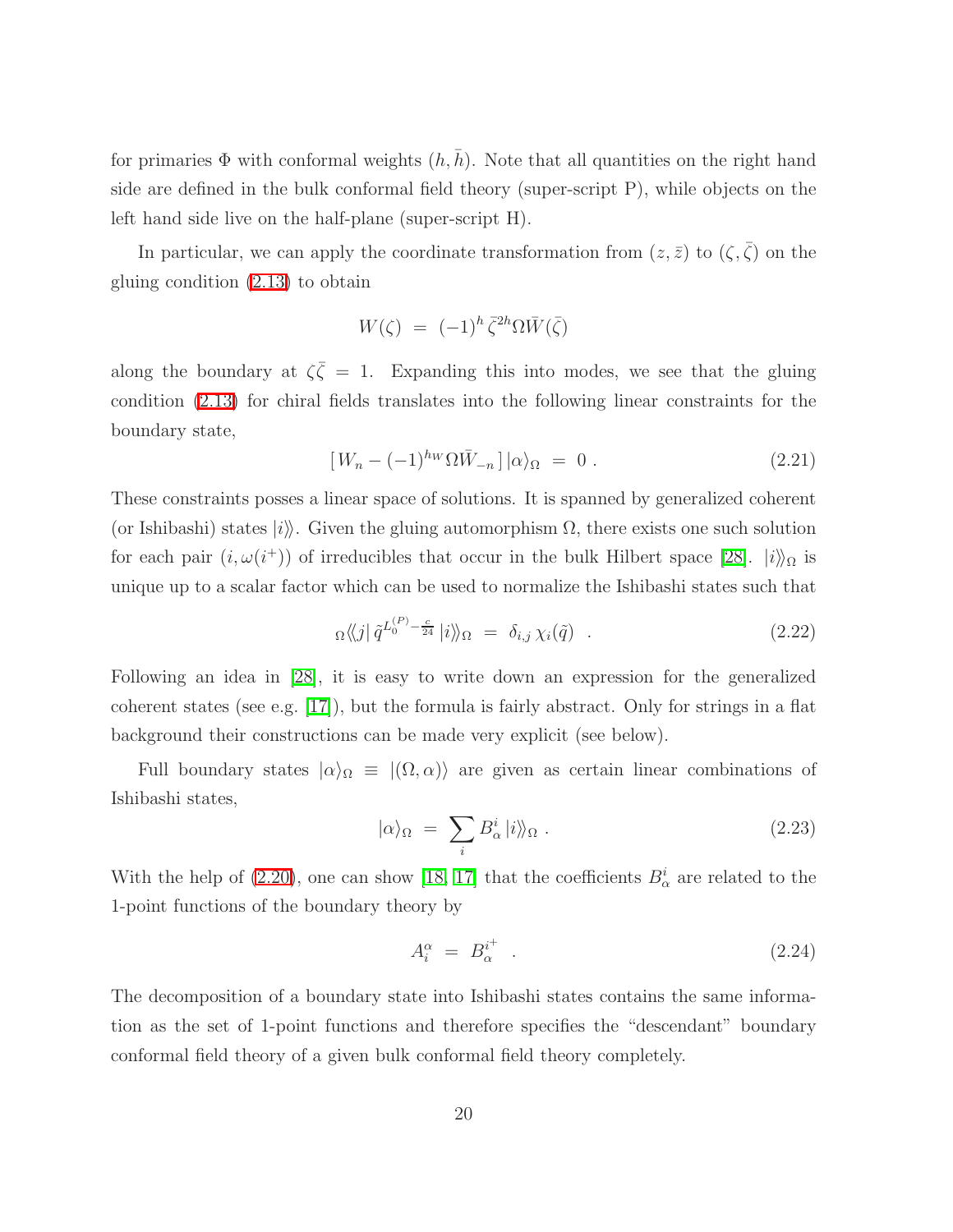for primaries $\Phi$ with conformal weights $(h, \bar{h})$. Note that all quantities on the right hand side are defined in the bulk conformal field theory (super-script P), while objects on the left hand side live on the half-plane (super-script H).

In particular, we can apply the coordinate transformation from $(z, \bar{z})$ to $(\zeta, \bar{\zeta})$ on the gluing condition (2.13) to obtain

$$W(\zeta) \;=\; (-1)^h \, \bar{\zeta}^{2h} \Omega \bar{W}(\bar{\zeta})$$

along the boundary at $\zeta\bar{\zeta} = 1$. Expanding this into modes, we see that the gluing condition (2.13) for chiral fields translates into the following linear constraints for the boundary state,

$$[\, W_n - (-1)^{h_W} \Omega \bar{W}_{-n} \,] \, |\alpha\rangle_\Omega \;=\; 0 \;. \tag{2.21}$$

These constraints posses a linear space of solutions. It is spanned by generalized coherent (or Ishibashi) states $|i\rangle\!\rangle$. Given the gluing automorphism $\Omega$, there exists one such solution for each pair $(i, \omega(i^+))$ of irreducibles that occur in the bulk Hilbert space [28]. $|i\rangle\!\rangle_\Omega$ is unique up to a scalar factor which can be used to normalize the Ishibashi states such that

$${}_\Omega\langle\!\langle j| \, \tilde{q}^{L_0^{(P)} - \frac{c}{24}} \, |i\rangle\!\rangle_\Omega \;=\; \delta_{i,j} \, \chi_i(\tilde{q}) \quad . \tag{2.22}$$

Following an idea in [28], it is easy to write down an expression for the generalized coherent states (see e.g. [17]), but the formula is fairly abstract. Only for strings in a flat background their constructions can be made very explicit (see below).

Full boundary states $|\alpha\rangle_\Omega \equiv |(\Omega, \alpha)\rangle$ are given as certain linear combinations of Ishibashi states,

$$|\alpha\rangle_\Omega \;=\; \sum_i B_\alpha^i \, |i\rangle\!\rangle_\Omega \;. \tag{2.23}$$

With the help of (2.20), one can show [18, 17] that the coefficients $B_\alpha^i$ are related to the 1-point functions of the boundary theory by

$$A_i^\alpha \;=\; B_\alpha^{i^+} \quad . \tag{2.24}$$

The decomposition of a boundary state into Ishibashi states contains the same information as the set of 1-point functions and therefore specifies the "descendant" boundary conformal field theory of a given bulk conformal field theory completely.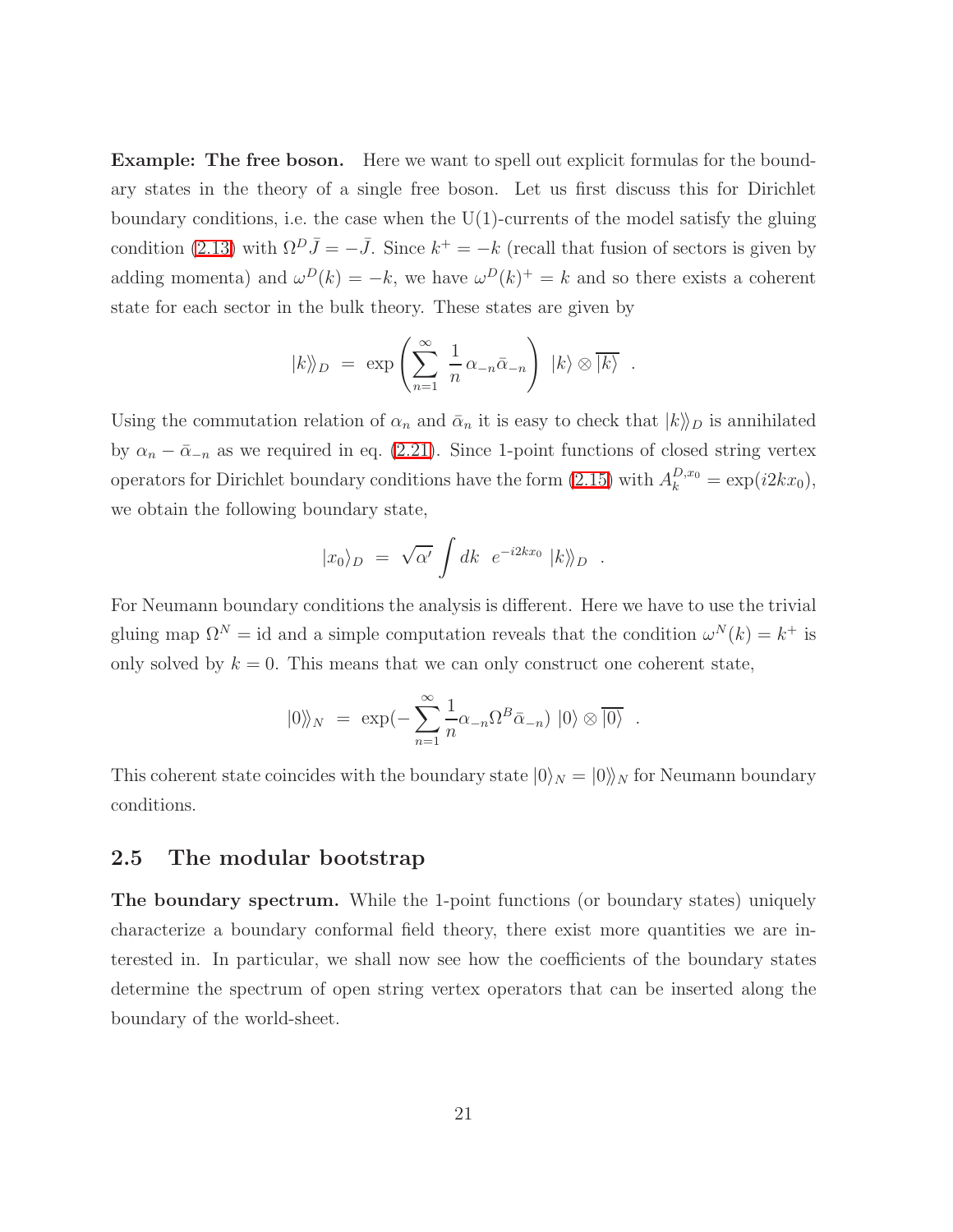**Example: The free boson.** Here we want to spell out explicit formulas for the boundary states in the theory of a single free boson. Let us first discuss this for Dirichlet boundary conditions, i.e. the case when the U(1)-currents of the model satisfy the gluing condition (2.13) with $\Omega^D \bar{J} = -\bar{J}$. Since $k^+ = -k$ (recall that fusion of sectors is given by adding momenta) and $\omega^D(k) = -k$, we have $\omega^D(k)^+ = k$ and so there exists a coherent state for each sector in the bulk theory. These states are given by

$$|k\rangle\rangle_D \; = \; \exp\left(\sum_{n=1}^{\infty} \frac{1}{n} \alpha_{-n} \bar{\alpha}_{-n}\right) \; |k\rangle \otimes \overline{|k\rangle} \quad .$$

Using the commutation relation of $\alpha_n$ and $\bar{\alpha}_n$ it is easy to check that $|k\rangle\rangle_D$ is annihilated by $\alpha_n - \bar{\alpha}_{-n}$ as we required in eq. (2.21). Since 1-point functions of closed string vertex operators for Dirichlet boundary conditions have the form (2.15) with $A_k^{D,x_0} = \exp(i2kx_0)$, we obtain the following boundary state,

$$|x_0\rangle_D \; = \; \sqrt{\alpha'} \int dk \;\; e^{-i2kx_0} \; |k\rangle\rangle_D \quad .$$

For Neumann boundary conditions the analysis is different. Here we have to use the trivial gluing map $\Omega^N = \text{id}$ and a simple computation reveals that the condition $\omega^N(k) = k^+$ is only solved by $k = 0$. This means that we can only construct one coherent state,

$$|0\rangle\rangle_N \; = \; \exp(-\sum_{n=1}^{\infty} \frac{1}{n} \alpha_{-n} \Omega^B \bar{\alpha}_{-n}) \; |0\rangle \otimes \overline{|0\rangle} \quad .$$

This coherent state coincides with the boundary state $|0\rangle_N = |0\rangle\rangle_N$ for Neumann boundary conditions.

## 2.5 The modular bootstrap

**The boundary spectrum.** While the 1-point functions (or boundary states) uniquely characterize a boundary conformal field theory, there exist more quantities we are interested in. In particular, we shall now see how the coefficients of the boundary states determine the spectrum of open string vertex operators that can be inserted along the boundary of the world-sheet.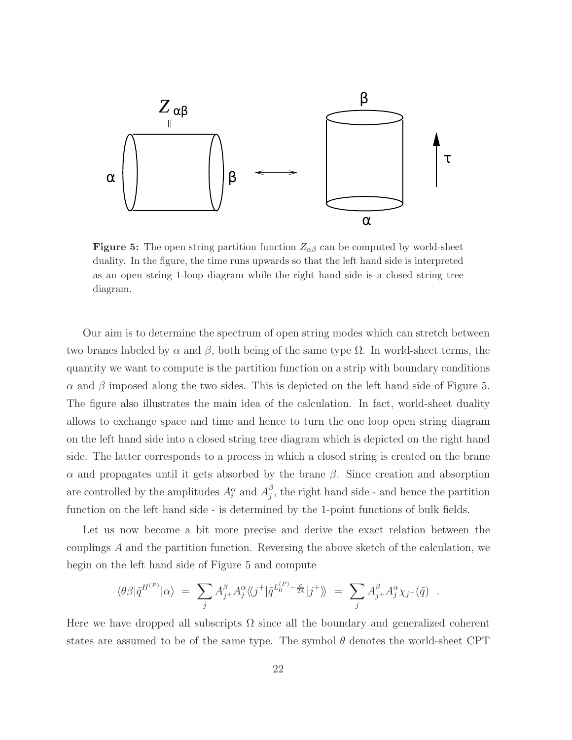**Figure 5:** The open string partition function $Z_{\alpha\beta}$ can be computed by world-sheet duality. In the figure, the time runs upwards so that the left hand side is interpreted as an open string 1-loop diagram while the right hand side is a closed string tree diagram.

Our aim is to determine the spectrum of open string modes which can stretch between two branes labeled by $\alpha$ and $\beta$, both being of the same type $\Omega$. In world-sheet terms, the quantity we want to compute is the partition function on a strip with boundary conditions $\alpha$ and $\beta$ imposed along the two sides. This is depicted on the left hand side of Figure 5. The figure also illustrates the main idea of the calculation. In fact, world-sheet duality allows to exchange space and time and hence to turn the one loop open string diagram on the left hand side into a closed string tree diagram which is depicted on the right hand side. The latter corresponds to a process in which a closed string is created on the brane $\alpha$ and propagates until it gets absorbed by the brane $\beta$. Since creation and absorption are controlled by the amplitudes $A^\alpha_i$ and $A^\beta_j$, the right hand side - and hence the partition function on the left hand side - is determined by the 1-point functions of bulk fields.

Let us now become a bit more precise and derive the exact relation between the couplings $A$ and the partition function. Reversing the above sketch of the calculation, we begin on the left hand side of Figure 5 and compute

$$\langle\theta\beta|\tilde{q}^{H^{(P)}}|\alpha\rangle \ = \ \sum_j A^\beta_{j^+} A^\alpha_j \langle\langle j^+|\tilde{q}^{L_0^{(P)}-\frac{c}{24}}|j^+\rangle\rangle \ = \ \sum_j A^\beta_{j^+} A^\alpha_j \chi_{j^+}(\tilde{q}) \ \ .$$

Here we have dropped all subscripts $\Omega$ since all the boundary and generalized coherent states are assumed to be of the same type. The symbol $\theta$ denotes the world-sheet CPT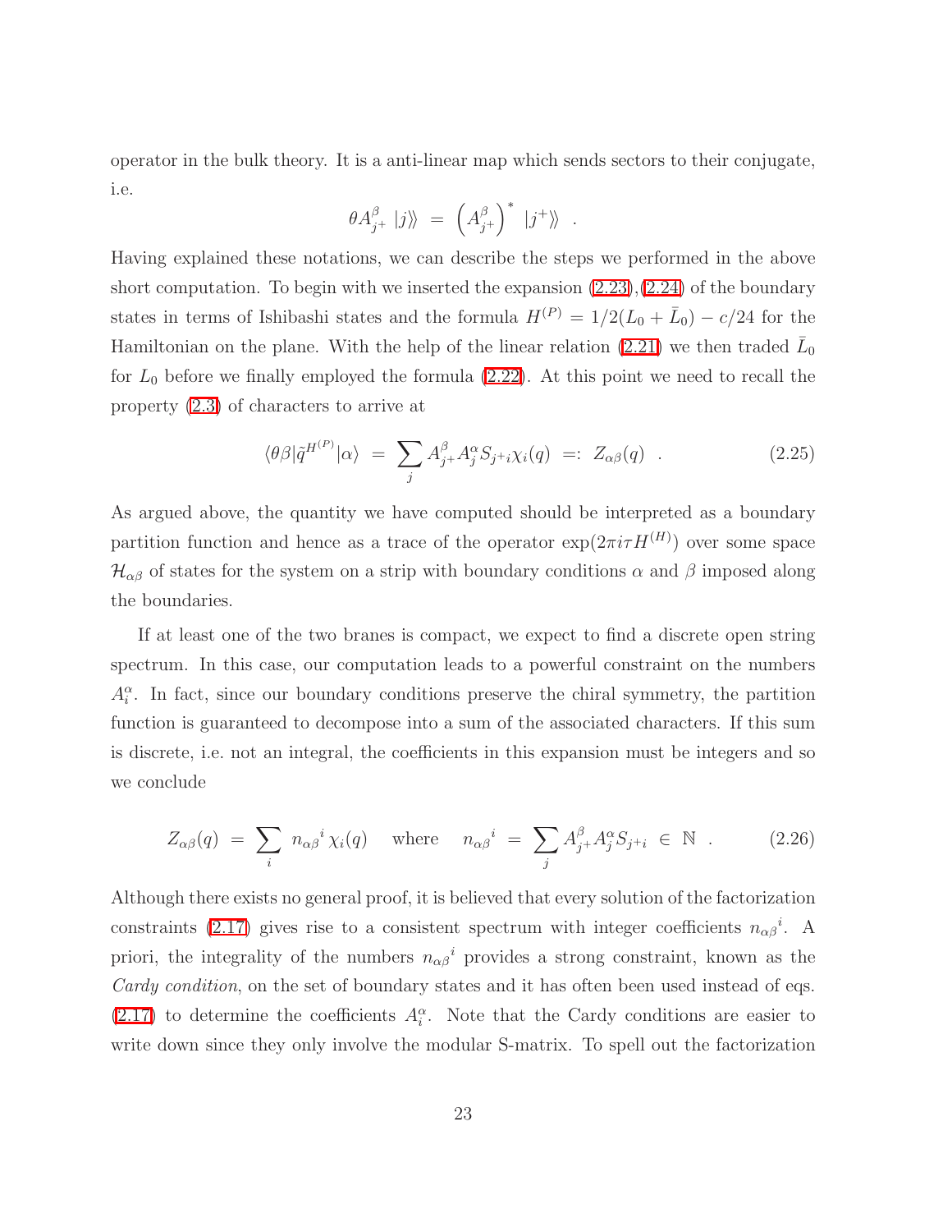operator in the bulk theory. It is a anti-linear map which sends sectors to their conjugate, i.e.

$$\theta A^{\beta}_{j^+} \; |j\rangle\!\rangle \;=\; \left(A^{\beta}_{j^+}\right)^* \; |j^+\rangle\!\rangle \quad .$$

Having explained these notations, we can describe the steps we performed in the above short computation. To begin with we inserted the expansion (2.23),(2.24) of the boundary states in terms of Ishibashi states and the formula $H^{(P)} = 1/2(L_0 + \bar{L}_0) - c/24$ for the Hamiltonian on the plane. With the help of the linear relation (2.21) we then traded $\bar{L}_0$ for $L_0$ before we finally employed the formula (2.22). At this point we need to recall the property (2.3) of characters to arrive at

$$\langle \theta\beta | \tilde{q}^{H^{(P)}} | \alpha \rangle \;=\; \sum_j A^{\beta}_{j^+} A^{\alpha}_{j} S_{j^+ i} \chi_i(q) \;=:\; Z_{\alpha\beta}(q) \quad . \tag{2.25}$$

As argued above, the quantity we have computed should be interpreted as a boundary partition function and hence as a trace of the operator $\exp(2\pi i \tau H^{(H)})$ over some space $\mathcal{H}_{\alpha\beta}$ of states for the system on a strip with boundary conditions $\alpha$ and $\beta$ imposed along the boundaries.

If at least one of the two branes is compact, we expect to find a discrete open string spectrum. In this case, our computation leads to a powerful constraint on the numbers $A^{\alpha}_i$. In fact, since our boundary conditions preserve the chiral symmetry, the partition function is guaranteed to decompose into a sum of the associated characters. If this sum is discrete, i.e. not an integral, the coefficients in this expansion must be integers and so we conclude

$$Z_{\alpha\beta}(q) \;=\; \sum_i \; {n_{\alpha\beta}}^i \, \chi_i(q) \quad \text{where} \quad {n_{\alpha\beta}}^i \;=\; \sum_j A^{\beta}_{j^+} A^{\alpha}_j S_{j^+ i} \;\in\; \mathbb{N} \quad . \tag{2.26}$$

Although there exists no general proof, it is believed that every solution of the factorization constraints (2.17) gives rise to a consistent spectrum with integer coefficients ${n_{\alpha\beta}}^i$. A priori, the integrality of the numbers ${n_{\alpha\beta}}^i$ provides a strong constraint, known as the *Cardy condition*, on the set of boundary states and it has often been used instead of eqs. (2.17) to determine the coefficients $A^{\alpha}_i$. Note that the Cardy conditions are easier to write down since they only involve the modular S-matrix. To spell out the factorization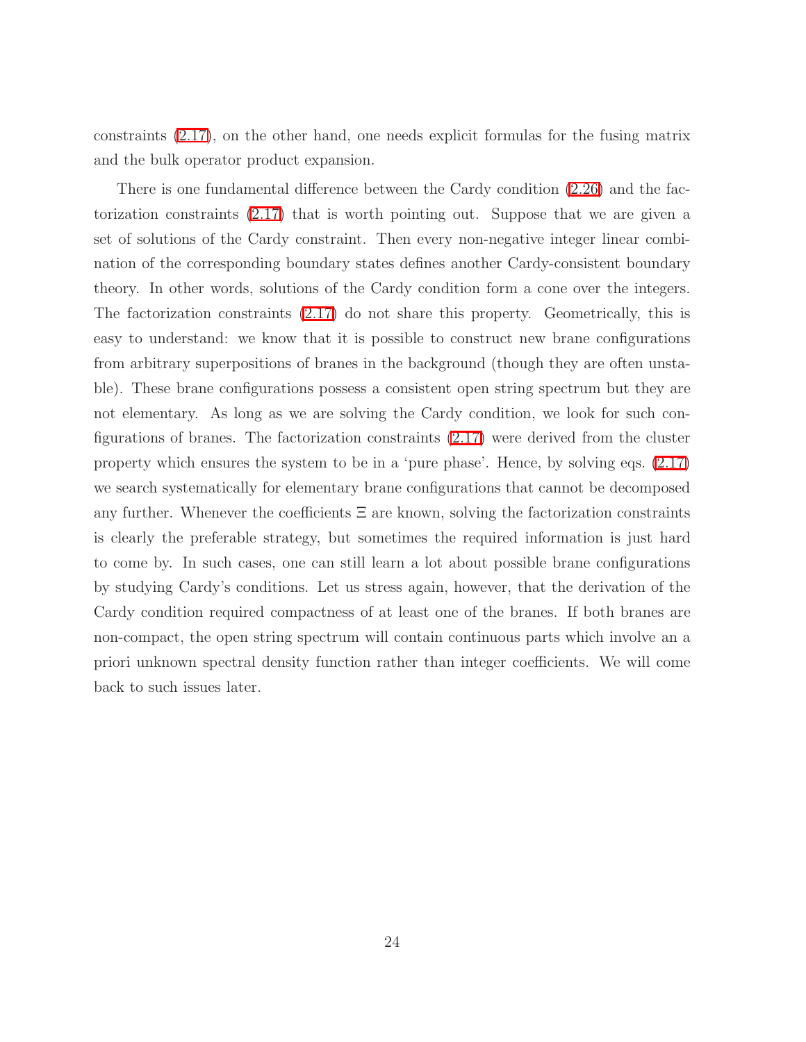constraints (2.17), on the other hand, one needs explicit formulas for the fusing matrix and the bulk operator product expansion.

There is one fundamental difference between the Cardy condition (2.26) and the factorization constraints (2.17) that is worth pointing out. Suppose that we are given a set of solutions of the Cardy constraint. Then every non-negative integer linear combination of the corresponding boundary states defines another Cardy-consistent boundary theory. In other words, solutions of the Cardy condition form a cone over the integers. The factorization constraints (2.17) do not share this property. Geometrically, this is easy to understand: we know that it is possible to construct new brane configurations from arbitrary superpositions of branes in the background (though they are often unstable). These brane configurations possess a consistent open string spectrum but they are not elementary. As long as we are solving the Cardy condition, we look for such configurations of branes. The factorization constraints (2.17) were derived from the cluster property which ensures the system to be in a 'pure phase'. Hence, by solving eqs. (2.17) we search systematically for elementary brane configurations that cannot be decomposed any further. Whenever the coefficients $\Xi$ are known, solving the factorization constraints is clearly the preferable strategy, but sometimes the required information is just hard to come by. In such cases, one can still learn a lot about possible brane configurations by studying Cardy's conditions. Let us stress again, however, that the derivation of the Cardy condition required compactness of at least one of the branes. If both branes are non-compact, the open string spectrum will contain continuous parts which involve an a priori unknown spectral density function rather than integer coefficients. We will come back to such issues later.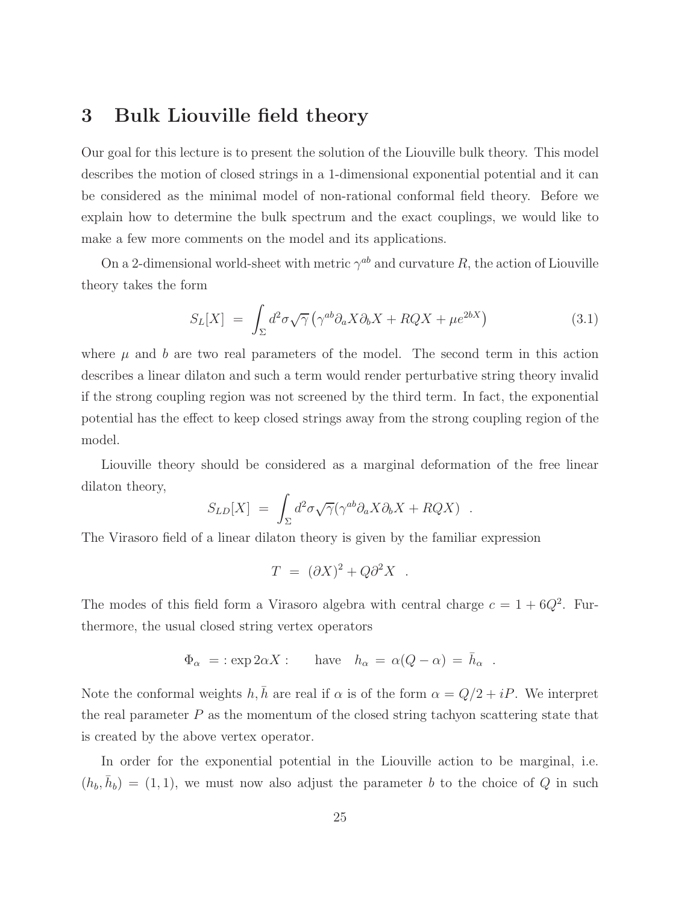## 3 Bulk Liouville field theory

Our goal for this lecture is to present the solution of the Liouville bulk theory. This model describes the motion of closed strings in a 1-dimensional exponential potential and it can be considered as the minimal model of non-rational conformal field theory. Before we explain how to determine the bulk spectrum and the exact couplings, we would like to make a few more comments on the model and its applications.

On a 2-dimensional world-sheet with metric $\gamma^{ab}$ and curvature $R$, the action of Liouville theory takes the form

$$S_L[X] \;=\; \int_\Sigma d^2\sigma \sqrt{\gamma}\left(\gamma^{ab}\partial_a X \partial_b X + RQX + \mu e^{2bX}\right) \tag{3.1}$$

where $\mu$ and $b$ are two real parameters of the model. The second term in this action describes a linear dilaton and such a term would render perturbative string theory invalid if the strong coupling region was not screened by the third term. In fact, the exponential potential has the effect to keep closed strings away from the strong coupling region of the model.

Liouville theory should be considered as a marginal deformation of the free linear dilaton theory,

$$S_{LD}[X] \;=\; \int_\Sigma d^2\sigma \sqrt{\gamma}(\gamma^{ab}\partial_a X \partial_b X + RQX) \quad .$$

The Virasoro field of a linear dilaton theory is given by the familiar expression

$$T \;=\; (\partial X)^2 + Q\partial^2 X \quad .$$

The modes of this field form a Virasoro algebra with central charge $c = 1 + 6Q^2$. Furthermore, the usual closed string vertex operators

$$\Phi_\alpha \;= :\exp 2\alpha X: \qquad \text{have} \quad h_\alpha \;=\; \alpha(Q-\alpha) \;=\; \bar{h}_\alpha \quad .$$

Note the conformal weights $h, \bar{h}$ are real if $\alpha$ is of the form $\alpha = Q/2 + iP$. We interpret the real parameter $P$ as the momentum of the closed string tachyon scattering state that is created by the above vertex operator.

In order for the exponential potential in the Liouville action to be marginal, i.e. $(h_b, \bar{h}_b) = (1, 1)$, we must now also adjust the parameter $b$ to the choice of $Q$ in such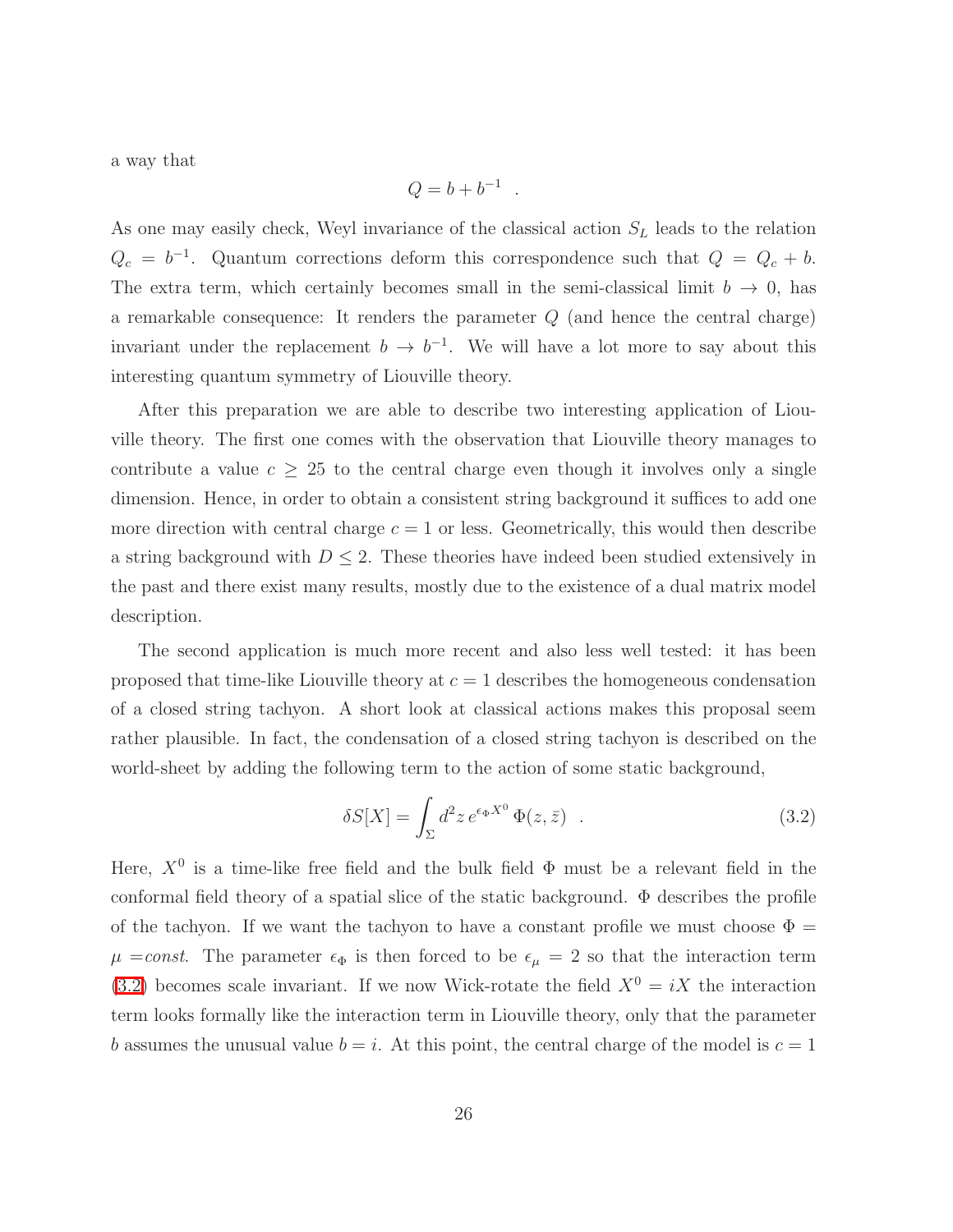a way that

$$Q = b + b^{-1} \quad .$$

As one may easily check, Weyl invariance of the classical action $S_L$ leads to the relation $Q_c = b^{-1}$. Quantum corrections deform this correspondence such that $Q = Q_c + b$. The extra term, which certainly becomes small in the semi-classical limit $b \to 0$, has a remarkable consequence: It renders the parameter $Q$ (and hence the central charge) invariant under the replacement $b \to b^{-1}$. We will have a lot more to say about this interesting quantum symmetry of Liouville theory.

After this preparation we are able to describe two interesting application of Liouville theory. The first one comes with the observation that Liouville theory manages to contribute a value $c \geq 25$ to the central charge even though it involves only a single dimension. Hence, in order to obtain a consistent string background it suffices to add one more direction with central charge $c = 1$ or less. Geometrically, this would then describe a string background with $D \leq 2$. These theories have indeed been studied extensively in the past and there exist many results, mostly due to the existence of a dual matrix model description.

The second application is much more recent and also less well tested: it has been proposed that time-like Liouville theory at $c = 1$ describes the homogeneous condensation of a closed string tachyon. A short look at classical actions makes this proposal seem rather plausible. In fact, the condensation of a closed string tachyon is described on the world-sheet by adding the following term to the action of some static background,

$$\delta S[X] = \int_\Sigma d^2z \, e^{\epsilon_\Phi X^0} \, \Phi(z, \bar{z}) \quad . \tag{3.2}$$

Here, $X^0$ is a time-like free field and the bulk field $\Phi$ must be a relevant field in the conformal field theory of a spatial slice of the static background. $\Phi$ describes the profile of the tachyon. If we want the tachyon to have a constant profile we must choose $\Phi = \mu = const.$ The parameter $\epsilon_\Phi$ is then forced to be $\epsilon_\mu = 2$ so that the interaction term (3.2) becomes scale invariant. If we now Wick-rotate the field $X^0 = iX$ the interaction term looks formally like the interaction term in Liouville theory, only that the parameter $b$ assumes the unusual value $b = i$. At this point, the central charge of the model is $c = 1$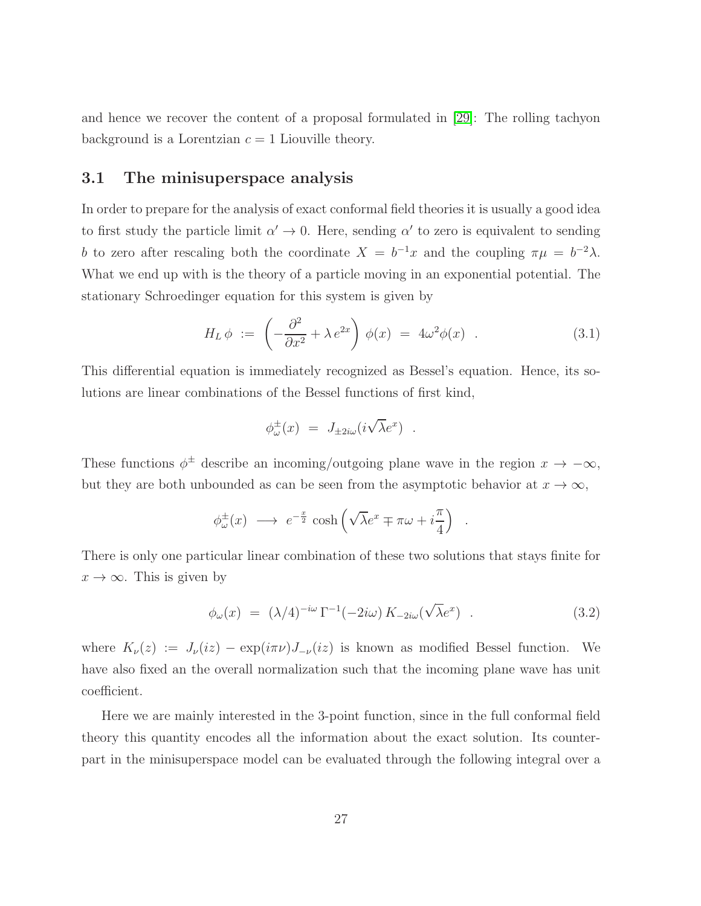and hence we recover the content of a proposal formulated in [29]: The rolling tachyon background is a Lorentzian $c = 1$ Liouville theory.

### 3.1 The minisuperspace analysis

In order to prepare for the analysis of exact conformal field theories it is usually a good idea to first study the particle limit $\alpha' \to 0$. Here, sending $\alpha'$ to zero is equivalent to sending $b$ to zero after rescaling both the coordinate $X = b^{-1}x$ and the coupling $\pi\mu = b^{-2}\lambda$. What we end up with is the theory of a particle moving in an exponential potential. The stationary Schroedinger equation for this system is given by

$$H_L\,\phi \;:=\; \left(-\frac{\partial^2}{\partial x^2} + \lambda\, e^{2x}\right)\,\phi(x) \;=\; 4\omega^2\phi(x) \quad . \tag{3.1}$$

This differential equation is immediately recognized as Bessel's equation. Hence, its solutions are linear combinations of the Bessel functions of first kind,

$$\phi^{\pm}_{\omega}(x) \;=\; J_{\pm 2i\omega}(i\sqrt{\lambda}e^{x}) \quad .$$

These functions $\phi^{\pm}$ describe an incoming/outgoing plane wave in the region $x \to -\infty$, but they are both unbounded as can be seen from the asymptotic behavior at $x \to \infty$,

$$\phi^{\pm}_{\omega}(x) \;\longrightarrow\; e^{-\frac{x}{2}}\,\cosh\left(\sqrt{\lambda}e^{x} \mp \pi\omega + i\frac{\pi}{4}\right) \quad .$$

There is only one particular linear combination of these two solutions that stays finite for $x \to \infty$. This is given by

$$\phi_{\omega}(x) \;=\; (\lambda/4)^{-i\omega}\,\Gamma^{-1}(-2i\omega)\,K_{-2i\omega}(\sqrt{\lambda}e^{x}) \quad . \tag{3.2}$$

where $K_{\nu}(z) := J_{\nu}(iz) - \exp(i\pi\nu)J_{-\nu}(iz)$ is known as modified Bessel function. We have also fixed an the overall normalization such that the incoming plane wave has unit coefficient.

Here we are mainly interested in the 3-point function, since in the full conformal field theory this quantity encodes all the information about the exact solution. Its counterpart in the minisuperspace model can be evaluated through the following integral over a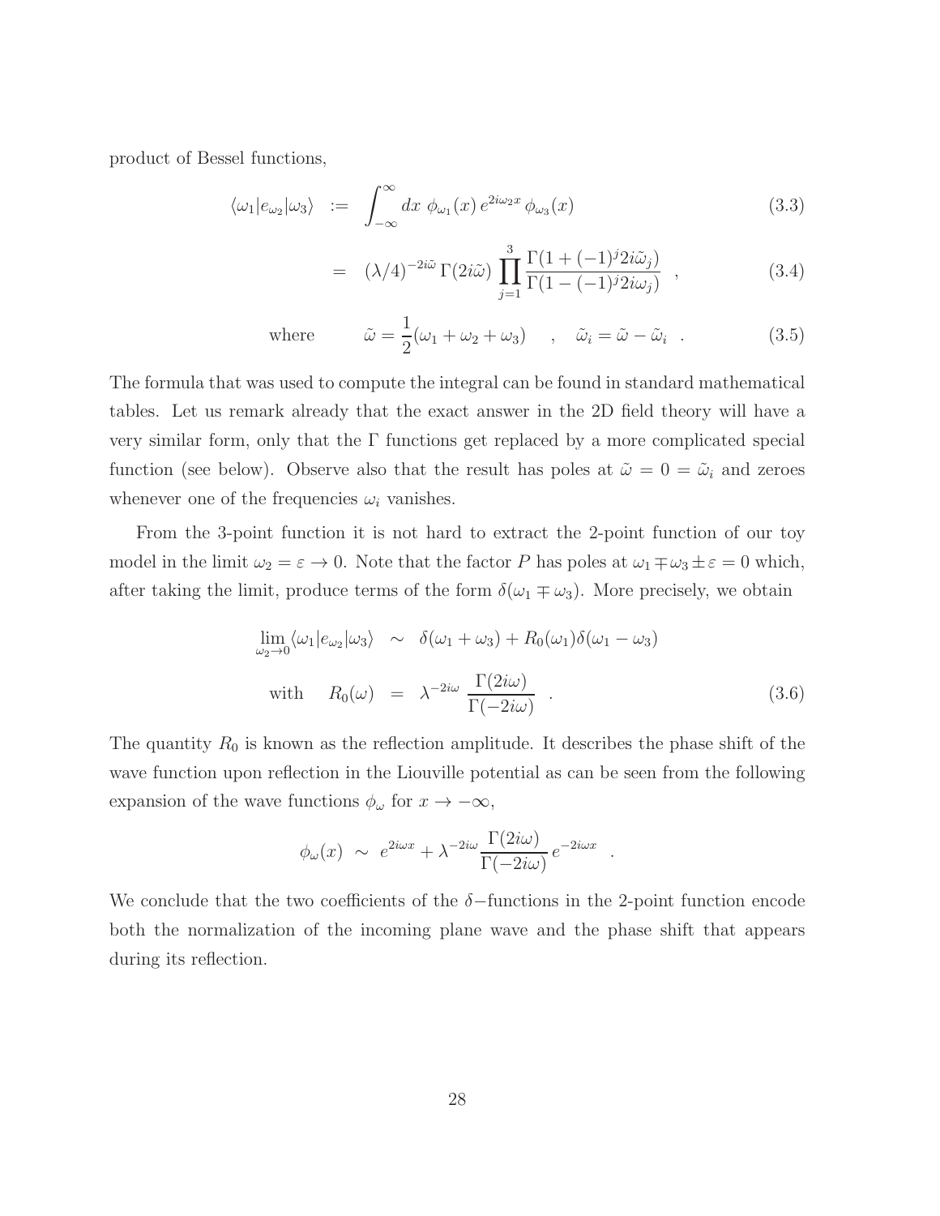product of Bessel functions,

$$\langle \omega_1 | e_{\omega_2} | \omega_3 \rangle \;:=\; \int_{-\infty}^{\infty} dx \; \phi_{\omega_1}(x)\, e^{2i\omega_2 x}\, \phi_{\omega_3}(x) \tag{3.3}$$

$$= \; (\lambda/4)^{-2i\tilde{\omega}}\, \Gamma(2i\tilde{\omega}) \prod_{j=1}^{3} \frac{\Gamma(1+(-1)^j 2i\tilde{\omega}_j)}{\Gamma(1-(-1)^j 2i\omega_j)} \quad , \tag{3.4}$$

$$\text{where} \qquad \tilde{\omega} = \frac{1}{2}(\omega_1+\omega_2+\omega_3) \quad , \quad \tilde{\omega}_i = \tilde{\omega} - \tilde{\omega}_i \quad . \tag{3.5}$$

The formula that was used to compute the integral can be found in standard mathematical tables. Let us remark already that the exact answer in the 2D field theory will have a very similar form, only that the $\Gamma$ functions get replaced by a more complicated special function (see below). Observe also that the result has poles at $\tilde{\omega} = 0 = \tilde{\omega}_i$ and zeroes whenever one of the frequencies $\omega_i$ vanishes.

From the 3-point function it is not hard to extract the 2-point function of our toy model in the limit $\omega_2 = \varepsilon \to 0$. Note that the factor $P$ has poles at $\omega_1 \mp \omega_3 \pm \varepsilon = 0$ which, after taking the limit, produce terms of the form $\delta(\omega_1 \mp \omega_3)$. More precisely, we obtain

$$\begin{aligned} \lim_{\omega_2 \to 0} \langle \omega_1 | e_{\omega_2} | \omega_3 \rangle \;&\sim\; \delta(\omega_1+\omega_3) + R_0(\omega_1)\delta(\omega_1-\omega_3) \\ \text{with} \quad R_0(\omega) \;&=\; \lambda^{-2i\omega}\, \frac{\Gamma(2i\omega)}{\Gamma(-2i\omega)} \quad . \end{aligned} \tag{3.6}$$

The quantity $R_0$ is known as the reflection amplitude. It describes the phase shift of the wave function upon reflection in the Liouville potential as can be seen from the following expansion of the wave functions $\phi_\omega$ for $x \to -\infty$,

$$\phi_\omega(x) \;\sim\; e^{2i\omega x} + \lambda^{-2i\omega} \frac{\Gamma(2i\omega)}{\Gamma(-2i\omega)}\, e^{-2i\omega x} \quad .$$

We conclude that the two coefficients of the $\delta-$functions in the 2-point function encode both the normalization of the incoming plane wave and the phase shift that appears during its reflection.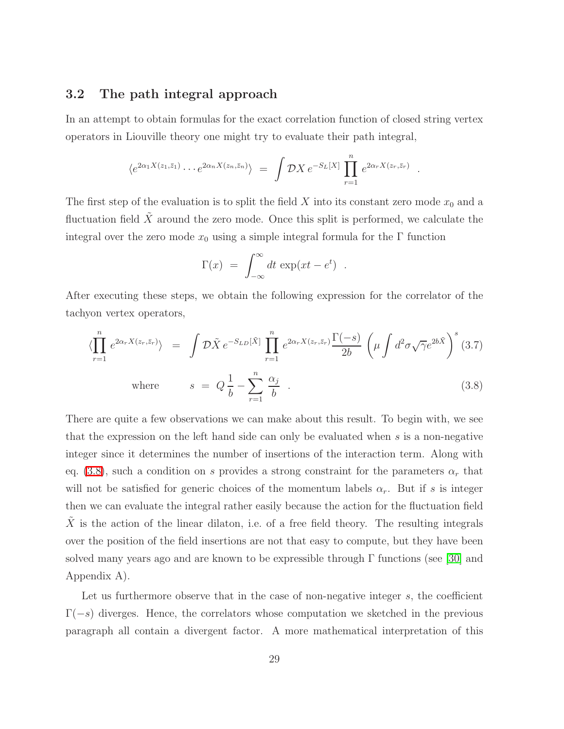### 3.2 The path integral approach

In an attempt to obtain formulas for the exact correlation function of closed string vertex operators in Liouville theory one might try to evaluate their path integral,

$$\langle e^{2\alpha_1 X(z_1,\bar{z}_1)} \cdots e^{2\alpha_n X(z_n,\bar{z}_n)} \rangle \; = \; \int \mathcal{D}X \, e^{-S_L[X]} \prod_{r=1}^{n} e^{2\alpha_r X(z_r,\bar{z}_r)} \quad .$$

The first step of the evaluation is to split the field $X$ into its constant zero mode $x_0$ and a fluctuation field $\tilde{X}$ around the zero mode. Once this split is performed, we calculate the integral over the zero mode $x_0$ using a simple integral formula for the $\Gamma$ function

$$\Gamma(x) \; = \; \int_{-\infty}^{\infty} dt \, \exp(xt - e^t) \quad .$$

After executing these steps, we obtain the following expression for the correlator of the tachyon vertex operators,

$$\langle \prod_{r=1}^{n} e^{2\alpha_r X(z_r,\bar{z}_r)} \rangle \; = \; \int \mathcal{D}\tilde{X} \, e^{-S_{LD}[\tilde{X}]} \prod_{r=1}^{n} e^{2\alpha_r X(z_r,\bar{z}_r)} \frac{\Gamma(-s)}{2b} \left( \mu \int d^2\sigma \sqrt{\gamma} e^{2b\tilde{X}} \right)^s \tag{3.7}$$

$$\text{where} \qquad s \; = \; Q\,\frac{1}{b} - \sum_{r=1}^{n} \frac{\alpha_j}{b} \quad . \tag{3.8}$$

There are quite a few observations we can make about this result. To begin with, we see that the expression on the left hand side can only be evaluated when $s$ is a non-negative integer since it determines the number of insertions of the interaction term. Along with eq. (3.8), such a condition on $s$ provides a strong constraint for the parameters $\alpha_r$ that will not be satisfied for generic choices of the momentum labels $\alpha_r$. But if $s$ is integer then we can evaluate the integral rather easily because the action for the fluctuation field $\tilde{X}$ is the action of the linear dilaton, i.e. of a free field theory. The resulting integrals over the position of the field insertions are not that easy to compute, but they have been solved many years ago and are known to be expressible through $\Gamma$ functions (see [30] and Appendix A).

Let us furthermore observe that in the case of non-negative integer $s$, the coefficient $\Gamma(-s)$ diverges. Hence, the correlators whose computation we sketched in the previous paragraph all contain a divergent factor. A more mathematical interpretation of this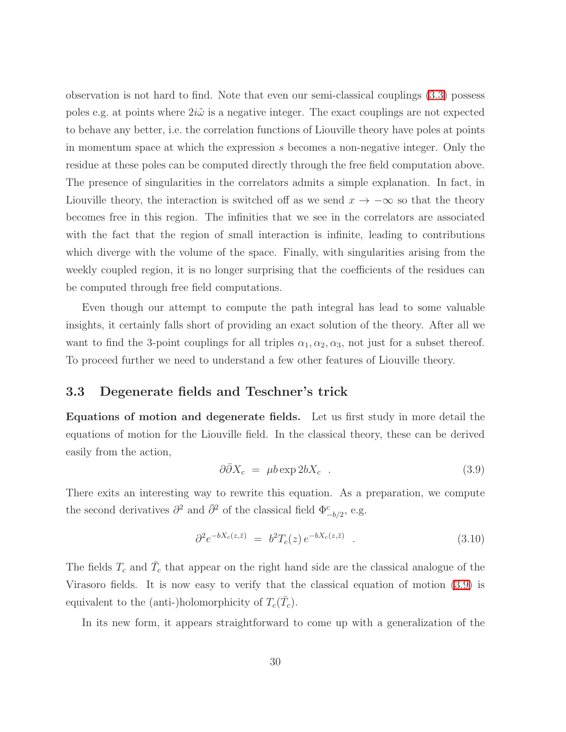observation is not hard to find. Note that even our semi-classical couplings (3.3) possess poles e.g. at points where $2i\tilde{\omega}$ is a negative integer. The exact couplings are not expected to behave any better, i.e. the correlation functions of Liouville theory have poles at points in momentum space at which the expression $s$ becomes a non-negative integer. Only the residue at these poles can be computed directly through the free field computation above. The presence of singularities in the correlators admits a simple explanation. In fact, in Liouville theory, the interaction is switched off as we send $x \to -\infty$ so that the theory becomes free in this region. The infinities that we see in the correlators are associated with the fact that the region of small interaction is infinite, leading to contributions which diverge with the volume of the space. Finally, with singularities arising from the weekly coupled region, it is no longer surprising that the coefficients of the residues can be computed through free field computations.

Even though our attempt to compute the path integral has lead to some valuable insights, it certainly falls short of providing an exact solution of the theory. After all we want to find the 3-point couplings for all triples $\alpha_1, \alpha_2, \alpha_3$, not just for a subset thereof. To proceed further we need to understand a few other features of Liouville theory.

### 3.3 Degenerate fields and Teschner's trick

**Equations of motion and degenerate fields.** Let us first study in more detail the equations of motion for the Liouville field. In the classical theory, these can be derived easily from the action,

$$\partial\bar{\partial}X_c \;=\; \mu b \exp 2bX_c \quad . \tag{3.9}$$

There exits an interesting way to rewrite this equation. As a preparation, we compute the second derivatives $\partial^2$ and $\bar{\partial}^2$ of the classical field $\Phi^c_{-b/2}$, e.g.

$$\partial^2 e^{-bX_c(z,\bar{z})} \;=\; b^2 T_c(z)\, e^{-bX_c(z,\bar{z})} \quad . \tag{3.10}$$

The fields $T_c$ and $\bar{T}_c$ that appear on the right hand side are the classical analogue of the Virasoro fields. It is now easy to verify that the classical equation of motion (3.9) is equivalent to the (anti-)holomorphicity of $T_c(\bar{T}_c)$.

In its new form, it appears straightforward to come up with a generalization of the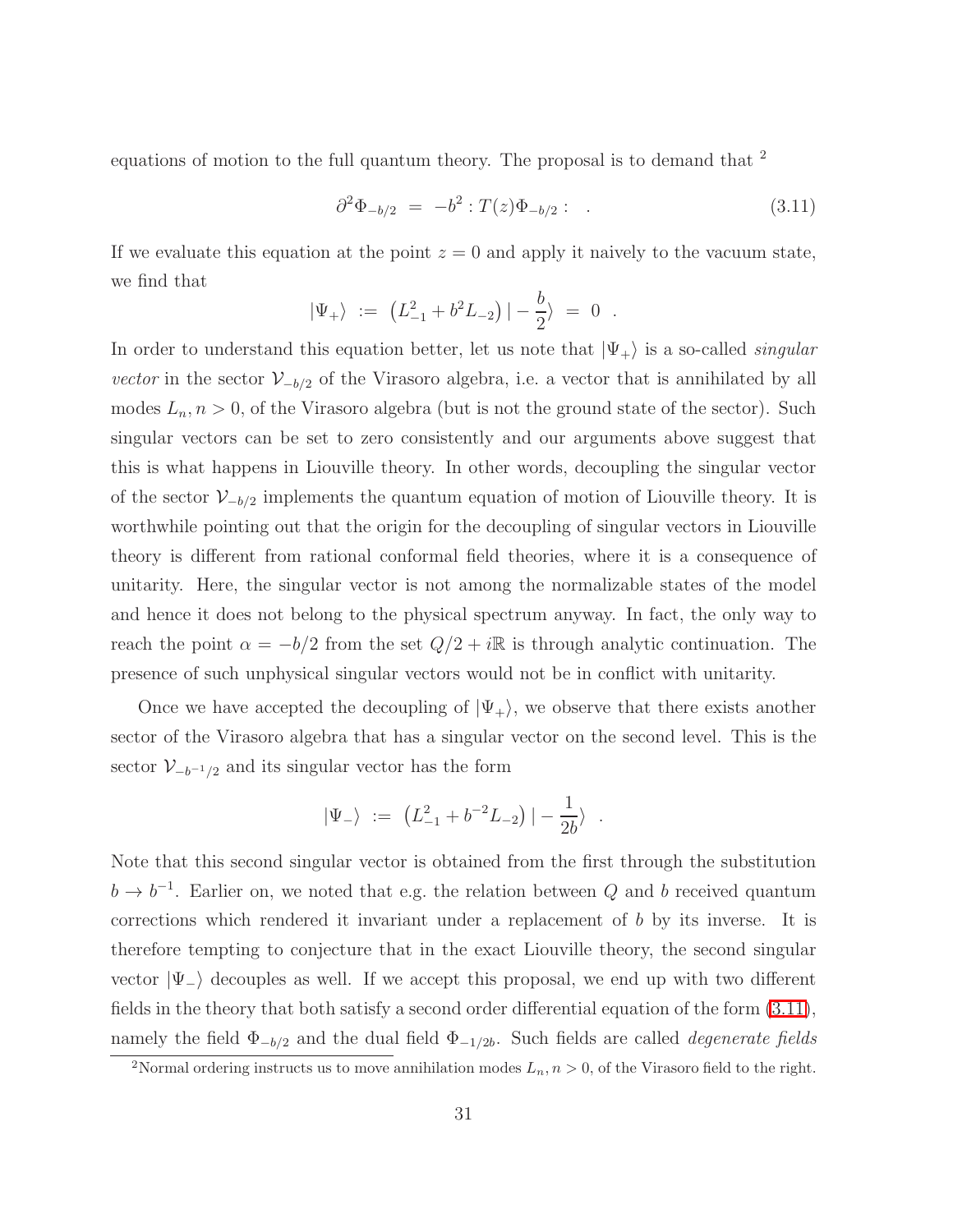equations of motion to the full quantum theory. The proposal is to demand that [2]

$$\partial^2 \Phi_{-b/2} \;=\; -b^2 :T(z)\Phi_{-b/2}: \quad . \tag{3.11}$$

If we evaluate this equation at the point $z = 0$ and apply it naively to the vacuum state, we find that

$$|\Psi_+\rangle \;:=\; \left(L_{-1}^2 + b^2 L_{-2}\right) | -\frac{b}{2}\rangle \;=\; 0 \quad .$$

In order to understand this equation better, let us note that $|\Psi_+\rangle$ is a so-called *singular vector* in the sector $\mathcal{V}_{-b/2}$ of the Virasoro algebra, i.e. a vector that is annihilated by all modes $L_n, n > 0$, of the Virasoro algebra (but is not the ground state of the sector). Such singular vectors can be set to zero consistently and our arguments above suggest that this is what happens in Liouville theory. In other words, decoupling the singular vector of the sector $\mathcal{V}_{-b/2}$ implements the quantum equation of motion of Liouville theory. It is worthwhile pointing out that the origin for the decoupling of singular vectors in Liouville theory is different from rational conformal field theories, where it is a consequence of unitarity. Here, the singular vector is not among the normalizable states of the model and hence it does not belong to the physical spectrum anyway. In fact, the only way to reach the point $\alpha = -b/2$ from the set $Q/2 + i\mathbb{R}$ is through analytic continuation. The presence of such unphysical singular vectors would not be in conflict with unitarity.

Once we have accepted the decoupling of $|\Psi_+\rangle$, we observe that there exists another sector of the Virasoro algebra that has a singular vector on the second level. This is the sector $\mathcal{V}_{-b^{-1}/2}$ and its singular vector has the form

$$|\Psi_-\rangle \;:=\; \left(L_{-1}^2 + b^{-2} L_{-2}\right) | -\frac{1}{2b}\rangle \quad .$$

Note that this second singular vector is obtained from the first through the substitution $b \to b^{-1}$. Earlier on, we noted that e.g. the relation between $Q$ and $b$ received quantum corrections which rendered it invariant under a replacement of $b$ by its inverse. It is therefore tempting to conjecture that in the exact Liouville theory, the second singular vector $|\Psi_-\rangle$ decouples as well. If we accept this proposal, we end up with two different fields in the theory that both satisfy a second order differential equation of the form (3.11), namely the field $\Phi_{-b/2}$ and the dual field $\Phi_{-1/2b}$. Such fields are called *degenerate fields*

[2] Normal ordering instructs us to move annihilation modes $L_n, n > 0$, of the Virasoro field to the right.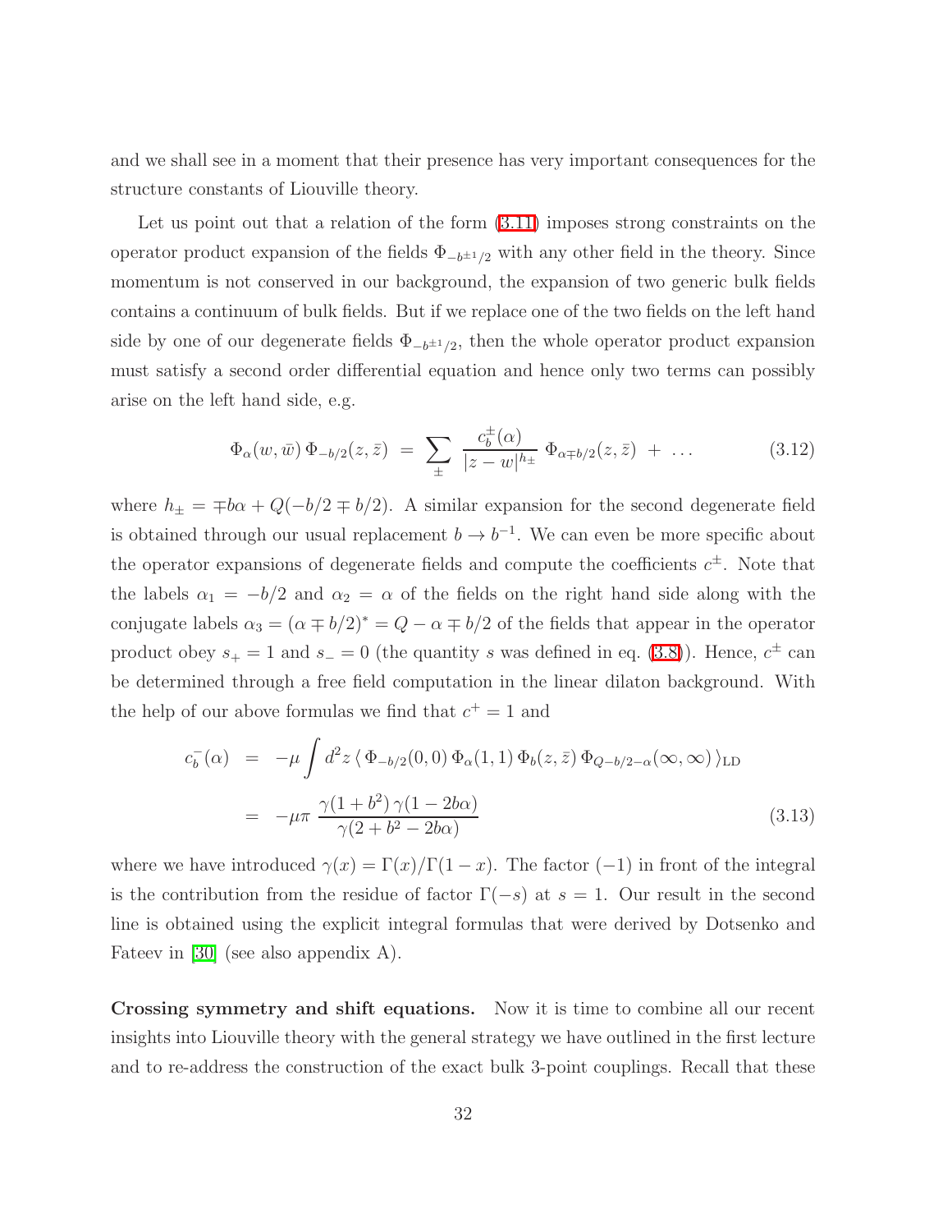and we shall see in a moment that their presence has very important consequences for the structure constants of Liouville theory.

Let us point out that a relation of the form (3.11) imposes strong constraints on the operator product expansion of the fields $\Phi_{-b^{\pm 1}/2}$ with any other field in the theory. Since momentum is not conserved in our background, the expansion of two generic bulk fields contains a continuum of bulk fields. But if we replace one of the two fields on the left hand side by one of our degenerate fields $\Phi_{-b^{\pm 1}/2}$, then the whole operator product expansion must satisfy a second order differential equation and hence only two terms can possibly arise on the left hand side, e.g.

$$\Phi_\alpha(w,\bar{w})\,\Phi_{-b/2}(z,\bar{z}) \;=\; \sum_{\pm} \frac{c_b^{\pm}(\alpha)}{|z-w|^{h_\pm}}\;\Phi_{\alpha \mp b/2}(z,\bar{z}) \;+\; \ldots \tag{3.12}$$

where $h_\pm = \mp b\alpha + Q(-b/2 \mp b/2)$. A similar expansion for the second degenerate field is obtained through our usual replacement $b \to b^{-1}$. We can even be more specific about the operator expansions of degenerate fields and compute the coefficients $c^\pm$. Note that the labels $\alpha_1 = -b/2$ and $\alpha_2 = \alpha$ of the fields on the right hand side along with the conjugate labels $\alpha_3 = (\alpha \mp b/2)^* = Q - \alpha \mp b/2$ of the fields that appear in the operator product obey $s_+ = 1$ and $s_- = 0$ (the quantity $s$ was defined in eq. (3.8)). Hence, $c^\pm$ can be determined through a free field computation in the linear dilaton background. With the help of our above formulas we find that $c^+ = 1$ and

$$\begin{aligned} c_b^-(\alpha) \;&=\; -\mu \int d^2z\, \langle\, \Phi_{-b/2}(0,0)\,\Phi_\alpha(1,1)\,\Phi_b(z,\bar{z})\,\Phi_{Q-b/2-\alpha}(\infty,\infty)\,\rangle_{\text{LD}} \\ &=\; -\mu\pi\,\frac{\gamma(1+b^2)\,\gamma(1-2b\alpha)}{\gamma(2+b^2-2b\alpha)} \end{aligned} \tag{3.13}$$

where we have introduced $\gamma(x) = \Gamma(x)/\Gamma(1-x)$. The factor $(-1)$ in front of the integral is the contribution from the residue of factor $\Gamma(-s)$ at $s=1$. Our result in the second line is obtained using the explicit integral formulas that were derived by Dotsenko and Fateev in [30] (see also appendix A).

**Crossing symmetry and shift equations.** Now it is time to combine all our recent insights into Liouville theory with the general strategy we have outlined in the first lecture and to re-address the construction of the exact bulk 3-point couplings. Recall that these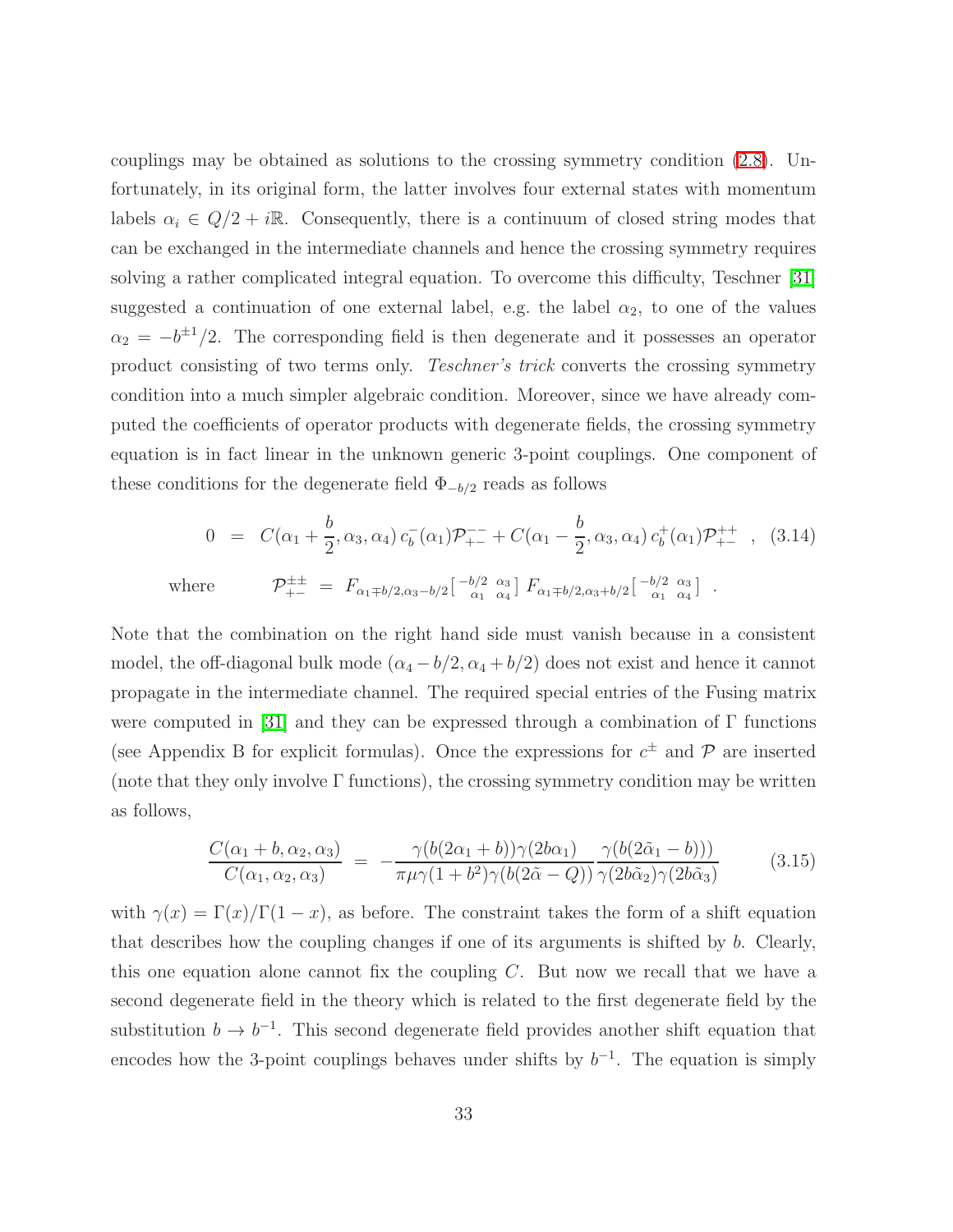couplings may be obtained as solutions to the crossing symmetry condition (2.8). Unfortunately, in its original form, the latter involves four external states with momentum labels $\alpha_i \in Q/2 + i\mathbb{R}$. Consequently, there is a continuum of closed string modes that can be exchanged in the intermediate channels and hence the crossing symmetry requires solving a rather complicated integral equation. To overcome this difficulty, Teschner [31] suggested a continuation of one external label, e.g. the label $\alpha_2$, to one of the values $\alpha_2 = -b^{\pm 1}/2$. The corresponding field is then degenerate and it possesses an operator product consisting of two terms only. *Teschner's trick* converts the crossing symmetry condition into a much simpler algebraic condition. Moreover, since we have already computed the coefficients of operator products with degenerate fields, the crossing symmetry equation is in fact linear in the unknown generic 3-point couplings. One component of these conditions for the degenerate field $\Phi_{-b/2}$ reads as follows

$$0 \;=\; C(\alpha_1 + \frac{b}{2}, \alpha_3, \alpha_4)\, c_b^-(\alpha_1)\mathcal{P}^{--}_{+-} + C(\alpha_1 - \frac{b}{2}, \alpha_3, \alpha_4)\, c_b^+(\alpha_1)\mathcal{P}^{++}_{+-} \quad , \quad (3.14)$$

$$\text{where} \qquad \mathcal{P}^{\pm\pm}_{+-} \;=\; F_{\alpha_1 \mp b/2, \alpha_3 - b/2}\left[\begin{smallmatrix} -b/2 & \alpha_3 \\ \alpha_1 & \alpha_4 \end{smallmatrix}\right] \, F_{\alpha_1 \mp b/2, \alpha_3 + b/2}\left[\begin{smallmatrix} -b/2 & \alpha_3 \\ \alpha_1 & \alpha_4 \end{smallmatrix}\right] \;.$$

Note that the combination on the right hand side must vanish because in a consistent model, the off-diagonal bulk mode $(\alpha_4 - b/2, \alpha_4 + b/2)$ does not exist and hence it cannot propagate in the intermediate channel. The required special entries of the Fusing matrix were computed in [31] and they can be expressed through a combination of $\Gamma$ functions (see Appendix B for explicit formulas). Once the expressions for $c^{\pm}$ and $\mathcal{P}$ are inserted (note that they only involve $\Gamma$ functions), the crossing symmetry condition may be written as follows,

$$\frac{C(\alpha_1 + b, \alpha_2, \alpha_3)}{C(\alpha_1, \alpha_2, \alpha_3)} \;=\; -\frac{\gamma(b(2\alpha_1 + b))\gamma(2b\alpha_1)}{\pi\mu\gamma(1 + b^2)\gamma(b(2\tilde{\alpha} - Q))} \frac{\gamma(b(2\tilde{\alpha}_1 - b)))}{\gamma(2b\tilde{\alpha}_2)\gamma(2b\tilde{\alpha}_3)} \qquad (3.15)$$

with $\gamma(x) = \Gamma(x)/\Gamma(1-x)$, as before. The constraint takes the form of a shift equation that describes how the coupling changes if one of its arguments is shifted by $b$. Clearly, this one equation alone cannot fix the coupling $C$. But now we recall that we have a second degenerate field in the theory which is related to the first degenerate field by the substitution $b \to b^{-1}$. This second degenerate field provides another shift equation that encodes how the 3-point couplings behaves under shifts by $b^{-1}$. The equation is simply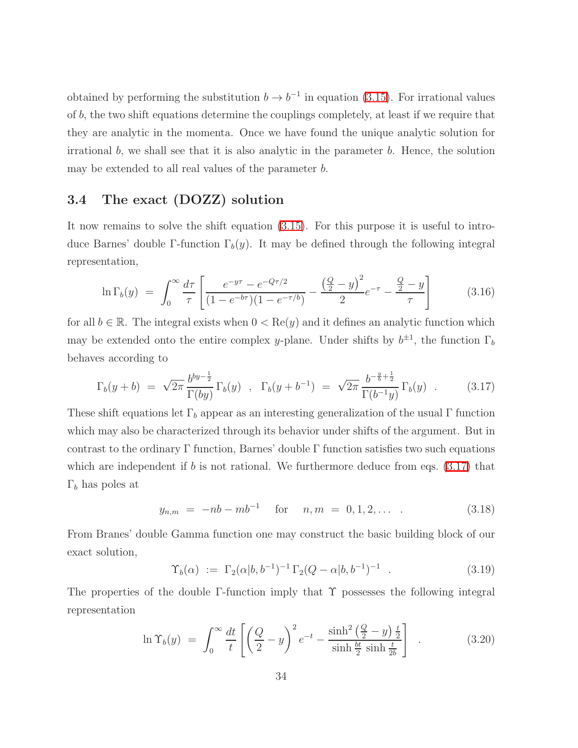obtained by performing the substitution $b \to b^{-1}$ in equation (3.15). For irrational values of $b$, the two shift equations determine the couplings completely, at least if we require that they are analytic in the momenta. Once we have found the unique analytic solution for irrational $b$, we shall see that it is also analytic in the parameter $b$. Hence, the solution may be extended to all real values of the parameter $b$.

### 3.4 The exact (DOZZ) solution

It now remains to solve the shift equation (3.15). For this purpose it is useful to introduce Barnes' double $\Gamma$-function $\Gamma_b(y)$. It may be defined through the following integral representation,

$$\ln \Gamma_b(y) \;=\; \int_0^\infty \frac{d\tau}{\tau} \left[ \frac{e^{-y\tau} - e^{-Q\tau/2}}{(1-e^{-b\tau})(1-e^{-\tau/b})} - \frac{\left(\frac{Q}{2}-y\right)^2}{2} e^{-\tau} - \frac{\frac{Q}{2}-y}{\tau} \right] \tag{3.16}$$

for all $b \in \mathbb{R}$. The integral exists when $0 < \mathrm{Re}(y)$ and it defines an analytic function which may be extended onto the entire complex $y$-plane. Under shifts by $b^{\pm 1}$, the function $\Gamma_b$ behaves according to

$$\Gamma_b(y+b) \;=\; \sqrt{2\pi}\, \frac{b^{by-\frac{1}{2}}}{\Gamma(by)}\, \Gamma_b(y) \quad , \quad \Gamma_b(y+b^{-1}) \;=\; \sqrt{2\pi}\, \frac{b^{-\frac{y}{b}+\frac{1}{2}}}{\Gamma(b^{-1}y)}\, \Gamma_b(y) \quad . \tag{3.17}$$

These shift equations let $\Gamma_b$ appear as an interesting generalization of the usual $\Gamma$ function which may also be characterized through its behavior under shifts of the argument. But in contrast to the ordinary $\Gamma$ function, Barnes' double $\Gamma$ function satisfies two such equations which are independent if $b$ is not rational. We furthermore deduce from eqs. (3.17) that $\Gamma_b$ has poles at

$$y_{n,m} \;=\; -nb - mb^{-1} \quad \text{ for } \quad n,m \;=\; 0,1,2,\ldots \quad . \tag{3.18}$$

From Branes' double Gamma function one may construct the basic building block of our exact solution,

$$\Upsilon_b(\alpha) \;:=\; \Gamma_2(\alpha|b,b^{-1})^{-1}\, \Gamma_2(Q-\alpha|b,b^{-1})^{-1} \quad . \tag{3.19}$$

The properties of the double $\Gamma$-function imply that $\Upsilon$ possesses the following integral representation

$$\ln \Upsilon_b(y) \;=\; \int_0^\infty \frac{dt}{t} \left[ \left(\frac{Q}{2}-y\right)^2 e^{-t} - \frac{\sinh^2\left(\frac{Q}{2}-y\right)\frac{t}{2}}{\sinh\frac{bt}{2}\,\sinh\frac{t}{2b}} \right] \quad . \tag{3.20}$$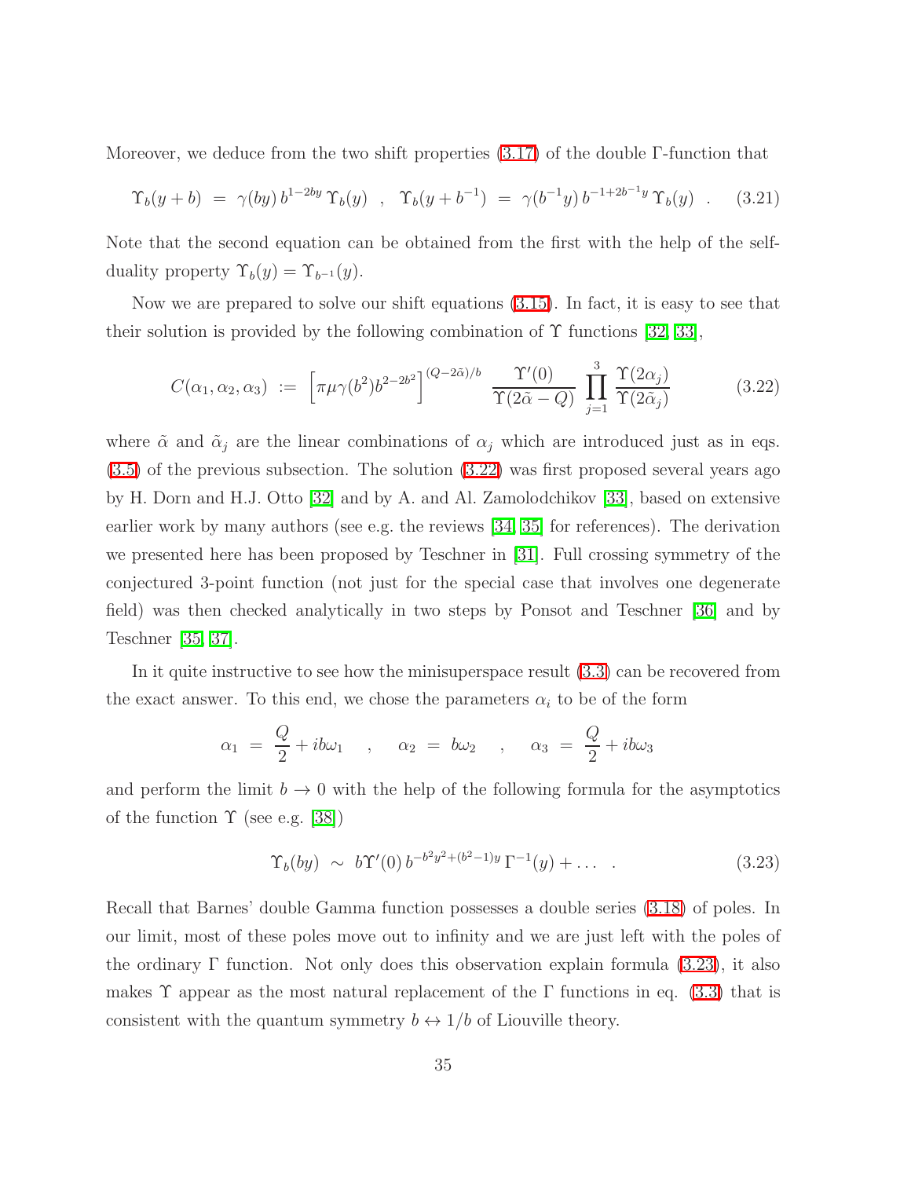Moreover, we deduce from the two shift properties (3.17) of the double Γ-function that

$$\Upsilon_b(y+b) \;=\; \gamma(by)\, b^{1-2by}\, \Upsilon_b(y) \quad , \quad \Upsilon_b(y+b^{-1}) \;=\; \gamma(b^{-1}y)\, b^{-1+2b^{-1}y}\, \Upsilon_b(y) \quad . \tag{3.21}$$

Note that the second equation can be obtained from the first with the help of the self-duality property $\Upsilon_b(y) = \Upsilon_{b^{-1}}(y)$.

Now we are prepared to solve our shift equations (3.15). In fact, it is easy to see that their solution is provided by the following combination of Υ functions [32, 33],

$$C(\alpha_1, \alpha_2, \alpha_3) \;:=\; \left[\pi\mu\gamma(b^2) b^{2-2b^2}\right]^{(Q-2\tilde{\alpha})/b} \; \frac{\Upsilon'(0)}{\Upsilon(2\tilde{\alpha}-Q)} \prod_{j=1}^{3} \frac{\Upsilon(2\alpha_j)}{\Upsilon(2\tilde{\alpha}_j)} \tag{3.22}$$

where $\tilde{\alpha}$ and $\tilde{\alpha}_j$ are the linear combinations of $\alpha_j$ which are introduced just as in eqs. (3.5) of the previous subsection. The solution (3.22) was first proposed several years ago by H. Dorn and H.J. Otto [32] and by A. and Al. Zamolodchikov [33], based on extensive earlier work by many authors (see e.g. the reviews [34, 35] for references). The derivation we presented here has been proposed by Teschner in [31]. Full crossing symmetry of the conjectured 3-point function (not just for the special case that involves one degenerate field) was then checked analytically in two steps by Ponsot and Teschner [36] and by Teschner [35, 37].

In it quite instructive to see how the minisuperspace result (3.3) can be recovered from the exact answer. To this end, we chose the parameters $\alpha_i$ to be of the form

$$\alpha_1 \;=\; \frac{Q}{2} + ib\omega_1 \quad , \quad \alpha_2 \;=\; b\omega_2 \quad , \quad \alpha_3 \;=\; \frac{Q}{2} + ib\omega_3$$

and perform the limit $b \to 0$ with the help of the following formula for the asymptotics of the function Υ (see e.g. [38])

$$\Upsilon_b(by) \;\sim\; b\Upsilon'(0)\, b^{-b^2y^2+(b^2-1)y}\, \Gamma^{-1}(y) + \dots \quad . \tag{3.23}$$

Recall that Barnes' double Gamma function possesses a double series (3.18) of poles. In our limit, most of these poles move out to infinity and we are just left with the poles of the ordinary Γ function. Not only does this observation explain formula (3.23), it also makes Υ appear as the most natural replacement of the Γ functions in eq. (3.3) that is consistent with the quantum symmetry $b \leftrightarrow 1/b$ of Liouville theory.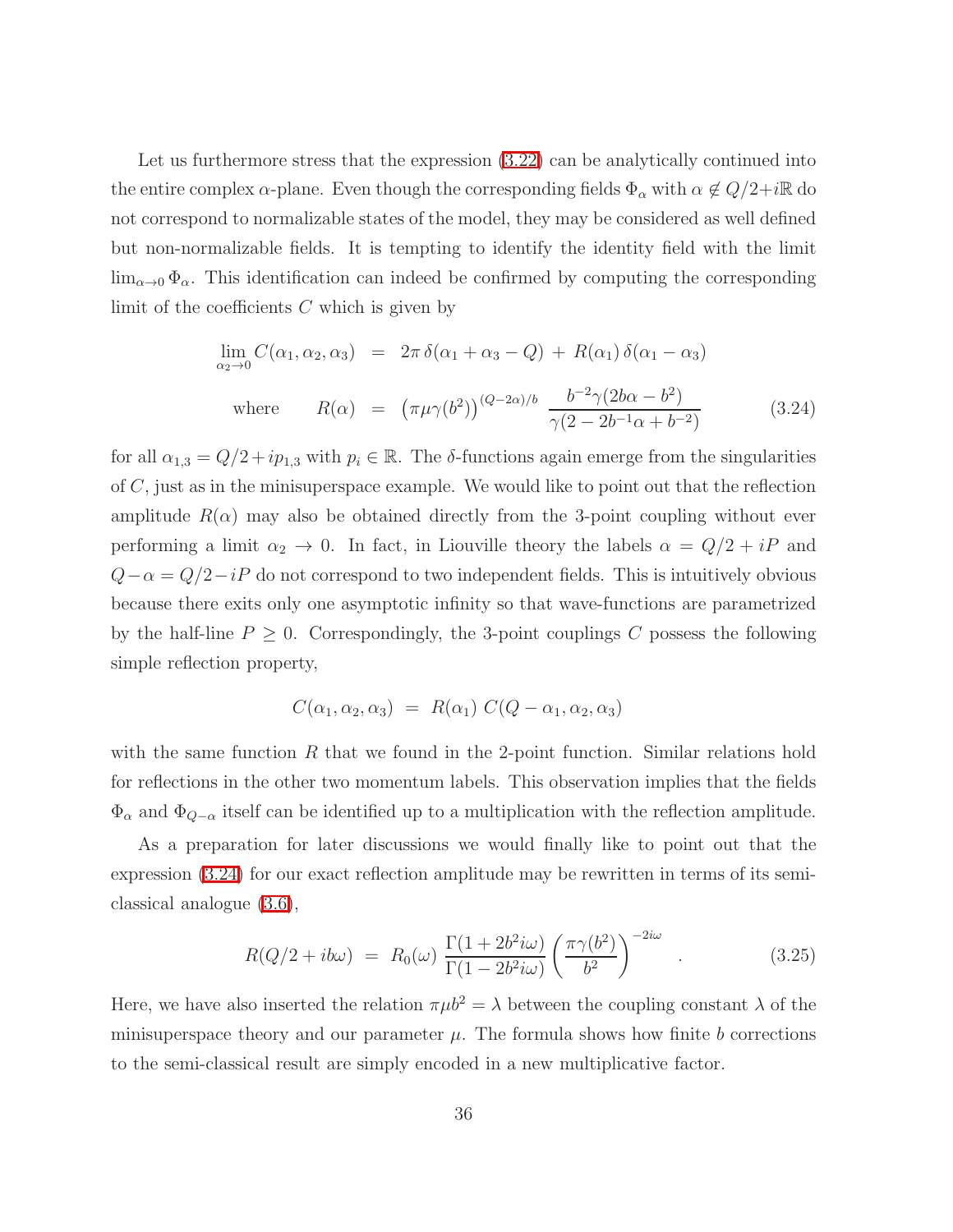Let us furthermore stress that the expression (3.22) can be analytically continued into the entire complex $\alpha$-plane. Even though the corresponding fields $\Phi_\alpha$ with $\alpha \notin Q/2 + i\mathbb{R}$ do not correspond to normalizable states of the model, they may be considered as well defined but non-normalizable fields. It is tempting to identify the identity field with the limit $\lim_{\alpha\to 0}\Phi_\alpha$. This identification can indeed be confirmed by computing the corresponding limit of the coefficients $C$ which is given by

$$
\begin{aligned}
\lim_{\alpha_2\to 0} C(\alpha_1,\alpha_2,\alpha_3) &= 2\pi\,\delta(\alpha_1+\alpha_3-Q) \,+\, R(\alpha_1)\,\delta(\alpha_1-\alpha_3) \\
\text{where} \qquad R(\alpha) &= \left(\pi\mu\gamma(b^2)\right)^{(Q-2\alpha)/b}\ \frac{b^{-2}\gamma(2b\alpha-b^2)}{\gamma(2-2b^{-1}\alpha+b^{-2})}
\end{aligned}
\tag{3.24}
$$

for all $\alpha_{1,3} = Q/2 + ip_{1,3}$ with $p_i \in \mathbb{R}$. The $\delta$-functions again emerge from the singularities of $C$, just as in the minisuperspace example. We would like to point out that the reflection amplitude $R(\alpha)$ may also be obtained directly from the 3-point coupling without ever performing a limit $\alpha_2 \to 0$. In fact, in Liouville theory the labels $\alpha = Q/2 + iP$ and $Q - \alpha = Q/2 - iP$ do not correspond to two independent fields. This is intuitively obvious because there exits only one asymptotic infinity so that wave-functions are parametrized by the half-line $P \geq 0$. Correspondingly, the 3-point couplings $C$ possess the following simple reflection property,

$$
C(\alpha_1,\alpha_2,\alpha_3) \;=\; R(\alpha_1)\; C(Q-\alpha_1,\alpha_2,\alpha_3)
$$

with the same function $R$ that we found in the 2-point function. Similar relations hold for reflections in the other two momentum labels. This observation implies that the fields $\Phi_\alpha$ and $\Phi_{Q-\alpha}$ itself can be identified up to a multiplication with the reflection amplitude.

As a preparation for later discussions we would finally like to point out that the expression (3.24) for our exact reflection amplitude may be rewritten in terms of its semi-classical analogue (3.6),

$$
R(Q/2 + ib\omega) \;=\; R_0(\omega)\,\frac{\Gamma(1+2b^2 i\omega)}{\Gamma(1-2b^2 i\omega)}\left(\frac{\pi\gamma(b^2)}{b^2}\right)^{-2i\omega} \quad . \tag{3.25}
$$

Here, we have also inserted the relation $\pi\mu b^2 = \lambda$ between the coupling constant $\lambda$ of the minisuperspace theory and our parameter $\mu$. The formula shows how finite $b$ corrections to the semi-classical result are simply encoded in a new multiplicative factor.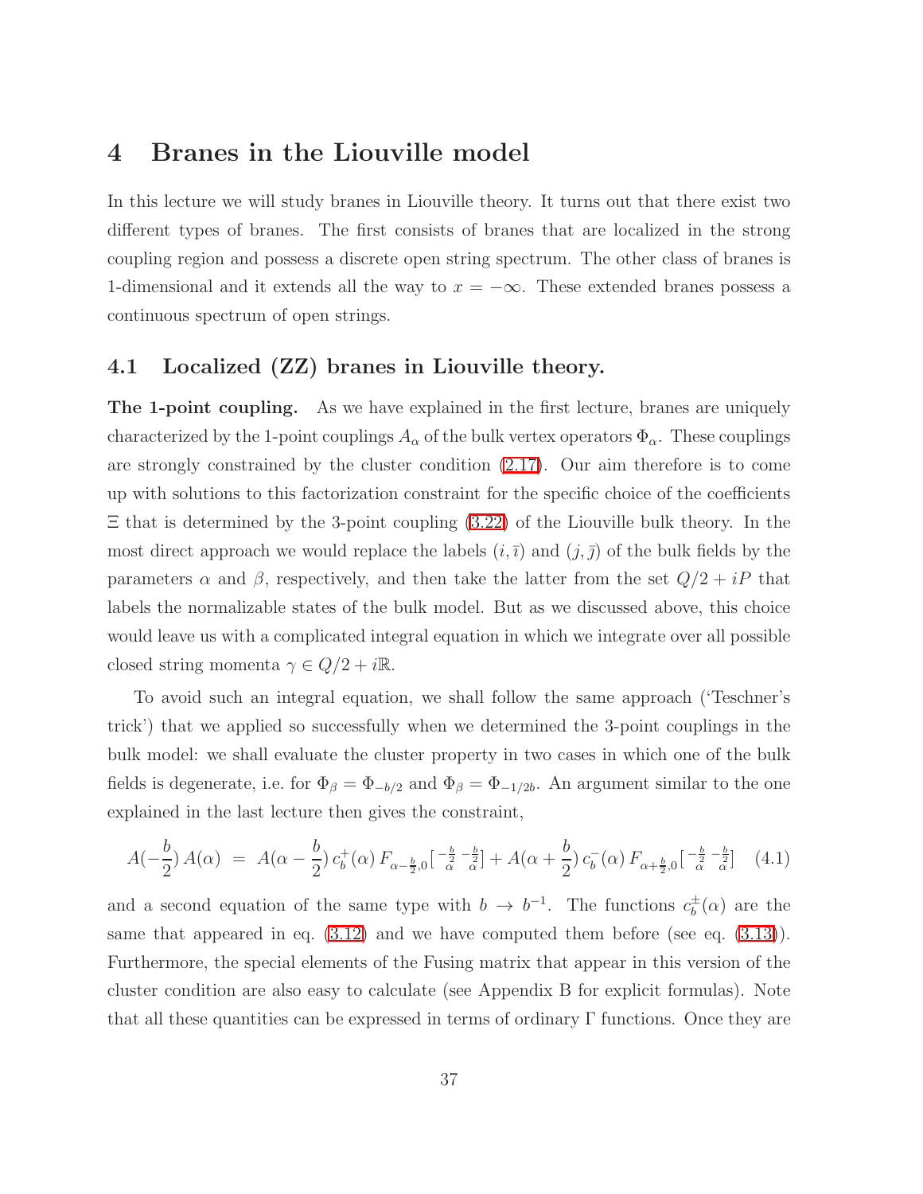# 4 Branes in the Liouville model

In this lecture we will study branes in Liouville theory. It turns out that there exist two different types of branes. The first consists of branes that are localized in the strong coupling region and possess a discrete open string spectrum. The other class of branes is 1-dimensional and it extends all the way to $x = -\infty$. These extended branes possess a continuous spectrum of open strings.

## 4.1 Localized (ZZ) branes in Liouville theory.

**The 1-point coupling.** As we have explained in the first lecture, branes are uniquely characterized by the 1-point couplings $A_\alpha$ of the bulk vertex operators $\Phi_\alpha$. These couplings are strongly constrained by the cluster condition (2.17). Our aim therefore is to come up with solutions to this factorization constraint for the specific choice of the coefficients $\Xi$ that is determined by the 3-point coupling (3.22) of the Liouville bulk theory. In the most direct approach we would replace the labels $(i, \bar{\imath})$ and $(j, \bar{\jmath})$ of the bulk fields by the parameters $\alpha$ and $\beta$, respectively, and then take the latter from the set $Q/2 + iP$ that labels the normalizable states of the bulk model. But as we discussed above, this choice would leave us with a complicated integral equation in which we integrate over all possible closed string momenta $\gamma \in Q/2 + i\mathbb{R}$.

To avoid such an integral equation, we shall follow the same approach ('Teschner's trick') that we applied so successfully when we determined the 3-point couplings in the bulk model: we shall evaluate the cluster property in two cases in which one of the bulk fields is degenerate, i.e. for $\Phi_\beta = \Phi_{-b/2}$ and $\Phi_\beta = \Phi_{-1/2b}$. An argument similar to the one explained in the last lecture then gives the constraint,

$$A(-\frac{b}{2})\, A(\alpha) \;=\; A(\alpha - \frac{b}{2})\, c_b^+(\alpha)\, F_{\alpha-\frac{b}{2},0}\big[\begin{smallmatrix} -\frac{b}{2} & -\frac{b}{2} \\ \alpha & \alpha \end{smallmatrix}\big] + A(\alpha + \frac{b}{2})\, c_b^-(\alpha)\, F_{\alpha+\frac{b}{2},0}\big[\begin{smallmatrix} -\frac{b}{2} & -\frac{b}{2} \\ \alpha & \alpha \end{smallmatrix}\big] \tag{4.1}$$

and a second equation of the same type with $b \to b^{-1}$. The functions $c_b^\pm(\alpha)$ are the same that appeared in eq. (3.12) and we have computed them before (see eq. (3.13)). Furthermore, the special elements of the Fusing matrix that appear in this version of the cluster condition are also easy to calculate (see Appendix B for explicit formulas). Note that all these quantities can be expressed in terms of ordinary $\Gamma$ functions. Once they are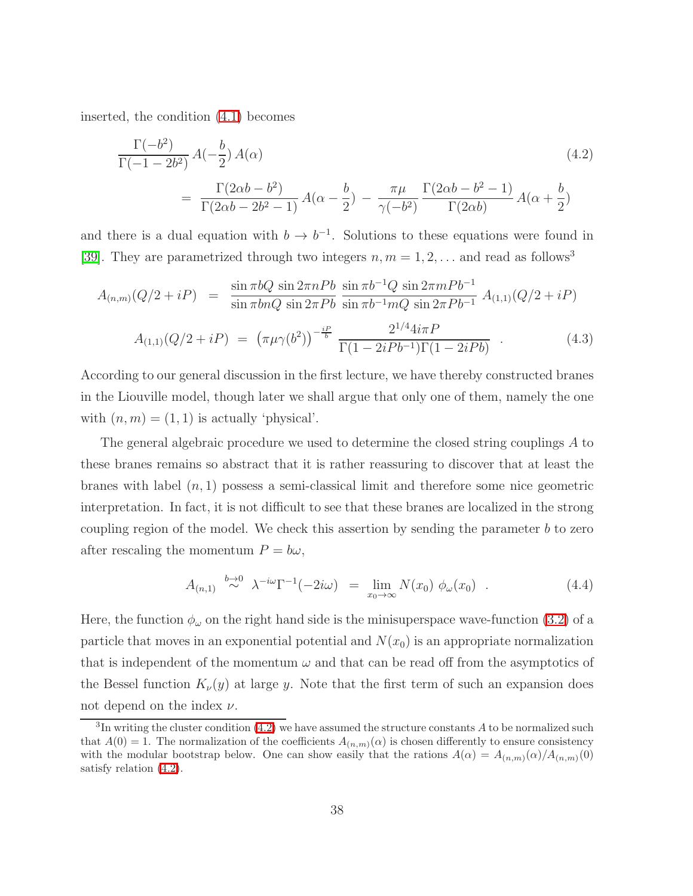inserted, the condition (4.1) becomes

$$
\begin{aligned}
\frac{\Gamma(-b^2)}{\Gamma(-1-2b^2)}\, A(-\frac{b}{2})\, A(\alpha) & \qquad\qquad\qquad\qquad\qquad\qquad\qquad\qquad\qquad\qquad (4.2)\\
= \; \frac{\Gamma(2\alpha b - b^2)}{\Gamma(2\alpha b - 2b^2 - 1)}\, A(\alpha - \frac{b}{2}) \; &- \; \frac{\pi\mu}{\gamma(-b^2)}\, \frac{\Gamma(2\alpha b - b^2 - 1)}{\Gamma(2\alpha b)}\, A(\alpha + \frac{b}{2})
\end{aligned}
$$

and there is a dual equation with $b \to b^{-1}$. Solutions to these equations were found in [39]. They are parametrized through two integers $n, m = 1, 2, \ldots$ and read as follows[3]

$$
\begin{aligned}
A_{(n,m)}(Q/2 + iP) \;&=\; \frac{\sin \pi b Q \, \sin 2\pi n P b}{\sin \pi b n Q \, \sin 2\pi P b}\, \frac{\sin \pi b^{-1} Q \, \sin 2\pi m P b^{-1}}{\sin \pi b^{-1} m Q \, \sin 2\pi P b^{-1}}\, A_{(1,1)}(Q/2 + iP) \\
A_{(1,1)}(Q/2 + iP) \;&=\; \left(\pi \mu \gamma(b^2)\right)^{-\frac{iP}{b}}\, \frac{2^{1/4} 4 i \pi P}{\Gamma(1 - 2iPb^{-1})\Gamma(1 - 2iPb)} \quad . \qquad (4.3)
\end{aligned}
$$

According to our general discussion in the first lecture, we have thereby constructed branes in the Liouville model, though later we shall argue that only one of them, namely the one with $(n, m) = (1, 1)$ is actually 'physical'.

The general algebraic procedure we used to determine the closed string couplings $A$ to these branes remains so abstract that it is rather reassuring to discover that at least the branes with label $(n, 1)$ possess a semi-classical limit and therefore some nice geometric interpretation. In fact, it is not difficult to see that these branes are localized in the strong coupling region of the model. We check this assertion by sending the parameter $b$ to zero after rescaling the momentum $P = b\omega$,

$$
A_{(n,1)} \;\stackrel{b \to 0}{\sim}\; \lambda^{-i\omega} \Gamma^{-1}(-2i\omega) \;=\; \lim_{x_0 \to \infty} N(x_0)\, \phi_\omega(x_0) \quad . \qquad (4.4)
$$

Here, the function $\phi_\omega$ on the right hand side is the minisuperspace wave-function (3.2) of a particle that moves in an exponential potential and $N(x_0)$ is an appropriate normalization that is independent of the momentum $\omega$ and that can be read off from the asymptotics of the Bessel function $K_\nu(y)$ at large $y$. Note that the first term of such an expansion does not depend on the index $\nu$.

[3] In writing the cluster condition (4.2) we have assumed the structure constants $A$ to be normalized such that $A(0) = 1$. The normalization of the coefficients $A_{(n,m)}(\alpha)$ is chosen differently to ensure consistency with the modular bootstrap below. One can show easily that the rations $A(\alpha) = A_{(n,m)}(\alpha)/A_{(n,m)}(0)$ satisfy relation (4.2).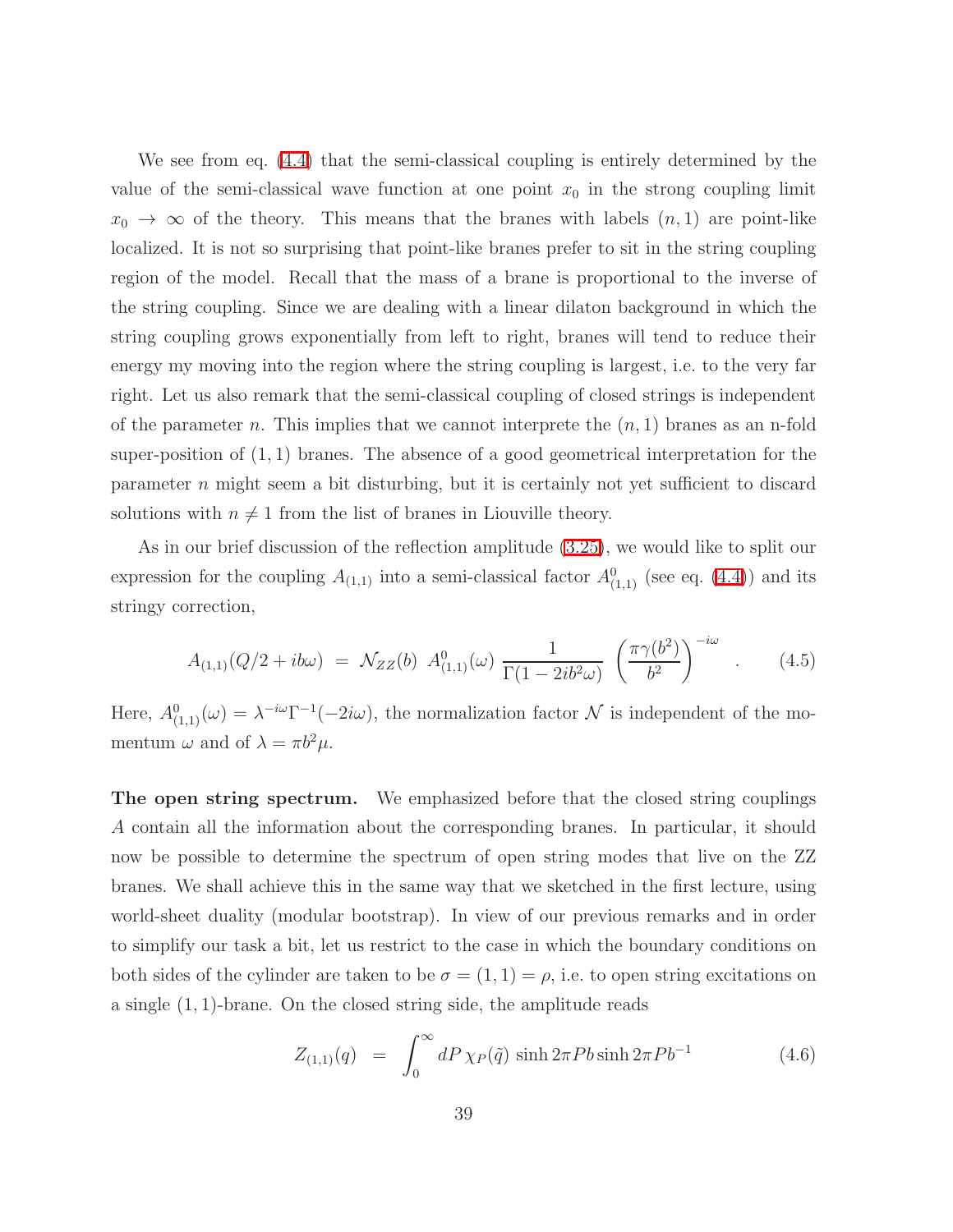We see from eq. (4.4) that the semi-classical coupling is entirely determined by the value of the semi-classical wave function at one point $x_0$ in the strong coupling limit $x_0 \to \infty$ of the theory. This means that the branes with labels $(n, 1)$ are point-like localized. It is not so surprising that point-like branes prefer to sit in the string coupling region of the model. Recall that the mass of a brane is proportional to the inverse of the string coupling. Since we are dealing with a linear dilaton background in which the string coupling grows exponentially from left to right, branes will tend to reduce their energy my moving into the region where the string coupling is largest, i.e. to the very far right. Let us also remark that the semi-classical coupling of closed strings is independent of the parameter $n$. This implies that we cannot interprete the $(n, 1)$ branes as an n-fold super-position of $(1, 1)$ branes. The absence of a good geometrical interpretation for the parameter $n$ might seem a bit disturbing, but it is certainly not yet sufficient to discard solutions with $n \neq 1$ from the list of branes in Liouville theory.

As in our brief discussion of the reflection amplitude (3.25), we would like to split our expression for the coupling $A_{(1,1)}$ into a semi-classical factor $A^0_{(1,1)}$ (see eq. (4.4)) and its stringy correction,

$$A_{(1,1)}(Q/2 + ib\omega) \;=\; \mathcal{N}_{ZZ}(b)\;A^0_{(1,1)}(\omega)\;\frac{1}{\Gamma(1 - 2ib^2\omega)}\;\left(\frac{\pi\gamma(b^2)}{b^2}\right)^{-i\omega} \quad . \tag{4.5}$$

Here, $A^0_{(1,1)}(\omega) = \lambda^{-i\omega}\Gamma^{-1}(-2i\omega)$, the normalization factor $\mathcal{N}$ is independent of the momentum $\omega$ and of $\lambda = \pi b^2 \mu$.

**The open string spectrum.** We emphasized before that the closed string couplings $A$ contain all the information about the corresponding branes. In particular, it should now be possible to determine the spectrum of open string modes that live on the ZZ branes. We shall achieve this in the same way that we sketched in the first lecture, using world-sheet duality (modular bootstrap). In view of our previous remarks and in order to simplify our task a bit, let us restrict to the case in which the boundary conditions on both sides of the cylinder are taken to be $\sigma = (1, 1) = \rho$, i.e. to open string excitations on a single $(1, 1)$-brane. On the closed string side, the amplitude reads

$$Z_{(1,1)}(q) \quad = \quad \int_0^\infty dP\,\chi_P(\tilde{q})\,\sinh 2\pi P b \sinh 2\pi P b^{-1} \tag{4.6}$$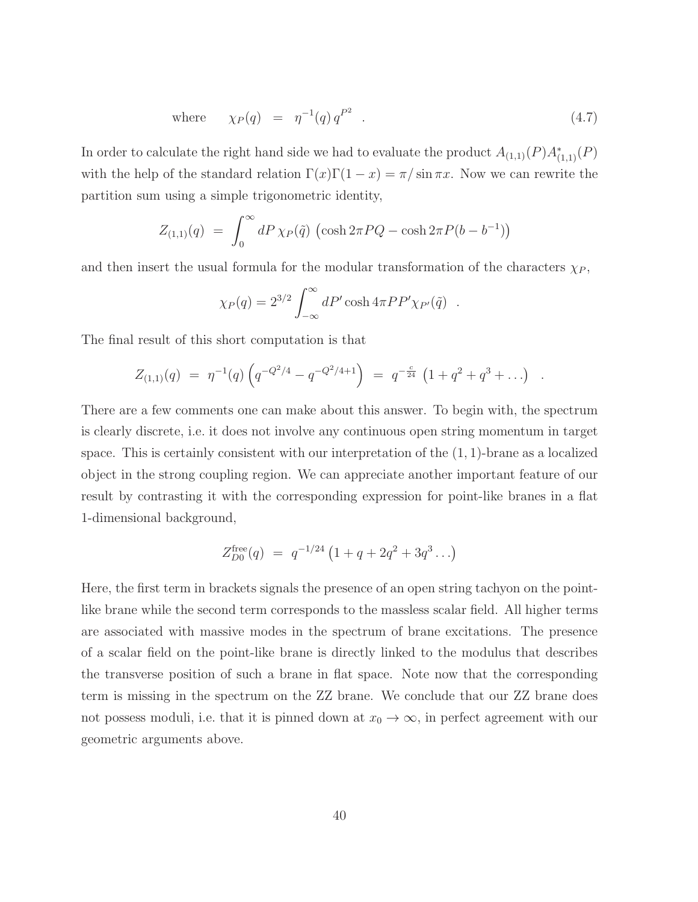$$\text{where} \qquad \chi_P(q) \ = \ \eta^{-1}(q)\, q^{P^2} \quad . \tag{4.7}$$

In order to calculate the right hand side we had to evaluate the product $A_{(1,1)}(P)A^*_{(1,1)}(P)$ with the help of the standard relation $\Gamma(x)\Gamma(1-x) = \pi/\sin \pi x$. Now we can rewrite the partition sum using a simple trigonometric identity,

$$Z_{(1,1)}(q) \ = \ \int_0^\infty dP\, \chi_P(\tilde{q}) \, \left(\cosh 2\pi P Q - \cosh 2\pi P(b - b^{-1})\right)$$

and then insert the usual formula for the modular transformation of the characters $\chi_P$,

$$\chi_P(q) = 2^{3/2} \int_{-\infty}^{\infty} dP' \cosh 4\pi P P' \chi_{P'}(\tilde{q}) \quad .$$

The final result of this short computation is that

$$Z_{(1,1)}(q) \ = \ \eta^{-1}(q) \left( q^{-Q^2/4} - q^{-Q^2/4+1} \right) \ = \ q^{-\frac{c}{24}} \left(1 + q^2 + q^3 + \dots\right) \quad .$$

There are a few comments one can make about this answer. To begin with, the spectrum is clearly discrete, i.e. it does not involve any continuous open string momentum in target space. This is certainly consistent with our interpretation of the $(1,1)$-brane as a localized object in the strong coupling region. We can appreciate another important feature of our result by contrasting it with the corresponding expression for point-like branes in a flat 1-dimensional background,

$$Z^{\text{free}}_{D0}(q) \ = \ q^{-1/24} \left(1 + q + 2q^2 + 3q^3 \dots\right)$$

Here, the first term in brackets signals the presence of an open string tachyon on the point-like brane while the second term corresponds to the massless scalar field. All higher terms are associated with massive modes in the spectrum of brane excitations. The presence of a scalar field on the point-like brane is directly linked to the modulus that describes the transverse position of such a brane in flat space. Note now that the corresponding term is missing in the spectrum on the ZZ brane. We conclude that our ZZ brane does not possess moduli, i.e. that it is pinned down at $x_0 \to \infty$, in perfect agreement with our geometric arguments above.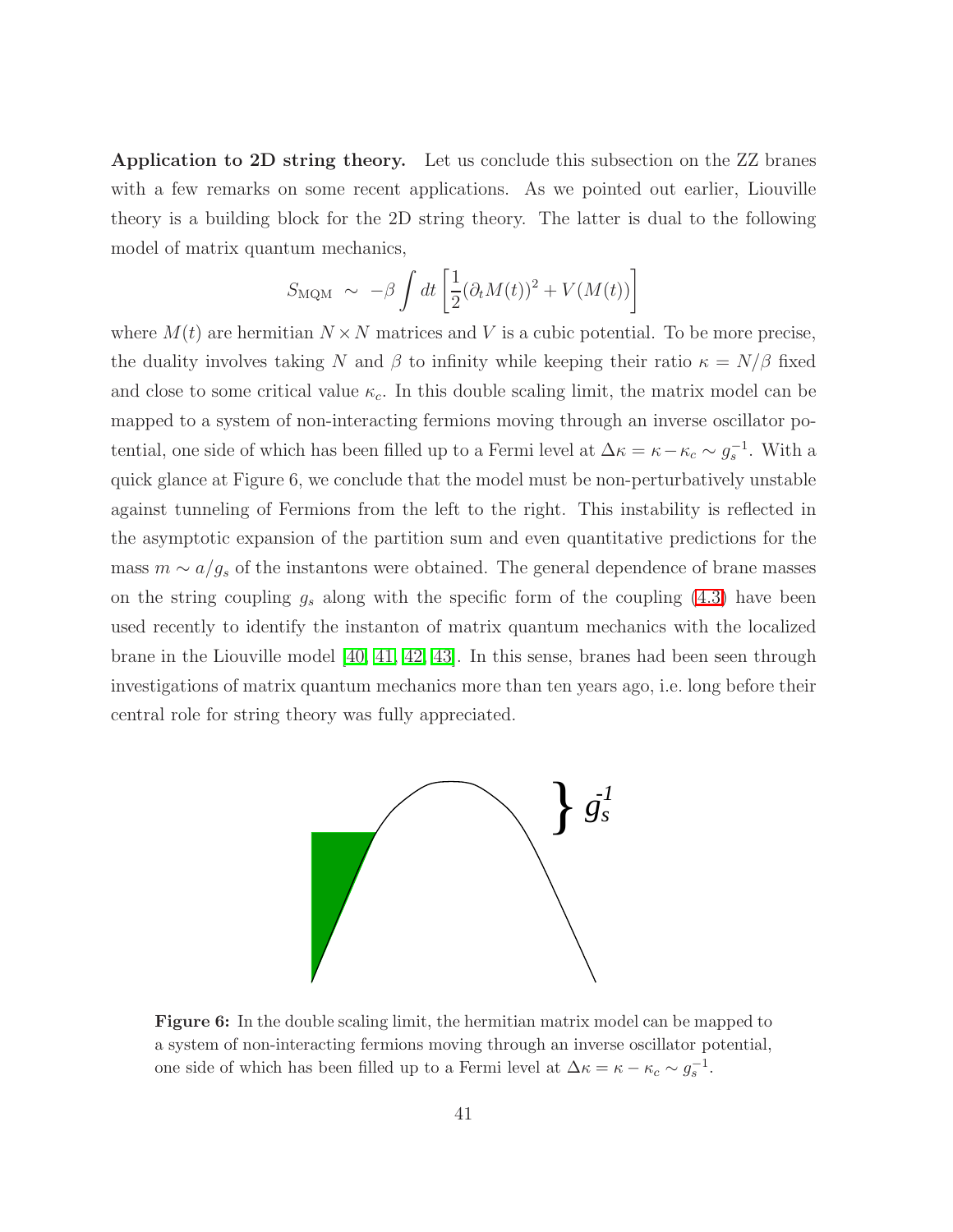**Application to 2D string theory.** Let us conclude this subsection on the ZZ branes with a few remarks on some recent applications. As we pointed out earlier, Liouville theory is a building block for the 2D string theory. The latter is dual to the following model of matrix quantum mechanics,

$$S_{\mathrm{MQM}} \sim -\beta \int dt \left[\frac{1}{2}(\partial_t M(t))^2 + V(M(t))\right]$$

where $M(t)$ are hermitian $N \times N$ matrices and $V$ is a cubic potential. To be more precise, the duality involves taking $N$ and $\beta$ to infinity while keeping their ratio $\kappa = N/\beta$ fixed and close to some critical value $\kappa_c$. In this double scaling limit, the matrix model can be mapped to a system of non-interacting fermions moving through an inverse oscillator potential, one side of which has been filled up to a Fermi level at $\Delta\kappa = \kappa - \kappa_c \sim g_s^{-1}$. With a quick glance at Figure 6, we conclude that the model must be non-perturbatively unstable against tunneling of Fermions from the left to the right. This instability is reflected in the asymptotic expansion of the partition sum and even quantitative predictions for the mass $m \sim a/g_s$ of the instantons were obtained. The general dependence of brane masses on the string coupling $g_s$ along with the specific form of the coupling (4.3) have been used recently to identify the instanton of matrix quantum mechanics with the localized brane in the Liouville model [40, 41, 42, 43]. In this sense, branes had been seen through investigations of matrix quantum mechanics more than ten years ago, i.e. long before their central role for string theory was fully appreciated.

**Figure 6:** In the double scaling limit, the hermitian matrix model can be mapped to a system of non-interacting fermions moving through an inverse oscillator potential, one side of which has been filled up to a Fermi level at $\Delta\kappa = \kappa - \kappa_c \sim g_s^{-1}$.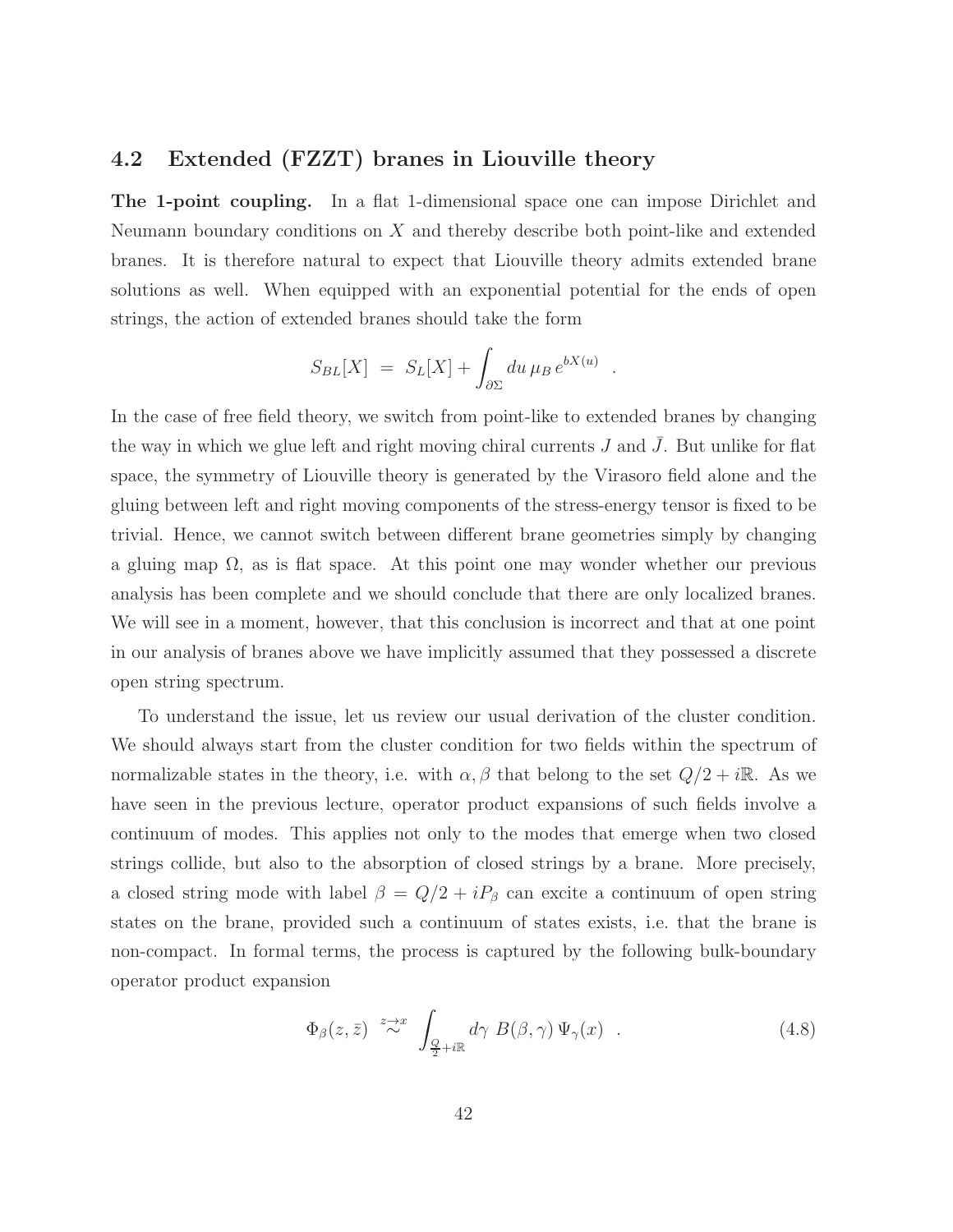## 4.2 Extended (FZZT) branes in Liouville theory

**The 1-point coupling.** In a flat 1-dimensional space one can impose Dirichlet and Neumann boundary conditions on $X$ and thereby describe both point-like and extended branes. It is therefore natural to expect that Liouville theory admits extended brane solutions as well. When equipped with an exponential potential for the ends of open strings, the action of extended branes should take the form

$$S_{BL}[X] \; = \; S_L[X] + \int_{\partial\Sigma} du \, \mu_B \, e^{bX(u)} \quad .$$

In the case of free field theory, we switch from point-like to extended branes by changing the way in which we glue left and right moving chiral currents $J$ and $\bar{J}$. But unlike for flat space, the symmetry of Liouville theory is generated by the Virasoro field alone and the gluing between left and right moving components of the stress-energy tensor is fixed to be trivial. Hence, we cannot switch between different brane geometries simply by changing a gluing map $\Omega$, as is flat space. At this point one may wonder whether our previous analysis has been complete and we should conclude that there are only localized branes. We will see in a moment, however, that this conclusion is incorrect and that at one point in our analysis of branes above we have implicitly assumed that they possessed a discrete open string spectrum.

To understand the issue, let us review our usual derivation of the cluster condition. We should always start from the cluster condition for two fields within the spectrum of normalizable states in the theory, i.e. with $\alpha, \beta$ that belong to the set $Q/2 + i\mathbb{R}$. As we have seen in the previous lecture, operator product expansions of such fields involve a continuum of modes. This applies not only to the modes that emerge when two closed strings collide, but also to the absorption of closed strings by a brane. More precisely, a closed string mode with label $\beta = Q/2 + iP_\beta$ can excite a continuum of open string states on the brane, provided such a continuum of states exists, i.e. that the brane is non-compact. In formal terms, the process is captured by the following bulk-boundary operator product expansion

$$\Phi_\beta(z, \bar{z}) \;\stackrel{z \to x}{\sim}\; \int_{\frac{Q}{2}+i\mathbb{R}} d\gamma \; B(\beta, \gamma) \, \Psi_\gamma(x) \quad . \tag{4.8}$$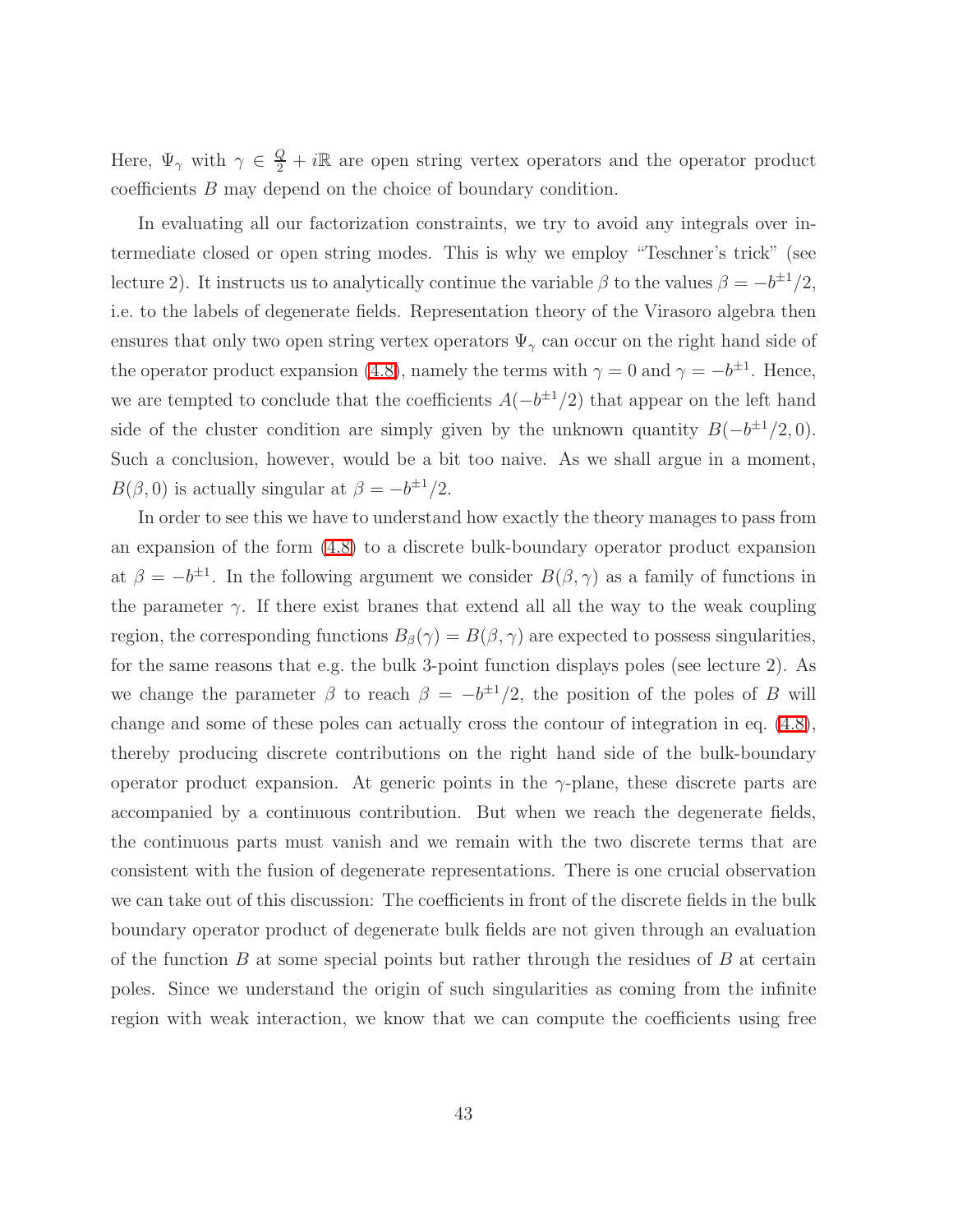Here, $\Psi_\gamma$ with $\gamma \in \frac{Q}{2} + i\mathbb{R}$ are open string vertex operators and the operator product coefficients $B$ may depend on the choice of boundary condition.

In evaluating all our factorization constraints, we try to avoid any integrals over intermediate closed or open string modes. This is why we employ "Teschner's trick" (see lecture 2). It instructs us to analytically continue the variable $\beta$ to the values $\beta = -b^{\pm 1}/2$, i.e. to the labels of degenerate fields. Representation theory of the Virasoro algebra then ensures that only two open string vertex operators $\Psi_\gamma$ can occur on the right hand side of the operator product expansion (4.8), namely the terms with $\gamma = 0$ and $\gamma = -b^{\pm 1}$. Hence, we are tempted to conclude that the coefficients $A(-b^{\pm 1}/2)$ that appear on the left hand side of the cluster condition are simply given by the unknown quantity $B(-b^{\pm 1}/2, 0)$. Such a conclusion, however, would be a bit too naive. As we shall argue in a moment, $B(\beta, 0)$ is actually singular at $\beta = -b^{\pm 1}/2$.

In order to see this we have to understand how exactly the theory manages to pass from an expansion of the form (4.8) to a discrete bulk-boundary operator product expansion at $\beta = -b^{\pm 1}$. In the following argument we consider $B(\beta, \gamma)$ as a family of functions in the parameter $\gamma$. If there exist branes that extend all all the way to the weak coupling region, the corresponding functions $B_\beta(\gamma) = B(\beta, \gamma)$ are expected to possess singularities, for the same reasons that e.g. the bulk 3-point function displays poles (see lecture 2). As we change the parameter $\beta$ to reach $\beta = -b^{\pm 1}/2$, the position of the poles of $B$ will change and some of these poles can actually cross the contour of integration in eq. (4.8), thereby producing discrete contributions on the right hand side of the bulk-boundary operator product expansion. At generic points in the $\gamma$-plane, these discrete parts are accompanied by a continuous contribution. But when we reach the degenerate fields, the continuous parts must vanish and we remain with the two discrete terms that are consistent with the fusion of degenerate representations. There is one crucial observation we can take out of this discussion: The coefficients in front of the discrete fields in the bulk boundary operator product of degenerate bulk fields are not given through an evaluation of the function $B$ at some special points but rather through the residues of $B$ at certain poles. Since we understand the origin of such singularities as coming from the infinite region with weak interaction, we know that we can compute the coefficients using free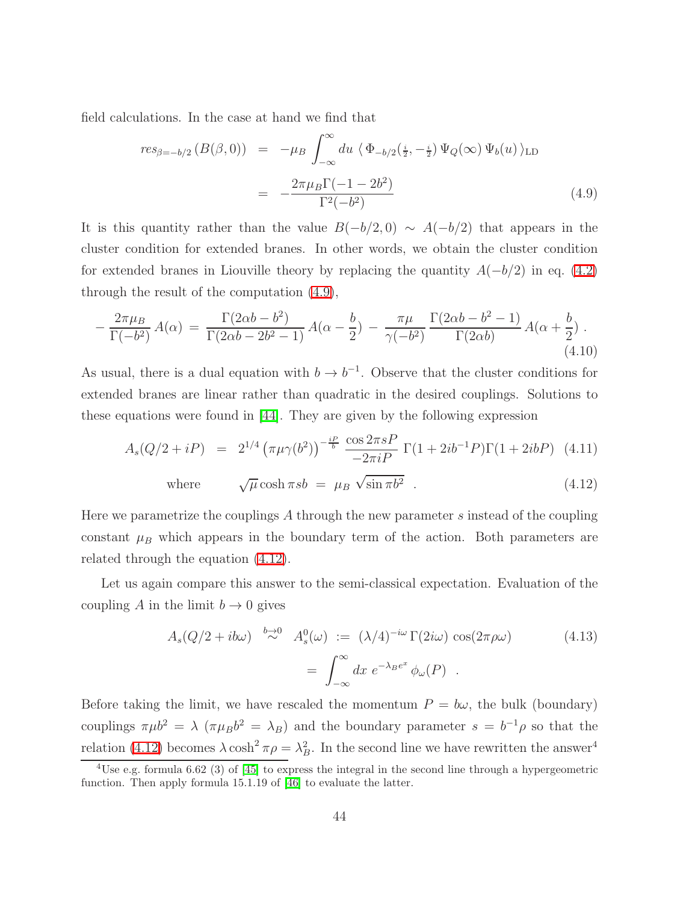field calculations. In the case at hand we find that

$$
\begin{aligned}
res_{\beta=-b/2}\left(B(\beta,0)\right) &= -\mu_B \int_{-\infty}^{\infty} du \, \langle \, \Phi_{-b/2}(\tfrac{i}{2},-\tfrac{i}{2}) \, \Psi_Q(\infty) \, \Psi_b(u) \, \rangle_{\rm LD} \\
&= -\frac{2\pi\mu_B \Gamma(-1-2b^2)}{\Gamma^2(-b^2)}
\end{aligned}
\tag{4.9}
$$

It is this quantity rather than the value $B(-b/2,0) \sim A(-b/2)$ that appears in the cluster condition for extended branes. In other words, we obtain the cluster condition for extended branes in Liouville theory by replacing the quantity $A(-b/2)$ in eq. (4.2) through the result of the computation (4.9),

$$
-\frac{2\pi\mu_B}{\Gamma(-b^2)} \, A(\alpha) \, = \, \frac{\Gamma(2\alpha b - b^2)}{\Gamma(2\alpha b - 2b^2 - 1)} \, A(\alpha - \frac{b}{2}) \, - \, \frac{\pi\mu}{\gamma(-b^2)} \, \frac{\Gamma(2\alpha b - b^2 - 1)}{\Gamma(2\alpha b)} \, A(\alpha + \frac{b}{2}) \; . \tag{4.10}
$$

As usual, there is a dual equation with $b \to b^{-1}$. Observe that the cluster conditions for extended branes are linear rather than quadratic in the desired couplings. Solutions to these equations were found in [44]. They are given by the following expression

$$
A_s(Q/2+iP) \;\; = \;\; 2^{1/4} \left(\pi\mu\gamma(b^2)\right)^{-\frac{iP}{b}} \, \frac{\cos 2\pi s P}{-2\pi i P} \, \Gamma(1+2ib^{-1}P)\Gamma(1+2ibP) \tag{4.11}
$$

$$
\text{where} \qquad \sqrt{\mu} \cosh \pi s b \;\; = \;\; \mu_B \, \sqrt{\sin \pi b^2} \;\; . \tag{4.12}
$$

Here we parametrize the couplings $A$ through the new parameter $s$ instead of the coupling constant $\mu_B$ which appears in the boundary term of the action. Both parameters are related through the equation (4.12).

Let us again compare this answer to the semi-classical expectation. Evaluation of the coupling $A$ in the limit $b \to 0$ gives

$$
\begin{aligned}
A_s(Q/2+ib\omega) \;\; &\overset{b\to 0}{\sim} \;\; A^0_s(\omega) \; := \; (\lambda/4)^{-i\omega} \, \Gamma(2i\omega) \, \cos(2\pi\rho\omega) \\
&= \int_{-\infty}^{\infty} dx \; e^{-\lambda_B e^x} \, \phi_\omega(P) \;\; .
\end{aligned}
\tag{4.13}
$$

Before taking the limit, we have rescaled the momentum $P = b\omega$, the bulk (boundary) couplings $\pi\mu b^2 = \lambda$ ($\pi\mu_B b^2 = \lambda_B$) and the boundary parameter $s = b^{-1}\rho$ so that the relation (4.12) becomes $\lambda \cosh^2 \pi\rho = \lambda_B^2$. In the second line we have rewritten the answer[4]

[4] Use e.g. formula 6.62 (3) of [45] to express the integral in the second line through a hypergeometric function. Then apply formula 15.1.19 of [46] to evaluate the latter.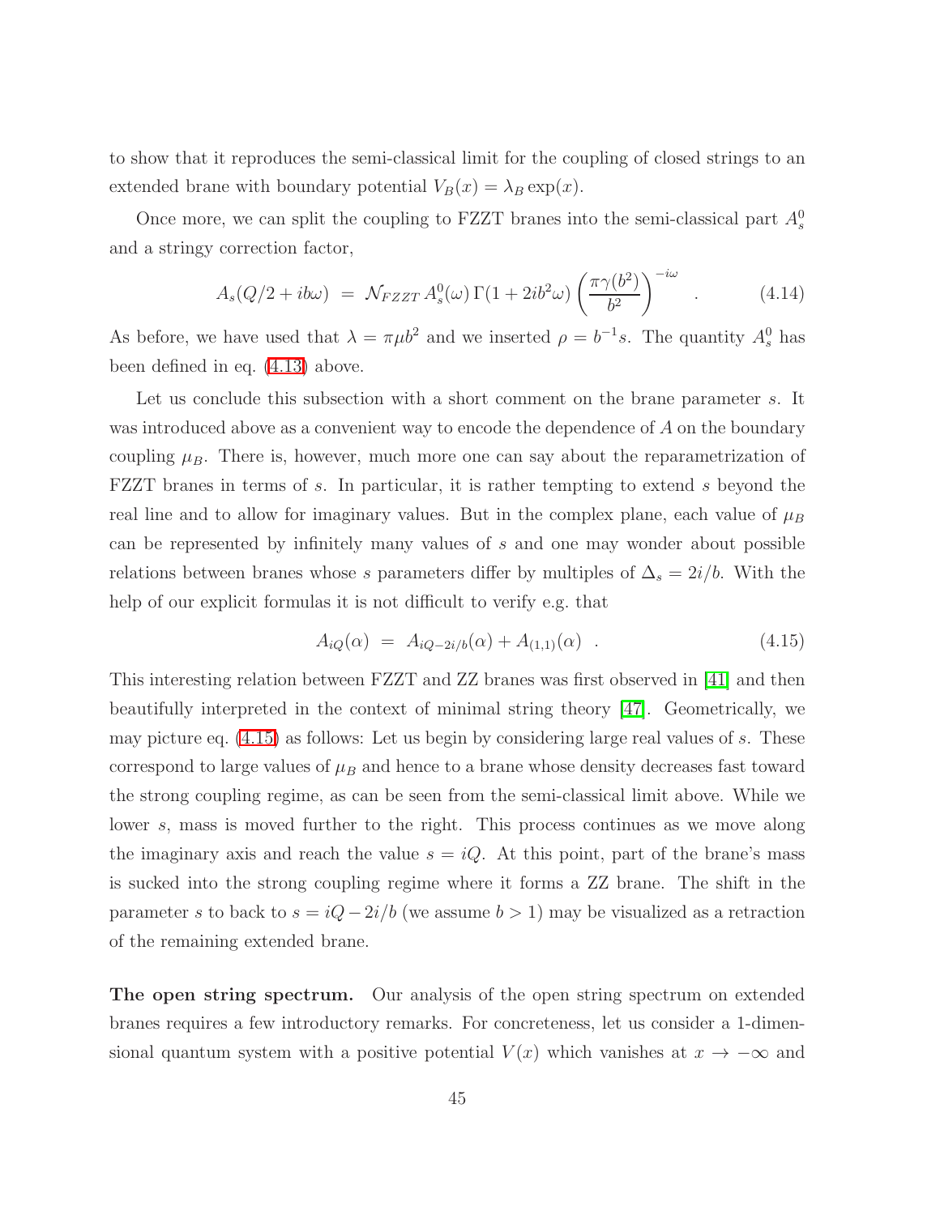to show that it reproduces the semi-classical limit for the coupling of closed strings to an extended brane with boundary potential $V_B(x) = \lambda_B \exp(x)$.

Once more, we can split the coupling to FZZT branes into the semi-classical part $A_s^0$ and a stringy correction factor,

$$A_s(Q/2 + ib\omega) \;=\; \mathcal{N}_{FZZT}\, A_s^0(\omega)\, \Gamma(1 + 2ib^2\omega) \left(\frac{\pi\gamma(b^2)}{b^2}\right)^{-i\omega} \quad . \tag{4.14}$$

As before, we have used that $\lambda = \pi\mu b^2$ and we inserted $\rho = b^{-1}s$. The quantity $A_s^0$ has been defined in eq. (4.13) above.

Let us conclude this subsection with a short comment on the brane parameter $s$. It was introduced above as a convenient way to encode the dependence of $A$ on the boundary coupling $\mu_B$. There is, however, much more one can say about the reparametrization of FZZT branes in terms of $s$. In particular, it is rather tempting to extend $s$ beyond the real line and to allow for imaginary values. But in the complex plane, each value of $\mu_B$ can be represented by infinitely many values of $s$ and one may wonder about possible relations between branes whose $s$ parameters differ by multiples of $\Delta_s = 2i/b$. With the help of our explicit formulas it is not difficult to verify e.g. that

$$A_{iQ}(\alpha) \;=\; A_{iQ-2i/b}(\alpha) + A_{(1,1)}(\alpha) \quad . \tag{4.15}$$

This interesting relation between FZZT and ZZ branes was first observed in [41] and then beautifully interpreted in the context of minimal string theory [47]. Geometrically, we may picture eq. (4.15) as follows: Let us begin by considering large real values of $s$. These correspond to large values of $\mu_B$ and hence to a brane whose density decreases fast toward the strong coupling regime, as can be seen from the semi-classical limit above. While we lower $s$, mass is moved further to the right. This process continues as we move along the imaginary axis and reach the value $s = iQ$. At this point, part of the brane's mass is sucked into the strong coupling regime where it forms a ZZ brane. The shift in the parameter $s$ to back to $s = iQ - 2i/b$ (we assume $b > 1$) may be visualized as a retraction of the remaining extended brane.

**The open string spectrum.** Our analysis of the open string spectrum on extended branes requires a few introductory remarks. For concreteness, let us consider a 1-dimensional quantum system with a positive potential $V(x)$ which vanishes at $x \to -\infty$ and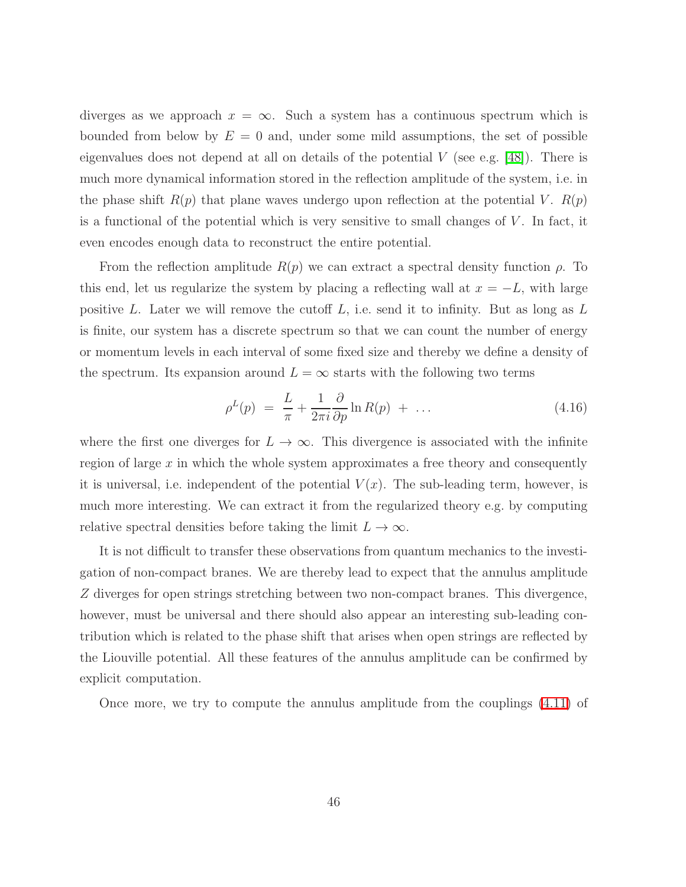diverges as we approach $x = \infty$. Such a system has a continuous spectrum which is bounded from below by $E = 0$ and, under some mild assumptions, the set of possible eigenvalues does not depend at all on details of the potential $V$ (see e.g. [48]). There is much more dynamical information stored in the reflection amplitude of the system, i.e. in the phase shift $R(p)$ that plane waves undergo upon reflection at the potential $V$. $R(p)$ is a functional of the potential which is very sensitive to small changes of $V$. In fact, it even encodes enough data to reconstruct the entire potential.

From the reflection amplitude $R(p)$ we can extract a spectral density function $\rho$. To this end, let us regularize the system by placing a reflecting wall at $x = -L$, with large positive $L$. Later we will remove the cutoff $L$, i.e. send it to infinity. But as long as $L$ is finite, our system has a discrete spectrum so that we can count the number of energy or momentum levels in each interval of some fixed size and thereby we define a density of the spectrum. Its expansion around $L = \infty$ starts with the following two terms

$$\rho^L(p) \;=\; \frac{L}{\pi} + \frac{1}{2\pi i}\frac{\partial}{\partial p}\ln R(p) \;+\; \dots \tag{4.16}$$

where the first one diverges for $L \to \infty$. This divergence is associated with the infinite region of large $x$ in which the whole system approximates a free theory and consequently it is universal, i.e. independent of the potential $V(x)$. The sub-leading term, however, is much more interesting. We can extract it from the regularized theory e.g. by computing relative spectral densities before taking the limit $L \to \infty$.

It is not difficult to transfer these observations from quantum mechanics to the investigation of non-compact branes. We are thereby lead to expect that the annulus amplitude $Z$ diverges for open strings stretching between two non-compact branes. This divergence, however, must be universal and there should also appear an interesting sub-leading contribution which is related to the phase shift that arises when open strings are reflected by the Liouville potential. All these features of the annulus amplitude can be confirmed by explicit computation.

Once more, we try to compute the annulus amplitude from the couplings (4.11) of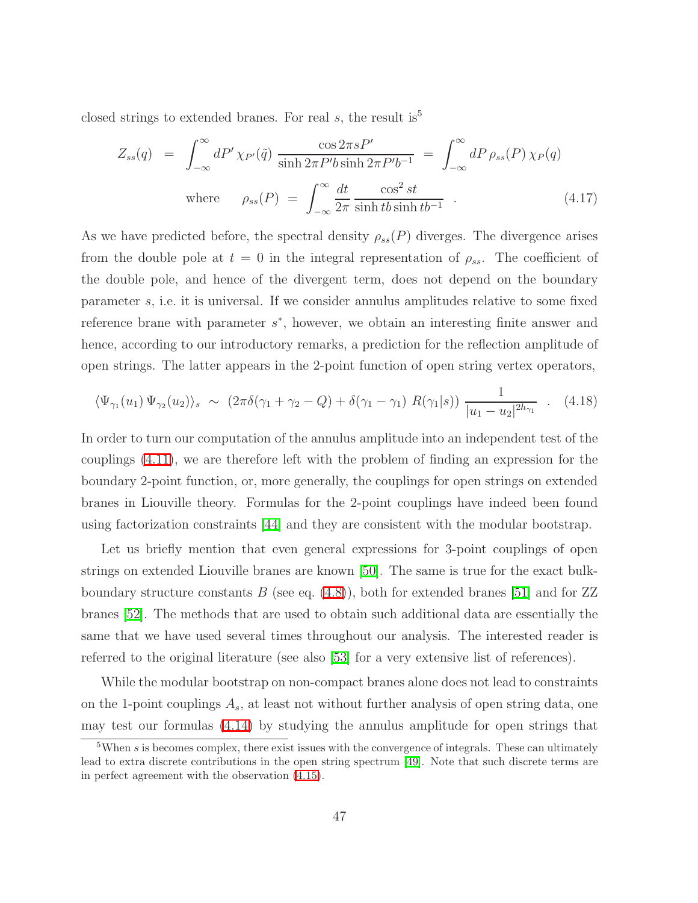closed strings to extended branes. For real $s$, the result is[5]

$$Z_{ss}(q) \;=\; \int_{-\infty}^{\infty} dP'\, \chi_{P'}(\tilde{q})\, \frac{\cos 2\pi s P'}{\sinh 2\pi P' b \sinh 2\pi P' b^{-1}} \;=\; \int_{-\infty}^{\infty} dP\, \rho_{ss}(P)\, \chi_P(q)$$

$$\text{where} \qquad \rho_{ss}(P) \;=\; \int_{-\infty}^{\infty} \frac{dt}{2\pi}\, \frac{\cos^2 st}{\sinh tb \sinh tb^{-1}} \quad . \tag{4.17}$$

As we have predicted before, the spectral density $\rho_{ss}(P)$ diverges. The divergence arises from the double pole at $t = 0$ in the integral representation of $\rho_{ss}$. The coefficient of the double pole, and hence of the divergent term, does not depend on the boundary parameter $s$, i.e. it is universal. If we consider annulus amplitudes relative to some fixed reference brane with parameter $s^*$, however, we obtain an interesting finite answer and hence, according to our introductory remarks, a prediction for the reflection amplitude of open strings. The latter appears in the 2-point function of open string vertex operators,

$$\langle \Psi_{\gamma_1}(u_1)\, \Psi_{\gamma_2}(u_2)\rangle_s \;\sim\; \left(2\pi\delta(\gamma_1 + \gamma_2 - Q) + \delta(\gamma_1 - \gamma_1)\; R(\gamma_1|s)\right) \frac{1}{|u_1 - u_2|^{2h_{\gamma_1}}} \quad . \tag{4.18}$$

In order to turn our computation of the annulus amplitude into an independent test of the couplings (4.11), we are therefore left with the problem of finding an expression for the boundary 2-point function, or, more generally, the couplings for open strings on extended branes in Liouville theory. Formulas for the 2-point couplings have indeed been found using factorization constraints [44] and they are consistent with the modular bootstrap.

Let us briefly mention that even general expressions for 3-point couplings of open strings on extended Liouville branes are known [50]. The same is true for the exact bulk-boundary structure constants $B$ (see eq. (4.8)), both for extended branes [51] and for ZZ branes [52]. The methods that are used to obtain such additional data are essentially the same that we have used several times throughout our analysis. The interested reader is referred to the original literature (see also [53] for a very extensive list of references).

While the modular bootstrap on non-compact branes alone does not lead to constraints on the 1-point couplings $A_s$, at least not without further analysis of open string data, one may test our formulas (4.14) by studying the annulus amplitude for open strings that

[5] When $s$ is becomes complex, there exist issues with the convergence of integrals. These can ultimately lead to extra discrete contributions in the open string spectrum [49]. Note that such discrete terms are in perfect agreement with the observation (4.15).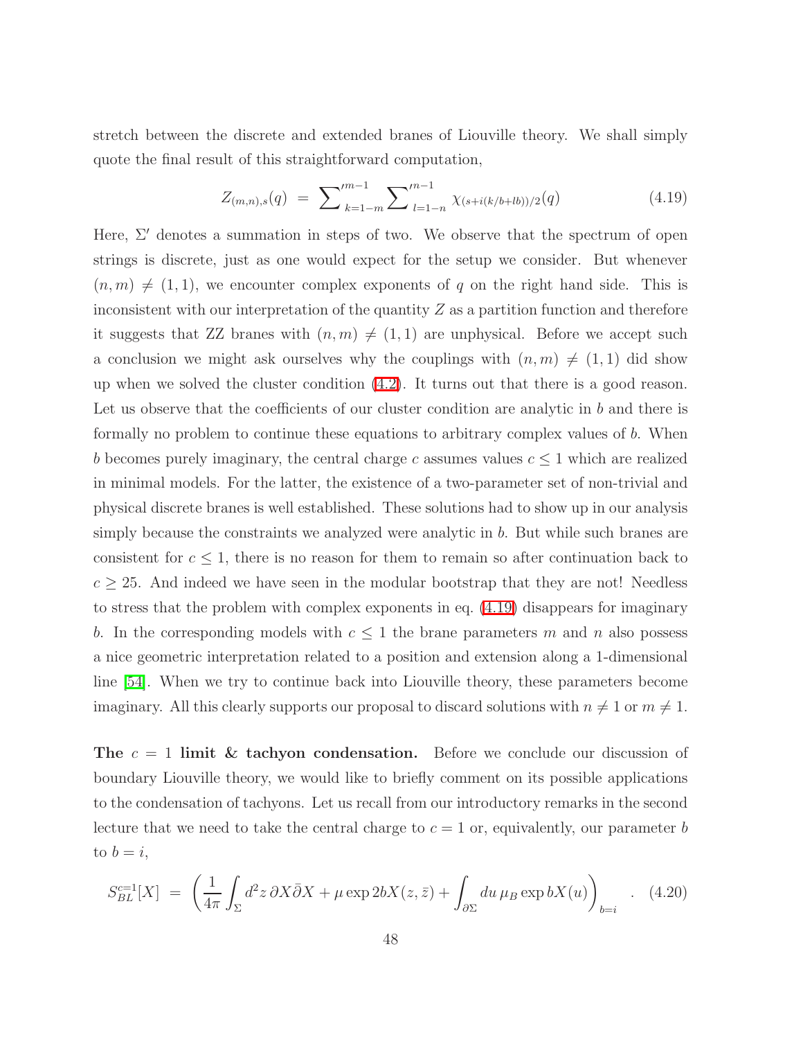stretch between the discrete and extended branes of Liouville theory. We shall simply quote the final result of this straightforward computation,

$$Z_{(m,n),s}(q) \;=\; \sum\nolimits'^{m-1}_{k=1-m} \sum\nolimits'^{m-1}_{l=1-n} \chi_{(s+i(k/b+lb))/2}(q) \tag{4.19}$$

Here, $\Sigma'$ denotes a summation in steps of two. We observe that the spectrum of open strings is discrete, just as one would expect for the setup we consider. But whenever $(n, m) \neq (1, 1)$, we encounter complex exponents of $q$ on the right hand side. This is inconsistent with our interpretation of the quantity $Z$ as a partition function and therefore it suggests that ZZ branes with $(n, m) \neq (1, 1)$ are unphysical. Before we accept such a conclusion we might ask ourselves why the couplings with $(n, m) \neq (1, 1)$ did show up when we solved the cluster condition (4.2). It turns out that there is a good reason. Let us observe that the coefficients of our cluster condition are analytic in $b$ and there is formally no problem to continue these equations to arbitrary complex values of $b$. When $b$ becomes purely imaginary, the central charge $c$ assumes values $c \leq 1$ which are realized in minimal models. For the latter, the existence of a two-parameter set of non-trivial and physical discrete branes is well established. These solutions had to show up in our analysis simply because the constraints we analyzed were analytic in $b$. But while such branes are consistent for $c \leq 1$, there is no reason for them to remain so after continuation back to $c \geq 25$. And indeed we have seen in the modular bootstrap that they are not! Needless to stress that the problem with complex exponents in eq. (4.19) disappears for imaginary $b$. In the corresponding models with $c \leq 1$ the brane parameters $m$ and $n$ also possess a nice geometric interpretation related to a position and extension along a 1-dimensional line [54]. When we try to continue back into Liouville theory, these parameters become imaginary. All this clearly supports our proposal to discard solutions with $n \neq 1$ or $m \neq 1$.

**The $c = 1$ limit & tachyon condensation.** Before we conclude our discussion of boundary Liouville theory, we would like to briefly comment on its possible applications to the condensation of tachyons. Let us recall from our introductory remarks in the second lecture that we need to take the central charge to $c = 1$ or, equivalently, our parameter $b$ to $b = i$,

$$S^{c=1}_{BL}[X] \;=\; \left( \frac{1}{4\pi} \int_\Sigma d^2z\, \partial X \bar{\partial} X + \mu \exp 2bX(z, \bar{z}) + \int_{\partial\Sigma} du\, \mu_B \exp bX(u) \right)_{b=i} \quad . \tag{4.20}$$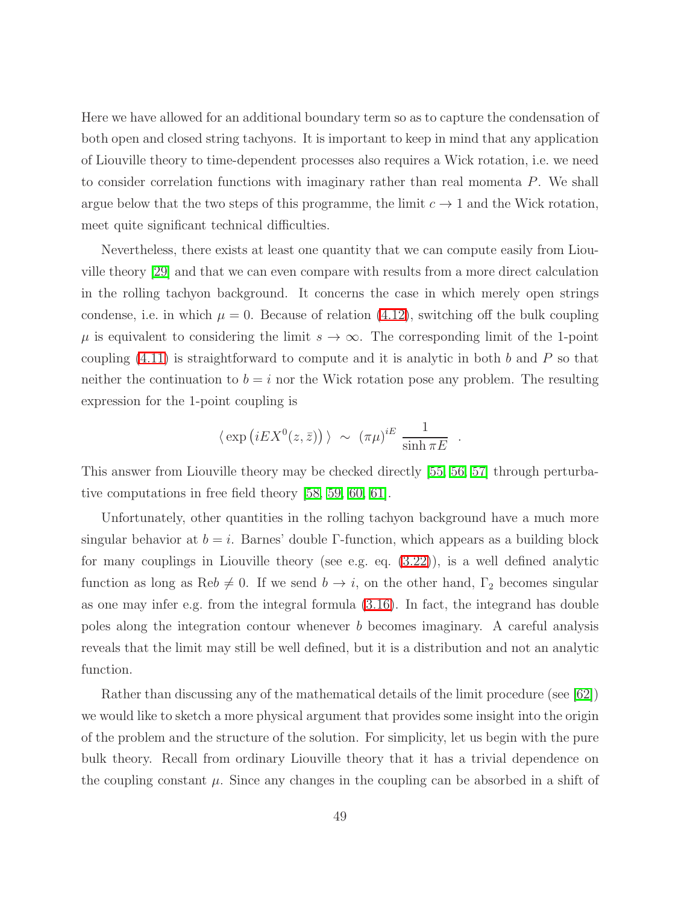Here we have allowed for an additional boundary term so as to capture the condensation of both open and closed string tachyons. It is important to keep in mind that any application of Liouville theory to time-dependent processes also requires a Wick rotation, i.e. we need to consider correlation functions with imaginary rather than real momenta $P$. We shall argue below that the two steps of this programme, the limit $c \to 1$ and the Wick rotation, meet quite significant technical difficulties.

Nevertheless, there exists at least one quantity that we can compute easily from Liouville theory [29] and that we can even compare with results from a more direct calculation in the rolling tachyon background. It concerns the case in which merely open strings condense, i.e. in which $\mu = 0$. Because of relation (4.12), switching off the bulk coupling $\mu$ is equivalent to considering the limit $s \to \infty$. The corresponding limit of the 1-point coupling (4.11) is straightforward to compute and it is analytic in both $b$ and $P$ so that neither the continuation to $b = i$ nor the Wick rotation pose any problem. The resulting expression for the 1-point coupling is

$$\langle \exp\left(iEX^0(z,\bar{z})\right) \rangle \;\sim\; (\pi\mu)^{iE}\,\frac{1}{\sinh \pi E} \quad .$$

This answer from Liouville theory may be checked directly [55, 56, 57] through perturbative computations in free field theory [58, 59, 60, 61].

Unfortunately, other quantities in the rolling tachyon background have a much more singular behavior at $b = i$. Barnes' double $\Gamma$-function, which appears as a building block for many couplings in Liouville theory (see e.g. eq. (3.22)), is a well defined analytic function as long as $\text{Re}b \neq 0$. If we send $b \to i$, on the other hand, $\Gamma_2$ becomes singular as one may infer e.g. from the integral formula (3.16). In fact, the integrand has double poles along the integration contour whenever $b$ becomes imaginary. A careful analysis reveals that the limit may still be well defined, but it is a distribution and not an analytic function.

Rather than discussing any of the mathematical details of the limit procedure (see [62]) we would like to sketch a more physical argument that provides some insight into the origin of the problem and the structure of the solution. For simplicity, let us begin with the pure bulk theory. Recall from ordinary Liouville theory that it has a trivial dependence on the coupling constant $\mu$. Since any changes in the coupling can be absorbed in a shift of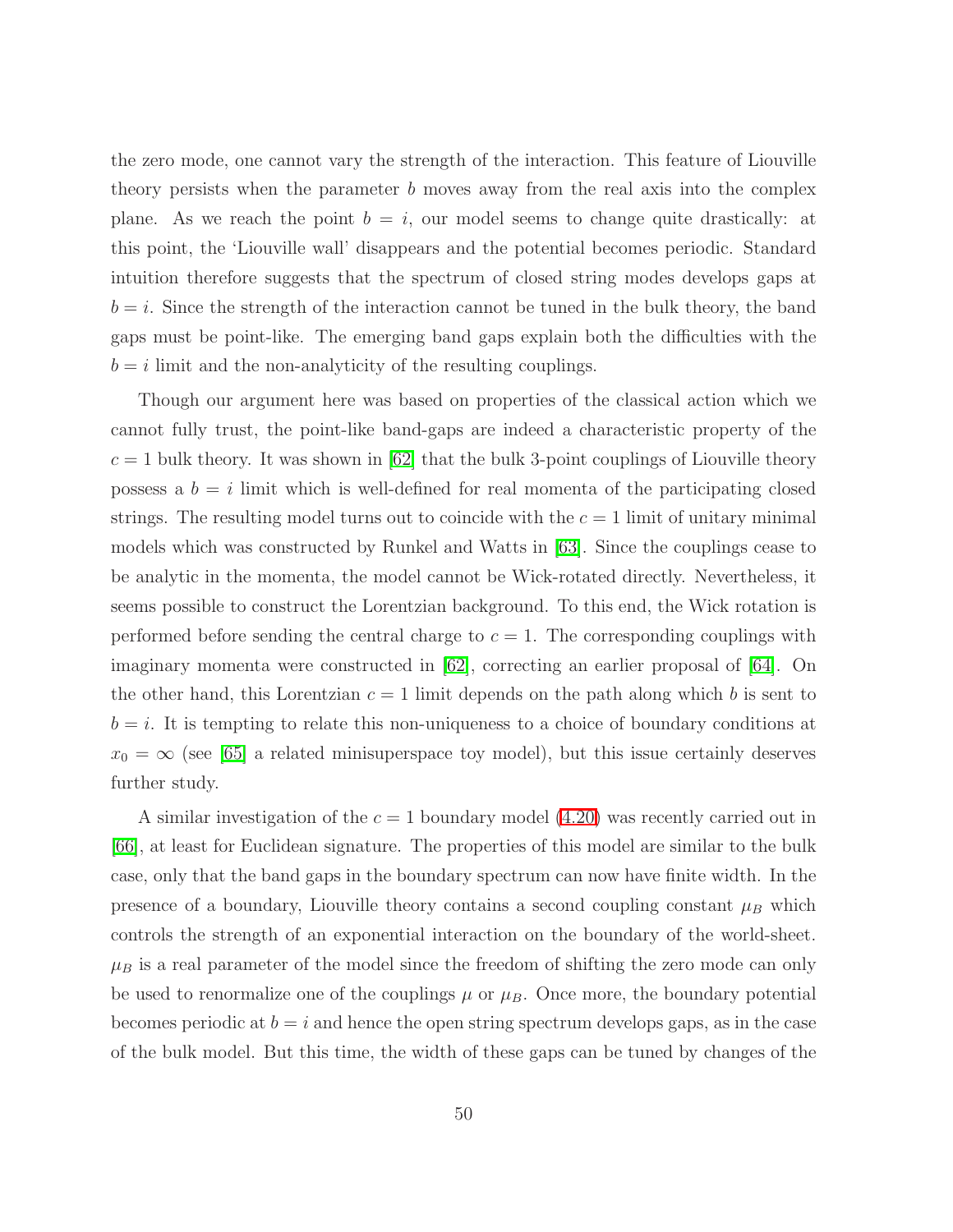the zero mode, one cannot vary the strength of the interaction. This feature of Liouville theory persists when the parameter $b$ moves away from the real axis into the complex plane. As we reach the point $b = i$, our model seems to change quite drastically: at this point, the 'Liouville wall' disappears and the potential becomes periodic. Standard intuition therefore suggests that the spectrum of closed string modes develops gaps at $b = i$. Since the strength of the interaction cannot be tuned in the bulk theory, the band gaps must be point-like. The emerging band gaps explain both the difficulties with the $b = i$ limit and the non-analyticity of the resulting couplings.

Though our argument here was based on properties of the classical action which we cannot fully trust, the point-like band-gaps are indeed a characteristic property of the $c = 1$ bulk theory. It was shown in [62] that the bulk 3-point couplings of Liouville theory possess a $b = i$ limit which is well-defined for real momenta of the participating closed strings. The resulting model turns out to coincide with the $c = 1$ limit of unitary minimal models which was constructed by Runkel and Watts in [63]. Since the couplings cease to be analytic in the momenta, the model cannot be Wick-rotated directly. Nevertheless, it seems possible to construct the Lorentzian background. To this end, the Wick rotation is performed before sending the central charge to $c = 1$. The corresponding couplings with imaginary momenta were constructed in [62], correcting an earlier proposal of [64]. On the other hand, this Lorentzian $c = 1$ limit depends on the path along which $b$ is sent to $b = i$. It is tempting to relate this non-uniqueness to a choice of boundary conditions at $x_0 = \infty$ (see [65] a related minisuperspace toy model), but this issue certainly deserves further study.

A similar investigation of the $c = 1$ boundary model (4.20) was recently carried out in [66], at least for Euclidean signature. The properties of this model are similar to the bulk case, only that the band gaps in the boundary spectrum can now have finite width. In the presence of a boundary, Liouville theory contains a second coupling constant $\mu_B$ which controls the strength of an exponential interaction on the boundary of the world-sheet. $\mu_B$ is a real parameter of the model since the freedom of shifting the zero mode can only be used to renormalize one of the couplings $\mu$ or $\mu_B$. Once more, the boundary potential becomes periodic at $b = i$ and hence the open string spectrum develops gaps, as in the case of the bulk model. But this time, the width of these gaps can be tuned by changes of the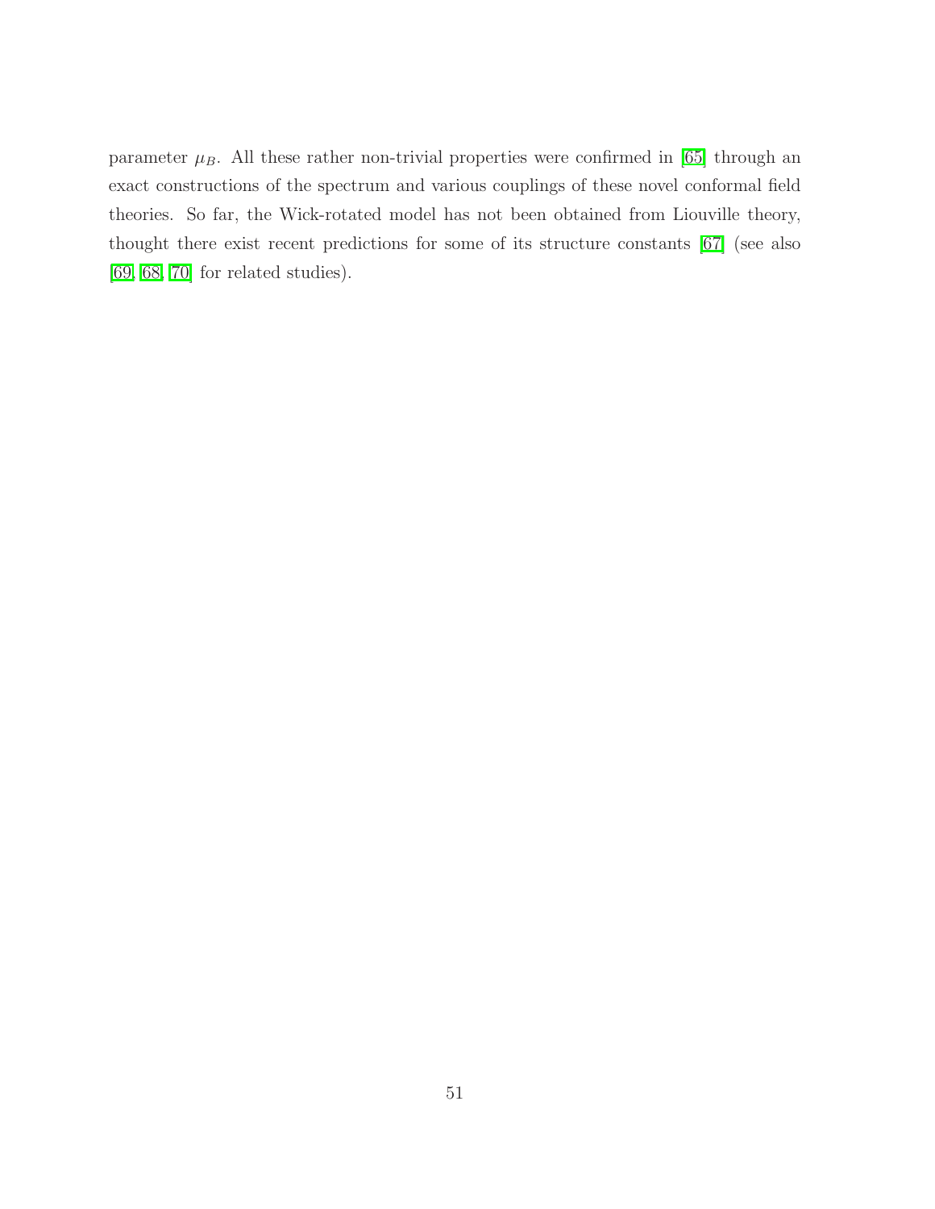parameter $\mu_B$. All these rather non-trivial properties were confirmed in [65] through an exact constructions of the spectrum and various couplings of these novel conformal field theories. So far, the Wick-rotated model has not been obtained from Liouville theory, thought there exist recent predictions for some of its structure constants [67] (see also [69, 68, 70] for related studies).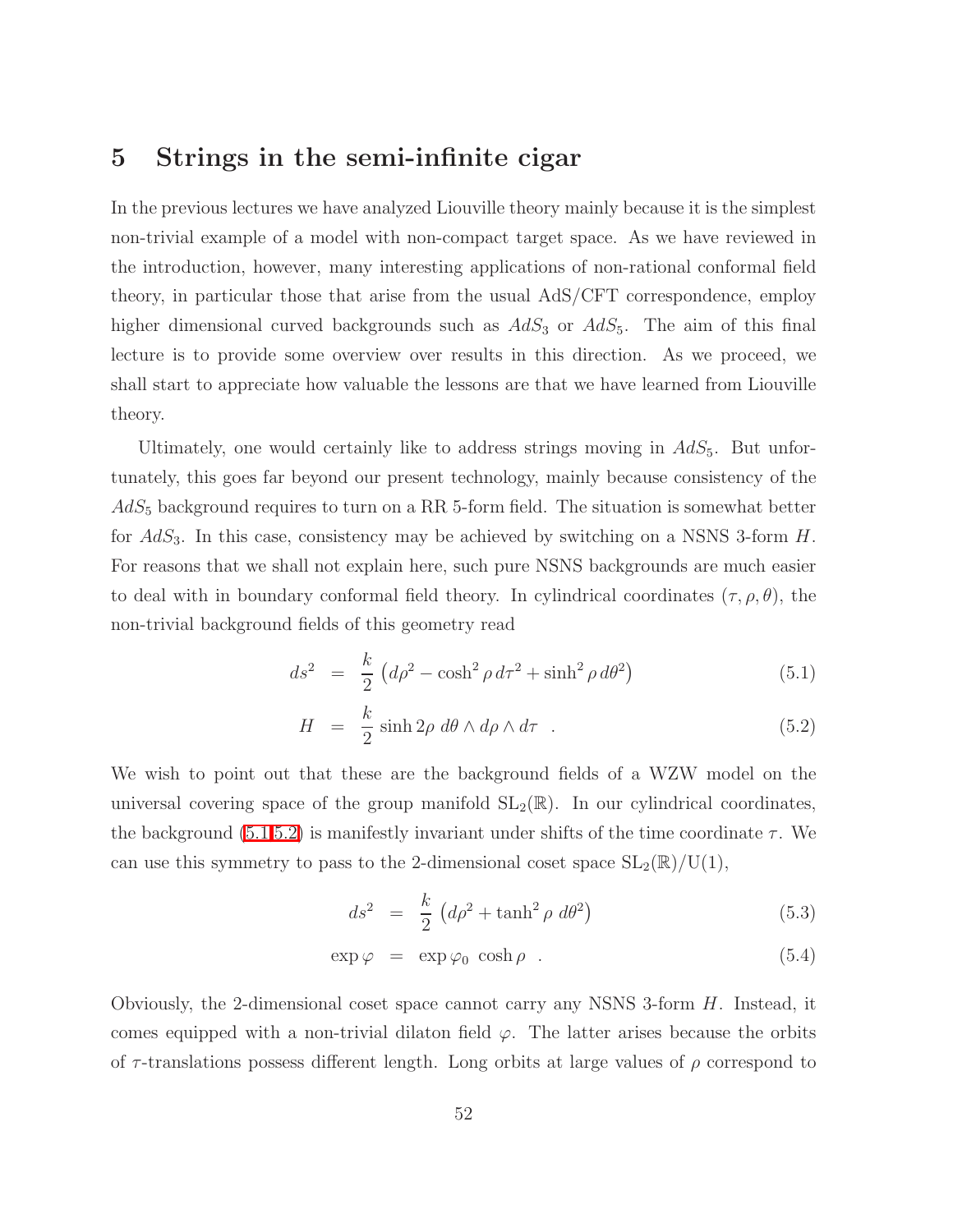## 5 Strings in the semi-infinite cigar

In the previous lectures we have analyzed Liouville theory mainly because it is the simplest non-trivial example of a model with non-compact target space. As we have reviewed in the introduction, however, many interesting applications of non-rational conformal field theory, in particular those that arise from the usual AdS/CFT correspondence, employ higher dimensional curved backgrounds such as $AdS_3$ or $AdS_5$. The aim of this final lecture is to provide some overview over results in this direction. As we proceed, we shall start to appreciate how valuable the lessons are that we have learned from Liouville theory.

Ultimately, one would certainly like to address strings moving in $AdS_5$. But unfortunately, this goes far beyond our present technology, mainly because consistency of the $AdS_5$ background requires to turn on a RR 5-form field. The situation is somewhat better for $AdS_3$. In this case, consistency may be achieved by switching on a NSNS 3-form $H$. For reasons that we shall not explain here, such pure NSNS backgrounds are much easier to deal with in boundary conformal field theory. In cylindrical coordinates $(\tau, \rho, \theta)$, the non-trivial background fields of this geometry read

$$ds^2 \;=\; \frac{k}{2}\left(d\rho^2 - \cosh^2\rho\, d\tau^2 + \sinh^2\rho\, d\theta^2\right) \tag{5.1}$$

$$H \;=\; \frac{k}{2}\sinh 2\rho\ d\theta \wedge d\rho \wedge d\tau \quad . \tag{5.2}$$

We wish to point out that these are the background fields of a WZW model on the universal covering space of the group manifold $\mathrm{SL}_2(\mathbb{R})$. In our cylindrical coordinates, the background (5.1,5.2) is manifestly invariant under shifts of the time coordinate $\tau$. We can use this symmetry to pass to the 2-dimensional coset space $\mathrm{SL}_2(\mathbb{R})/\mathrm{U}(1)$,

$$ds^2 \;=\; \frac{k}{2}\left(d\rho^2 + \tanh^2\rho\ d\theta^2\right) \tag{5.3}$$

$$\exp\varphi \;=\; \exp\varphi_0\ \cosh\rho \quad . \tag{5.4}$$

Obviously, the 2-dimensional coset space cannot carry any NSNS 3-form $H$. Instead, it comes equipped with a non-trivial dilaton field $\varphi$. The latter arises because the orbits of $\tau$-translations possess different length. Long orbits at large values of $\rho$ correspond to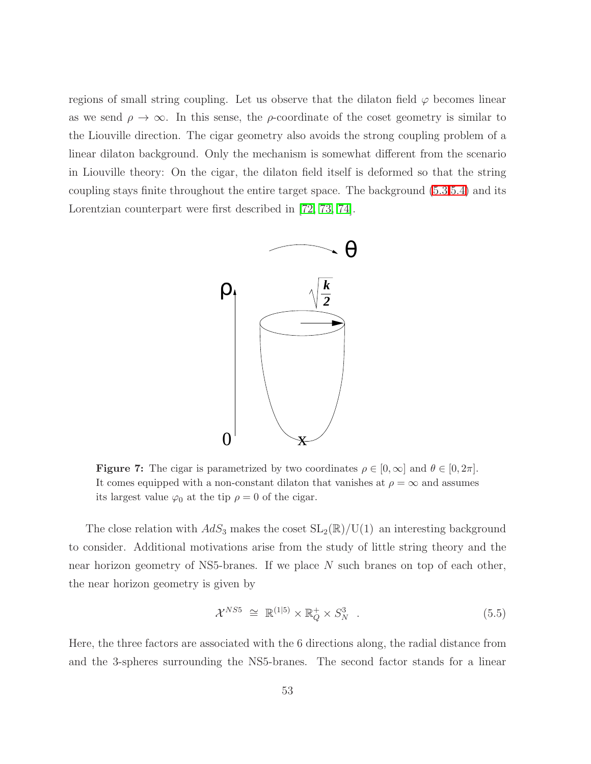regions of small string coupling. Let us observe that the dilaton field $\varphi$ becomes linear as we send $\rho \to \infty$. In this sense, the $\rho$-coordinate of the coset geometry is similar to the Liouville direction. The cigar geometry also avoids the strong coupling problem of a linear dilaton background. Only the mechanism is somewhat different from the scenario in Liouville theory: On the cigar, the dilaton field itself is deformed so that the string coupling stays finite throughout the entire target space. The background (5.3,5.4) and its Lorentzian counterpart were first described in [72, 73, 74].

**Figure 7:** The cigar is parametrized by two coordinates $\rho \in [0, \infty]$ and $\theta \in [0, 2\pi]$. It comes equipped with a non-constant dilaton that vanishes at $\rho = \infty$ and assumes its largest value $\varphi_0$ at the tip $\rho = 0$ of the cigar.

The close relation with $AdS_3$ makes the coset $\mathrm{SL}_2(\mathbb{R})/\mathrm{U}(1)$ an interesting background to consider. Additional motivations arise from the study of little string theory and the near horizon geometry of NS5-branes. If we place $N$ such branes on top of each other, the near horizon geometry is given by

$$\mathcal{X}^{NS5} \;\cong\; \mathbb{R}^{(1|5)} \times \mathbb{R}^+_Q \times S^3_N \quad . \tag{5.5}$$

Here, the three factors are associated with the 6 directions along, the radial distance from and the 3-spheres surrounding the NS5-branes. The second factor stands for a linear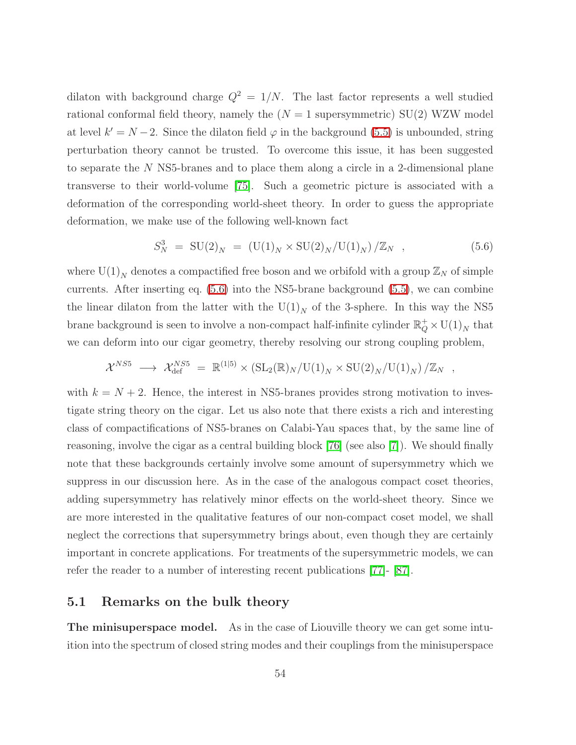dilaton with background charge $Q^2 = 1/N$. The last factor represents a well studied rational conformal field theory, namely the ($N = 1$ supersymmetric) SU(2) WZW model at level $k' = N - 2$. Since the dilaton field $\varphi$ in the background (5.5) is unbounded, string perturbation theory cannot be trusted. To overcome this issue, it has been suggested to separate the $N$ NS5-branes and to place them along a circle in a 2-dimensional plane transverse to their world-volume [75]. Such a geometric picture is associated with a deformation of the corresponding world-sheet theory. In order to guess the appropriate deformation, we make use of the following well-known fact

$$S^3_N \;=\; \mathrm{SU}(2)_N \;=\; \left(\mathrm{U}(1)_N \times \mathrm{SU}(2)_N/\mathrm{U}(1)_N\right)/\mathbb{Z}_N \quad , \tag{5.6}$$

where $\mathrm{U}(1)_N$ denotes a compactified free boson and we orbifold with a group $\mathbb{Z}_N$ of simple currents. After inserting eq. (5.6) into the NS5-brane background (5.5), we can combine the linear dilaton from the latter with the $\mathrm{U}(1)_N$ of the 3-sphere. In this way the NS5 brane background is seen to involve a non-compact half-infinite cylinder $\mathbb{R}^+_Q \times \mathrm{U}(1)_N$ that we can deform into our cigar geometry, thereby resolving our strong coupling problem,

$$\mathcal{X}^{NS5} \;\longrightarrow\; \mathcal{X}^{NS5}_{\text{def}} \;=\; \mathbb{R}^{(1|5)} \times \left(\mathrm{SL}_2(\mathbb{R})_N/\mathrm{U}(1)_N \times \mathrm{SU}(2)_N/\mathrm{U}(1)_N\right)/\mathbb{Z}_N \quad ,$$

with $k = N + 2$. Hence, the interest in NS5-branes provides strong motivation to investigate string theory on the cigar. Let us also note that there exists a rich and interesting class of compactifications of NS5-branes on Calabi-Yau spaces that, by the same line of reasoning, involve the cigar as a central building block [76] (see also [7]). We should finally note that these backgrounds certainly involve some amount of supersymmetry which we suppress in our discussion here. As in the case of the analogous compact coset theories, adding supersymmetry has relatively minor effects on the world-sheet theory. Since we are more interested in the qualitative features of our non-compact coset model, we shall neglect the corrections that supersymmetry brings about, even though they are certainly important in concrete applications. For treatments of the supersymmetric models, we can refer the reader to a number of interesting recent publications [77]- [87].

## 5.1 Remarks on the bulk theory

**The minisuperspace model.** As in the case of Liouville theory we can get some intuition into the spectrum of closed string modes and their couplings from the minisuperspace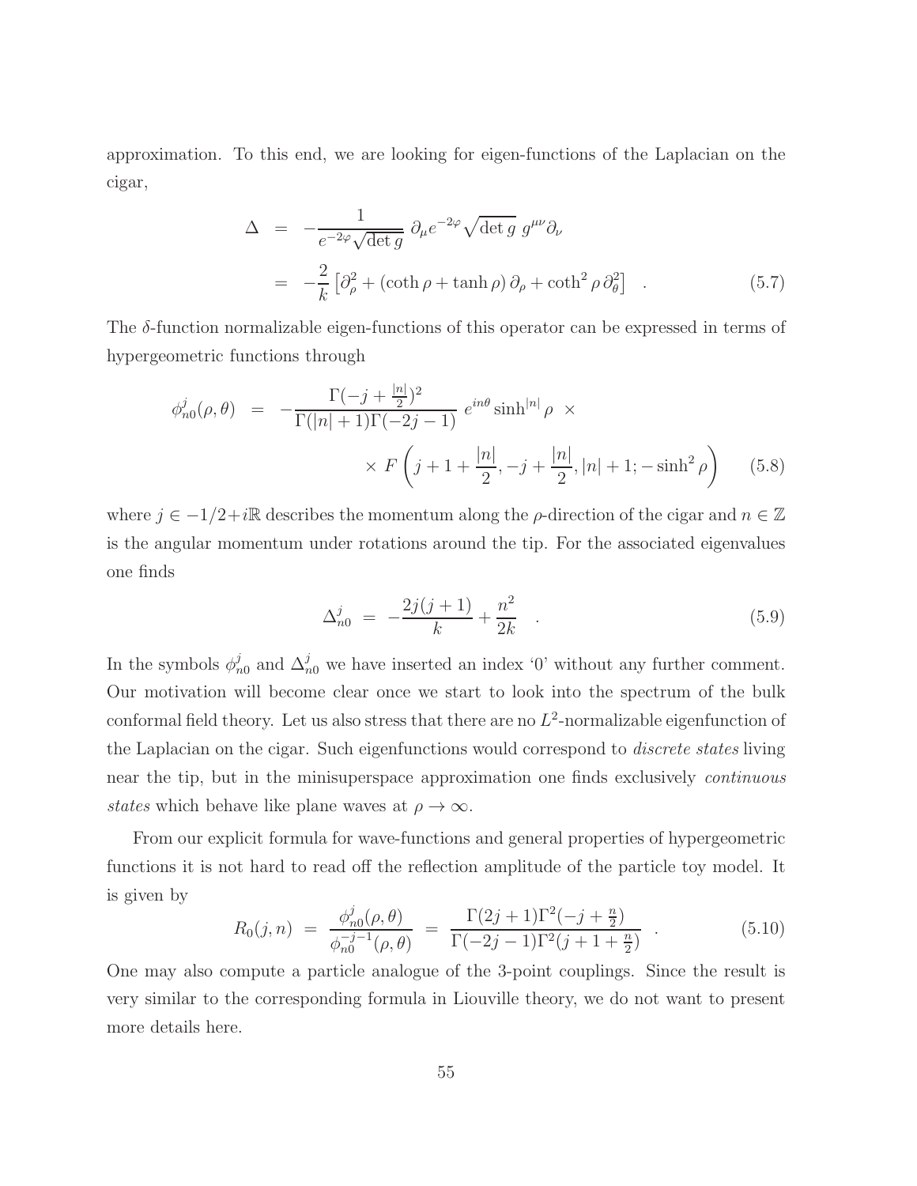approximation. To this end, we are looking for eigen-functions of the Laplacian on the cigar,

$$
\begin{aligned}
\Delta &= -\frac{1}{e^{-2\varphi}\sqrt{\det g}}\, \partial_\mu e^{-2\varphi} \sqrt{\det g}\; g^{\mu\nu} \partial_\nu \\
&= -\frac{2}{k}\left[\partial_\rho^2 + (\coth\rho + \tanh\rho)\,\partial_\rho + \coth^2\rho\,\partial_\theta^2\right] \quad . \qquad (5.7)
\end{aligned}
$$

The $\delta$-function normalizable eigen-functions of this operator can be expressed in terms of hypergeometric functions through

$$
\begin{aligned}
\phi^j_{n0}(\rho,\theta) &= -\frac{\Gamma(-j+\frac{|n|}{2})^2}{\Gamma(|n|+1)\Gamma(-2j-1)}\; e^{in\theta} \sinh^{|n|}\rho \;\times \\
&\qquad\qquad \times\; F\left(j+1+\frac{|n|}{2}, -j+\frac{|n|}{2}, |n|+1; -\sinh^2\rho\right) \qquad (5.8)
\end{aligned}
$$

where $j \in -1/2 + i\mathbb{R}$ describes the momentum along the $\rho$-direction of the cigar and $n \in \mathbb{Z}$ is the angular momentum under rotations around the tip. For the associated eigenvalues one finds

$$
\Delta^j_{n0} \;=\; -\frac{2j(j+1)}{k} + \frac{n^2}{2k} \quad . \qquad (5.9)
$$

In the symbols $\phi^j_{n0}$ and $\Delta^j_{n0}$ we have inserted an index '0' without any further comment. Our motivation will become clear once we start to look into the spectrum of the bulk conformal field theory. Let us also stress that there are no $L^2$-normalizable eigenfunction of the Laplacian on the cigar. Such eigenfunctions would correspond to *discrete states* living near the tip, but in the minisuperspace approximation one finds exclusively *continuous states* which behave like plane waves at $\rho \to \infty$.

From our explicit formula for wave-functions and general properties of hypergeometric functions it is not hard to read off the reflection amplitude of the particle toy model. It is given by

$$
R_0(j,n) \;=\; \frac{\phi^j_{n0}(\rho,\theta)}{\phi^{-j-1}_{n0}(\rho,\theta)} \;=\; \frac{\Gamma(2j+1)\Gamma^2(-j+\frac{n}{2})}{\Gamma(-2j-1)\Gamma^2(j+1+\frac{n}{2})} \quad . \qquad (5.10)
$$

One may also compute a particle analogue of the 3-point couplings. Since the result is very similar to the corresponding formula in Liouville theory, we do not want to present more details here.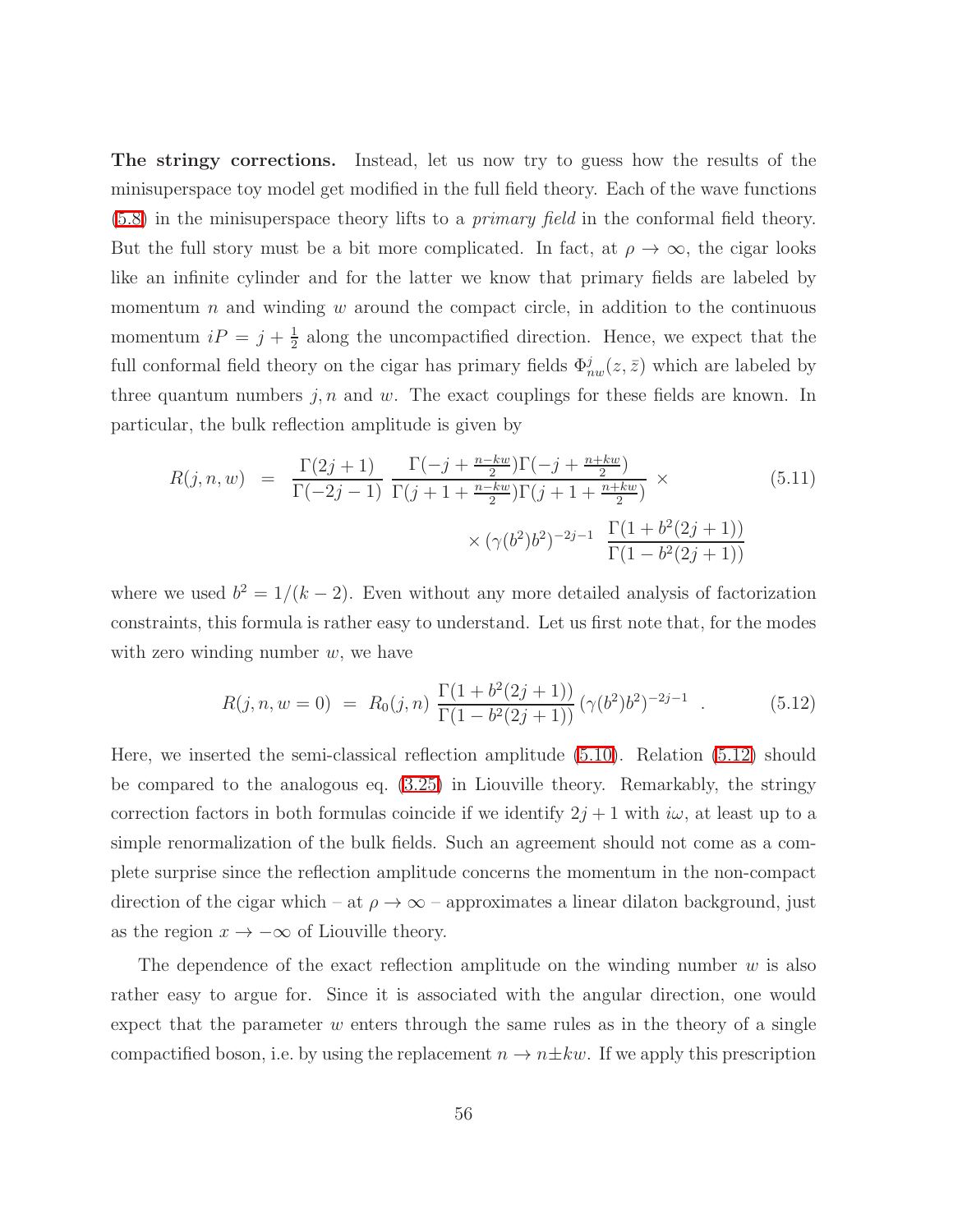**The stringy corrections.** Instead, let us now try to guess how the results of the minisuperspace toy model get modified in the full field theory. Each of the wave functions (5.8) in the minisuperspace theory lifts to a *primary field* in the conformal field theory. But the full story must be a bit more complicated. In fact, at $\rho \to \infty$, the cigar looks like an infinite cylinder and for the latter we know that primary fields are labeled by momentum $n$ and winding $w$ around the compact circle, in addition to the continuous momentum $iP = j + \frac{1}{2}$ along the uncompactified direction. Hence, we expect that the full conformal field theory on the cigar has primary fields $\Phi^j_{nw}(z, \bar{z})$ which are labeled by three quantum numbers $j, n$ and $w$. The exact couplings for these fields are known. In particular, the bulk reflection amplitude is given by

$$
\begin{aligned}
R(j, n, w) \;\; = \;\; & \frac{\Gamma(2j+1)}{\Gamma(-2j-1)} \, \frac{\Gamma(-j + \frac{n-kw}{2})\Gamma(-j + \frac{n+kw}{2})}{\Gamma(j+1+\frac{n-kw}{2})\Gamma(j+1+\frac{n+kw}{2})} \, \times \\
& \times (\gamma(b^2)b^2)^{-2j-1} \, \frac{\Gamma(1+b^2(2j+1))}{\Gamma(1-b^2(2j+1))}
\end{aligned}
\tag{5.11}
$$

where we used $b^2 = 1/(k-2)$. Even without any more detailed analysis of factorization constraints, this formula is rather easy to understand. Let us first note that, for the modes with zero winding number $w$, we have

$$
R(j, n, w = 0) \;\; = \;\; R_0(j, n) \, \frac{\Gamma(1+b^2(2j+1))}{\Gamma(1-b^2(2j+1))} \, (\gamma(b^2)b^2)^{-2j-1} \quad . \tag{5.12}
$$

Here, we inserted the semi-classical reflection amplitude (5.10). Relation (5.12) should be compared to the analogous eq. (3.25) in Liouville theory. Remarkably, the stringy correction factors in both formulas coincide if we identify $2j+1$ with $i\omega$, at least up to a simple renormalization of the bulk fields. Such an agreement should not come as a complete surprise since the reflection amplitude concerns the momentum in the non-compact direction of the cigar which – at $\rho \to \infty$ – approximates a linear dilaton background, just as the region $x \to -\infty$ of Liouville theory.

The dependence of the exact reflection amplitude on the winding number $w$ is also rather easy to argue for. Since it is associated with the angular direction, one would expect that the parameter $w$ enters through the same rules as in the theory of a single compactified boson, i.e. by using the replacement $n \to n \pm kw$. If we apply this prescription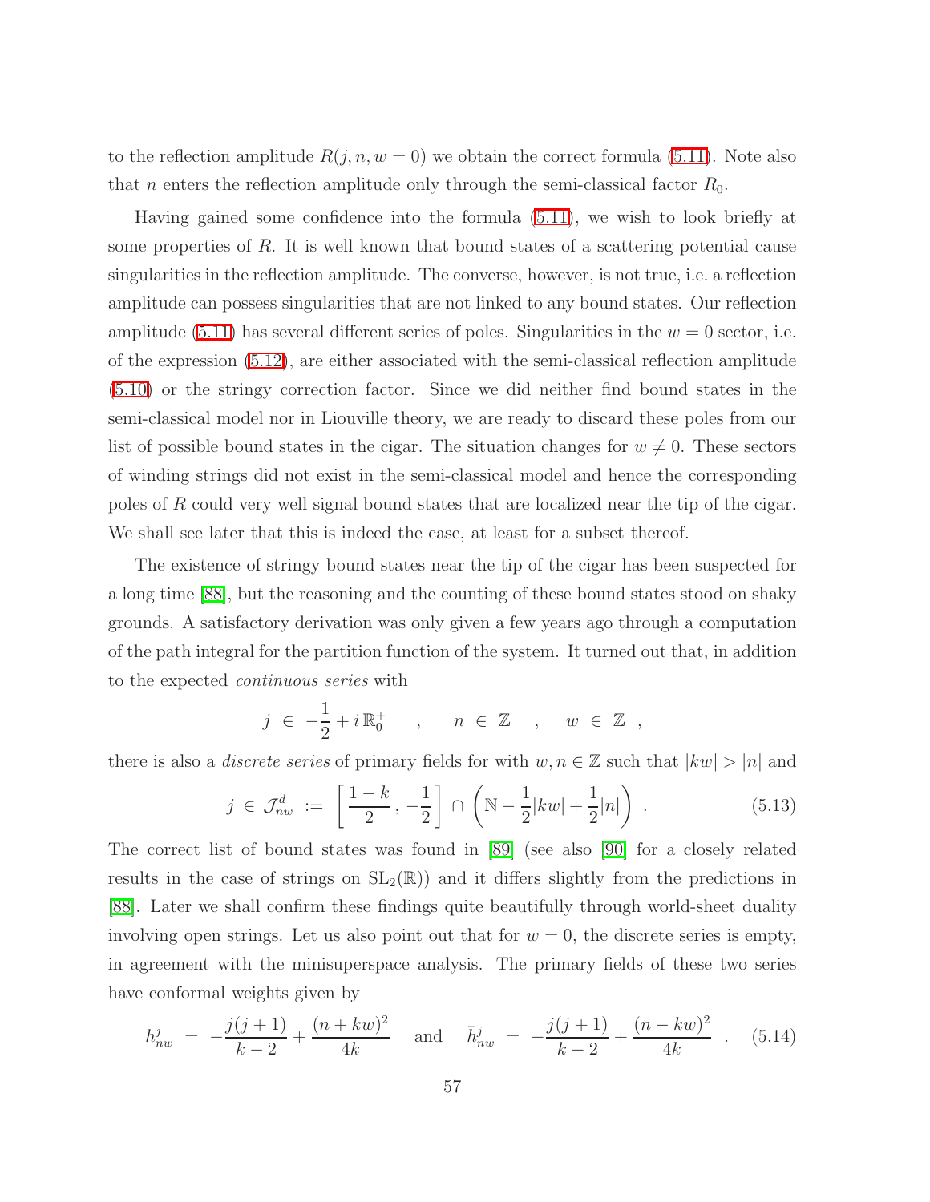to the reflection amplitude $R(j, n, w = 0)$ we obtain the correct formula (5.11). Note also that $n$ enters the reflection amplitude only through the semi-classical factor $R_0$.

Having gained some confidence into the formula (5.11), we wish to look briefly at some properties of $R$. It is well known that bound states of a scattering potential cause singularities in the reflection amplitude. The converse, however, is not true, i.e. a reflection amplitude can possess singularities that are not linked to any bound states. Our reflection amplitude (5.11) has several different series of poles. Singularities in the $w = 0$ sector, i.e. of the expression (5.12), are either associated with the semi-classical reflection amplitude (5.10) or the stringy correction factor. Since we did neither find bound states in the semi-classical model nor in Liouville theory, we are ready to discard these poles from our list of possible bound states in the cigar. The situation changes for $w \neq 0$. These sectors of winding strings did not exist in the semi-classical model and hence the corresponding poles of $R$ could very well signal bound states that are localized near the tip of the cigar. We shall see later that this is indeed the case, at least for a subset thereof.

The existence of stringy bound states near the tip of the cigar has been suspected for a long time [88], but the reasoning and the counting of these bound states stood on shaky grounds. A satisfactory derivation was only given a few years ago through a computation of the path integral for the partition function of the system. It turned out that, in addition to the expected *continuous series* with

$$
j \,\in\, -\frac{1}{2} + i\,\mathbb{R}_0^+ \quad , \quad n \,\in\, \mathbb{Z} \quad , \quad w \,\in\, \mathbb{Z} \ ,
$$

there is also a *discrete series* of primary fields for with $w, n \in \mathbb{Z}$ such that $|kw| > |n|$ and

$$
j \,\in\, \mathcal{J}_{nw}^d \,:=\, \left[\frac{1-k}{2}, -\frac{1}{2}\right] \cap \left(\mathbb{N} - \frac{1}{2}|kw| + \frac{1}{2}|n|\right) \ . \tag{5.13}
$$

The correct list of bound states was found in [89] (see also [90] for a closely related results in the case of strings on $\mathrm{SL}_2(\mathbb{R})$) and it differs slightly from the predictions in [88]. Later we shall confirm these findings quite beautifully through world-sheet duality involving open strings. Let us also point out that for $w = 0$, the discrete series is empty, in agreement with the minisuperspace analysis. The primary fields of these two series have conformal weights given by

$$
h_{nw}^j \;=\; -\frac{j(j+1)}{k-2} + \frac{(n+kw)^2}{4k} \quad \text{and} \quad \bar{h}_{nw}^j \;=\; -\frac{j(j+1)}{k-2} + \frac{(n-kw)^2}{4k} \quad . \tag{5.14}
$$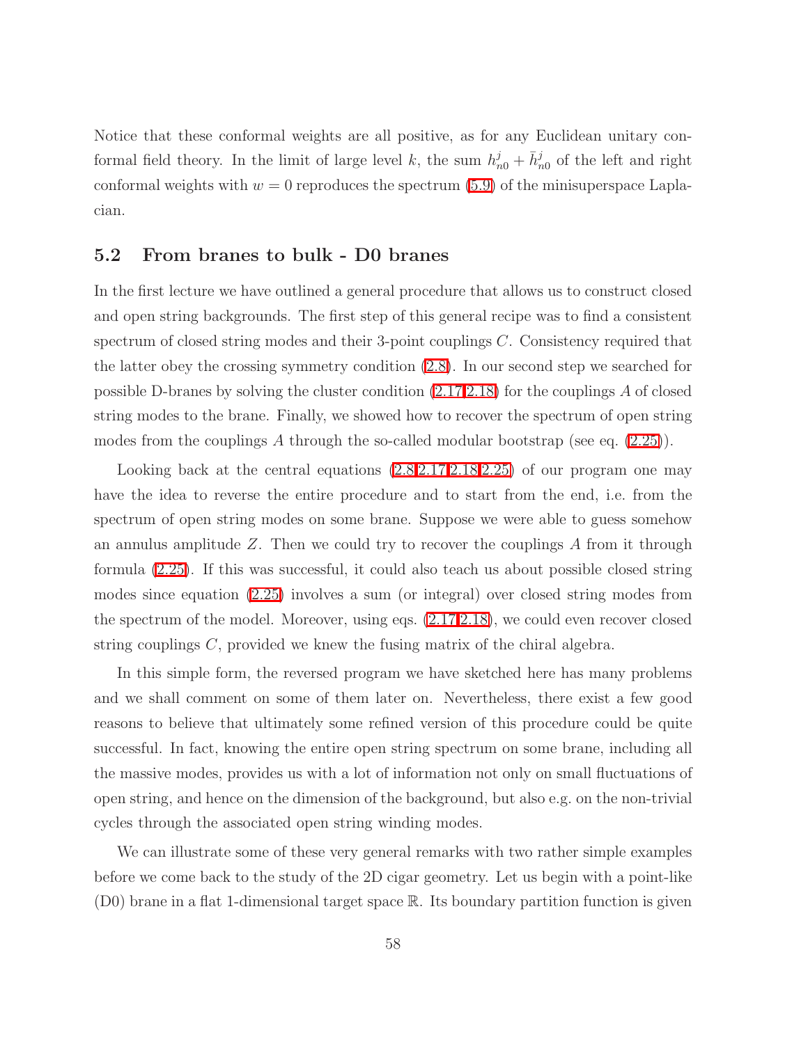Notice that these conformal weights are all positive, as for any Euclidean unitary conformal field theory. In the limit of large level $k$, the sum $h^j_{n0} + \bar{h}^j_{n0}$ of the left and right conformal weights with $w = 0$ reproduces the spectrum (5.9) of the minisuperspace Laplacian.

## 5.2 From branes to bulk - D0 branes

In the first lecture we have outlined a general procedure that allows us to construct closed and open string backgrounds. The first step of this general recipe was to find a consistent spectrum of closed string modes and their 3-point couplings $C$. Consistency required that the latter obey the crossing symmetry condition (2.8). In our second step we searched for possible D-branes by solving the cluster condition (2.17,2.18) for the couplings $A$ of closed string modes to the brane. Finally, we showed how to recover the spectrum of open string modes from the couplings $A$ through the so-called modular bootstrap (see eq. (2.25)).

Looking back at the central equations (2.8,2.17,2.18,2.25) of our program one may have the idea to reverse the entire procedure and to start from the end, i.e. from the spectrum of open string modes on some brane. Suppose we were able to guess somehow an annulus amplitude $Z$. Then we could try to recover the couplings $A$ from it through formula (2.25). If this was successful, it could also teach us about possible closed string modes since equation (2.25) involves a sum (or integral) over closed string modes from the spectrum of the model. Moreover, using eqs. (2.17,2.18), we could even recover closed string couplings $C$, provided we knew the fusing matrix of the chiral algebra.

In this simple form, the reversed program we have sketched here has many problems and we shall comment on some of them later on. Nevertheless, there exist a few good reasons to believe that ultimately some refined version of this procedure could be quite successful. In fact, knowing the entire open string spectrum on some brane, including all the massive modes, provides us with a lot of information not only on small fluctuations of open string, and hence on the dimension of the background, but also e.g. on the non-trivial cycles through the associated open string winding modes.

We can illustrate some of these very general remarks with two rather simple examples before we come back to the study of the 2D cigar geometry. Let us begin with a point-like (D0) brane in a flat 1-dimensional target space $\mathbb{R}$. Its boundary partition function is given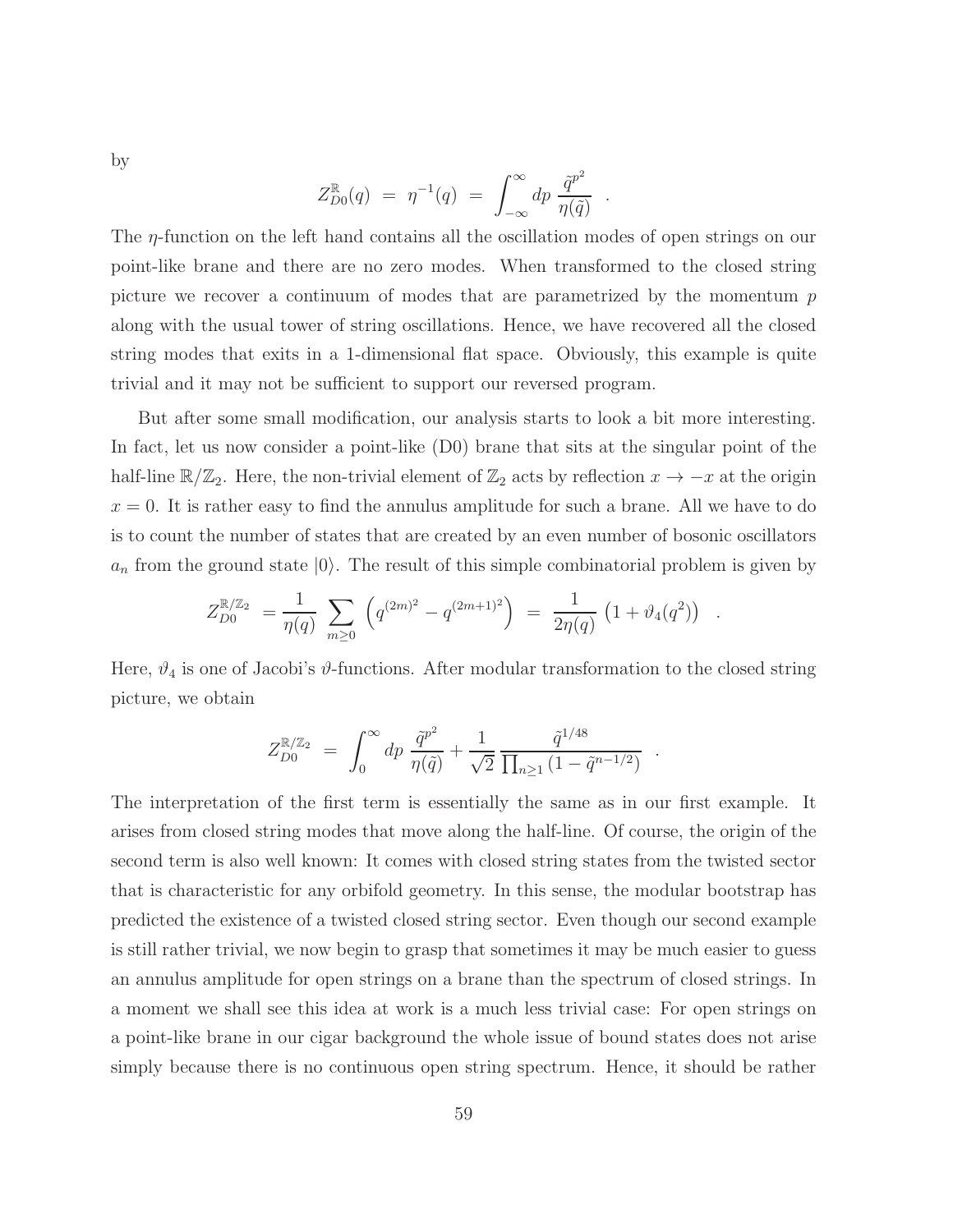by

$$Z^{\mathbb{R}}_{D0}(q) \;=\; \eta^{-1}(q) \;=\; \int_{-\infty}^{\infty} dp\; \frac{\tilde{q}^{p^2}}{\eta(\tilde{q})} \quad .$$

The $\eta$-function on the left hand contains all the oscillation modes of open strings on our point-like brane and there are no zero modes. When transformed to the closed string picture we recover a continuum of modes that are parametrized by the momentum $p$ along with the usual tower of string oscillations. Hence, we have recovered all the closed string modes that exits in a 1-dimensional flat space. Obviously, this example is quite trivial and it may not be sufficient to support our reversed program.

But after some small modification, our analysis starts to look a bit more interesting. In fact, let us now consider a point-like (D0) brane that sits at the singular point of the half-line $\mathbb{R}/\mathbb{Z}_2$. Here, the non-trivial element of $\mathbb{Z}_2$ acts by reflection $x \to -x$ at the origin $x = 0$. It is rather easy to find the annulus amplitude for such a brane. All we have to do is to count the number of states that are created by an even number of bosonic oscillators $a_n$ from the ground state $|0\rangle$. The result of this simple combinatorial problem is given by

$$Z^{\mathbb{R}/\mathbb{Z}_2}_{D0} \;=\frac{1}{\eta(q)} \sum_{m\geq 0} \left( q^{(2m)^2} - q^{(2m+1)^2} \right) \;=\; \frac{1}{2\eta(q)} \left( 1 + \vartheta_4(q^2) \right) \quad .$$

Here, $\vartheta_4$ is one of Jacobi's $\vartheta$-functions. After modular transformation to the closed string picture, we obtain

$$Z^{\mathbb{R}/\mathbb{Z}_2}_{D0} \;=\; \int_0^{\infty} dp\; \frac{\tilde{q}^{p^2}}{\eta(\tilde{q})} + \frac{1}{\sqrt{2}} \frac{\tilde{q}^{1/48}}{\prod_{n\geq 1}(1-\tilde{q}^{n-1/2})} \quad .$$

The interpretation of the first term is essentially the same as in our first example. It arises from closed string modes that move along the half-line. Of course, the origin of the second term is also well known: It comes with closed string states from the twisted sector that is characteristic for any orbifold geometry. In this sense, the modular bootstrap has predicted the existence of a twisted closed string sector. Even though our second example is still rather trivial, we now begin to grasp that sometimes it may be much easier to guess an annulus amplitude for open strings on a brane than the spectrum of closed strings. In a moment we shall see this idea at work is a much less trivial case: For open strings on a point-like brane in our cigar background the whole issue of bound states does not arise simply because there is no continuous open string spectrum. Hence, it should be rather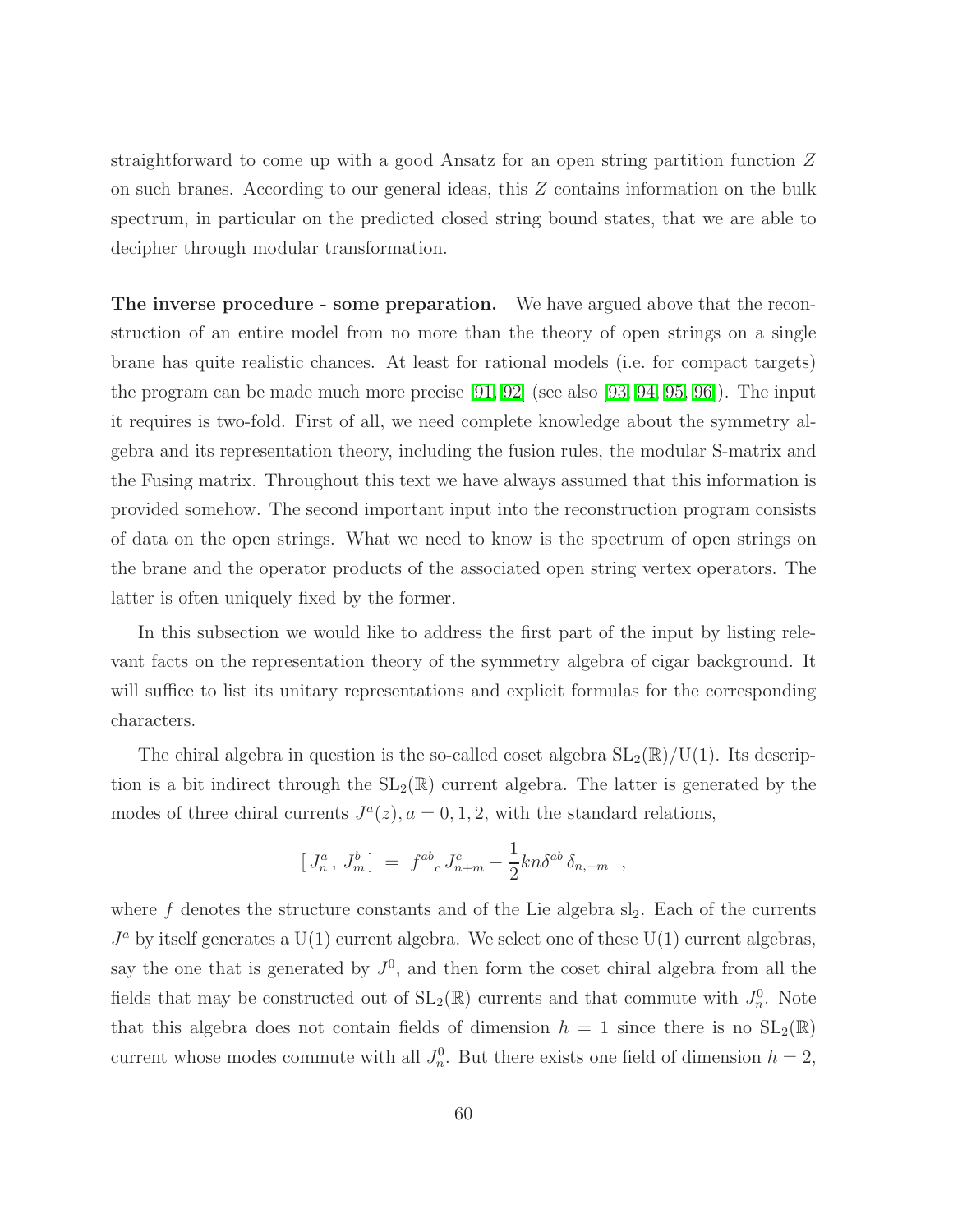straightforward to come up with a good Ansatz for an open string partition function $Z$ on such branes. According to our general ideas, this $Z$ contains information on the bulk spectrum, in particular on the predicted closed string bound states, that we are able to decipher through modular transformation.

**The inverse procedure - some preparation.** We have argued above that the reconstruction of an entire model from no more than the theory of open strings on a single brane has quite realistic chances. At least for rational models (i.e. for compact targets) the program can be made much more precise [91, 92] (see also [93, 94, 95, 96]). The input it requires is two-fold. First of all, we need complete knowledge about the symmetry algebra and its representation theory, including the fusion rules, the modular S-matrix and the Fusing matrix. Throughout this text we have always assumed that this information is provided somehow. The second important input into the reconstruction program consists of data on the open strings. What we need to know is the spectrum of open strings on the brane and the operator products of the associated open string vertex operators. The latter is often uniquely fixed by the former.

In this subsection we would like to address the first part of the input by listing relevant facts on the representation theory of the symmetry algebra of cigar background. It will suffice to list its unitary representations and explicit formulas for the corresponding characters.

The chiral algebra in question is the so-called coset algebra $\mathrm{SL}_2(\mathbb{R})/\mathrm{U}(1)$. Its description is a bit indirect through the $\mathrm{SL}_2(\mathbb{R})$ current algebra. The latter is generated by the modes of three chiral currents $J^a(z), a = 0, 1, 2$, with the standard relations,

$$[\, J^a_n \,,\, J^b_m \,] \;=\; f^{ab}{}_c\, J^c_{n+m} - \frac{1}{2} k n \delta^{ab}\, \delta_{n,-m} \quad ,$$

where $f$ denotes the structure constants and of the Lie algebra $\mathrm{sl}_2$. Each of the currents $J^a$ by itself generates a $\mathrm{U}(1)$ current algebra. We select one of these $\mathrm{U}(1)$ current algebras, say the one that is generated by $J^0$, and then form the coset chiral algebra from all the fields that may be constructed out of $\mathrm{SL}_2(\mathbb{R})$ currents and that commute with $J^0_n$. Note that this algebra does not contain fields of dimension $h = 1$ since there is no $\mathrm{SL}_2(\mathbb{R})$ current whose modes commute with all $J^0_n$. But there exists one field of dimension $h = 2$,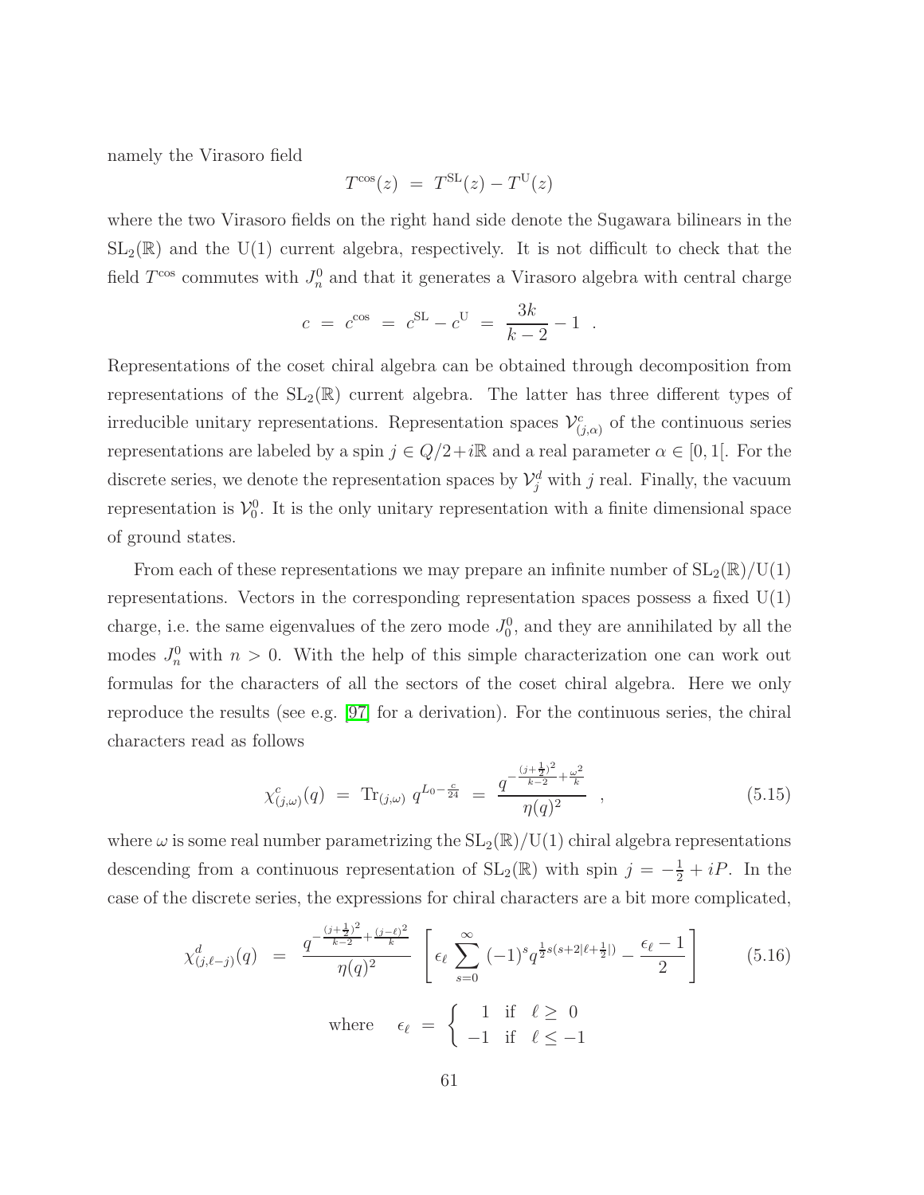namely the Virasoro field

$$T^{\cos}(z) \;=\; T^{\rm SL}(z) - T^{\rm U}(z)$$

where the two Virasoro fields on the right hand side denote the Sugawara bilinears in the $\mathrm{SL}_2(\mathbb{R})$ and the U(1) current algebra, respectively. It is not difficult to check that the field $T^{\cos}$ commutes with $J^0_n$ and that it generates a Virasoro algebra with central charge

$$c \;=\; c^{\cos} \;=\; c^{\rm SL} - c^{\rm U} \;=\; \frac{3k}{k-2} - 1 \;\; .$$

Representations of the coset chiral algebra can be obtained through decomposition from representations of the $\mathrm{SL}_2(\mathbb{R})$ current algebra. The latter has three different types of irreducible unitary representations. Representation spaces $\mathcal{V}^c_{(j,\alpha)}$ of the continuous series representations are labeled by a spin $j \in Q/2 + i\mathbb{R}$ and a real parameter $\alpha \in [0,1[$. For the discrete series, we denote the representation spaces by $\mathcal{V}^d_j$ with $j$ real. Finally, the vacuum representation is $\mathcal{V}^0_0$. It is the only unitary representation with a finite dimensional space of ground states.

From each of these representations we may prepare an infinite number of $\mathrm{SL}_2(\mathbb{R})/\mathrm{U}(1)$ representations. Vectors in the corresponding representation spaces possess a fixed U(1) charge, i.e. the same eigenvalues of the zero mode $J^0_0$, and they are annihilated by all the modes $J^0_n$ with $n > 0$. With the help of this simple characterization one can work out formulas for the characters of all the sectors of the coset chiral algebra. Here we only reproduce the results (see e.g. [97] for a derivation). For the continuous series, the chiral characters read as follows

$$\chi^c_{(j,\omega)}(q) \;=\; \mathrm{Tr}_{(j,\omega)}\, q^{L_0 - \frac{c}{24}} \;=\; \frac{q^{-\frac{(j+\frac{1}{2})^2}{k-2} + \frac{\omega^2}{k}}}{\eta(q)^2} \quad , \tag{5.15}$$

where $\omega$ is some real number parametrizing the $\mathrm{SL}_2(\mathbb{R})/\mathrm{U}(1)$ chiral algebra representations descending from a continuous representation of $\mathrm{SL}_2(\mathbb{R})$ with spin $j = -\frac{1}{2} + iP$. In the case of the discrete series, the expressions for chiral characters are a bit more complicated,

$$\chi^d_{(j,\ell-j)}(q) \;=\; \frac{q^{-\frac{(j+\frac{1}{2})^2}{k-2} + \frac{(j-\ell)^2}{k}}}{\eta(q)^2} \left[ \epsilon_\ell \sum_{s=0}^{\infty} (-1)^s q^{\frac{1}{2}s(s+2|\ell+\frac{1}{2}|)} - \frac{\epsilon_\ell - 1}{2} \right] \tag{5.16}$$

$$\text{where} \quad \epsilon_\ell \;=\; \begin{cases} \;\;1 & \text{if} \;\; \ell \geq \;\; 0 \\ -1 & \text{if} \;\; \ell \leq -1 \end{cases}$$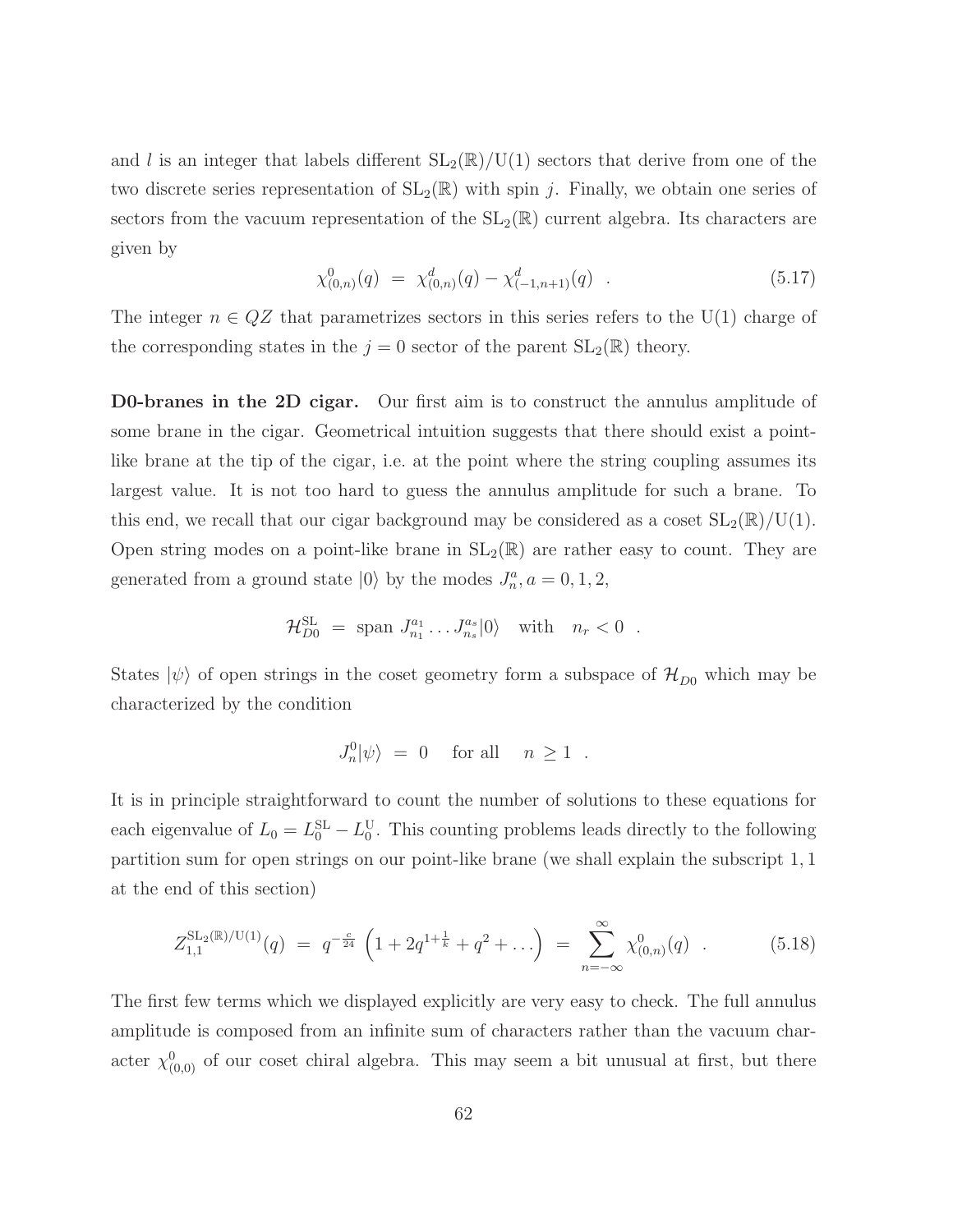and $l$ is an integer that labels different $\mathrm{SL}_2(\mathbb{R})/\mathrm{U}(1)$ sectors that derive from one of the two discrete series representation of $\mathrm{SL}_2(\mathbb{R})$ with spin $j$. Finally, we obtain one series of sectors from the vacuum representation of the $\mathrm{SL}_2(\mathbb{R})$ current algebra. Its characters are given by

$$\chi^0_{(0,n)}(q) \ = \ \chi^d_{(0,n)}(q) - \chi^d_{(-1,n+1)}(q) \quad . \tag{5.17}$$

The integer $n \in QZ$ that parametrizes sectors in this series refers to the U(1) charge of the corresponding states in the $j = 0$ sector of the parent $\mathrm{SL}_2(\mathbb{R})$ theory.

**D0-branes in the 2D cigar.** Our first aim is to construct the annulus amplitude of some brane in the cigar. Geometrical intuition suggests that there should exist a point-like brane at the tip of the cigar, i.e. at the point where the string coupling assumes its largest value. It is not too hard to guess the annulus amplitude for such a brane. To this end, we recall that our cigar background may be considered as a coset $\mathrm{SL}_2(\mathbb{R})/\mathrm{U}(1)$. Open string modes on a point-like brane in $\mathrm{SL}_2(\mathbb{R})$ are rather easy to count. They are generated from a ground state $|0\rangle$ by the modes $J^a_n, a = 0, 1, 2,$

$$\mathcal{H}^{\mathrm{SL}}_{D0} \ = \ \mathrm{span} \ J^{a_1}_{n_1} \dots J^{a_s}_{n_s}|0\rangle \quad \text{with} \quad n_r < 0 \quad .$$

States $|\psi\rangle$ of open strings in the coset geometry form a subspace of $\mathcal{H}_{D0}$ which may be characterized by the condition

$$J^0_n|\psi\rangle \ = \ 0 \quad \text{ for all } \quad n \geq 1 \quad .$$

It is in principle straightforward to count the number of solutions to these equations for each eigenvalue of $L_0 = L^{\mathrm{SL}}_0 - L^{\mathrm{U}}_0$. This counting problems leads directly to the following partition sum for open strings on our point-like brane (we shall explain the subscript $1, 1$ at the end of this section)

$$Z^{\mathrm{SL}_2(\mathbb{R})/\mathrm{U}(1)}_{1,1}(q) \ = \ q^{-\frac{c}{24}} \left( 1 + 2q^{1+\frac{1}{k}} + q^2 + \dots \right) \ = \ \sum_{n=-\infty}^{\infty} \chi^0_{(0,n)}(q) \quad . \tag{5.18}$$

The first few terms which we displayed explicitly are very easy to check. The full annulus amplitude is composed from an infinite sum of characters rather than the vacuum character $\chi^0_{(0,0)}$ of our coset chiral algebra. This may seem a bit unusual at first, but there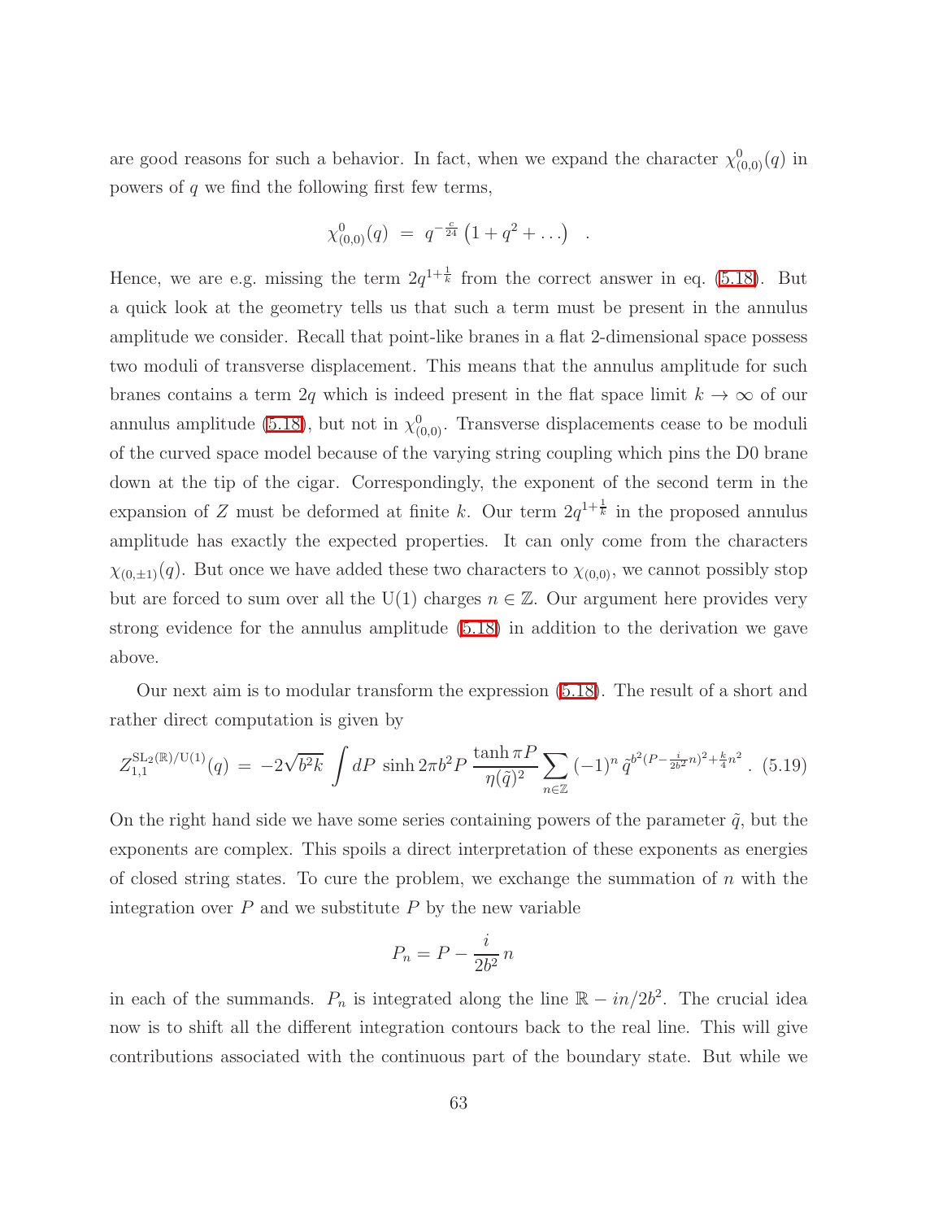are good reasons for such a behavior. In fact, when we expand the character $\chi^0_{(0,0)}(q)$ in powers of $q$ we find the following first few terms,

$$\chi^0_{(0,0)}(q) \ = \ q^{-\frac{c}{24}} \left(1 + q^2 + \ldots\right) \quad .$$

Hence, we are e.g. missing the term $2q^{1+\frac{1}{k}}$ from the correct answer in eq. (5.18). But a quick look at the geometry tells us that such a term must be present in the annulus amplitude we consider. Recall that point-like branes in a flat 2-dimensional space possess two moduli of transverse displacement. This means that the annulus amplitude for such branes contains a term $2q$ which is indeed present in the flat space limit $k \to \infty$ of our annulus amplitude (5.18), but not in $\chi^0_{(0,0)}$. Transverse displacements cease to be moduli of the curved space model because of the varying string coupling which pins the D0 brane down at the tip of the cigar. Correspondingly, the exponent of the second term in the expansion of $Z$ must be deformed at finite $k$. Our term $2q^{1+\frac{1}{k}}$ in the proposed annulus amplitude has exactly the expected properties. It can only come from the characters $\chi_{(0,\pm 1)}(q)$. But once we have added these two characters to $\chi_{(0,0)}$, we cannot possibly stop but are forced to sum over all the U(1) charges $n \in \mathbb{Z}$. Our argument here provides very strong evidence for the annulus amplitude (5.18) in addition to the derivation we gave above.

Our next aim is to modular transform the expression (5.18). The result of a short and rather direct computation is given by

$$Z^{\mathrm{SL}_2(\mathbb{R})/\mathrm{U}(1)}_{1,1}(q) \ = \ -2\sqrt{b^2 k} \int dP \ \sinh 2\pi b^2 P \ \frac{\tanh \pi P}{\eta(\tilde{q})^2} \sum_{n \in \mathbb{Z}} (-1)^n \, \tilde{q}^{b^2 (P - \frac{i}{2b^2} n)^2 + \frac{k}{4} n^2} \ . \quad (5.19)$$

On the right hand side we have some series containing powers of the parameter $\tilde{q}$, but the exponents are complex. This spoils a direct interpretation of these exponents as energies of closed string states. To cure the problem, we exchange the summation of $n$ with the integration over $P$ and we substitute $P$ by the new variable

$$P_n = P - \frac{i}{2b^2}\, n$$

in each of the summands. $P_n$ is integrated along the line $\mathbb{R} - in/2b^2$. The crucial idea now is to shift all the different integration contours back to the real line. This will give contributions associated with the continuous part of the boundary state. But while we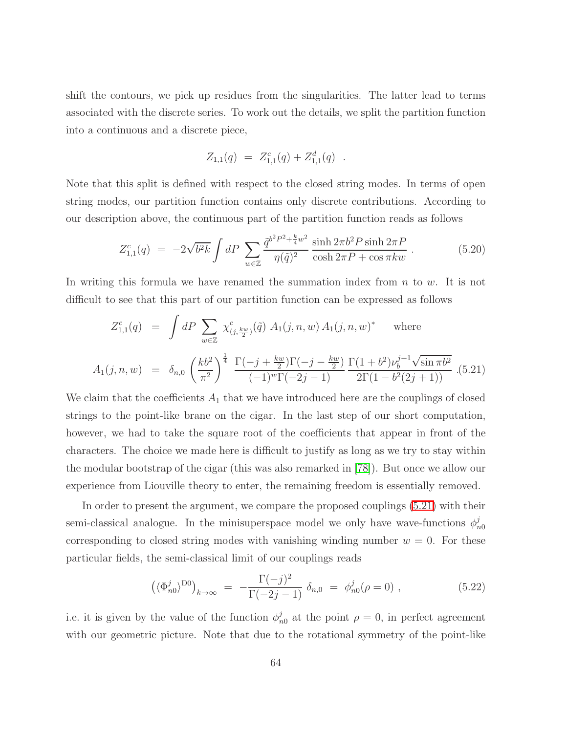shift the contours, we pick up residues from the singularities. The latter lead to terms associated with the discrete series. To work out the details, we split the partition function into a continuous and a discrete piece,

$$Z_{1,1}(q) \;=\; Z^c_{1,1}(q) + Z^d_{1,1}(q) \quad .$$

Note that this split is defined with respect to the closed string modes. In terms of open string modes, our partition function contains only discrete contributions. According to our description above, the continuous part of the partition function reads as follows

$$Z^c_{1,1}(q) \;=\; -2\sqrt{b^2k} \int dP \sum_{w\in\mathbb{Z}} \frac{\tilde{q}^{b^2P^2+\frac{k}{4}w^2}}{\eta(\tilde{q})^2} \, \frac{\sinh 2\pi b^2 P \sinh 2\pi P}{\cosh 2\pi P + \cos \pi k w} \; . \tag{5.20}$$

In writing this formula we have renamed the summation index from $n$ to $w$. It is not difficult to see that this part of our partition function can be expressed as follows

$$\begin{aligned} Z^c_{1,1}(q) \;&=\; \int dP \sum_{w\in\mathbb{Z}} \chi^c_{(j,\frac{kw}{2})}(\tilde{q}) \; A_1(j,n,w)\, A_1(j,n,w)^* \qquad \text{where} \\ A_1(j,n,w) \;&=\; \delta_{n,0} \left(\frac{kb^2}{\pi^2}\right)^{\frac{1}{4}} \frac{\Gamma(-j+\frac{kw}{2})\Gamma(-j-\frac{kw}{2})}{(-1)^w\Gamma(-2j-1)} \, \frac{\Gamma(1+b^2)\nu_b^{j+1}\sqrt{\sin \pi b^2}}{2\Gamma(1-b^2(2j+1))} \; . \end{aligned} \tag{5.21}$$

We claim that the coefficients $A_1$ that we have introduced here are the couplings of closed strings to the point-like brane on the cigar. In the last step of our short computation, however, we had to take the square root of the coefficients that appear in front of the characters. The choice we made here is difficult to justify as long as we try to stay within the modular bootstrap of the cigar (this was also remarked in [78]). But once we allow our experience from Liouville theory to enter, the remaining freedom is essentially removed.

In order to present the argument, we compare the proposed couplings (5.21) with their semi-classical analogue. In the minisuperspace model we only have wave-functions $\phi^j_{n0}$ corresponding to closed string modes with vanishing winding number $w = 0$. For these particular fields, the semi-classical limit of our couplings reads

$$\left(\langle \Phi^j_{n0}\rangle^{\mathrm{D}0}\right)_{k\to\infty} \;=\; -\frac{\Gamma(-j)^2}{\Gamma(-2j-1)}\, \delta_{n,0} \;=\; \phi^j_{n0}(\rho=0) \; , \tag{5.22}$$

i.e. it is given by the value of the function $\phi^j_{n0}$ at the point $\rho = 0$, in perfect agreement with our geometric picture. Note that due to the rotational symmetry of the point-like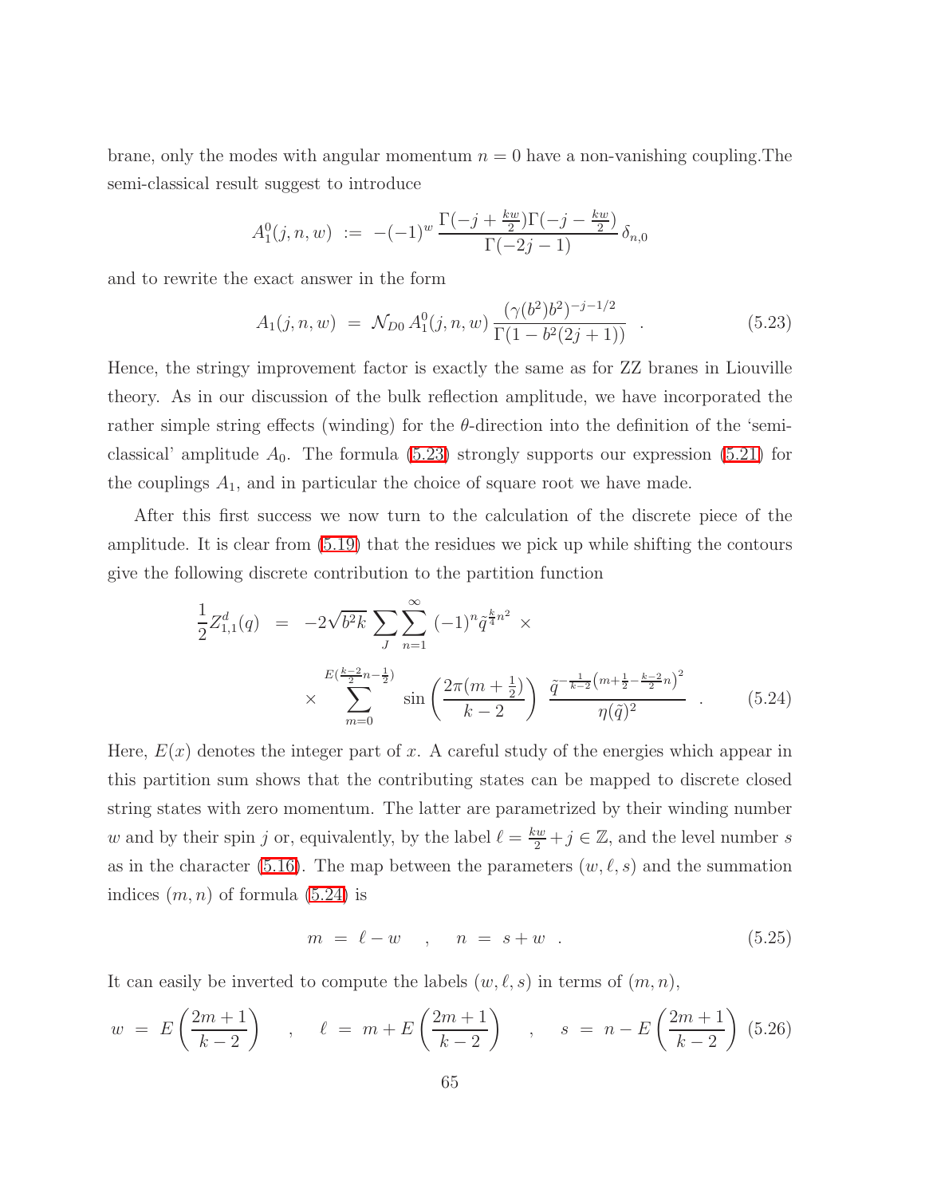brane, only the modes with angular momentum $n = 0$ have a non-vanishing coupling.The semi-classical result suggest to introduce

$$A_1^0(j,n,w) \;:=\; -(-1)^w \, \frac{\Gamma(-j+\frac{kw}{2})\Gamma(-j-\frac{kw}{2})}{\Gamma(-2j-1)}\, \delta_{n,0}$$

and to rewrite the exact answer in the form

$$A_1(j,n,w) \;=\; \mathcal{N}_{D0}\, A_1^0(j,n,w)\, \frac{(\gamma(b^2)b^2)^{-j-1/2}}{\Gamma(1-b^2(2j+1))} \quad . \tag{5.23}$$

Hence, the stringy improvement factor is exactly the same as for ZZ branes in Liouville theory. As in our discussion of the bulk reflection amplitude, we have incorporated the rather simple string effects (winding) for the $\theta$-direction into the definition of the 'semi-classical' amplitude $A_0$. The formula (5.23) strongly supports our expression (5.21) for the couplings $A_1$, and in particular the choice of square root we have made.

After this first success we now turn to the calculation of the discrete piece of the amplitude. It is clear from (5.19) that the residues we pick up while shifting the contours give the following discrete contribution to the partition function

$$\begin{aligned}
\frac{1}{2} Z^d_{1,1}(q) \;&=\; -2\sqrt{b^2k}\, \sum_J \sum_{n=1}^{\infty} (-1)^n \tilde{q}^{\frac{k}{4}n^2} \;\times \\
&\quad \times \sum_{m=0}^{E(\frac{k-2}{2}n-\frac{1}{2})} \sin\left(\frac{2\pi(m+\frac{1}{2})}{k-2}\right)\; \frac{\tilde{q}^{-\frac{1}{k-2}\left(m+\frac{1}{2}-\frac{k-2}{2}n\right)^2}}{\eta(\tilde{q})^2} \quad .
\end{aligned} \tag{5.24}$$

Here, $E(x)$ denotes the integer part of $x$. A careful study of the energies which appear in this partition sum shows that the contributing states can be mapped to discrete closed string states with zero momentum. The latter are parametrized by their winding number $w$ and by their spin $j$ or, equivalently, by the label $\ell = \frac{kw}{2} + j \in \mathbb{Z}$, and the level number $s$ as in the character (5.16). The map between the parameters $(w, \ell, s)$ and the summation indices $(m, n)$ of formula (5.24) is

$$m \;=\; \ell - w \quad , \quad n \;=\; s + w \quad . \tag{5.25}$$

It can easily be inverted to compute the labels $(w, \ell, s)$ in terms of $(m, n)$,

$$w \;=\; E\left(\frac{2m+1}{k-2}\right) \quad , \quad \ell \;=\; m + E\left(\frac{2m+1}{k-2}\right) \quad , \quad s \;=\; n - E\left(\frac{2m+1}{k-2}\right) \tag{5.26}$$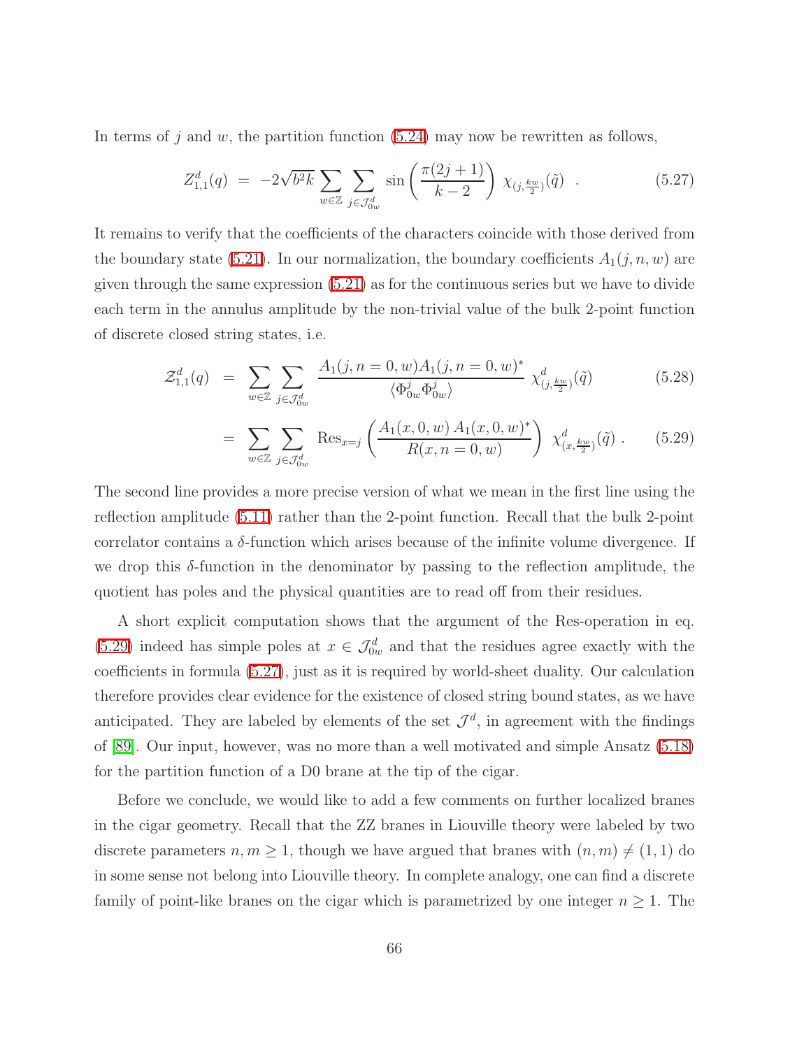In terms of $j$ and $w$, the partition function (5.24) may now be rewritten as follows,

$$Z^d_{1,1}(q) \;=\; -2\sqrt{b^2 k}\sum_{w\in\mathbb{Z}}\sum_{j\in\mathcal{J}^d_{0w}} \sin\left(\frac{\pi(2j+1)}{k-2}\right)\,\chi_{(j,\frac{kw}{2})}(\tilde{q}) \quad . \tag{5.27}$$

It remains to verify that the coefficients of the characters coincide with those derived from the boundary state (5.21). In our normalization, the boundary coefficients $A_1(j,n,w)$ are given through the same expression (5.21) as for the continuous series but we have to divide each term in the annulus amplitude by the non-trivial value of the bulk 2-point function of discrete closed string states, i.e.

$$\mathcal{Z}^d_{1,1}(q) \;=\; \sum_{w\in\mathbb{Z}}\sum_{j\in\mathcal{J}^d_{0w}} \frac{A_1(j,n=0,w)A_1(j,n=0,w)^*}{\langle\Phi^j_{0w}\Phi^j_{0w}\rangle}\,\chi^d_{(j,\frac{kw}{2})}(\tilde{q}) \tag{5.28}$$

$$\;=\; \sum_{w\in\mathbb{Z}}\sum_{j\in\mathcal{J}^d_{0w}} \mathrm{Res}_{x=j}\left(\frac{A_1(x,0,w)\,A_1(x,0,w)^*}{R(x,n=0,w)}\right)\,\chi^d_{(x,\frac{kw}{2})}(\tilde{q})\ . \tag{5.29}$$

The second line provides a more precise version of what we mean in the first line using the reflection amplitude (5.11) rather than the 2-point function. Recall that the bulk 2-point correlator contains a $\delta$-function which arises because of the infinite volume divergence. If we drop this $\delta$-function in the denominator by passing to the reflection amplitude, the quotient has poles and the physical quantities are to read off from their residues.

A short explicit computation shows that the argument of the Res-operation in eq. (5.29) indeed has simple poles at $x\in\mathcal{J}^d_{0w}$ and that the residues agree exactly with the coefficients in formula (5.27), just as it is required by world-sheet duality. Our calculation therefore provides clear evidence for the existence of closed string bound states, as we have anticipated. They are labeled by elements of the set $\mathcal{J}^d$, in agreement with the findings of [89]. Our input, however, was no more than a well motivated and simple Ansatz (5.18) for the partition function of a D0 brane at the tip of the cigar.

Before we conclude, we would like to add a few comments on further localized branes in the cigar geometry. Recall that the ZZ branes in Liouville theory were labeled by two discrete parameters $n,m\geq 1$, though we have argued that branes with $(n,m)\neq(1,1)$ do in some sense not belong into Liouville theory. In complete analogy, one can find a discrete family of point-like branes on the cigar which is parametrized by one integer $n\geq 1$. The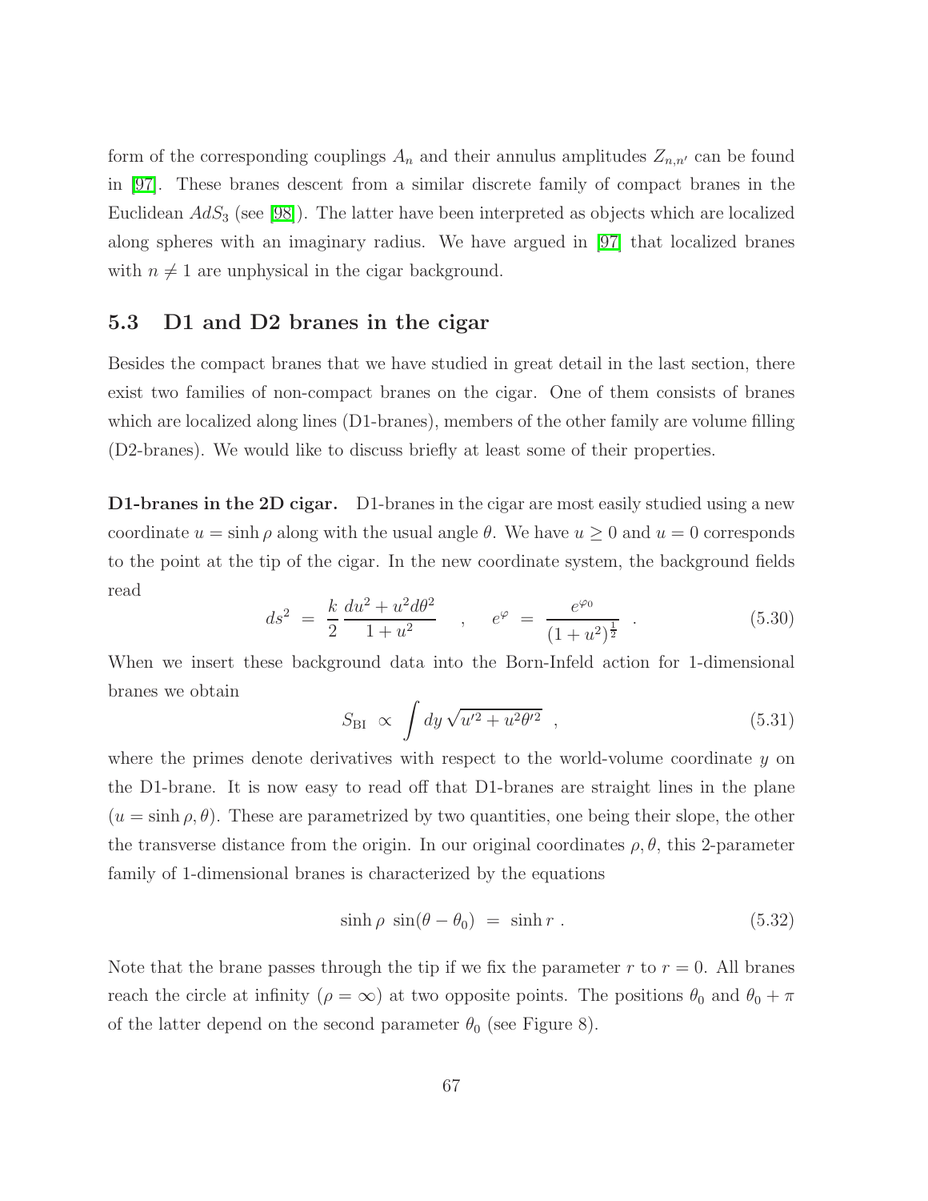form of the corresponding couplings $A_n$ and their annulus amplitudes $Z_{n,n'}$ can be found in [97]. These branes descent from a similar discrete family of compact branes in the Euclidean $AdS_3$ (see [98]). The latter have been interpreted as objects which are localized along spheres with an imaginary radius. We have argued in [97] that localized branes with $n \neq 1$ are unphysical in the cigar background.

## 5.3 D1 and D2 branes in the cigar

Besides the compact branes that we have studied in great detail in the last section, there exist two families of non-compact branes on the cigar. One of them consists of branes which are localized along lines (D1-branes), members of the other family are volume filling (D2-branes). We would like to discuss briefly at least some of their properties.

**D1-branes in the 2D cigar.** D1-branes in the cigar are most easily studied using a new coordinate $u = \sinh\rho$ along with the usual angle $\theta$. We have $u \geq 0$ and $u = 0$ corresponds to the point at the tip of the cigar. In the new coordinate system, the background fields read

$$ds^2 \;=\; \frac{k}{2}\,\frac{du^2 + u^2 d\theta^2}{1+u^2} \quad , \quad e^{\varphi} \;=\; \frac{e^{\varphi_0}}{(1+u^2)^{\frac{1}{2}}} \quad . \tag{5.30}$$

When we insert these background data into the Born-Infeld action for 1-dimensional branes we obtain

$$S_{\mathrm{BI}} \;\propto\; \int dy\, \sqrt{u'^2 + u^2\theta'^2} \quad , \tag{5.31}$$

where the primes denote derivatives with respect to the world-volume coordinate $y$ on the D1-brane. It is now easy to read off that D1-branes are straight lines in the plane $(u = \sinh\rho, \theta)$. These are parametrized by two quantities, one being their slope, the other the transverse distance from the origin. In our original coordinates $\rho, \theta$, this 2-parameter family of 1-dimensional branes is characterized by the equations

$$\sinh\rho \;\sin(\theta - \theta_0) \;=\; \sinh r \ . \tag{5.32}$$

Note that the brane passes through the tip if we fix the parameter $r$ to $r = 0$. All branes reach the circle at infinity ($\rho = \infty$) at two opposite points. The positions $\theta_0$ and $\theta_0 + \pi$ of the latter depend on the second parameter $\theta_0$ (see Figure 8).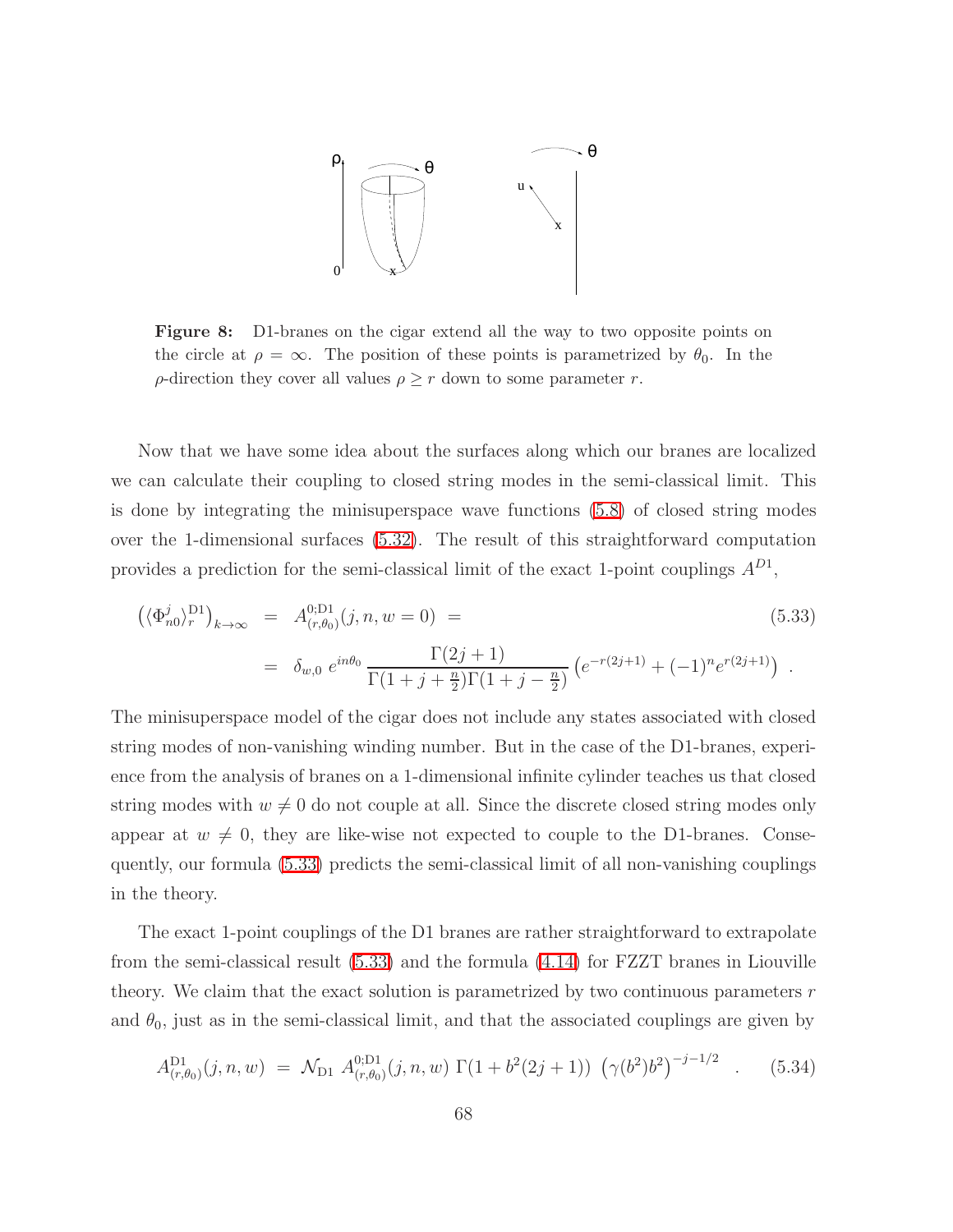**Figure 8:** D1-branes on the cigar extend all the way to two opposite points on the circle at $\rho = \infty$. The position of these points is parametrized by $\theta_0$. In the $\rho$-direction they cover all values $\rho \geq r$ down to some parameter $r$.

Now that we have some idea about the surfaces along which our branes are localized we can calculate their coupling to closed string modes in the semi-classical limit. This is done by integrating the minisuperspace wave functions (5.8) of closed string modes over the 1-dimensional surfaces (5.32). The result of this straightforward computation provides a prediction for the semi-classical limit of the exact 1-point couplings $A^{D1}$,

$$
\begin{aligned}
\left(\langle \Phi^j_{n0} \rangle^{\rm D1}_r\right)_{k\to\infty} \; &= \; A^{0;\rm D1}_{(r,\theta_0)}(j,n,w=0) \; = \\
&= \; \delta_{w,0}\; e^{in\theta_0}\, \frac{\Gamma(2j+1)}{\Gamma(1+j+\frac{n}{2})\Gamma(1+j-\frac{n}{2})} \left(e^{-r(2j+1)} + (-1)^n e^{r(2j+1)}\right) \; .
\end{aligned}
\tag{5.33}
$$

The minisuperspace model of the cigar does not include any states associated with closed string modes of non-vanishing winding number. But in the case of the D1-branes, experience from the analysis of branes on a 1-dimensional infinite cylinder teaches us that closed string modes with $w \neq 0$ do not couple at all. Since the discrete closed string modes only appear at $w \neq 0$, they are like-wise not expected to couple to the D1-branes. Consequently, our formula (5.33) predicts the semi-classical limit of all non-vanishing couplings in the theory.

The exact 1-point couplings of the D1 branes are rather straightforward to extrapolate from the semi-classical result (5.33) and the formula (4.14) for FZZT branes in Liouville theory. We claim that the exact solution is parametrized by two continuous parameters $r$ and $\theta_0$, just as in the semi-classical limit, and that the associated couplings are given by

$$
A^{\rm D1}_{(r,\theta_0)}(j,n,w) \; = \; \mathcal{N}_{\rm D1}\; A^{0;\rm D1}_{(r,\theta_0)}(j,n,w)\; \Gamma(1+b^2(2j+1))\; \left(\gamma(b^2)b^2\right)^{-j-1/2} \quad . \tag{5.34}
$$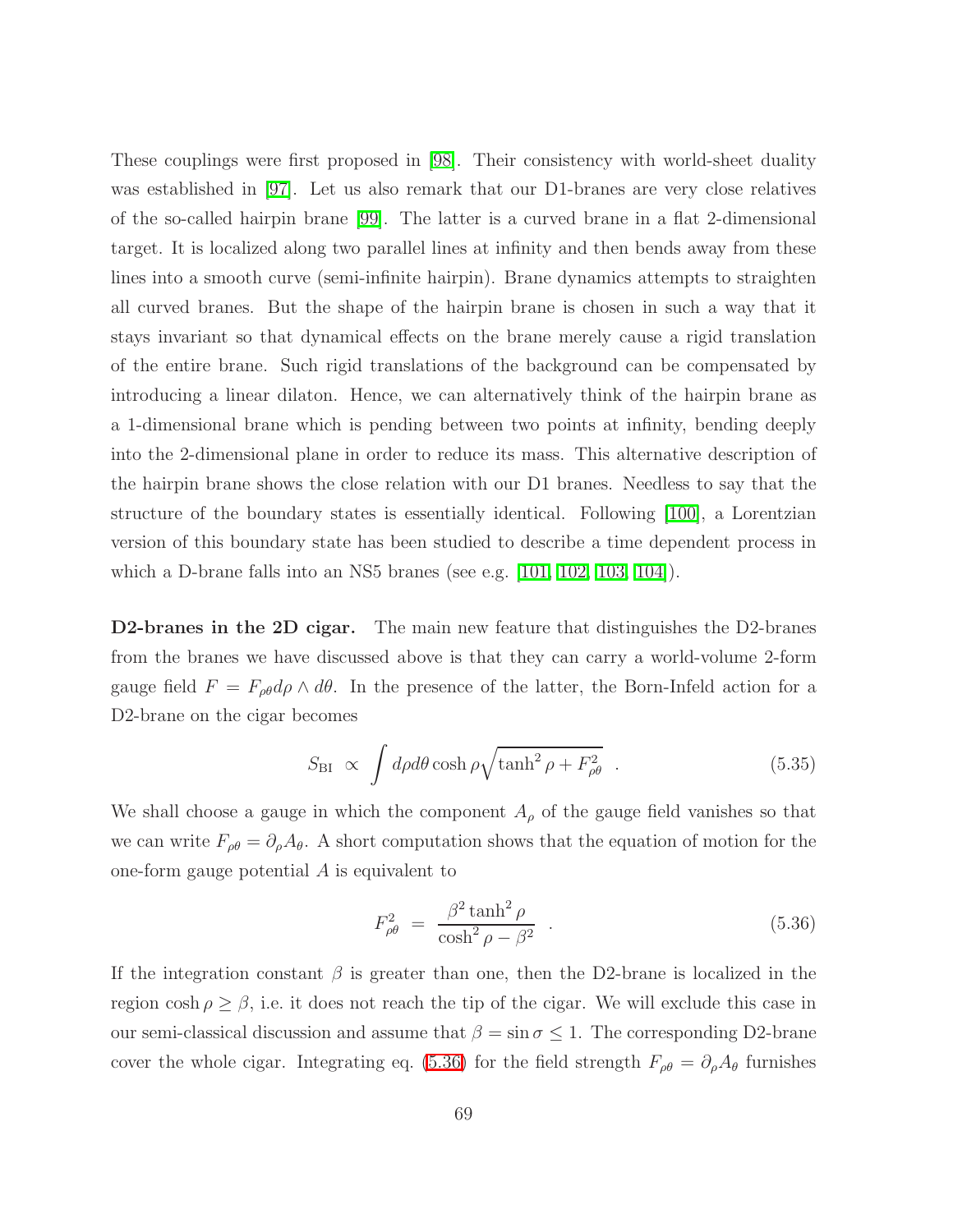These couplings were first proposed in [98]. Their consistency with world-sheet duality was established in [97]. Let us also remark that our D1-branes are very close relatives of the so-called hairpin brane [99]. The latter is a curved brane in a flat 2-dimensional target. It is localized along two parallel lines at infinity and then bends away from these lines into a smooth curve (semi-infinite hairpin). Brane dynamics attempts to straighten all curved branes. But the shape of the hairpin brane is chosen in such a way that it stays invariant so that dynamical effects on the brane merely cause a rigid translation of the entire brane. Such rigid translations of the background can be compensated by introducing a linear dilaton. Hence, we can alternatively think of the hairpin brane as a 1-dimensional brane which is pending between two points at infinity, bending deeply into the 2-dimensional plane in order to reduce its mass. This alternative description of the hairpin brane shows the close relation with our D1 branes. Needless to say that the structure of the boundary states is essentially identical. Following [100], a Lorentzian version of this boundary state has been studied to describe a time dependent process in which a D-brane falls into an NS5 branes (see e.g. [101, 102, 103, 104]).

**D2-branes in the 2D cigar.** The main new feature that distinguishes the D2-branes from the branes we have discussed above is that they can carry a world-volume 2-form gauge field $F = F_{\rho\theta} d\rho \wedge d\theta$. In the presence of the latter, the Born-Infeld action for a D2-brane on the cigar becomes

$$S_{\rm BI} \;\propto\; \int d\rho d\theta \cosh\rho \sqrt{\tanh^2\rho + F_{\rho\theta}^2} \quad . \tag{5.35}$$

We shall choose a gauge in which the component $A_\rho$ of the gauge field vanishes so that we can write $F_{\rho\theta} = \partial_\rho A_\theta$. A short computation shows that the equation of motion for the one-form gauge potential $A$ is equivalent to

$$F_{\rho\theta}^2 \;=\; \frac{\beta^2 \tanh^2\rho}{\cosh^2\rho - \beta^2} \quad . \tag{5.36}$$

If the integration constant $\beta$ is greater than one, then the D2-brane is localized in the region $\cosh\rho \geq \beta$, i.e. it does not reach the tip of the cigar. We will exclude this case in our semi-classical discussion and assume that $\beta = \sin\sigma \leq 1$. The corresponding D2-brane cover the whole cigar. Integrating eq. (5.36) for the field strength $F_{\rho\theta} = \partial_\rho A_\theta$ furnishes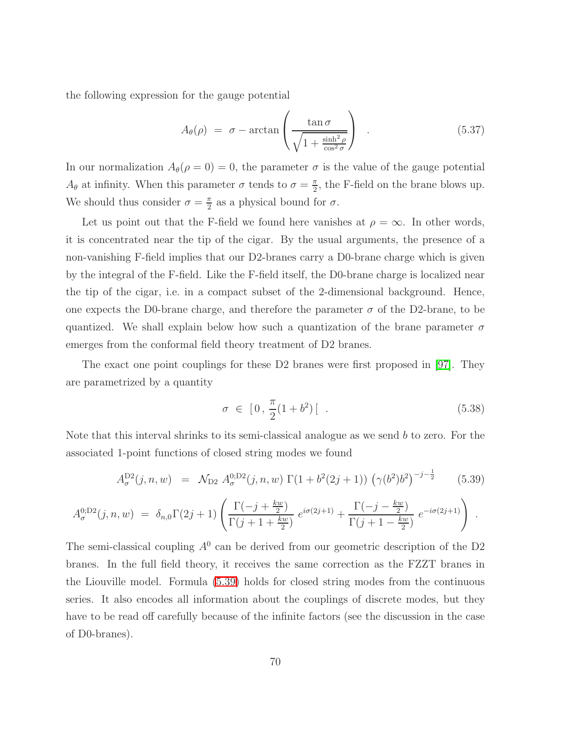the following expression for the gauge potential

$$A_\theta(\rho) \;=\; \sigma - \arctan\left(\frac{\tan\sigma}{\sqrt{1+\frac{\sinh^2\rho}{\cos^2\sigma}}}\right) \quad . \tag{5.37}$$

In our normalization $A_\theta(\rho=0)=0$, the parameter $\sigma$ is the value of the gauge potential $A_\theta$ at infinity. When this parameter $\sigma$ tends to $\sigma=\frac{\pi}{2}$, the F-field on the brane blows up. We should thus consider $\sigma=\frac{\pi}{2}$ as a physical bound for $\sigma$.

Let us point out that the F-field we found here vanishes at $\rho=\infty$. In other words, it is concentrated near the tip of the cigar. By the usual arguments, the presence of a non-vanishing F-field implies that our D2-branes carry a D0-brane charge which is given by the integral of the F-field. Like the F-field itself, the D0-brane charge is localized near the tip of the cigar, i.e. in a compact subset of the 2-dimensional background. Hence, one expects the D0-brane charge, and therefore the parameter $\sigma$ of the D2-brane, to be quantized. We shall explain below how such a quantization of the brane parameter $\sigma$ emerges from the conformal field theory treatment of D2 branes.

The exact one point couplings for these D2 branes were first proposed in [97]. They are parametrized by a quantity

$$\sigma \;\in\; [\,0\,,\,\frac{\pi}{2}(1+b^2)\,[ \quad . \tag{5.38}$$

Note that this interval shrinks to its semi-classical analogue as we send $b$ to zero. For the associated 1-point functions of closed string modes we found

$$A^{\rm D2}_\sigma(j,n,w) \;=\; \mathcal{N}_{\rm D2}\; A^{0;{\rm D2}}_\sigma(j,n,w)\;\Gamma(1+b^2(2j+1))\;\left(\gamma(b^2)b^2\right)^{-j-\frac{1}{2}} \tag{5.39}$$

$$A^{0;{\rm D2}}_\sigma(j,n,w) \;=\; \delta_{n,0}\Gamma(2j+1)\left(\frac{\Gamma(-j+\frac{kw}{2})}{\Gamma(j+1+\frac{kw}{2})}\;e^{i\sigma(2j+1)}+\frac{\Gamma(-j-\frac{kw}{2})}{\Gamma(j+1-\frac{kw}{2})}\;e^{-i\sigma(2j+1)}\right) \;.$$

The semi-classical coupling $A^0$ can be derived from our geometric description of the D2 branes. In the full field theory, it receives the same correction as the FZZT branes in the Liouville model. Formula (5.39) holds for closed string modes from the continuous series. It also encodes all information about the couplings of discrete modes, but they have to be read off carefully because of the infinite factors (see the discussion in the case of D0-branes).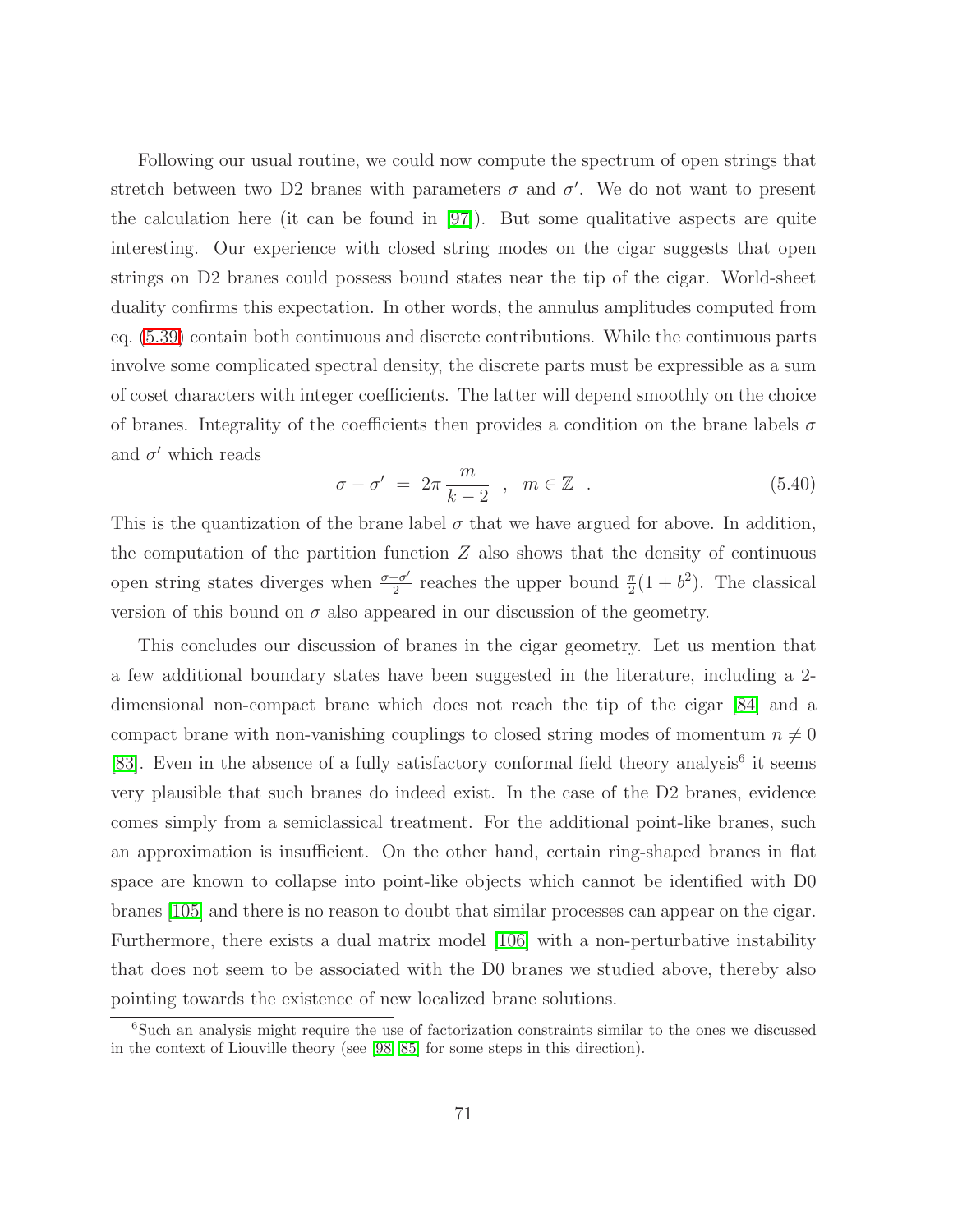Following our usual routine, we could now compute the spectrum of open strings that stretch between two D2 branes with parameters $\sigma$ and $\sigma'$. We do not want to present the calculation here (it can be found in [97]). But some qualitative aspects are quite interesting. Our experience with closed string modes on the cigar suggests that open strings on D2 branes could possess bound states near the tip of the cigar. World-sheet duality confirms this expectation. In other words, the annulus amplitudes computed from eq. (5.39) contain both continuous and discrete contributions. While the continuous parts involve some complicated spectral density, the discrete parts must be expressible as a sum of coset characters with integer coefficients. The latter will depend smoothly on the choice of branes. Integrality of the coefficients then provides a condition on the brane labels $\sigma$ and $\sigma'$ which reads

$$\sigma - \sigma' \ = \ 2\pi \frac{m}{k-2} \quad , \quad m \in \mathbb{Z} \ . \tag{5.40}$$

This is the quantization of the brane label $\sigma$ that we have argued for above. In addition, the computation of the partition function $Z$ also shows that the density of continuous open string states diverges when $\frac{\sigma+\sigma'}{2}$ reaches the upper bound $\frac{\pi}{2}(1+b^2)$. The classical version of this bound on $\sigma$ also appeared in our discussion of the geometry.

This concludes our discussion of branes in the cigar geometry. Let us mention that a few additional boundary states have been suggested in the literature, including a 2-dimensional non-compact brane which does not reach the tip of the cigar [84] and a compact brane with non-vanishing couplings to closed string modes of momentum $n \neq 0$ [83]. Even in the absence of a fully satisfactory conformal field theory analysis[6] it seems very plausible that such branes do indeed exist. In the case of the D2 branes, evidence comes simply from a semiclassical treatment. For the additional point-like branes, such an approximation is insufficient. On the other hand, certain ring-shaped branes in flat space are known to collapse into point-like objects which cannot be identified with D0 branes [105] and there is no reason to doubt that similar processes can appear on the cigar. Furthermore, there exists a dual matrix model [106] with a non-perturbative instability that does not seem to be associated with the D0 branes we studied above, thereby also pointing towards the existence of new localized brane solutions.

[6] Such an analysis might require the use of factorization constraints similar to the ones we discussed in the context of Liouville theory (see [98, 85] for some steps in this direction).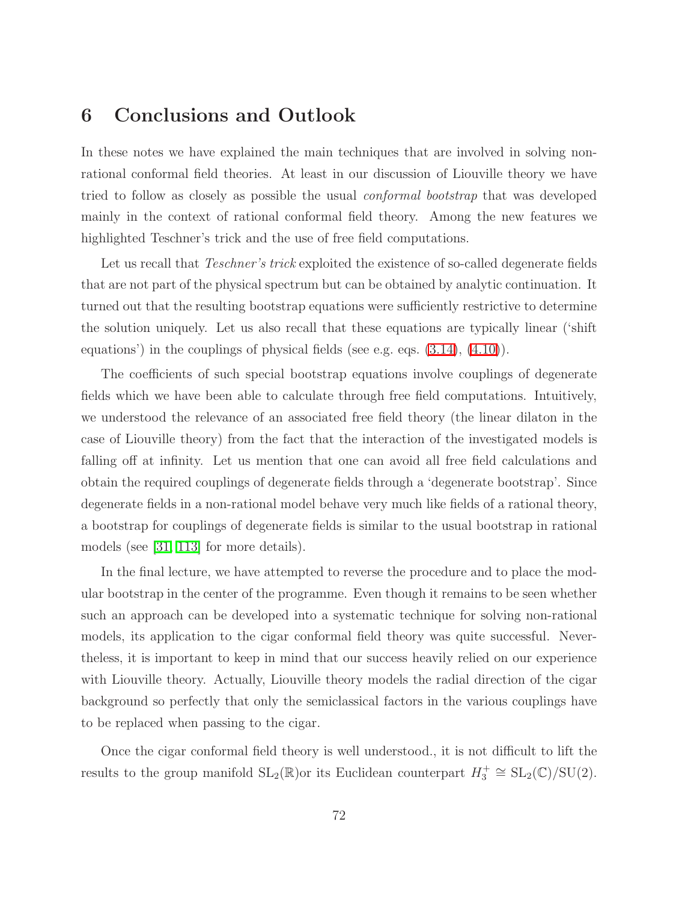# 6 Conclusions and Outlook

In these notes we have explained the main techniques that are involved in solving non-rational conformal field theories. At least in our discussion of Liouville theory we have tried to follow as closely as possible the usual *conformal bootstrap* that was developed mainly in the context of rational conformal field theory. Among the new features we highlighted Teschner's trick and the use of free field computations.

Let us recall that *Teschner's trick* exploited the existence of so-called degenerate fields that are not part of the physical spectrum but can be obtained by analytic continuation. It turned out that the resulting bootstrap equations were sufficiently restrictive to determine the solution uniquely. Let us also recall that these equations are typically linear ('shift equations') in the couplings of physical fields (see e.g. eqs. (3.14), (4.10)).

The coefficients of such special bootstrap equations involve couplings of degenerate fields which we have been able to calculate through free field computations. Intuitively, we understood the relevance of an associated free field theory (the linear dilaton in the case of Liouville theory) from the fact that the interaction of the investigated models is falling off at infinity. Let us mention that one can avoid all free field calculations and obtain the required couplings of degenerate fields through a 'degenerate bootstrap'. Since degenerate fields in a non-rational model behave very much like fields of a rational theory, a bootstrap for couplings of degenerate fields is similar to the usual bootstrap in rational models (see [31, 113] for more details).

In the final lecture, we have attempted to reverse the procedure and to place the modular bootstrap in the center of the programme. Even though it remains to be seen whether such an approach can be developed into a systematic technique for solving non-rational models, its application to the cigar conformal field theory was quite successful. Nevertheless, it is important to keep in mind that our success heavily relied on our experience with Liouville theory. Actually, Liouville theory models the radial direction of the cigar background so perfectly that only the semiclassical factors in the various couplings have to be replaced when passing to the cigar.

Once the cigar conformal field theory is well understood., it is not difficult to lift the results to the group manifold $\mathrm{SL}_2(\mathbb{R})$or its Euclidean counterpart $H_3^+ \cong \mathrm{SL}_2(\mathbb{C})/\mathrm{SU}(2)$.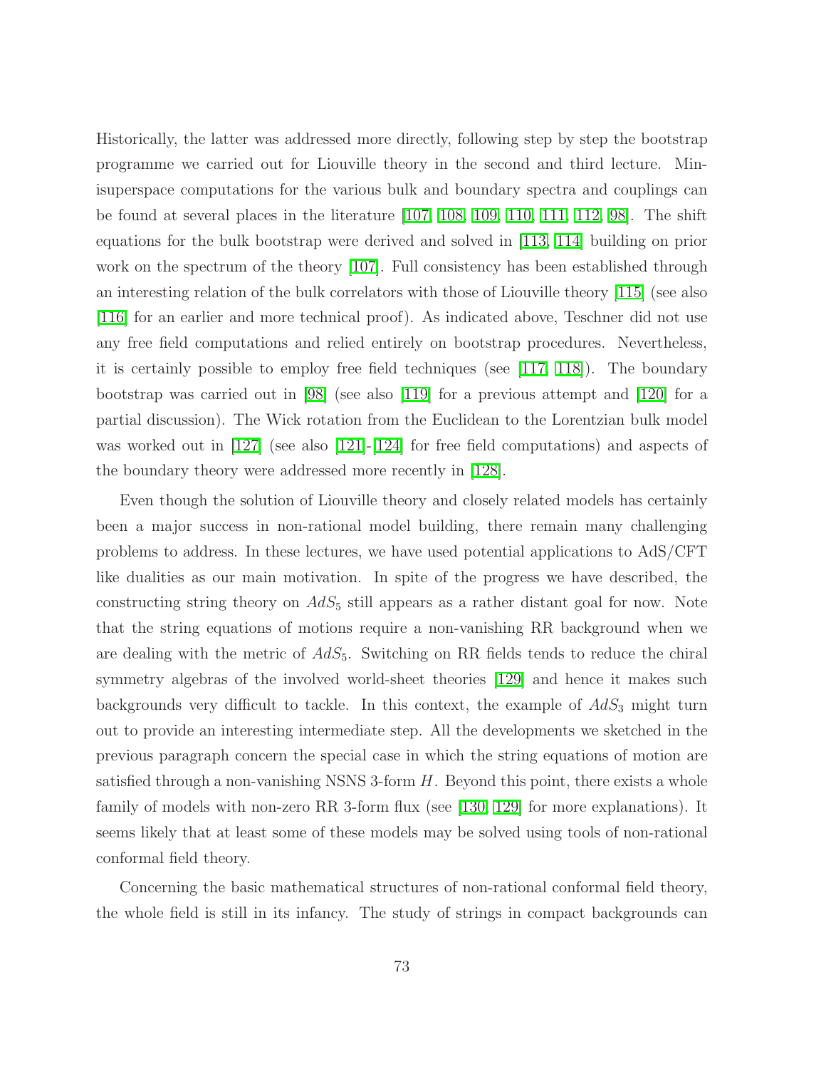Historically, the latter was addressed more directly, following step by step the bootstrap programme we carried out for Liouville theory in the second and third lecture. Minisuperspace computations for the various bulk and boundary spectra and couplings can be found at several places in the literature [107, 108, 109, 110, 111, 112, 98]. The shift equations for the bulk bootstrap were derived and solved in [113, 114] building on prior work on the spectrum of the theory [107]. Full consistency has been established through an interesting relation of the bulk correlators with those of Liouville theory [115] (see also [116] for an earlier and more technical proof). As indicated above, Teschner did not use any free field computations and relied entirely on bootstrap procedures. Nevertheless, it is certainly possible to employ free field techniques (see [117, 118]). The boundary bootstrap was carried out in [98] (see also [119] for a previous attempt and [120] for a partial discussion). The Wick rotation from the Euclidean to the Lorentzian bulk model was worked out in [127] (see also [121]-[124] for free field computations) and aspects of the boundary theory were addressed more recently in [128].

Even though the solution of Liouville theory and closely related models has certainly been a major success in non-rational model building, there remain many challenging problems to address. In these lectures, we have used potential applications to AdS/CFT like dualities as our main motivation. In spite of the progress we have described, the constructing string theory on $AdS_5$ still appears as a rather distant goal for now. Note that the string equations of motions require a non-vanishing RR background when we are dealing with the metric of $AdS_5$. Switching on RR fields tends to reduce the chiral symmetry algebras of the involved world-sheet theories [129] and hence it makes such backgrounds very difficult to tackle. In this context, the example of $AdS_3$ might turn out to provide an interesting intermediate step. All the developments we sketched in the previous paragraph concern the special case in which the string equations of motion are satisfied through a non-vanishing NSNS 3-form $H$. Beyond this point, there exists a whole family of models with non-zero RR 3-form flux (see [130, 129] for more explanations). It seems likely that at least some of these models may be solved using tools of non-rational conformal field theory.

Concerning the basic mathematical structures of non-rational conformal field theory, the whole field is still in its infancy. The study of strings in compact backgrounds can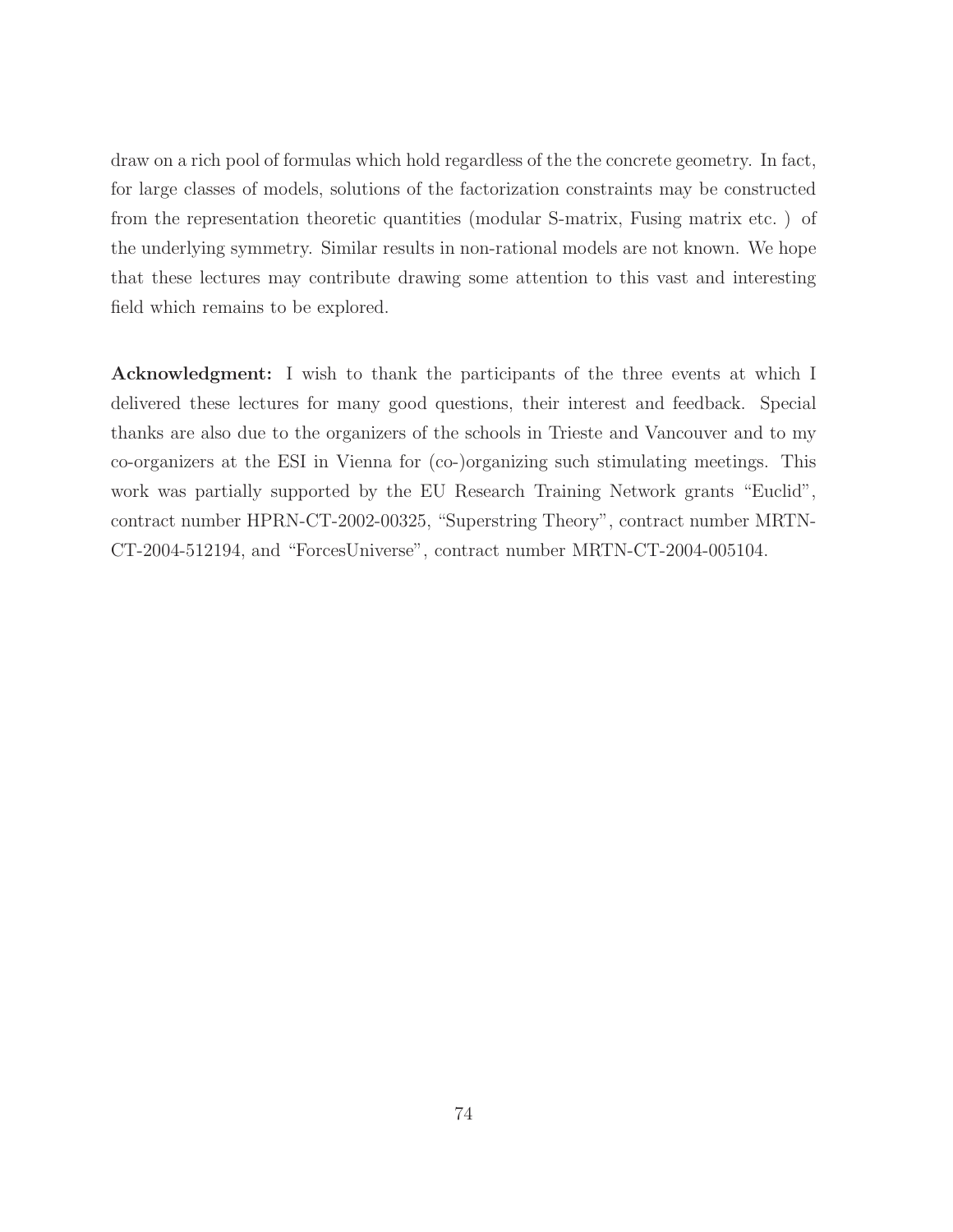draw on a rich pool of formulas which hold regardless of the the concrete geometry. In fact, for large classes of models, solutions of the factorization constraints may be constructed from the representation theoretic quantities (modular S-matrix, Fusing matrix etc. ) of the underlying symmetry. Similar results in non-rational models are not known. We hope that these lectures may contribute drawing some attention to this vast and interesting field which remains to be explored.

**Acknowledgment:** I wish to thank the participants of the three events at which I delivered these lectures for many good questions, their interest and feedback. Special thanks are also due to the organizers of the schools in Trieste and Vancouver and to my co-organizers at the ESI in Vienna for (co-)organizing such stimulating meetings. This work was partially supported by the EU Research Training Network grants "Euclid", contract number HPRN-CT-2002-00325, "Superstring Theory", contract number MRTN-CT-2004-512194, and "ForcesUniverse", contract number MRTN-CT-2004-005104.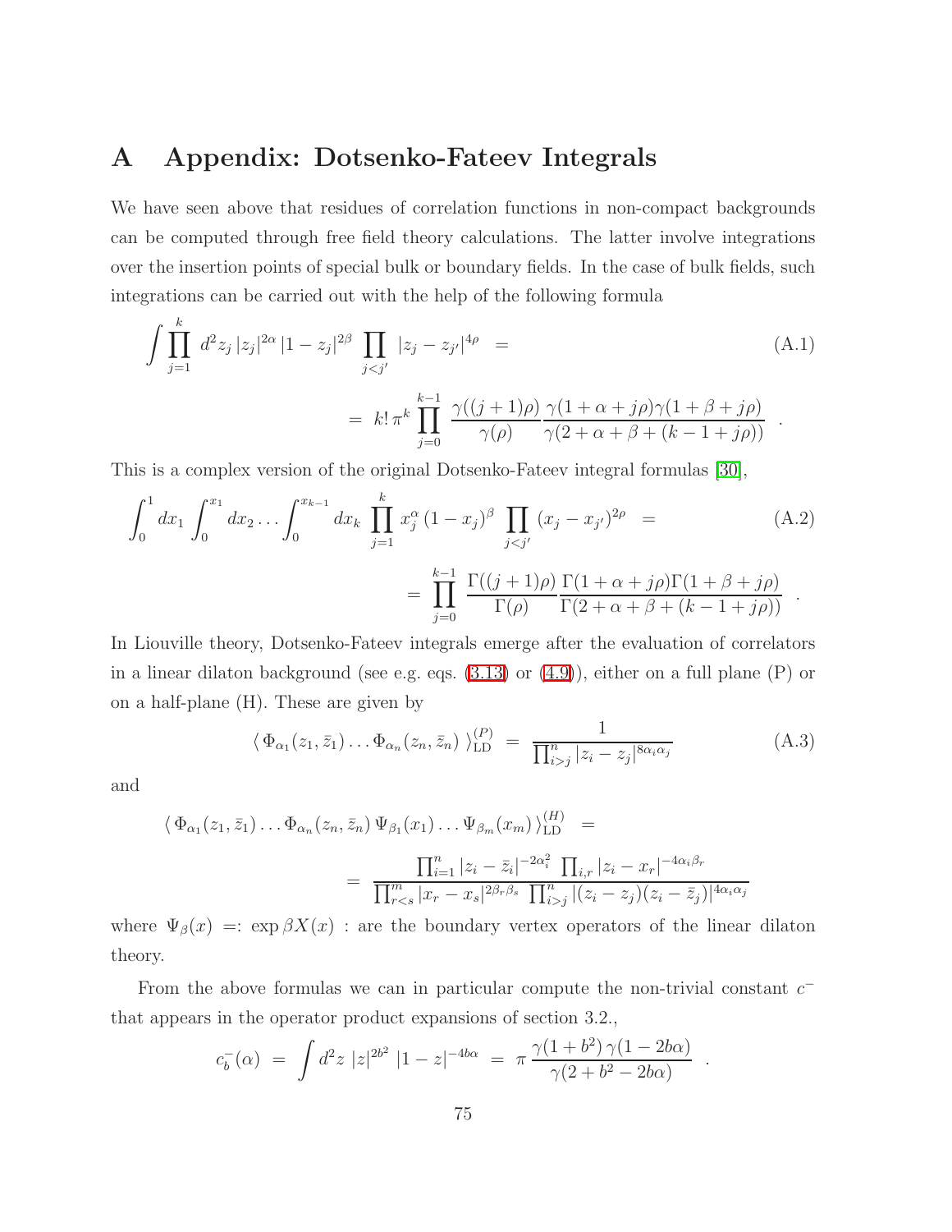# A Appendix: Dotsenko-Fateev Integrals

We have seen above that residues of correlation functions in non-compact backgrounds can be computed through free field theory calculations. The latter involve integrations over the insertion points of special bulk or boundary fields. In the case of bulk fields, such integrations can be carried out with the help of the following formula

$$\int \prod_{j=1}^{k} d^2 z_j \, |z_j|^{2\alpha} \, |1-z_j|^{2\beta} \prod_{j<j'} |z_j - z_{j'}|^{4\rho} \;=\; \qquad \text{(A.1)}$$

$$= \; k! \, \pi^k \prod_{j=0}^{k-1} \frac{\gamma((j+1)\rho)}{\gamma(\rho)} \frac{\gamma(1+\alpha+j\rho)\gamma(1+\beta+j\rho)}{\gamma(2+\alpha+\beta+(k-1+j\rho))} \quad .$$

This is a complex version of the original Dotsenko-Fateev integral formulas [30],

$$\int_0^1 dx_1 \int_0^{x_1} dx_2 \ldots \int_0^{x_{k-1}} dx_k \, \prod_{j=1}^{k} x_j^{\alpha} \, (1-x_j)^{\beta} \prod_{j<j'} (x_j - x_{j'})^{2\rho} \;=\; \qquad \text{(A.2)}$$

$$= \; \prod_{j=0}^{k-1} \frac{\Gamma((j+1)\rho)}{\Gamma(\rho)} \frac{\Gamma(1+\alpha+j\rho)\Gamma(1+\beta+j\rho)}{\Gamma(2+\alpha+\beta+(k-1+j\rho))} \quad .$$

In Liouville theory, Dotsenko-Fateev integrals emerge after the evaluation of correlators in a linear dilaton background (see e.g. eqs. (3.13) or (4.9)), either on a full plane (P) or on a half-plane (H). These are given by

$$\langle \, \Phi_{\alpha_1}(z_1, \bar{z}_1) \ldots \Phi_{\alpha_n}(z_n, \bar{z}_n) \, \rangle^{(P)}_{\mathrm{LD}} \;=\; \frac{1}{\prod_{i>j}^{n} |z_i - z_j|^{8\alpha_i\alpha_j}} \qquad \text{(A.3)}$$

and

$$\langle \, \Phi_{\alpha_1}(z_1, \bar{z}_1) \ldots \Phi_{\alpha_n}(z_n, \bar{z}_n) \, \Psi_{\beta_1}(x_1) \ldots \Psi_{\beta_m}(x_m) \, \rangle^{(H)}_{\mathrm{LD}} \;=\;$$

$$= \; \frac{\prod_{i=1}^{n} |z_i - \bar{z}_i|^{-2\alpha_i^2} \, \prod_{i,r} |z_i - x_r|^{-4\alpha_i\beta_r}}{\prod_{r<s}^{m} |x_r - x_s|^{2\beta_r\beta_s} \, \prod_{i>j}^{n} |(z_i - z_j)(z_i - \bar{z}_j)|^{4\alpha_i\alpha_j}}$$

where $\Psi_\beta(x) \; =: \exp \beta X(x) :$ are the boundary vertex operators of the linear dilaton theory.

From the above formulas we can in particular compute the non-trivial constant $c^-$ that appears in the operator product expansions of section 3.2.,

$$c^-_b(\alpha) \;=\; \int d^2 z \; |z|^{2b^2} \; |1-z|^{-4b\alpha} \;=\; \pi \, \frac{\gamma(1+b^2) \, \gamma(1-2b\alpha)}{\gamma(2+b^2-2b\alpha)} \quad .$$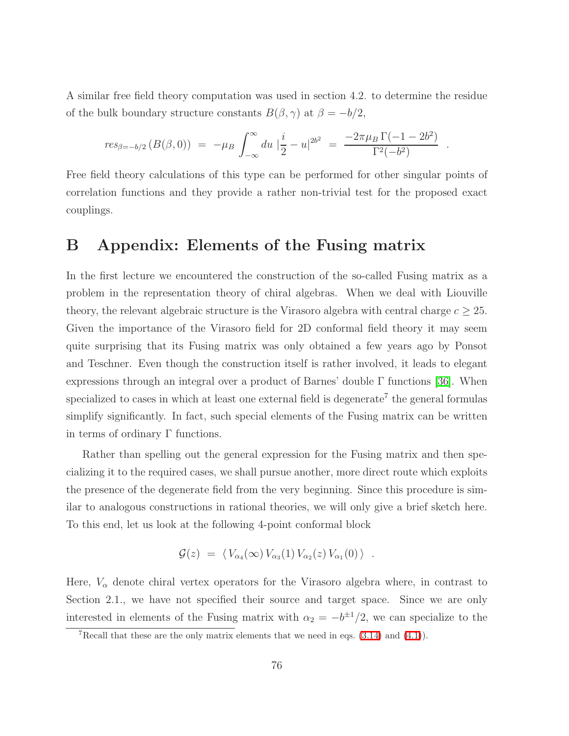A similar free field theory computation was used in section 4.2. to determine the residue of the bulk boundary structure constants $B(\beta, \gamma)$ at $\beta = -b/2$,

$$res_{\beta=-b/2}\left(B(\beta,0)\right) \;=\; -\mu_B \int_{-\infty}^{\infty} du \; |\frac{i}{2} - u|^{2b^2} \;=\; \frac{-2\pi\mu_B\, \Gamma(-1-2b^2)}{\Gamma^2(-b^2)} \quad .$$

Free field theory calculations of this type can be performed for other singular points of correlation functions and they provide a rather non-trivial test for the proposed exact couplings.

# B Appendix: Elements of the Fusing matrix

In the first lecture we encountered the construction of the so-called Fusing matrix as a problem in the representation theory of chiral algebras. When we deal with Liouville theory, the relevant algebraic structure is the Virasoro algebra with central charge $c \geq 25$. Given the importance of the Virasoro field for 2D conformal field theory it may seem quite surprising that its Fusing matrix was only obtained a few years ago by Ponsot and Teschner. Even though the construction itself is rather involved, it leads to elegant expressions through an integral over a product of Barnes' double $\Gamma$ functions [36]. When specialized to cases in which at least one external field is degenerate[7] the general formulas simplify significantly. In fact, such special elements of the Fusing matrix can be written in terms of ordinary $\Gamma$ functions.

Rather than spelling out the general expression for the Fusing matrix and then specializing it to the required cases, we shall pursue another, more direct route which exploits the presence of the degenerate field from the very beginning. Since this procedure is similar to analogous constructions in rational theories, we will only give a brief sketch here. To this end, let us look at the following 4-point conformal block

$$\mathcal{G}(z) \;=\; \langle\, V_{\alpha_4}(\infty)\, V_{\alpha_3}(1)\, V_{\alpha_2}(z)\, V_{\alpha_1}(0)\,\rangle \quad .$$

Here, $V_\alpha$ denote chiral vertex operators for the Virasoro algebra where, in contrast to Section 2.1., we have not specified their source and target space. Since we are only interested in elements of the Fusing matrix with $\alpha_2 = -b^{\pm 1}/2$, we can specialize to the

[7] Recall that these are the only matrix elements that we need in eqs. (3.14) and (4.1).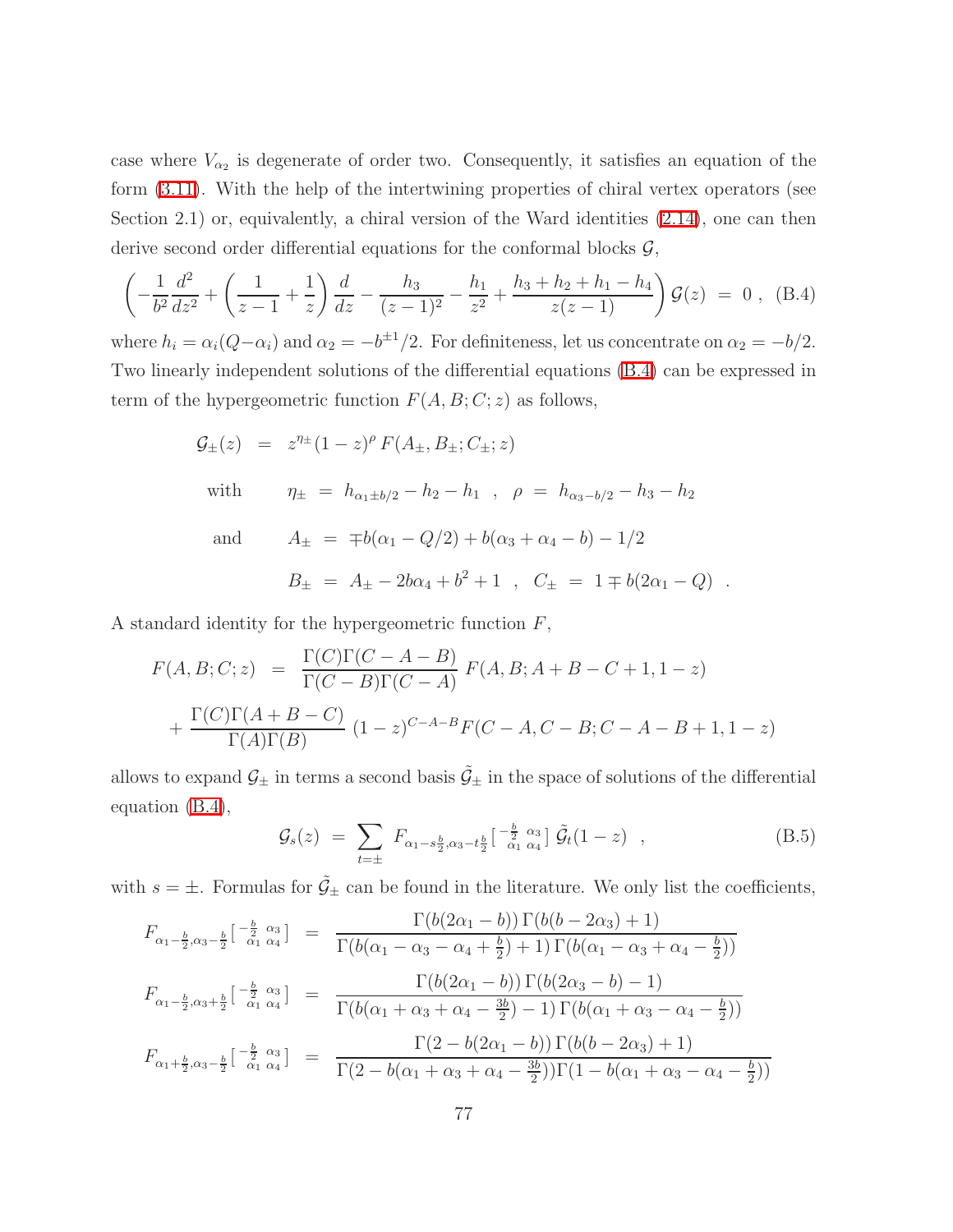case where $V_{\alpha_2}$ is degenerate of order two. Consequently, it satisfies an equation of the form (3.11). With the help of the intertwining properties of chiral vertex operators (see Section 2.1) or, equivalently, a chiral version of the Ward identities (2.14), one can then derive second order differential equations for the conformal blocks $\mathcal{G}$,

$$\left(-\frac{1}{b^2}\frac{d^2}{dz^2} + \left(\frac{1}{z-1}+\frac{1}{z}\right)\frac{d}{dz} - \frac{h_3}{(z-1)^2} - \frac{h_1}{z^2} + \frac{h_3+h_2+h_1-h_4}{z(z-1)}\right)\mathcal{G}(z) \;=\; 0\;, \tag{B.4}$$

where $h_i = \alpha_i(Q-\alpha_i)$ and $\alpha_2 = -b^{\pm 1}/2$. For definiteness, let us concentrate on $\alpha_2 = -b/2$. Two linearly independent solutions of the differential equations (B.4) can be expressed in term of the hypergeometric function $F(A,B;C;z)$ as follows,

$$\begin{aligned}
\mathcal{G}_\pm(z) \;&=\; z^{\eta_\pm}(1-z)^\rho\, F(A_\pm, B_\pm; C_\pm; z) \\
\text{with} \qquad \eta_\pm \;&=\; h_{\alpha_1 \pm b/2} - h_2 - h_1 \quad,\quad \rho \;=\; h_{\alpha_3 - b/2} - h_3 - h_2 \\
\text{and} \qquad A_\pm \;&=\; \mp b(\alpha_1 - Q/2) + b(\alpha_3+\alpha_4-b) - 1/2 \\
B_\pm \;&=\; A_\pm - 2b\alpha_4 + b^2 + 1 \quad,\quad C_\pm \;=\; 1 \mp b(2\alpha_1 - Q) \quad.
\end{aligned}$$

A standard identity for the hypergeometric function $F$,

$$\begin{aligned}
F(A,B;C;z) \;&=\; \frac{\Gamma(C)\Gamma(C-A-B)}{\Gamma(C-B)\Gamma(C-A)}\; F(A,B;A+B-C+1,1-z) \\
&+ \frac{\Gamma(C)\Gamma(A+B-C)}{\Gamma(A)\Gamma(B)}\;(1-z)^{C-A-B} F(C-A,C-B;C-A-B+1,1-z)
\end{aligned}$$

allows to expand $\mathcal{G}_\pm$ in terms a second basis $\tilde{\mathcal{G}}_\pm$ in the space of solutions of the differential equation (B.4),

$$\mathcal{G}_s(z) \;=\; \sum_{t=\pm} F_{\alpha_1 - s\frac{b}{2}, \alpha_3 - t\frac{b}{2}}\left[\begin{smallmatrix} -\frac{b}{2} & \alpha_3 \\ \alpha_1 & \alpha_4 \end{smallmatrix}\right] \tilde{\mathcal{G}}_t(1-z) \quad, \tag{B.5}$$

with $s = \pm$. Formulas for $\tilde{\mathcal{G}}_\pm$ can be found in the literature. We only list the coefficients,

$$\begin{aligned}
F_{\alpha_1 - \frac{b}{2}, \alpha_3 - \frac{b}{2}}\left[\begin{smallmatrix} -\frac{b}{2} & \alpha_3 \\ \alpha_1 & \alpha_4 \end{smallmatrix}\right] \;&=\; \frac{\Gamma(b(2\alpha_1 - b))\,\Gamma(b(b-2\alpha_3)+1)}{\Gamma(b(\alpha_1-\alpha_3-\alpha_4+\frac{b}{2})+1)\,\Gamma(b(\alpha_1-\alpha_3+\alpha_4-\frac{b}{2}))} \\
F_{\alpha_1 - \frac{b}{2}, \alpha_3 + \frac{b}{2}}\left[\begin{smallmatrix} -\frac{b}{2} & \alpha_3 \\ \alpha_1 & \alpha_4 \end{smallmatrix}\right] \;&=\; \frac{\Gamma(b(2\alpha_1 - b))\,\Gamma(b(2\alpha_3-b)-1)}{\Gamma(b(\alpha_1+\alpha_3+\alpha_4-\frac{3b}{2})-1)\,\Gamma(b(\alpha_1+\alpha_3-\alpha_4-\frac{b}{2}))} \\
F_{\alpha_1 + \frac{b}{2}, \alpha_3 - \frac{b}{2}}\left[\begin{smallmatrix} -\frac{b}{2} & \alpha_3 \\ \alpha_1 & \alpha_4 \end{smallmatrix}\right] \;&=\; \frac{\Gamma(2-b(2\alpha_1 - b))\,\Gamma(b(b-2\alpha_3)+1)}{\Gamma(2-b(\alpha_1+\alpha_3+\alpha_4-\frac{3b}{2}))\Gamma(1-b(\alpha_1+\alpha_3-\alpha_4-\frac{b}{2}))}
\end{aligned}$$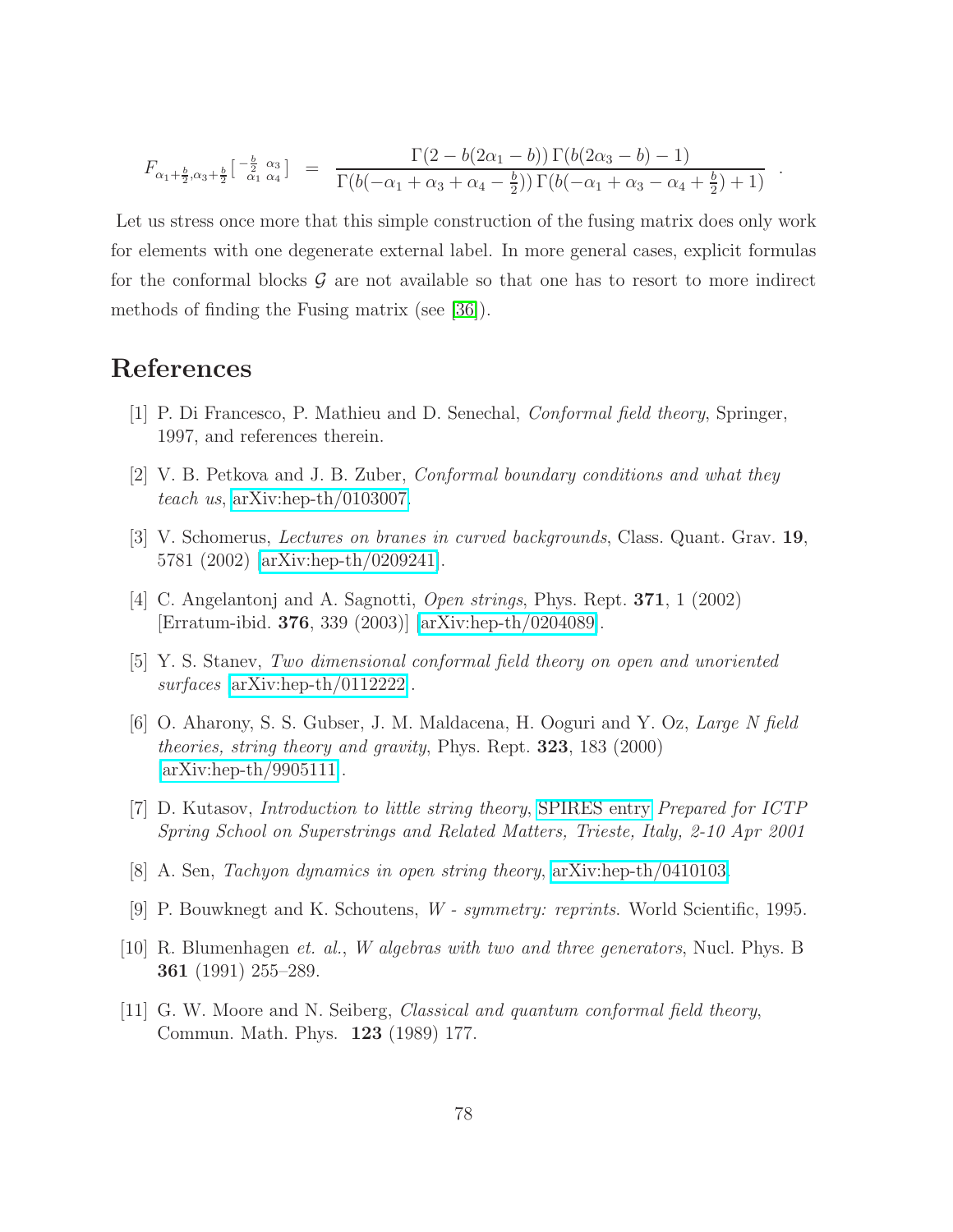$$F_{\alpha_1+\frac{b}{2},\alpha_3+\frac{b}{2}}\left[\begin{smallmatrix} -\frac{b}{2} & \alpha_3 \\ \alpha_1 & \alpha_4 \end{smallmatrix}\right] \;=\; \frac{\Gamma(2-b(2\alpha_1-b))\,\Gamma(b(2\alpha_3-b)-1)}{\Gamma(b(-\alpha_1+\alpha_3+\alpha_4-\frac{b}{2}))\,\Gamma(b(-\alpha_1+\alpha_3-\alpha_4+\frac{b}{2})+1)} \quad .$$

Let us stress once more that this simple construction of the fusing matrix does only work for elements with one degenerate external label. In more general cases, explicit formulas for the conformal blocks $\mathcal{G}$ are not available so that one has to resort to more indirect methods of finding the Fusing matrix (see [36]).

# References

[1] P. Di Francesco, P. Mathieu and D. Senechal, *Conformal field theory*, Springer, 1997, and references therein.

[2] V. B. Petkova and J. B. Zuber, *Conformal boundary conditions and what they teach us*, arXiv:hep-th/0103007.

[3] V. Schomerus, *Lectures on branes in curved backgrounds*, Class. Quant. Grav. **19**, 5781 (2002) [arXiv:hep-th/0209241].

[4] C. Angelantonj and A. Sagnotti, *Open strings*, Phys. Rept. **371**, 1 (2002) [Erratum-ibid. **376**, 339 (2003)] [arXiv:hep-th/0204089].

[5] Y. S. Stanev, *Two dimensional conformal field theory on open and unoriented surfaces* arXiv:hep-th/0112222.

[6] O. Aharony, S. S. Gubser, J. M. Maldacena, H. Ooguri and Y. Oz, *Large N field theories, string theory and gravity*, Phys. Rept. **323**, 183 (2000) arXiv:hep-th/9905111.

[7] D. Kutasov, *Introduction to little string theory*, SPIRES entry *Prepared for ICTP Spring School on Superstrings and Related Matters, Trieste, Italy, 2-10 Apr 2001*

[8] A. Sen, *Tachyon dynamics in open string theory*, arXiv:hep-th/0410103.

[9] P. Bouwknegt and K. Schoutens, *W - symmetry: reprints*. World Scientific, 1995.

[10] R. Blumenhagen *et. al.*, *W algebras with two and three generators*, Nucl. Phys. B **361** (1991) 255–289.

[11] G. W. Moore and N. Seiberg, *Classical and quantum conformal field theory*, Commun. Math. Phys. **123** (1989) 177.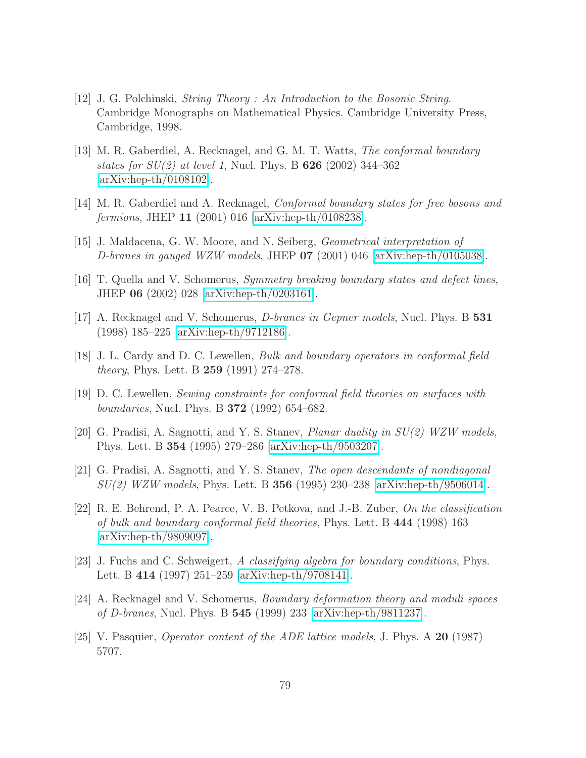[12] J. G. Polchinski, *String Theory : An Introduction to the Bosonic String*. Cambridge Monographs on Mathematical Physics. Cambridge University Press, Cambridge, 1998.

[13] M. R. Gaberdiel, A. Recknagel, and G. M. T. Watts, *The conformal boundary states for SU(2) at level 1*, Nucl. Phys. B **626** (2002) 344–362 [arXiv:hep-th/0108102].

[14] M. R. Gaberdiel and A. Recknagel, *Conformal boundary states for free bosons and fermions*, JHEP **11** (2001) 016 [arXiv:hep-th/0108238].

[15] J. Maldacena, G. W. Moore, and N. Seiberg, *Geometrical interpretation of D-branes in gauged WZW models*, JHEP **07** (2001) 046 [arXiv:hep-th/0105038].

[16] T. Quella and V. Schomerus, *Symmetry breaking boundary states and defect lines*, JHEP **06** (2002) 028 [arXiv:hep-th/0203161].

[17] A. Recknagel and V. Schomerus, *D-branes in Gepner models*, Nucl. Phys. B **531** (1998) 185–225 [arXiv:hep-th/9712186].

[18] J. L. Cardy and D. C. Lewellen, *Bulk and boundary operators in conformal field theory*, Phys. Lett. B **259** (1991) 274–278.

[19] D. C. Lewellen, *Sewing constraints for conformal field theories on surfaces with boundaries*, Nucl. Phys. B **372** (1992) 654–682.

[20] G. Pradisi, A. Sagnotti, and Y. S. Stanev, *Planar duality in SU(2) WZW models*, Phys. Lett. B **354** (1995) 279–286 [arXiv:hep-th/9503207].

[21] G. Pradisi, A. Sagnotti, and Y. S. Stanev, *The open descendants of nondiagonal SU(2) WZW models*, Phys. Lett. B **356** (1995) 230–238 [arXiv:hep-th/9506014].

[22] R. E. Behrend, P. A. Pearce, V. B. Petkova, and J.-B. Zuber, *On the classification of bulk and boundary conformal field theories*, Phys. Lett. B **444** (1998) 163 [arXiv:hep-th/9809097].

[23] J. Fuchs and C. Schweigert, *A classifying algebra for boundary conditions*, Phys. Lett. B **414** (1997) 251–259 [arXiv:hep-th/9708141].

[24] A. Recknagel and V. Schomerus, *Boundary deformation theory and moduli spaces of D-branes*, Nucl. Phys. B **545** (1999) 233 [arXiv:hep-th/9811237].

[25] V. Pasquier, *Operator content of the ADE lattice models*, J. Phys. A **20** (1987) 5707.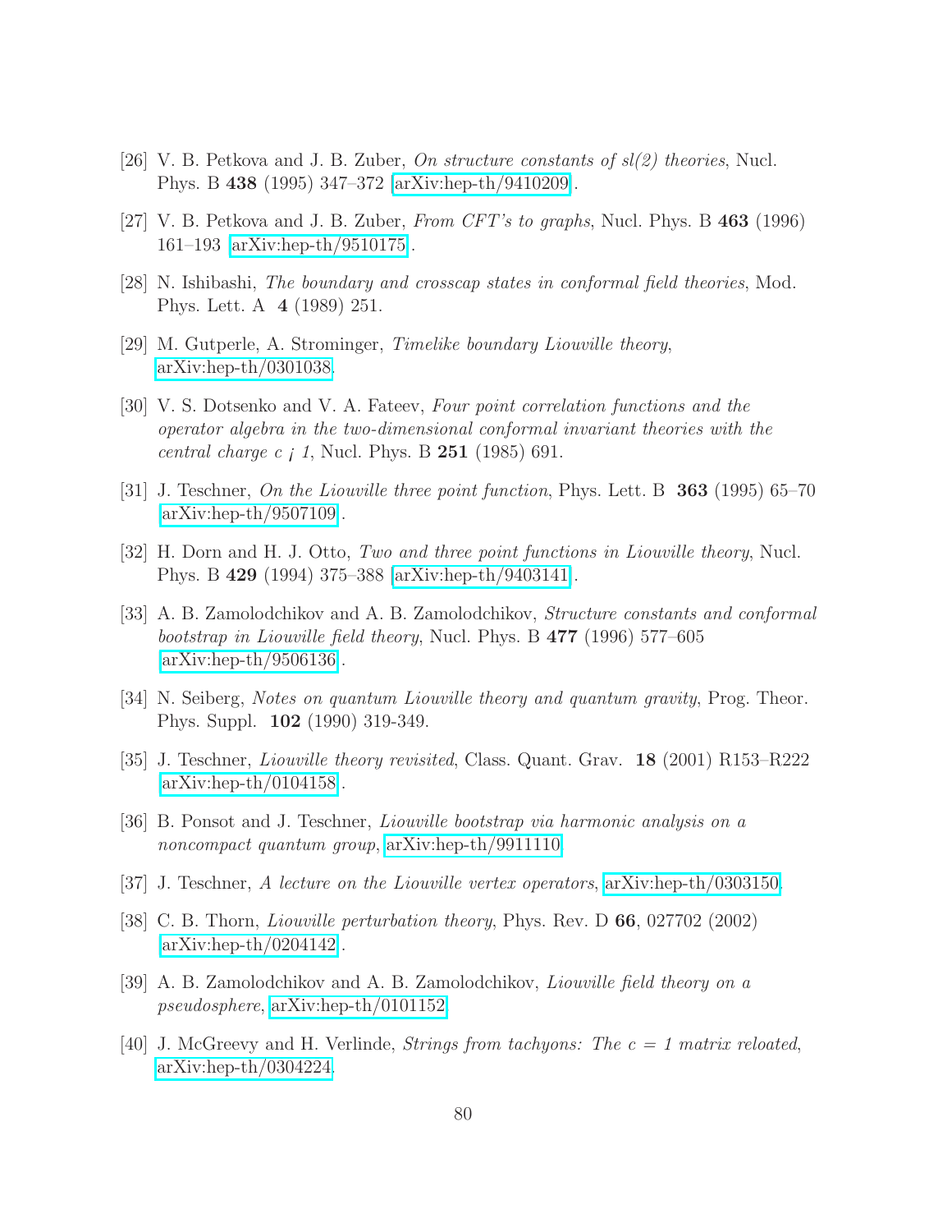[26] V. B. Petkova and J. B. Zuber, *On structure constants of sl(2) theories*, Nucl. Phys. B **438** (1995) 347–372 [arXiv:hep-th/9410209].

[27] V. B. Petkova and J. B. Zuber, *From CFT's to graphs*, Nucl. Phys. B **463** (1996) 161–193 [arXiv:hep-th/9510175].

[28] N. Ishibashi, *The boundary and crosscap states in conformal field theories*, Mod. Phys. Lett. A **4** (1989) 251.

[29] M. Gutperle, A. Strominger, *Timelike boundary Liouville theory*, arXiv:hep-th/0301038.

[30] V. S. Dotsenko and V. A. Fateev, *Four point correlation functions and the operator algebra in the two-dimensional conformal invariant theories with the central charge c ¡ 1*, Nucl. Phys. B **251** (1985) 691.

[31] J. Teschner, *On the Liouville three point function*, Phys. Lett. B **363** (1995) 65–70 [arXiv:hep-th/9507109].

[32] H. Dorn and H. J. Otto, *Two and three point functions in Liouville theory*, Nucl. Phys. B **429** (1994) 375–388 [arXiv:hep-th/9403141].

[33] A. B. Zamolodchikov and A. B. Zamolodchikov, *Structure constants and conformal bootstrap in Liouville field theory*, Nucl. Phys. B **477** (1996) 577–605 [arXiv:hep-th/9506136].

[34] N. Seiberg, *Notes on quantum Liouville theory and quantum gravity*, Prog. Theor. Phys. Suppl. **102** (1990) 319-349.

[35] J. Teschner, *Liouville theory revisited*, Class. Quant. Grav. **18** (2001) R153–R222 [arXiv:hep-th/0104158].

[36] B. Ponsot and J. Teschner, *Liouville bootstrap via harmonic analysis on a noncompact quantum group*, arXiv:hep-th/9911110.

[37] J. Teschner, *A lecture on the Liouville vertex operators*, arXiv:hep-th/0303150.

[38] C. B. Thorn, *Liouville perturbation theory*, Phys. Rev. D **66**, 027702 (2002) [arXiv:hep-th/0204142].

[39] A. B. Zamolodchikov and A. B. Zamolodchikov, *Liouville field theory on a pseudosphere*, arXiv:hep-th/0101152.

[40] J. McGreevy and H. Verlinde, *Strings from tachyons: The c = 1 matrix reloated*, arXiv:hep-th/0304224.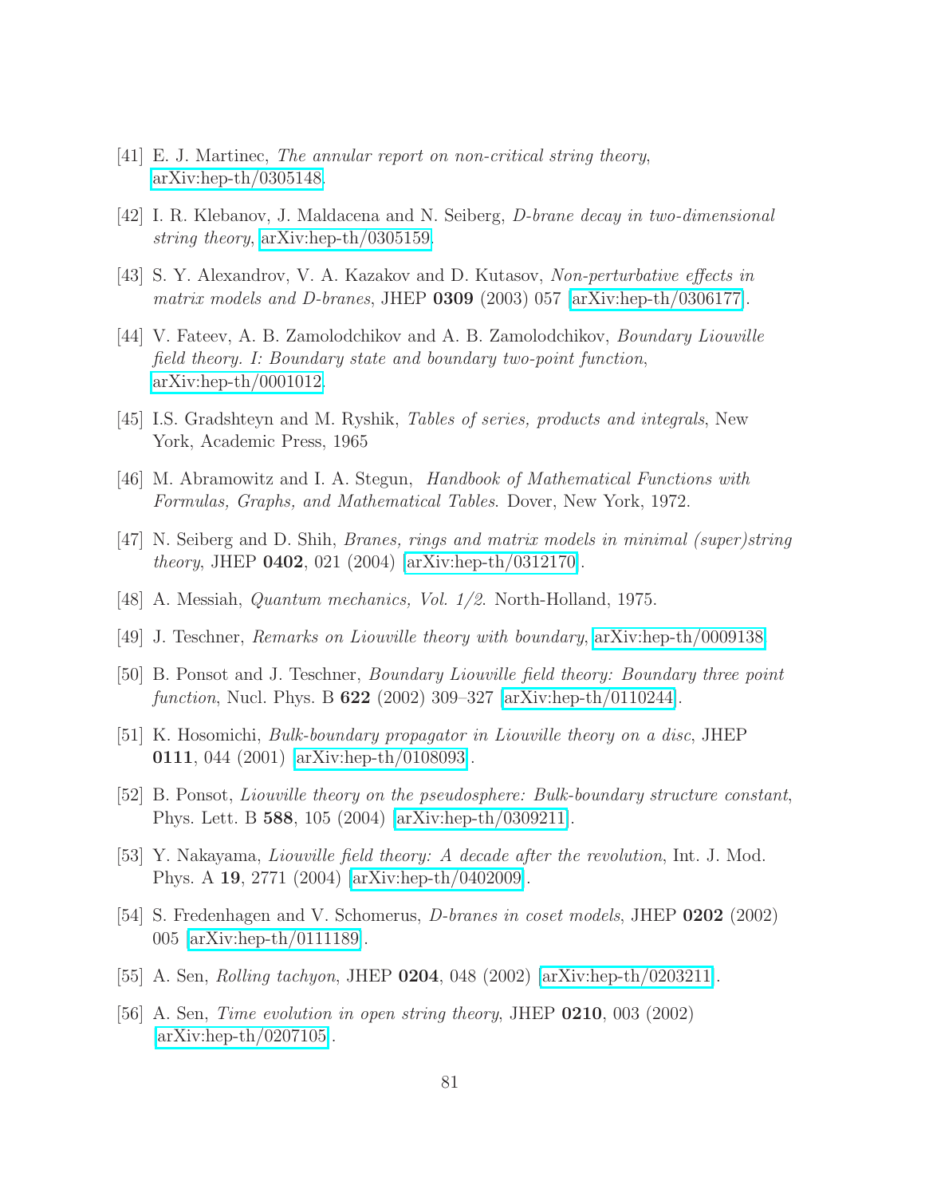[41] E. J. Martinec, *The annular report on non-critical string theory*, arXiv:hep-th/0305148.

[42] I. R. Klebanov, J. Maldacena and N. Seiberg, *D-brane decay in two-dimensional string theory*, arXiv:hep-th/0305159.

[43] S. Y. Alexandrov, V. A. Kazakov and D. Kutasov, *Non-perturbative effects in matrix models and D-branes*, JHEP **0309** (2003) 057 [arXiv:hep-th/0306177].

[44] V. Fateev, A. B. Zamolodchikov and A. B. Zamolodchikov, *Boundary Liouville field theory. I: Boundary state and boundary two-point function*, arXiv:hep-th/0001012.

[45] I.S. Gradshteyn and M. Ryshik, *Tables of series, products and integrals*, New York, Academic Press, 1965

[46] M. Abramowitz and I. A. Stegun, *Handbook of Mathematical Functions with Formulas, Graphs, and Mathematical Tables.* Dover, New York, 1972.

[47] N. Seiberg and D. Shih, *Branes, rings and matrix models in minimal (super)string theory*, JHEP **0402**, 021 (2004) [arXiv:hep-th/0312170].

[48] A. Messiah, *Quantum mechanics, Vol. 1/2.* North-Holland, 1975.

[49] J. Teschner, *Remarks on Liouville theory with boundary*, arXiv:hep-th/0009138

[50] B. Ponsot and J. Teschner, *Boundary Liouville field theory: Boundary three point function*, Nucl. Phys. B **622** (2002) 309–327 [arXiv:hep-th/0110244].

[51] K. Hosomichi, *Bulk-boundary propagator in Liouville theory on a disc*, JHEP **0111**, 044 (2001) [arXiv:hep-th/0108093].

[52] B. Ponsot, *Liouville theory on the pseudosphere: Bulk-boundary structure constant*, Phys. Lett. B **588**, 105 (2004) [arXiv:hep-th/0309211].

[53] Y. Nakayama, *Liouville field theory: A decade after the revolution*, Int. J. Mod. Phys. A **19**, 2771 (2004) [arXiv:hep-th/0402009].

[54] S. Fredenhagen and V. Schomerus, *D-branes in coset models*, JHEP **0202** (2002) 005 [arXiv:hep-th/0111189].

[55] A. Sen, *Rolling tachyon*, JHEP **0204**, 048 (2002) [arXiv:hep-th/0203211].

[56] A. Sen, *Time evolution in open string theory*, JHEP **0210**, 003 (2002) [arXiv:hep-th/0207105].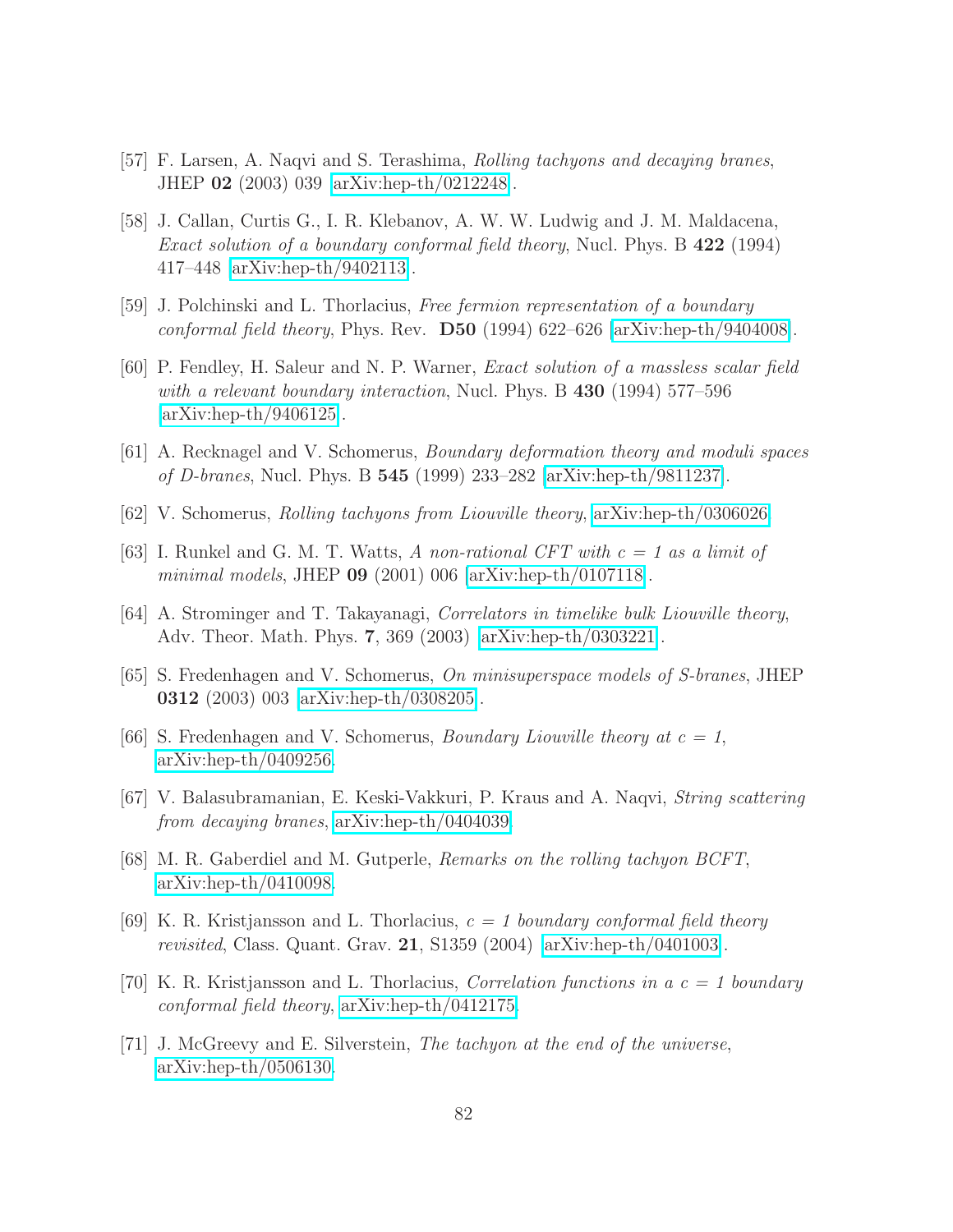[57] F. Larsen, A. Naqvi and S. Terashima, *Rolling tachyons and decaying branes*, JHEP **02** (2003) 039 [arXiv:hep-th/0212248].

[58] J. Callan, Curtis G., I. R. Klebanov, A. W. W. Ludwig and J. M. Maldacena, *Exact solution of a boundary conformal field theory*, Nucl. Phys. B **422** (1994) 417–448 [arXiv:hep-th/9402113].

[59] J. Polchinski and L. Thorlacius, *Free fermion representation of a boundary conformal field theory*, Phys. Rev. **D50** (1994) 622–626 [arXiv:hep-th/9404008].

[60] P. Fendley, H. Saleur and N. P. Warner, *Exact solution of a massless scalar field with a relevant boundary interaction*, Nucl. Phys. B **430** (1994) 577–596 [arXiv:hep-th/9406125].

[61] A. Recknagel and V. Schomerus, *Boundary deformation theory and moduli spaces of D-branes*, Nucl. Phys. B **545** (1999) 233–282 [arXiv:hep-th/9811237].

[62] V. Schomerus, *Rolling tachyons from Liouville theory*, arXiv:hep-th/0306026.

[63] I. Runkel and G. M. T. Watts, *A non-rational CFT with c = 1 as a limit of minimal models*, JHEP **09** (2001) 006 [arXiv:hep-th/0107118].

[64] A. Strominger and T. Takayanagi, *Correlators in timelike bulk Liouville theory*, Adv. Theor. Math. Phys. **7**, 369 (2003) [arXiv:hep-th/0303221].

[65] S. Fredenhagen and V. Schomerus, *On minisuperspace models of S-branes*, JHEP **0312** (2003) 003 [arXiv:hep-th/0308205].

[66] S. Fredenhagen and V. Schomerus, *Boundary Liouville theory at c = 1*, arXiv:hep-th/0409256.

[67] V. Balasubramanian, E. Keski-Vakkuri, P. Kraus and A. Naqvi, *String scattering from decaying branes*, arXiv:hep-th/0404039.

[68] M. R. Gaberdiel and M. Gutperle, *Remarks on the rolling tachyon BCFT*, arXiv:hep-th/0410098.

[69] K. R. Kristjansson and L. Thorlacius, *c = 1 boundary conformal field theory revisited*, Class. Quant. Grav. **21**, S1359 (2004) [arXiv:hep-th/0401003].

[70] K. R. Kristjansson and L. Thorlacius, *Correlation functions in a c = 1 boundary conformal field theory*, arXiv:hep-th/0412175.

[71] J. McGreevy and E. Silverstein, *The tachyon at the end of the universe*, arXiv:hep-th/0506130.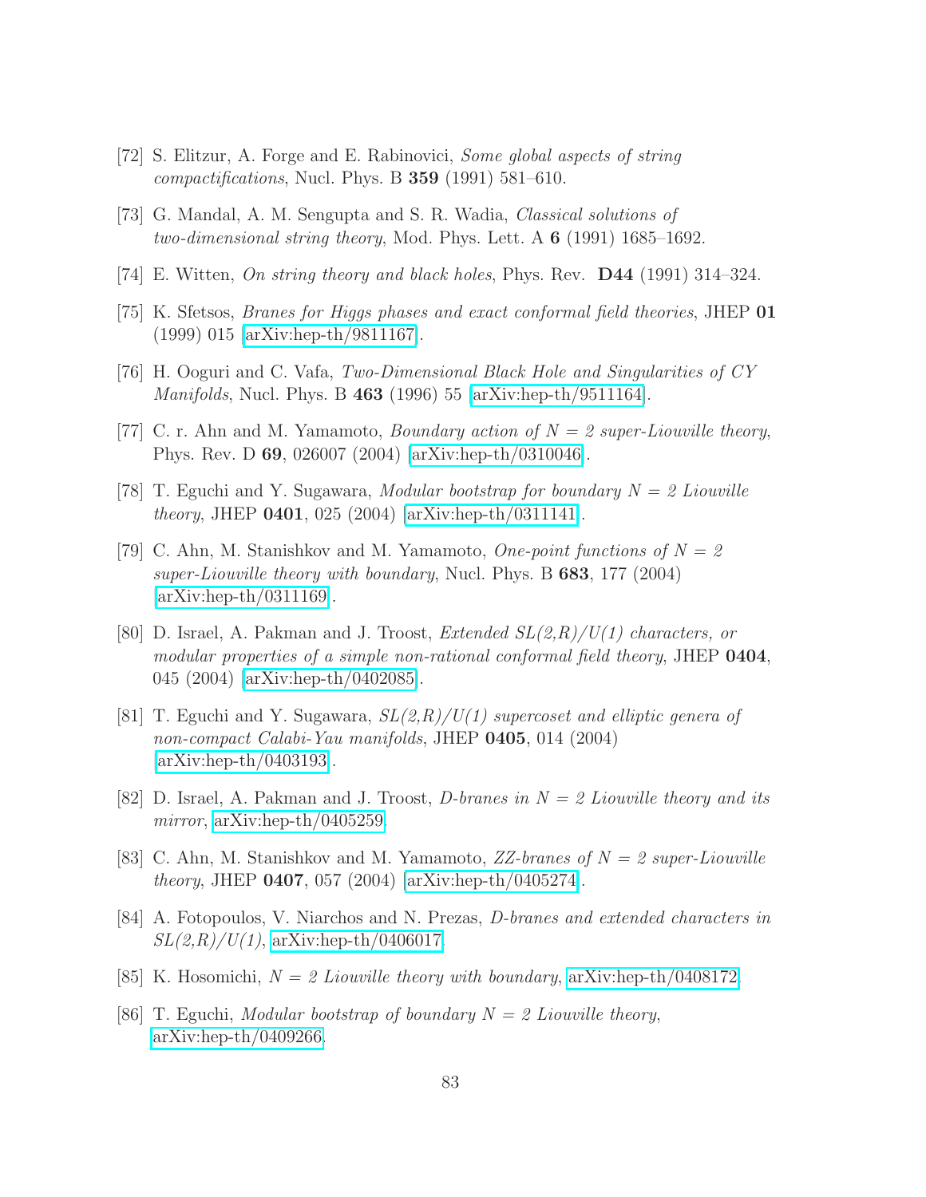[72] S. Elitzur, A. Forge and E. Rabinovici, *Some global aspects of string compactifications*, Nucl. Phys. B **359** (1991) 581–610.

[73] G. Mandal, A. M. Sengupta and S. R. Wadia, *Classical solutions of two-dimensional string theory*, Mod. Phys. Lett. A **6** (1991) 1685–1692.

[74] E. Witten, *On string theory and black holes*, Phys. Rev. **D44** (1991) 314–324.

[75] K. Sfetsos, *Branes for Higgs phases and exact conformal field theories*, JHEP **01** (1999) 015 [arXiv:hep-th/9811167].

[76] H. Ooguri and C. Vafa, *Two-Dimensional Black Hole and Singularities of CY Manifolds*, Nucl. Phys. B **463** (1996) 55 [arXiv:hep-th/9511164].

[77] C. r. Ahn and M. Yamamoto, *Boundary action of N = 2 super-Liouville theory*, Phys. Rev. D **69**, 026007 (2004) [arXiv:hep-th/0310046].

[78] T. Eguchi and Y. Sugawara, *Modular bootstrap for boundary N = 2 Liouville theory*, JHEP **0401**, 025 (2004) [arXiv:hep-th/0311141].

[79] C. Ahn, M. Stanishkov and M. Yamamoto, *One-point functions of N = 2 super-Liouville theory with boundary*, Nucl. Phys. B **683**, 177 (2004) [arXiv:hep-th/0311169].

[80] D. Israel, A. Pakman and J. Troost, *Extended SL(2,R)/U(1) characters, or modular properties of a simple non-rational conformal field theory*, JHEP **0404**, 045 (2004) [arXiv:hep-th/0402085].

[81] T. Eguchi and Y. Sugawara, *SL(2,R)/U(1) supercoset and elliptic genera of non-compact Calabi-Yau manifolds*, JHEP **0405**, 014 (2004) [arXiv:hep-th/0403193].

[82] D. Israel, A. Pakman and J. Troost, *D-branes in N = 2 Liouville theory and its mirror*, arXiv:hep-th/0405259.

[83] C. Ahn, M. Stanishkov and M. Yamamoto, *ZZ-branes of N = 2 super-Liouville theory*, JHEP **0407**, 057 (2004) [arXiv:hep-th/0405274].

[84] A. Fotopoulos, V. Niarchos and N. Prezas, *D-branes and extended characters in SL(2,R)/U(1)*, arXiv:hep-th/0406017.

[85] K. Hosomichi, *N = 2 Liouville theory with boundary*, arXiv:hep-th/0408172.

[86] T. Eguchi, *Modular bootstrap of boundary N = 2 Liouville theory*, arXiv:hep-th/0409266.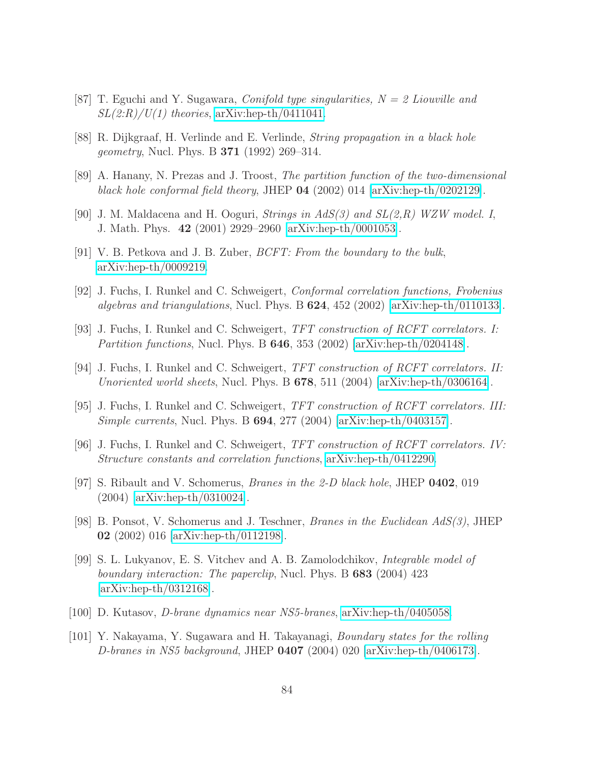[87] T. Eguchi and Y. Sugawara, *Conifold type singularities, N = 2 Liouville and SL(2:R)/U(1) theories*, arXiv:hep-th/0411041.

[88] R. Dijkgraaf, H. Verlinde and E. Verlinde, *String propagation in a black hole geometry*, Nucl. Phys. B **371** (1992) 269–314.

[89] A. Hanany, N. Prezas and J. Troost, *The partition function of the two-dimensional black hole conformal field theory*, JHEP **04** (2002) 014 [arXiv:hep-th/0202129].

[90] J. M. Maldacena and H. Ooguri, *Strings in AdS(3) and SL(2,R) WZW model. I*, J. Math. Phys. **42** (2001) 2929–2960 [arXiv:hep-th/0001053].

[91] V. B. Petkova and J. B. Zuber, *BCFT: From the boundary to the bulk*, arXiv:hep-th/0009219.

[92] J. Fuchs, I. Runkel and C. Schweigert, *Conformal correlation functions, Frobenius algebras and triangulations*, Nucl. Phys. B **624**, 452 (2002) [arXiv:hep-th/0110133].

[93] J. Fuchs, I. Runkel and C. Schweigert, *TFT construction of RCFT correlators. I: Partition functions*, Nucl. Phys. B **646**, 353 (2002) [arXiv:hep-th/0204148].

[94] J. Fuchs, I. Runkel and C. Schweigert, *TFT construction of RCFT correlators. II: Unoriented world sheets*, Nucl. Phys. B **678**, 511 (2004) [arXiv:hep-th/0306164].

[95] J. Fuchs, I. Runkel and C. Schweigert, *TFT construction of RCFT correlators. III: Simple currents*, Nucl. Phys. B **694**, 277 (2004) [arXiv:hep-th/0403157].

[96] J. Fuchs, I. Runkel and C. Schweigert, *TFT construction of RCFT correlators. IV: Structure constants and correlation functions*, arXiv:hep-th/0412290.

[97] S. Ribault and V. Schomerus, *Branes in the 2-D black hole*, JHEP **0402**, 019 (2004) [arXiv:hep-th/0310024].

[98] B. Ponsot, V. Schomerus and J. Teschner, *Branes in the Euclidean AdS(3)*, JHEP **02** (2002) 016 [arXiv:hep-th/0112198].

[99] S. L. Lukyanov, E. S. Vitchev and A. B. Zamolodchikov, *Integrable model of boundary interaction: The paperclip*, Nucl. Phys. B **683** (2004) 423 [arXiv:hep-th/0312168].

[100] D. Kutasov, *D-brane dynamics near NS5-branes*, arXiv:hep-th/0405058.

[101] Y. Nakayama, Y. Sugawara and H. Takayanagi, *Boundary states for the rolling D-branes in NS5 background*, JHEP **0407** (2004) 020 [arXiv:hep-th/0406173].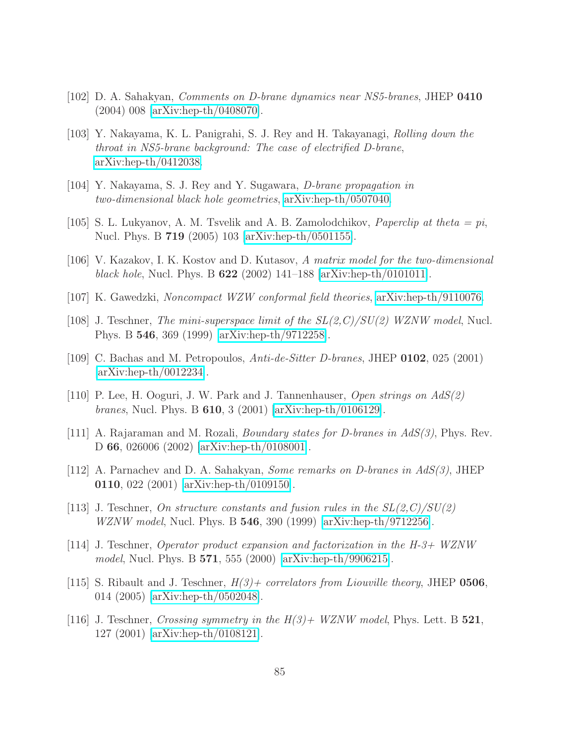[102] D. A. Sahakyan, *Comments on D-brane dynamics near NS5-branes*, JHEP **0410** (2004) 008 [arXiv:hep-th/0408070].

[103] Y. Nakayama, K. L. Panigrahi, S. J. Rey and H. Takayanagi, *Rolling down the throat in NS5-brane background: The case of electrified D-brane*, arXiv:hep-th/0412038.

[104] Y. Nakayama, S. J. Rey and Y. Sugawara, *D-brane propagation in two-dimensional black hole geometries*, arXiv:hep-th/0507040.

[105] S. L. Lukyanov, A. M. Tsvelik and A. B. Zamolodchikov, *Paperclip at theta = pi*, Nucl. Phys. B **719** (2005) 103 [arXiv:hep-th/0501155].

[106] V. Kazakov, I. K. Kostov and D. Kutasov, *A matrix model for the two-dimensional black hole*, Nucl. Phys. B **622** (2002) 141–188 [arXiv:hep-th/0101011].

[107] K. Gawedzki, *Noncompact WZW conformal field theories*, arXiv:hep-th/9110076.

[108] J. Teschner, *The mini-superspace limit of the SL(2,C)/SU(2) WZNW model*, Nucl. Phys. B **546**, 369 (1999) [arXiv:hep-th/9712258].

[109] C. Bachas and M. Petropoulos, *Anti-de-Sitter D-branes*, JHEP **0102**, 025 (2001) [arXiv:hep-th/0012234].

[110] P. Lee, H. Ooguri, J. W. Park and J. Tannenhauser, *Open strings on AdS(2) branes*, Nucl. Phys. B **610**, 3 (2001) [arXiv:hep-th/0106129].

[111] A. Rajaraman and M. Rozali, *Boundary states for D-branes in AdS(3)*, Phys. Rev. D **66**, 026006 (2002) [arXiv:hep-th/0108001].

[112] A. Parnachev and D. A. Sahakyan, *Some remarks on D-branes in AdS(3)*, JHEP **0110**, 022 (2001) [arXiv:hep-th/0109150].

[113] J. Teschner, *On structure constants and fusion rules in the SL(2,C)/SU(2) WZNW model*, Nucl. Phys. B **546**, 390 (1999) [arXiv:hep-th/9712256].

[114] J. Teschner, *Operator product expansion and factorization in the H-3+ WZNW model*, Nucl. Phys. B **571**, 555 (2000) [arXiv:hep-th/9906215].

[115] S. Ribault and J. Teschner, *H(3)+ correlators from Liouville theory*, JHEP **0506**, 014 (2005) [arXiv:hep-th/0502048].

[116] J. Teschner, *Crossing symmetry in the H(3)+ WZNW model*, Phys. Lett. B **521**, 127 (2001) [arXiv:hep-th/0108121].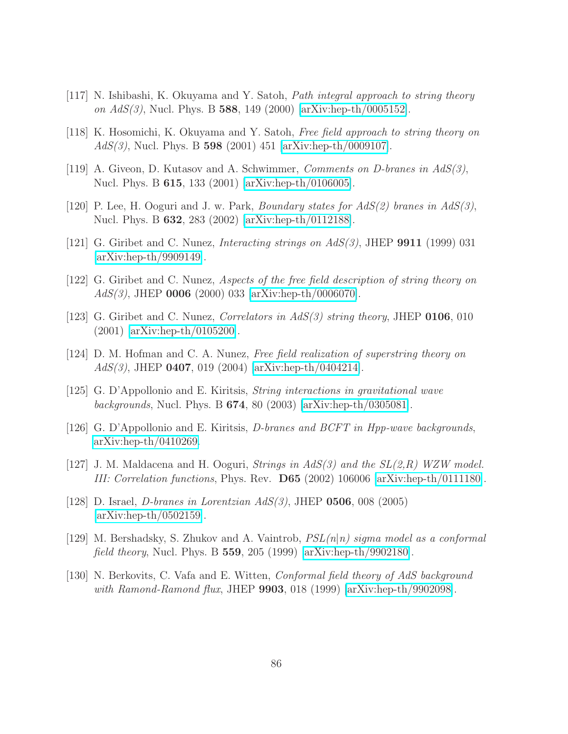[117] N. Ishibashi, K. Okuyama and Y. Satoh, *Path integral approach to string theory on AdS(3)*, Nucl. Phys. B **588**, 149 (2000) [arXiv:hep-th/0005152].

[118] K. Hosomichi, K. Okuyama and Y. Satoh, *Free field approach to string theory on AdS(3)*, Nucl. Phys. B **598** (2001) 451 [arXiv:hep-th/0009107].

[119] A. Giveon, D. Kutasov and A. Schwimmer, *Comments on D-branes in AdS(3)*, Nucl. Phys. B **615**, 133 (2001) [arXiv:hep-th/0106005].

[120] P. Lee, H. Ooguri and J. w. Park, *Boundary states for AdS(2) branes in AdS(3)*, Nucl. Phys. B **632**, 283 (2002) [arXiv:hep-th/0112188].

[121] G. Giribet and C. Nunez, *Interacting strings on AdS(3)*, JHEP **9911** (1999) 031 [arXiv:hep-th/9909149].

[122] G. Giribet and C. Nunez, *Aspects of the free field description of string theory on AdS(3)*, JHEP **0006** (2000) 033 [arXiv:hep-th/0006070].

[123] G. Giribet and C. Nunez, *Correlators in AdS(3) string theory*, JHEP **0106**, 010 (2001) [arXiv:hep-th/0105200].

[124] D. M. Hofman and C. A. Nunez, *Free field realization of superstring theory on AdS(3)*, JHEP **0407**, 019 (2004) [arXiv:hep-th/0404214].

[125] G. D'Appollonio and E. Kiritsis, *String interactions in gravitational wave backgrounds*, Nucl. Phys. B **674**, 80 (2003) [arXiv:hep-th/0305081].

[126] G. D'Appollonio and E. Kiritsis, *D-branes and BCFT in Hpp-wave backgrounds*, arXiv:hep-th/0410269.

[127] J. M. Maldacena and H. Ooguri, *Strings in AdS(3) and the SL(2,R) WZW model. III: Correlation functions*, Phys. Rev. **D65** (2002) 106006 [arXiv:hep-th/0111180].

[128] D. Israel, *D-branes in Lorentzian AdS(3)*, JHEP **0506**, 008 (2005) [arXiv:hep-th/0502159].

[129] M. Bershadsky, S. Zhukov and A. Vaintrob, *PSL(n|n) sigma model as a conformal field theory*, Nucl. Phys. B **559**, 205 (1999) [arXiv:hep-th/9902180].

[130] N. Berkovits, C. Vafa and E. Witten, *Conformal field theory of AdS background with Ramond-Ramond flux*, JHEP **9903**, 018 (1999) [arXiv:hep-th/9902098].